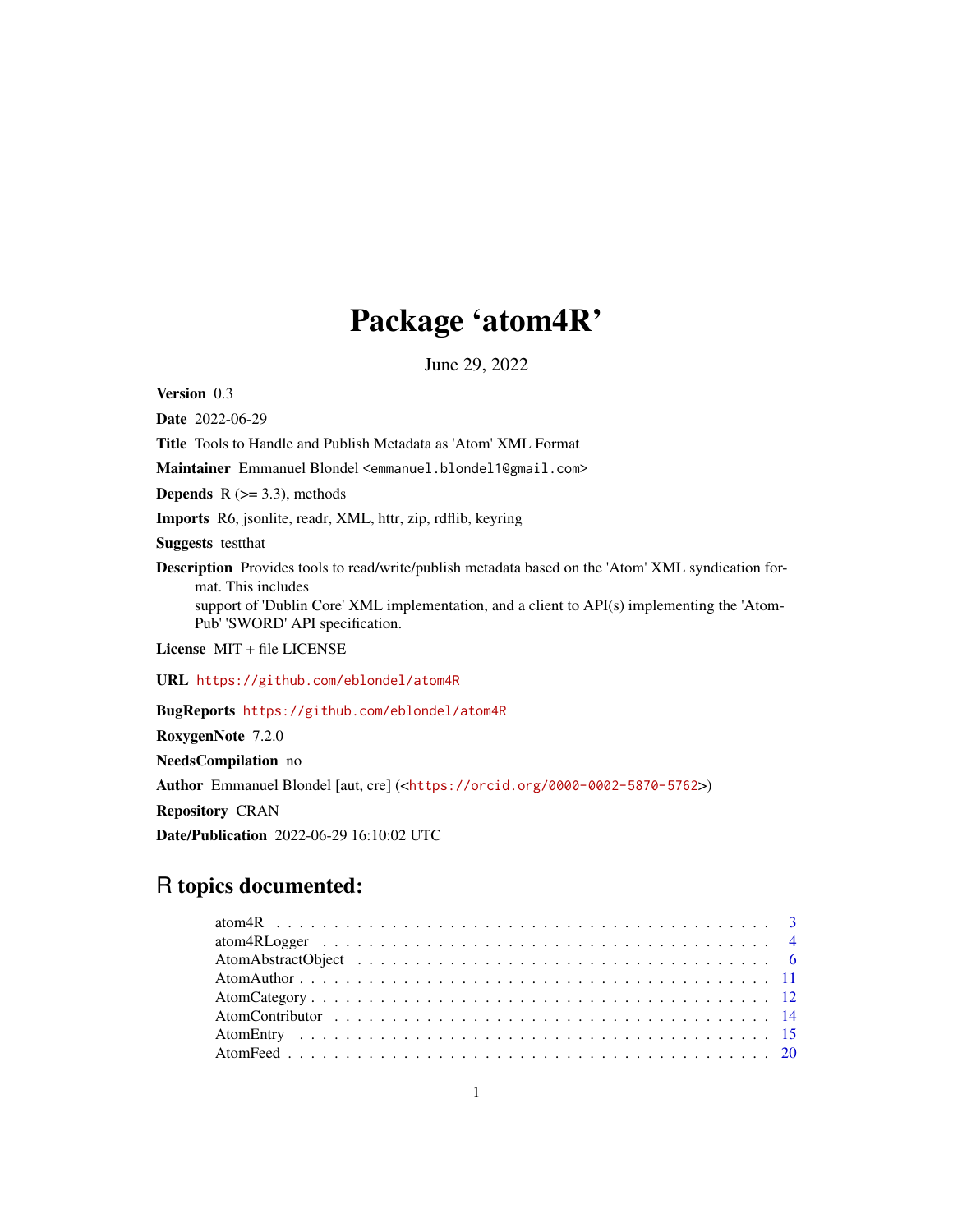# Package 'atom4R'

June 29, 2022

**Version** 0.3

**Date** 2022-06-29

**Title** Tools to Handle and Publish Metadata as 'Atom' XML Format

**Maintainer** Emmanuel Blondel <emmanuel.blondel1@gmail.com>

**Depends** R (>= 3.3), methods

**Imports** R6, jsonlite, readr, XML, httr, zip, rdflib, keyring

**Suggests** testthat

**Description** Provides tools to read/write/publish metadata based on the 'Atom' XML syndication format. This includes
support of 'Dublin Core' XML implementation, and a client to API(s) implementing the 'AtomPub' 'SWORD' API specification.

**License** MIT + file LICENSE

**URL** https://github.com/eblondel/atom4R

**BugReports** https://github.com/eblondel/atom4R

**RoxygenNote** 7.2.0

**NeedsCompilation** no

**Author** Emmanuel Blondel [aut, cre] (<https://orcid.org/0000-0002-5870-5762>)

**Repository** CRAN

**Date/Publication** 2022-06-29 16:10:02 UTC

## R topics documented:

- atom4R . . . . . . . . . . . . . . . . . . . . . . . . . . . . . . . . . . . . . . . . . . 3
- atom4RLogger . . . . . . . . . . . . . . . . . . . . . . . . . . . . . . . . . . . . . . . 4
- AtomAbstractObject . . . . . . . . . . . . . . . . . . . . . . . . . . . . . . . . . . . . 6
- AtomAuthor . . . . . . . . . . . . . . . . . . . . . . . . . . . . . . . . . . . . . . . . 11
- AtomCategory . . . . . . . . . . . . . . . . . . . . . . . . . . . . . . . . . . . . . . . 12
- AtomContributor . . . . . . . . . . . . . . . . . . . . . . . . . . . . . . . . . . . . . 14
- AtomEntry . . . . . . . . . . . . . . . . . . . . . . . . . . . . . . . . . . . . . . . . . 15
- AtomFeed . . . . . . . . . . . . . . . . . . . . . . . . . . . . . . . . . . . . . . . . . 20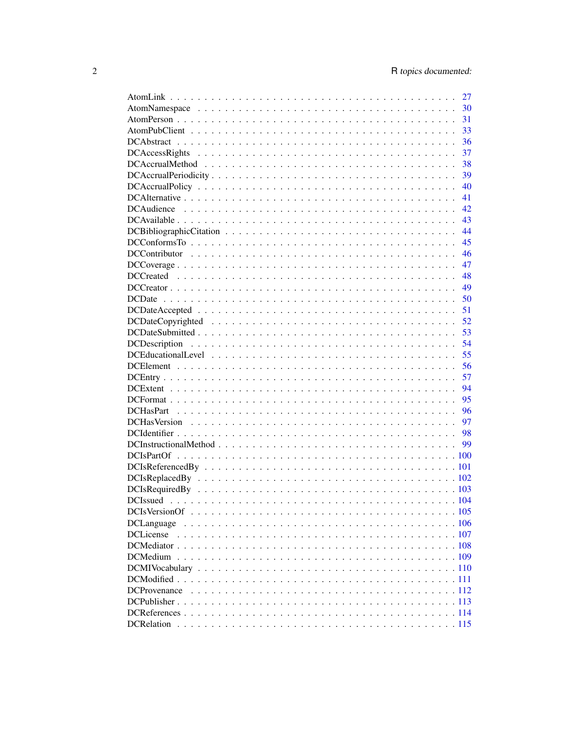| | |
|---|---|
| AtomLink | 27 |
| AtomNamespace | 30 |
| AtomPerson | 31 |
| AtomPubClient | 33 |
| DCAbstract | 36 |
| DCAccessRights | 37 |
| DCAccrualMethod | 38 |
| DCAccrualPeriodicity | 39 |
| DCAccrualPolicy | 40 |
| DCAlternative | 41 |
| DCAudience | 42 |
| DCAvailable | 43 |
| DCBibliographicCitation | 44 |
| DCConformsTo | 45 |
| DCContributor | 46 |
| DCCoverage | 47 |
| DCCreated | 48 |
| DCCreator | 49 |
| DCDate | 50 |
| DCDateAccepted | 51 |
| DCDateCopyrighted | 52 |
| DCDateSubmitted | 53 |
| DCDescription | 54 |
| DCEducationalLevel | 55 |
| DCElement | 56 |
| DCEntry | 57 |
| DCExtent | 94 |
| DCFormat | 95 |
| DCHasPart | 96 |
| DCHasVersion | 97 |
| DCIdentifier | 98 |
| DCInstructionalMethod | 99 |
| DCIsPartOf | 100 |
| DCIsReferencedBy | 101 |
| DCIsReplacedBy | 102 |
| DCIsRequiredBy | 103 |
| DCIssued | 104 |
| DCIsVersionOf | 105 |
| DCLanguage | 106 |
| DCLicense | 107 |
| DCMediator | 108 |
| DCMedium | 109 |
| DCMIVocabulary | 110 |
| DCModified | 111 |
| DCProvenance | 112 |
| DCPublisher | 113 |
| DCReferences | 114 |
| DCRelation | 115 |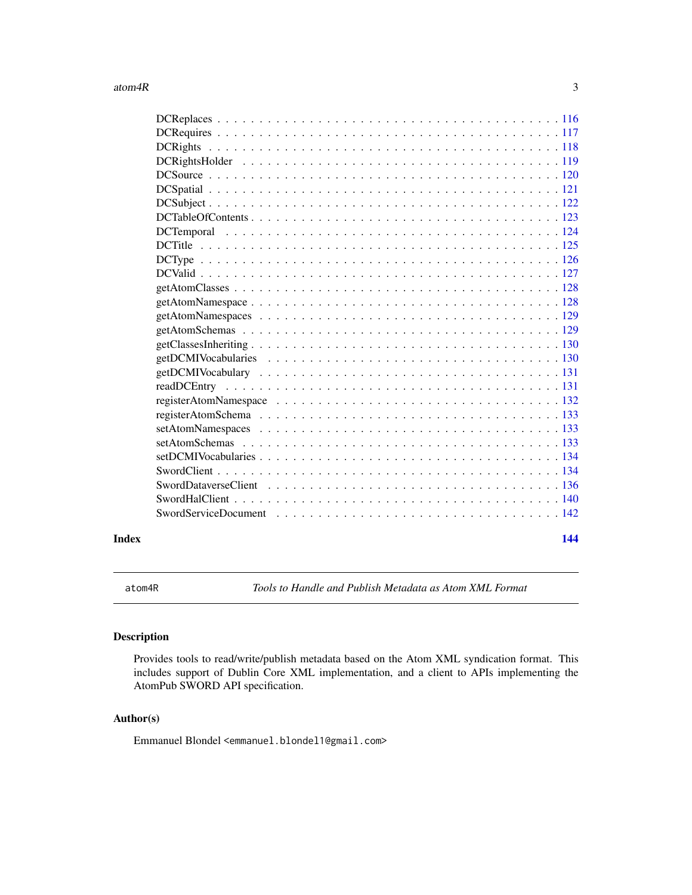DCReplaces . . . . . . . . . . . . . . . . . . . . . . . . . . . . . . . . . . . . . . . 116
DCRequires . . . . . . . . . . . . . . . . . . . . . . . . . . . . . . . . . . . . . . . 117
DCRights . . . . . . . . . . . . . . . . . . . . . . . . . . . . . . . . . . . . . . . . 118
DCRightsHolder . . . . . . . . . . . . . . . . . . . . . . . . . . . . . . . . . . . . 119
DCSource . . . . . . . . . . . . . . . . . . . . . . . . . . . . . . . . . . . . . . . . 120
DCSpatial . . . . . . . . . . . . . . . . . . . . . . . . . . . . . . . . . . . . . . . . 121
DCSubject . . . . . . . . . . . . . . . . . . . . . . . . . . . . . . . . . . . . . . . . 122
DCTableOfContents . . . . . . . . . . . . . . . . . . . . . . . . . . . . . . . . . . . 123
DCTemporal . . . . . . . . . . . . . . . . . . . . . . . . . . . . . . . . . . . . . . . 124
DCTitle . . . . . . . . . . . . . . . . . . . . . . . . . . . . . . . . . . . . . . . . . 125
DCType . . . . . . . . . . . . . . . . . . . . . . . . . . . . . . . . . . . . . . . . . 126
DCValid . . . . . . . . . . . . . . . . . . . . . . . . . . . . . . . . . . . . . . . . . 127
getAtomClasses . . . . . . . . . . . . . . . . . . . . . . . . . . . . . . . . . . . . . 128
getAtomNamespace . . . . . . . . . . . . . . . . . . . . . . . . . . . . . . . . . . . 128
getAtomNamespaces . . . . . . . . . . . . . . . . . . . . . . . . . . . . . . . . . . . 129
getAtomSchemas . . . . . . . . . . . . . . . . . . . . . . . . . . . . . . . . . . . . . 129
getClassesInheriting . . . . . . . . . . . . . . . . . . . . . . . . . . . . . . . . . . 130
getDCMIVocabularies . . . . . . . . . . . . . . . . . . . . . . . . . . . . . . . . . . 130
getDCMIVocabulary . . . . . . . . . . . . . . . . . . . . . . . . . . . . . . . . . . . 131
readDCEntry . . . . . . . . . . . . . . . . . . . . . . . . . . . . . . . . . . . . . . . 131
registerAtomNamespace . . . . . . . . . . . . . . . . . . . . . . . . . . . . . . . . . 132
registerAtomSchema . . . . . . . . . . . . . . . . . . . . . . . . . . . . . . . . . . . 133
setAtomNamespaces . . . . . . . . . . . . . . . . . . . . . . . . . . . . . . . . . . . 133
setAtomSchemas . . . . . . . . . . . . . . . . . . . . . . . . . . . . . . . . . . . . . 133
setDCMIVocabularies . . . . . . . . . . . . . . . . . . . . . . . . . . . . . . . . . . 134
SwordClient . . . . . . . . . . . . . . . . . . . . . . . . . . . . . . . . . . . . . . . 134
SwordDataverseClient . . . . . . . . . . . . . . . . . . . . . . . . . . . . . . . . . . 136
SwordHalClient . . . . . . . . . . . . . . . . . . . . . . . . . . . . . . . . . . . . . 140
SwordServiceDocument . . . . . . . . . . . . . . . . . . . . . . . . . . . . . . . . . 142

**Index** **144**

---

`atom4R` *Tools to Handle and Publish Metadata as Atom XML Format*

---

## Description

Provides tools to read/write/publish metadata based on the Atom XML syndication format. This includes support of Dublin Core XML implementation, and a client to APIs implementing the AtomPub SWORD API specification.

## Author(s)

Emmanuel Blondel `<emmanuel.blondel1@gmail.com>`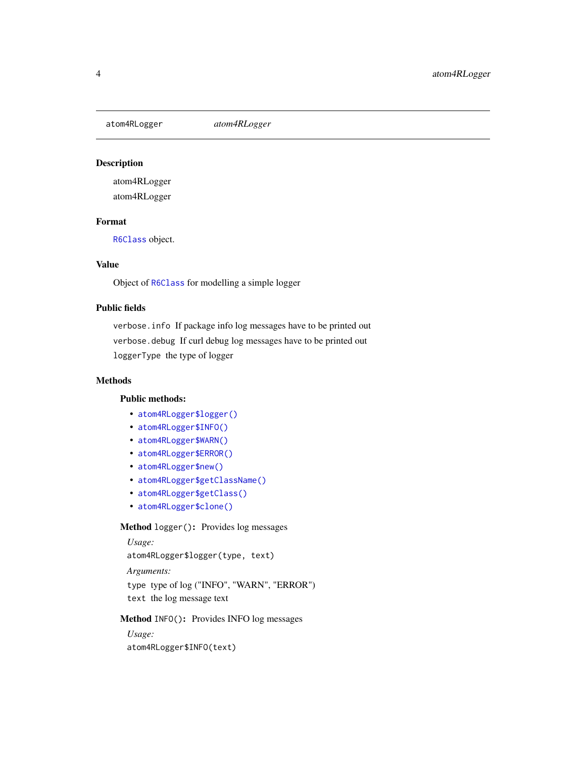`atom4RLogger` *atom4RLogger*

---

### Description

atom4RLogger

atom4RLogger

### Format

`R6Class` object.

### Value

Object of `R6Class` for modelling a simple logger

### Public fields

`verbose.info` If package info log messages have to be printed out

`verbose.debug` If curl debug log messages have to be printed out

`loggerType` the type of logger

### Methods

#### Public methods:

- `atom4RLogger$logger()`
- `atom4RLogger$INFO()`
- `atom4RLogger$WARN()`
- `atom4RLogger$ERROR()`
- `atom4RLogger$new()`
- `atom4RLogger$getClassName()`
- `atom4RLogger$getClass()`
- `atom4RLogger$clone()`

**Method** `logger()`**:** Provides log messages

*Usage:*

```
atom4RLogger$logger(type, text)
```

*Arguments:*

`type` type of log ("INFO", "WARN", "ERROR")

`text` the log message text

**Method** `INFO()`**:** Provides INFO log messages

*Usage:*

```
atom4RLogger$INFO(text)
```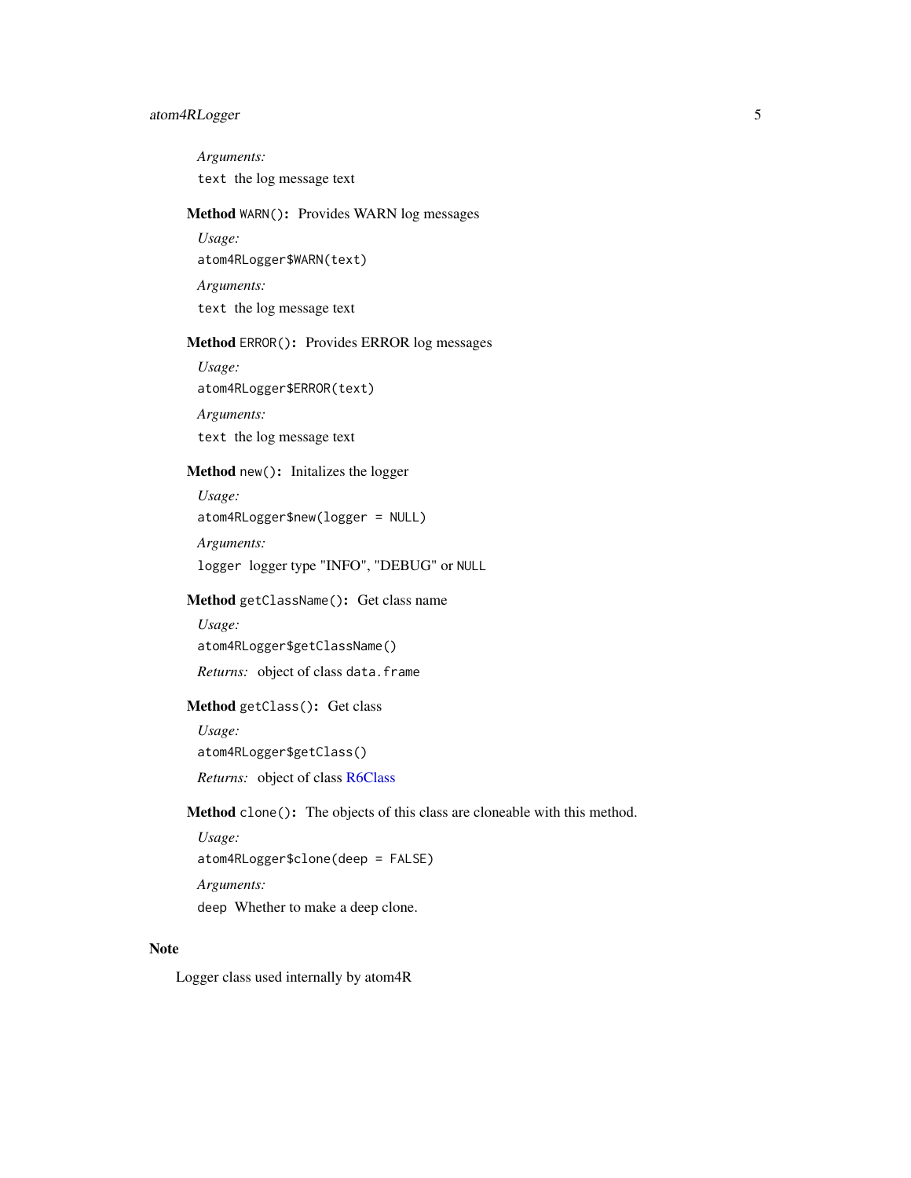*Arguments:*

`text` the log message text

**Method** `WARN()`**:** Provides WARN log messages

*Usage:*

```
atom4RLogger$WARN(text)
```

*Arguments:*

`text` the log message text

**Method** `ERROR()`**:** Provides ERROR log messages

*Usage:*

```
atom4RLogger$ERROR(text)
```

*Arguments:*

`text` the log message text

**Method** `new()`**:** Initalizes the logger

*Usage:*

```
atom4RLogger$new(logger = NULL)
```

*Arguments:*

`logger` logger type "INFO", "DEBUG" or `NULL`

**Method** `getClassName()`**:** Get class name

*Usage:*

```
atom4RLogger$getClassName()
```

*Returns:* object of class `data.frame`

**Method** `getClass()`**:** Get class

*Usage:*

```
atom4RLogger$getClass()
```

*Returns:* object of class R6Class

**Method** `clone()`**:** The objects of this class are cloneable with this method.

*Usage:*

```
atom4RLogger$clone(deep = FALSE)
```

*Arguments:*

`deep` Whether to make a deep clone.

## Note

Logger class used internally by atom4R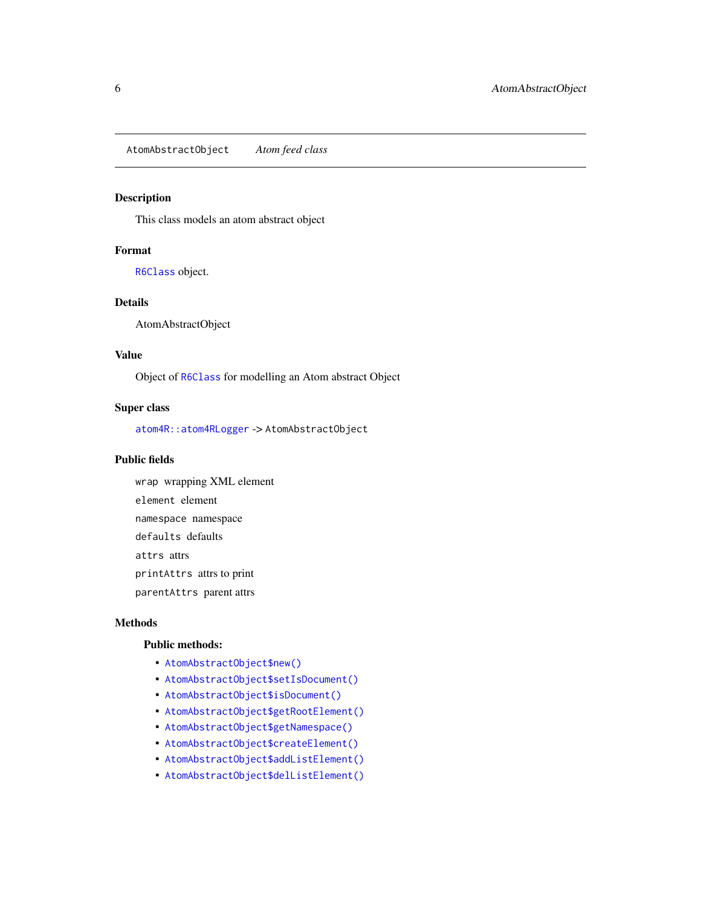# AtomAbstractObject *Atom feed class*

## Description

This class models an atom abstract object

## Format

`R6Class` object.

## Details

AtomAbstractObject

## Value

Object of `R6Class` for modelling an Atom abstract Object

## Super class

`atom4R::atom4RLogger` -> `AtomAbstractObject`

## Public fields

`wrap` wrapping XML element

`element` element

`namespace` namespace

`defaults` defaults

`attrs` attrs

`printAttrs` attrs to print

`parentAttrs` parent attrs

## Methods

### Public methods:

- `AtomAbstractObject$new()`
- `AtomAbstractObject$setIsDocument()`
- `AtomAbstractObject$isDocument()`
- `AtomAbstractObject$getRootElement()`
- `AtomAbstractObject$getNamespace()`
- `AtomAbstractObject$createElement()`
- `AtomAbstractObject$addListElement()`
- `AtomAbstractObject$delListElement()`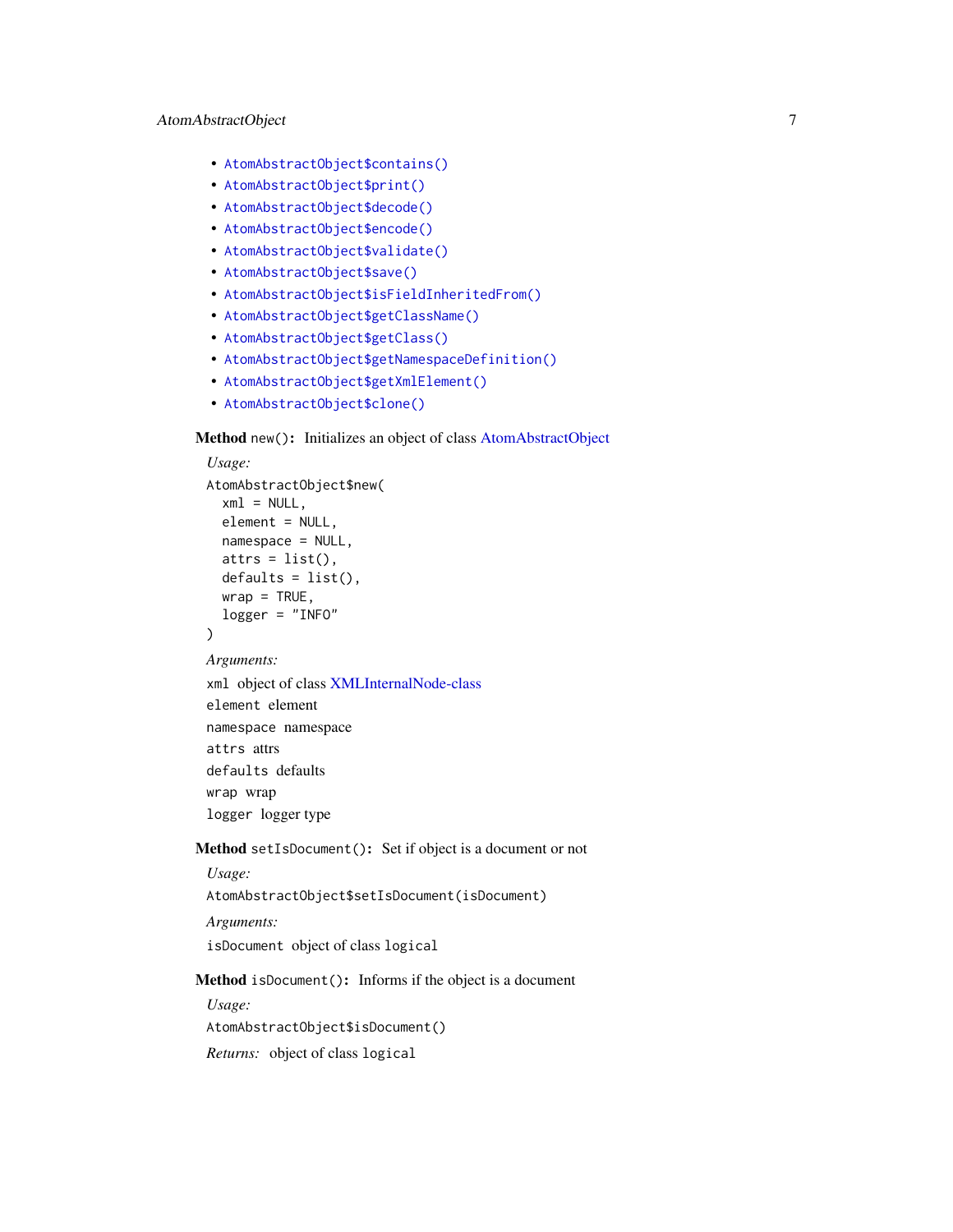- `AtomAbstractObject$contains()`
- `AtomAbstractObject$print()`
- `AtomAbstractObject$decode()`
- `AtomAbstractObject$encode()`
- `AtomAbstractObject$validate()`
- `AtomAbstractObject$save()`
- `AtomAbstractObject$isFieldInheritedFrom()`
- `AtomAbstractObject$getClassName()`
- `AtomAbstractObject$getClass()`
- `AtomAbstractObject$getNamespaceDefinition()`
- `AtomAbstractObject$getXmlElement()`
- `AtomAbstractObject$clone()`

**Method** `new()`**:** Initializes an object of class AtomAbstractObject

*Usage:*

```
AtomAbstractObject$new(
  xml = NULL,
  element = NULL,
  namespace = NULL,
  attrs = list(),
  defaults = list(),
  wrap = TRUE,
  logger = "INFO"
)
```

*Arguments:*

`xml` object of class XMLInternalNode-class

`element` element

`namespace` namespace

`attrs` attrs

`defaults` defaults

`wrap` wrap

`logger` logger type

**Method** `setIsDocument()`**:** Set if object is a document or not

*Usage:*

```
AtomAbstractObject$setIsDocument(isDocument)
```

*Arguments:*

`isDocument` object of class `logical`

**Method** `isDocument()`**:** Informs if the object is a document

*Usage:*

```
AtomAbstractObject$isDocument()
```

*Returns:* object of class `logical`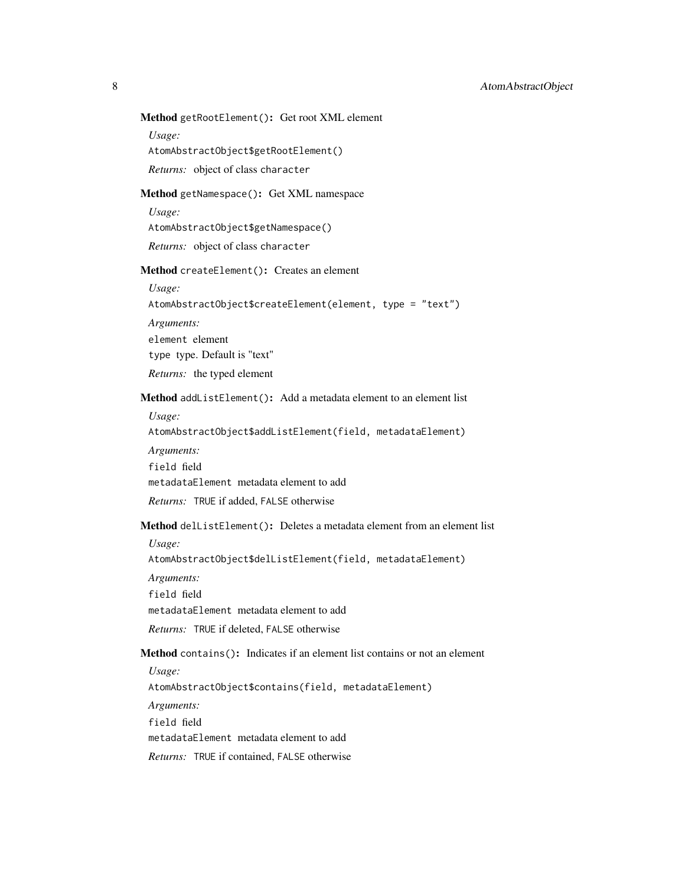**Method** `getRootElement()`: Get root XML element

*Usage:*

```
AtomAbstractObject$getRootElement()
```

*Returns:* object of class `character`

**Method** `getNamespace()`: Get XML namespace

*Usage:*

```
AtomAbstractObject$getNamespace()
```

*Returns:* object of class `character`

**Method** `createElement()`: Creates an element

*Usage:*

```
AtomAbstractObject$createElement(element, type = "text")
```

*Arguments:*

`element` element

`type` type. Default is "text"

*Returns:* the typed element

**Method** `addListElement()`: Add a metadata element to an element list

*Usage:*

```
AtomAbstractObject$addListElement(field, metadataElement)
```

*Arguments:*

`field` field

`metadataElement` metadata element to add

*Returns:* `TRUE` if added, `FALSE` otherwise

**Method** `delListElement()`: Deletes a metadata element from an element list

*Usage:*

```
AtomAbstractObject$delListElement(field, metadataElement)
```

*Arguments:*

`field` field

`metadataElement` metadata element to add

*Returns:* `TRUE` if deleted, `FALSE` otherwise

**Method** `contains()`: Indicates if an element list contains or not an element

*Usage:*

```
AtomAbstractObject$contains(field, metadataElement)
```

*Arguments:*

`field` field

`metadataElement` metadata element to add

*Returns:* `TRUE` if contained, `FALSE` otherwise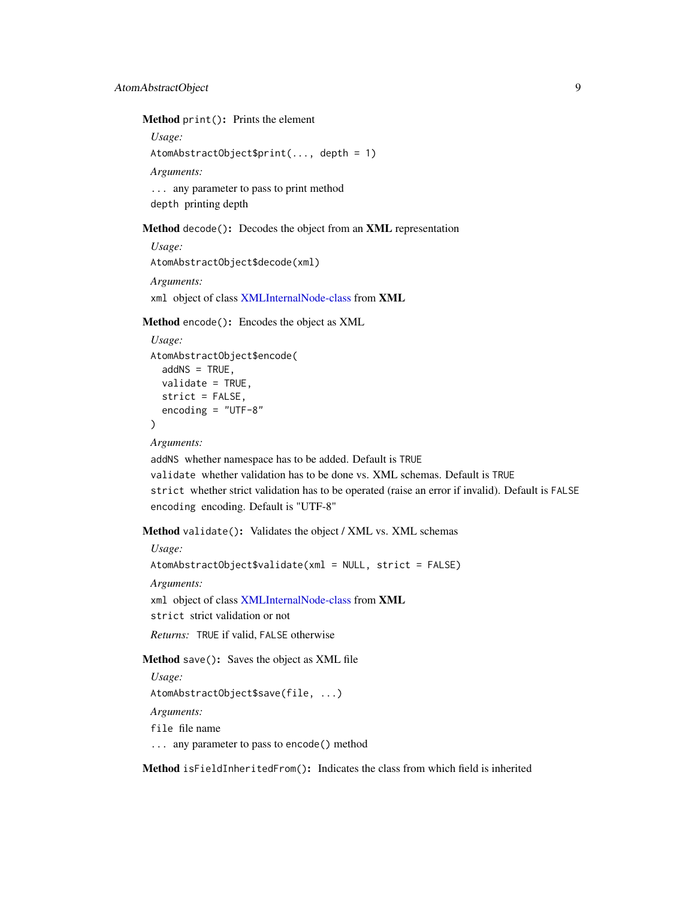**Method** `print()`: Prints the element

*Usage:*

```
AtomAbstractObject$print(..., depth = 1)
```

*Arguments:*

`...` any parameter to pass to print method

`depth` printing depth

**Method** `decode()`: Decodes the object from an **XML** representation

*Usage:*

```
AtomAbstractObject$decode(xml)
```

*Arguments:*

`xml` object of class XMLInternalNode-class from **XML**

**Method** `encode()`: Encodes the object as XML

*Usage:*

```
AtomAbstractObject$encode(
  addNS = TRUE,
  validate = TRUE,
  strict = FALSE,
  encoding = "UTF-8"
)
```

*Arguments:*

`addNS` whether namespace has to be added. Default is `TRUE`

`validate` whether validation has to be done vs. XML schemas. Default is `TRUE`

`strict` whether strict validation has to be operated (raise an error if invalid). Default is `FALSE`

`encoding` encoding. Default is "UTF-8"

**Method** `validate()`: Validates the object / XML vs. XML schemas

*Usage:*

```
AtomAbstractObject$validate(xml = NULL, strict = FALSE)
```

*Arguments:*

`xml` object of class XMLInternalNode-class from **XML**

`strict` strict validation or not

*Returns:* `TRUE` if valid, `FALSE` otherwise

**Method** `save()`: Saves the object as XML file

*Usage:*

```
AtomAbstractObject$save(file, ...)
```

*Arguments:*

`file` file name

`...` any parameter to pass to `encode()` method

**Method** `isFieldInheritedFrom()`: Indicates the class from which field is inherited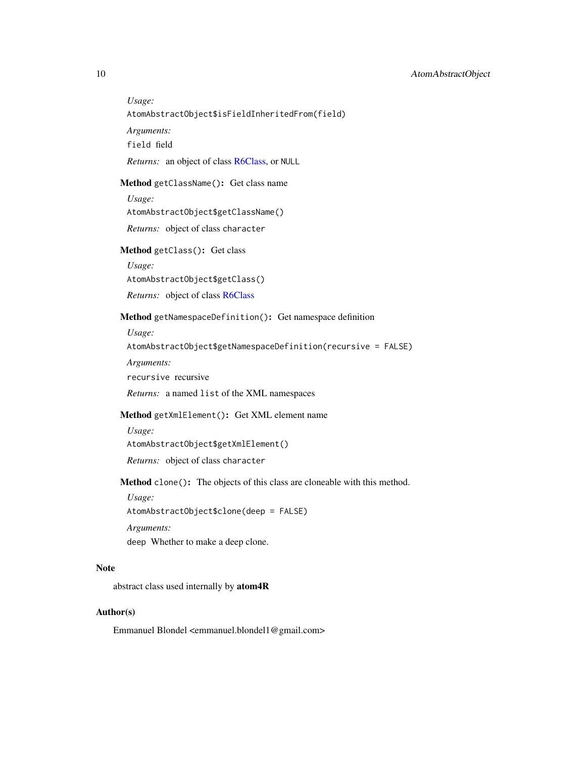*Usage:*

```
AtomAbstractObject$isFieldInheritedFrom(field)
```

*Arguments:*

`field` field

*Returns:* an object of class R6Class, or `NULL`

**Method** `getClassName()`**:** Get class name

*Usage:*

```
AtomAbstractObject$getClassName()
```

*Returns:* object of class `character`

**Method** `getClass()`**:** Get class

*Usage:*

```
AtomAbstractObject$getClass()
```

*Returns:* object of class R6Class

**Method** `getNamespaceDefinition()`**:** Get namespace definition

*Usage:*

```
AtomAbstractObject$getNamespaceDefinition(recursive = FALSE)
```

*Arguments:*

`recursive` recursive

*Returns:* a named `list` of the XML namespaces

**Method** `getXmlElement()`**:** Get XML element name

*Usage:*

```
AtomAbstractObject$getXmlElement()
```

*Returns:* object of class `character`

**Method** `clone()`**:** The objects of this class are cloneable with this method.

*Usage:*

```
AtomAbstractObject$clone(deep = FALSE)
```

*Arguments:*

`deep` Whether to make a deep clone.

## Note

abstract class used internally by **atom4R**

## Author(s)

Emmanuel Blondel <emmanuel.blondel1@gmail.com>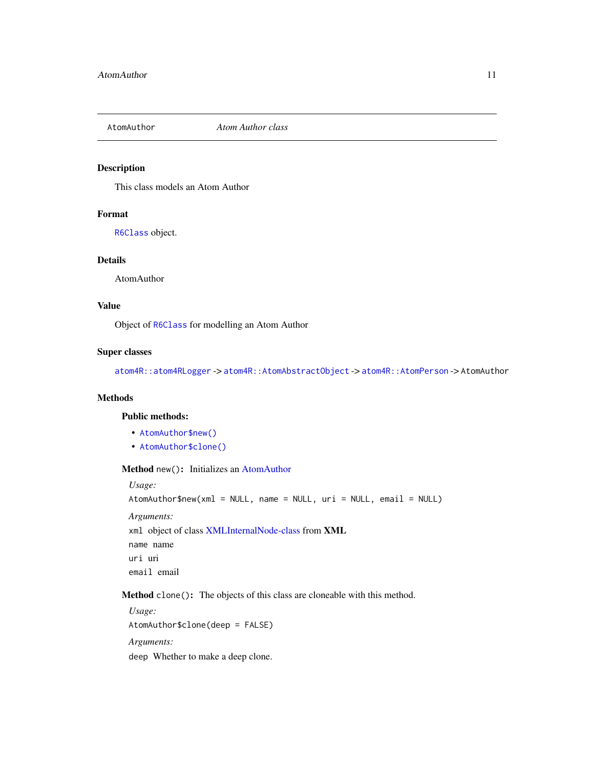`AtomAuthor` *Atom Author class*

## Description

This class models an Atom Author

## Format

`R6Class` object.

## Details

AtomAuthor

## Value

Object of `R6Class` for modelling an Atom Author

## Super classes

`atom4R::atom4RLogger` -> `atom4R::AtomAbstractObject` -> `atom4R::AtomPerson` -> `AtomAuthor`

## Methods

### Public methods:

- `AtomAuthor$new()`
- `AtomAuthor$clone()`

**Method** `new()`**:** Initializes an AtomAuthor

*Usage:*

```
AtomAuthor$new(xml = NULL, name = NULL, uri = NULL, email = NULL)
```

*Arguments:*

`xml` object of class XMLInternalNode-class from **XML**

`name` name

`uri` uri

`email` email

**Method** `clone()`**:** The objects of this class are cloneable with this method.

*Usage:*

```
AtomAuthor$clone(deep = FALSE)
```

*Arguments:*

`deep` Whether to make a deep clone.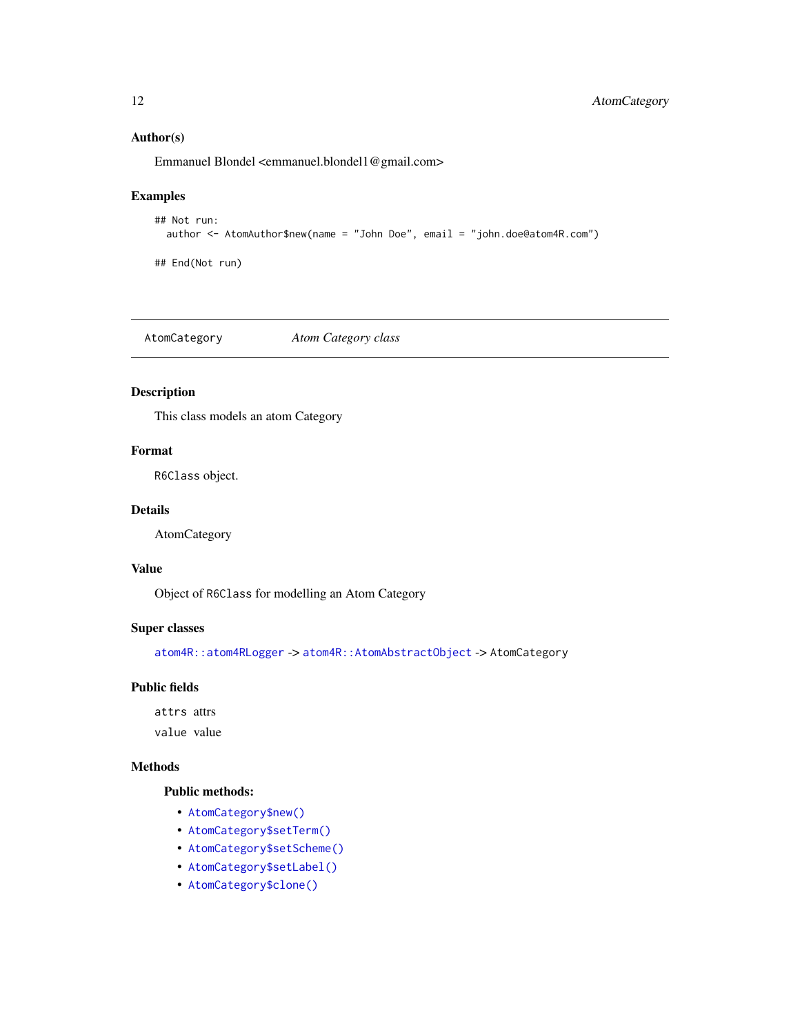### Author(s)

Emmanuel Blondel <emmanuel.blondel1@gmail.com>

### Examples

```
## Not run:
  author <- AtomAuthor$new(name = "John Doe", email = "john.doe@atom4R.com")

## End(Not run)
```

---

## AtomCategory &nbsp;&nbsp;&nbsp; *Atom Category class*

---

### Description

This class models an atom Category

### Format

`R6Class` object.

### Details

AtomCategory

### Value

Object of `R6Class` for modelling an Atom Category

### Super classes

`atom4R::atom4RLogger` -> `atom4R::AtomAbstractObject` -> `AtomCategory`

### Public fields

`attrs` attrs

`value` value

### Methods

#### Public methods:

- `AtomCategory$new()`
- `AtomCategory$setTerm()`
- `AtomCategory$setScheme()`
- `AtomCategory$setLabel()`
- `AtomCategory$clone()`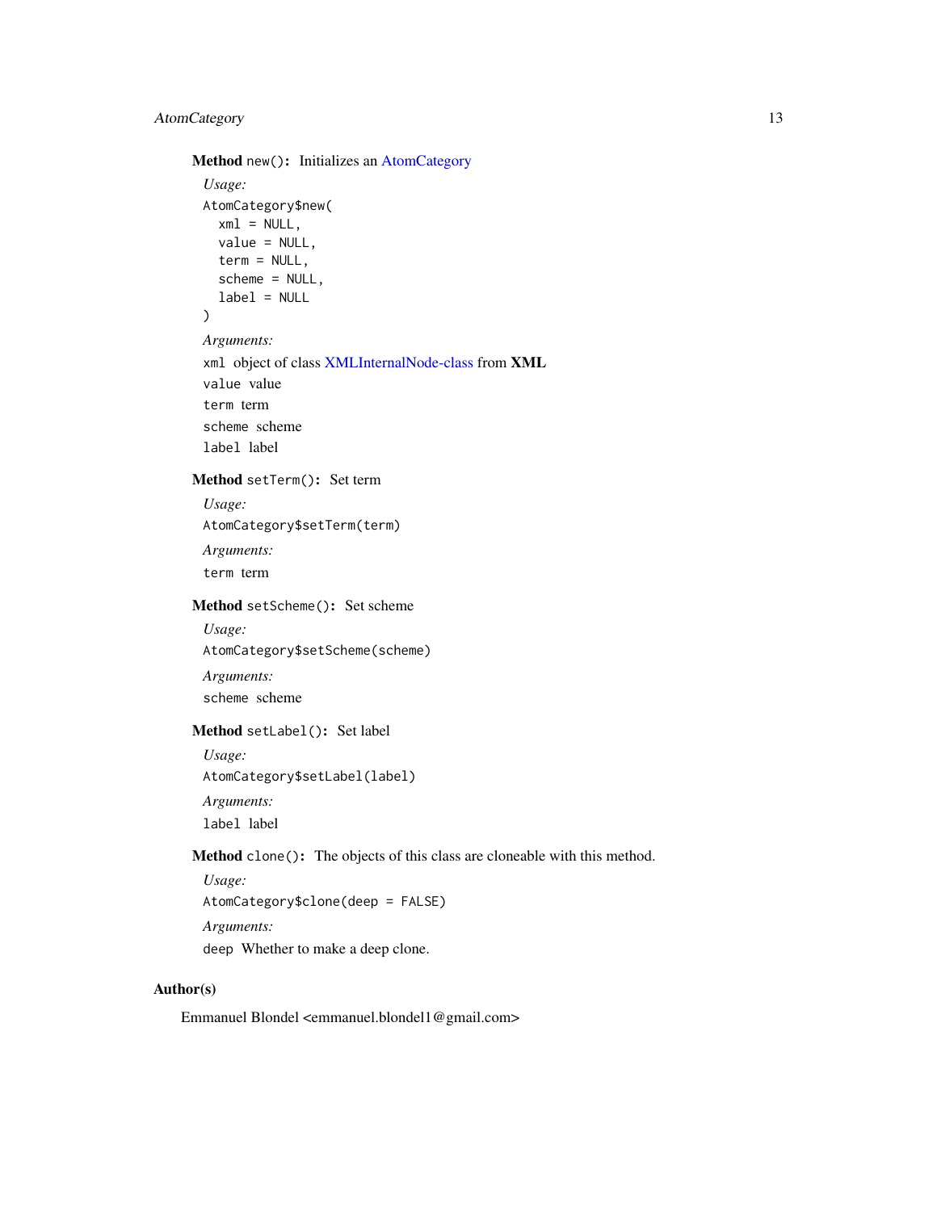**Method** `new()`: Initializes an AtomCategory

*Usage:*

```
AtomCategory$new(
  xml = NULL,
  value = NULL,
  term = NULL,
  scheme = NULL,
  label = NULL
)
```

*Arguments:*

`xml` object of class XMLInternalNode-class from **XML**

`value` value

`term` term

`scheme` scheme

`label` label

**Method** `setTerm()`: Set term

*Usage:*

```
AtomCategory$setTerm(term)
```

*Arguments:*

`term` term

**Method** `setScheme()`: Set scheme

*Usage:*

```
AtomCategory$setScheme(scheme)
```

*Arguments:*

`scheme` scheme

**Method** `setLabel()`: Set label

*Usage:*

```
AtomCategory$setLabel(label)
```

*Arguments:*

`label` label

**Method** `clone()`: The objects of this class are cloneable with this method.

*Usage:*

```
AtomCategory$clone(deep = FALSE)
```

*Arguments:*

`deep` Whether to make a deep clone.

## Author(s)

Emmanuel Blondel <emmanuel.blondel1@gmail.com>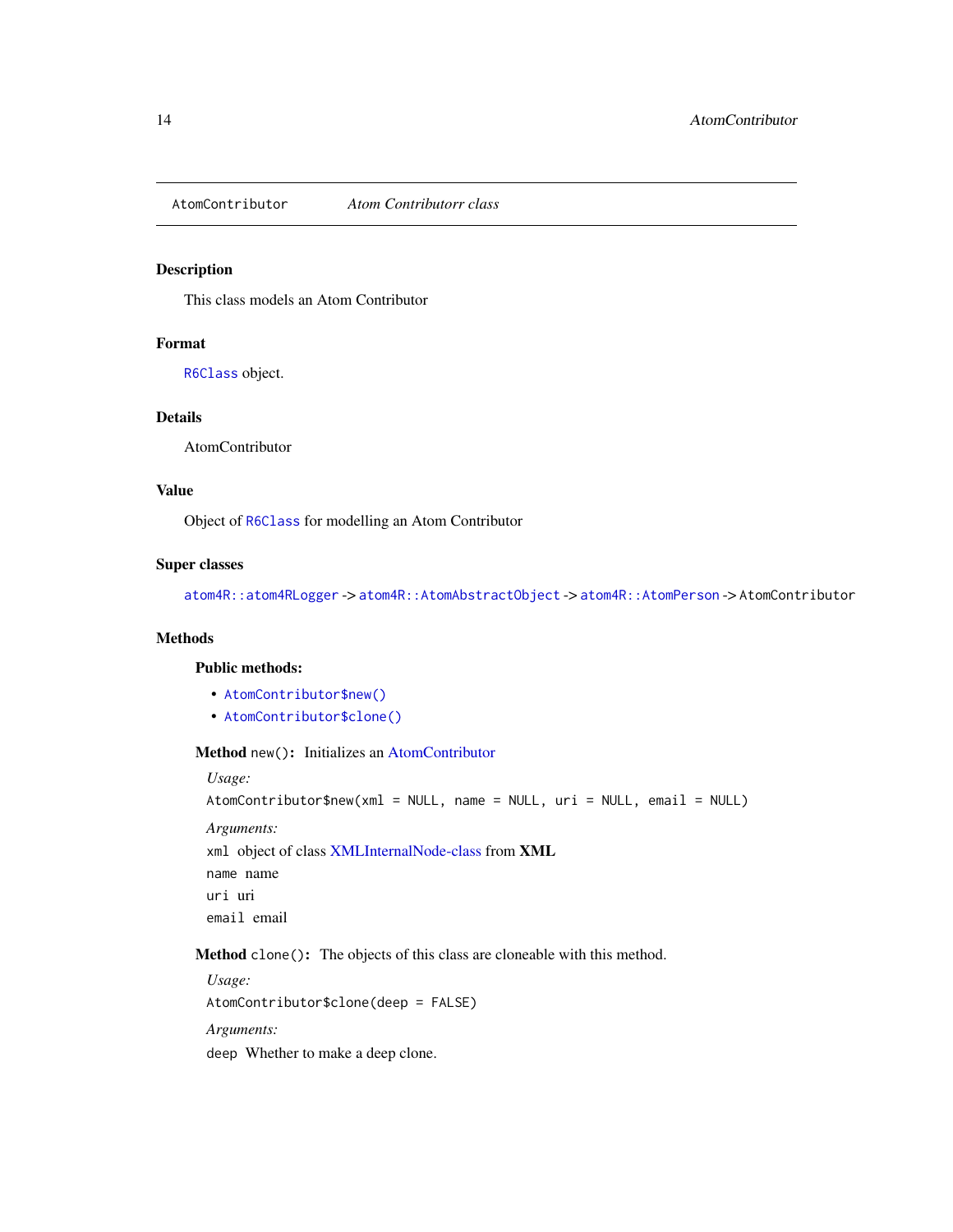# AtomContributor — *Atom Contributorr class*

## Description

This class models an Atom Contributor

## Format

R6Class object.

## Details

AtomContributor

## Value

Object of R6Class for modelling an Atom Contributor

## Super classes

atom4R::atom4RLogger -> atom4R::AtomAbstractObject -> atom4R::AtomPerson -> AtomContributor

## Methods

### Public methods:

- AtomContributor$new()
- AtomContributor$clone()

**Method** `new()`: Initializes an AtomContributor

*Usage:*

```
AtomContributor$new(xml = NULL, name = NULL, uri = NULL, email = NULL)
```

*Arguments:*

`xml` object of class XMLInternalNode-class from **XML**

`name` name

`uri` uri

`email` email

**Method** `clone()`: The objects of this class are cloneable with this method.

*Usage:*

```
AtomContributor$clone(deep = FALSE)
```

*Arguments:*

`deep` Whether to make a deep clone.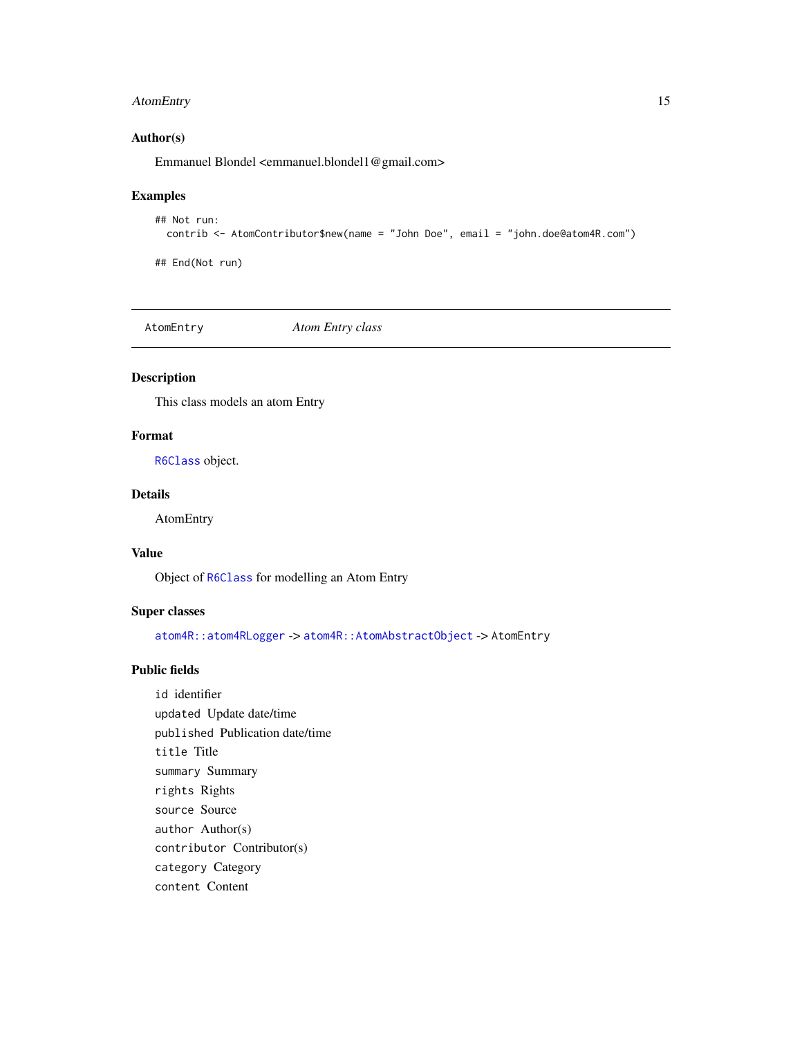### Author(s)

Emmanuel Blondel <emmanuel.blondel1@gmail.com>

### Examples

```
## Not run:
  contrib <- AtomContributor$new(name = "John Doe", email = "john.doe@atom4R.com")

## End(Not run)
```

---

## AtomEntry &nbsp;&nbsp;&nbsp;&nbsp; *Atom Entry class*

---

### Description

This class models an atom Entry

### Format

R6Class object.

### Details

AtomEntry

### Value

Object of R6Class for modelling an Atom Entry

### Super classes

atom4R::atom4RLogger -> atom4R::AtomAbstractObject -> AtomEntry

### Public fields

`id` identifier  
`updated` Update date/time  
`published` Publication date/time  
`title` Title  
`summary` Summary  
`rights` Rights  
`source` Source  
`author` Author(s)  
`contributor` Contributor(s)  
`category` Category  
`content` Content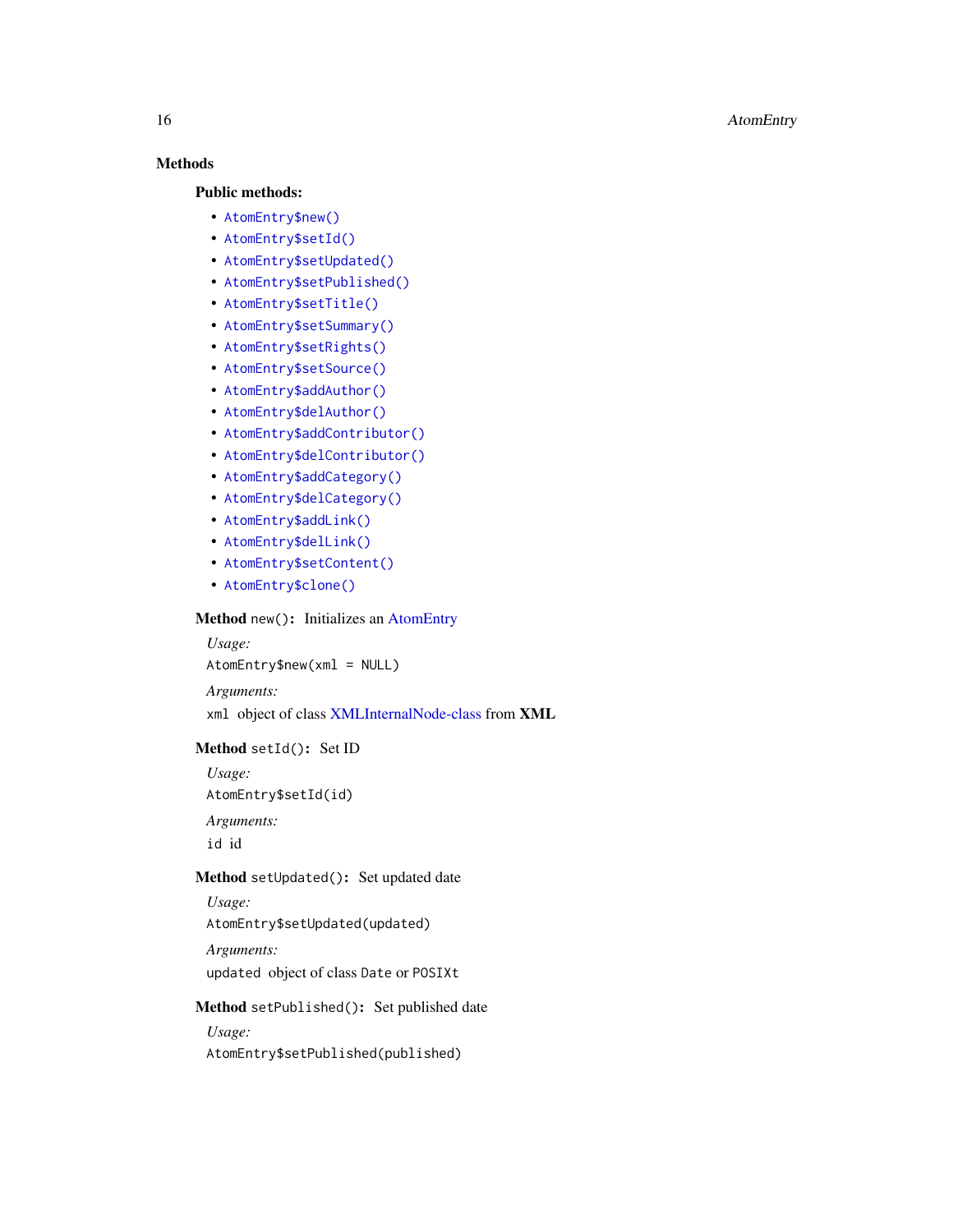## Methods

### Public methods:

- `AtomEntry$new()`
- `AtomEntry$setId()`
- `AtomEntry$setUpdated()`
- `AtomEntry$setPublished()`
- `AtomEntry$setTitle()`
- `AtomEntry$setSummary()`
- `AtomEntry$setRights()`
- `AtomEntry$setSource()`
- `AtomEntry$addAuthor()`
- `AtomEntry$delAuthor()`
- `AtomEntry$addContributor()`
- `AtomEntry$delContributor()`
- `AtomEntry$addCategory()`
- `AtomEntry$delCategory()`
- `AtomEntry$addLink()`
- `AtomEntry$delLink()`
- `AtomEntry$setContent()`
- `AtomEntry$clone()`

**Method** `new()`**:** Initializes an AtomEntry

*Usage:*

```
AtomEntry$new(xml = NULL)
```

*Arguments:*

`xml` object of class XMLInternalNode-class from **XML**

**Method** `setId()`**:** Set ID

*Usage:*

```
AtomEntry$setId(id)
```

*Arguments:*

`id` id

**Method** `setUpdated()`**:** Set updated date

*Usage:*

```
AtomEntry$setUpdated(updated)
```

*Arguments:*

`updated` object of class `Date` or `POSIXt`

**Method** `setPublished()`**:** Set published date

*Usage:*

```
AtomEntry$setPublished(published)
```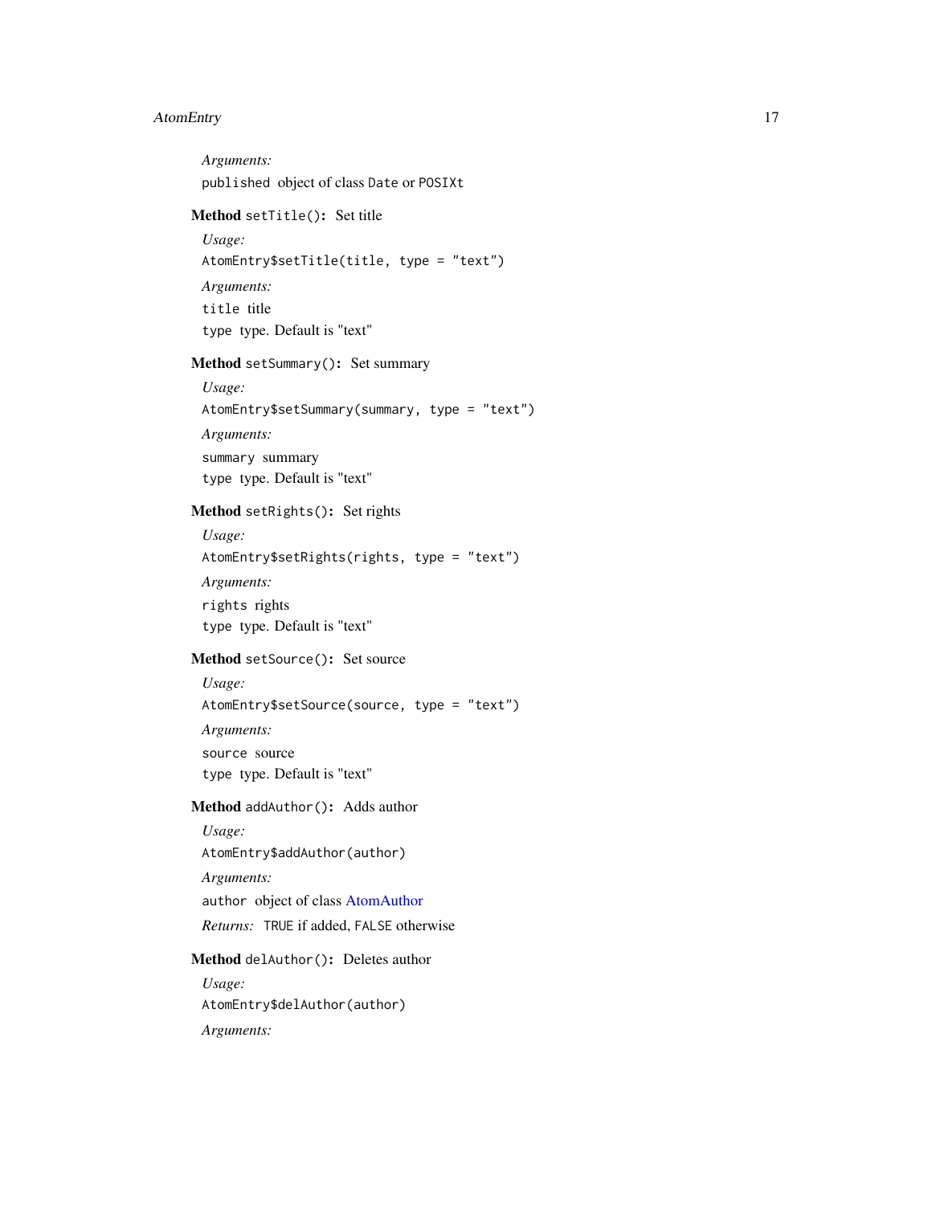*Arguments:*

`published` object of class `Date` or `POSIXt`

**Method** `setTitle()`: Set title

*Usage:*

```
AtomEntry$setTitle(title, type = "text")
```

*Arguments:*

`title` title

`type` type. Default is "text"

**Method** `setSummary()`: Set summary

*Usage:*

```
AtomEntry$setSummary(summary, type = "text")
```

*Arguments:*

`summary` summary

`type` type. Default is "text"

**Method** `setRights()`: Set rights

*Usage:*

```
AtomEntry$setRights(rights, type = "text")
```

*Arguments:*

`rights` rights

`type` type. Default is "text"

**Method** `setSource()`: Set source

*Usage:*

```
AtomEntry$setSource(source, type = "text")
```

*Arguments:*

`source` source

`type` type. Default is "text"

**Method** `addAuthor()`: Adds author

*Usage:*

```
AtomEntry$addAuthor(author)
```

*Arguments:*

`author` object of class AtomAuthor

*Returns:* `TRUE` if added, `FALSE` otherwise

**Method** `delAuthor()`: Deletes author

*Usage:*

```
AtomEntry$delAuthor(author)
```

*Arguments:*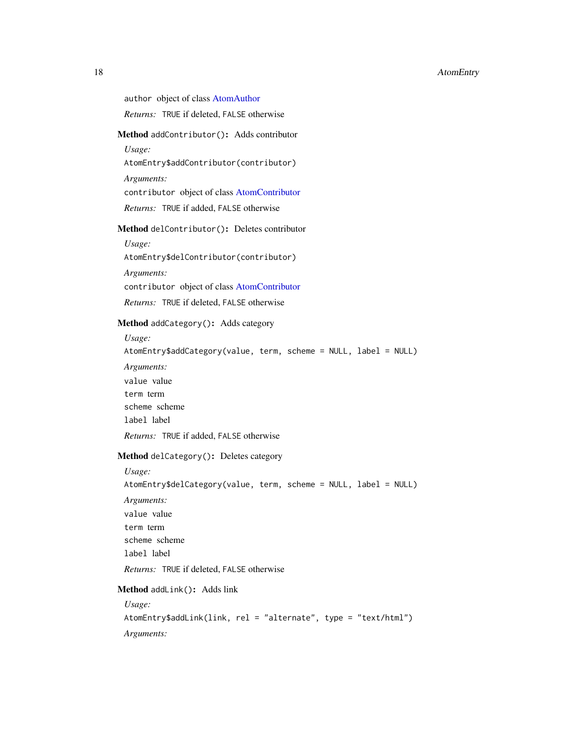author object of class AtomAuthor

*Returns:* TRUE if deleted, FALSE otherwise

**Method** `addContributor()`: Adds contributor

*Usage:*

```
AtomEntry$addContributor(contributor)
```

*Arguments:*

`contributor` object of class AtomContributor

*Returns:* TRUE if added, FALSE otherwise

**Method** `delContributor()`: Deletes contributor

*Usage:*

```
AtomEntry$delContributor(contributor)
```

*Arguments:*

`contributor` object of class AtomContributor

*Returns:* TRUE if deleted, FALSE otherwise

**Method** `addCategory()`: Adds category

*Usage:*

```
AtomEntry$addCategory(value, term, scheme = NULL, label = NULL)
```

*Arguments:*

`value` value

`term` term

`scheme` scheme

`label` label

*Returns:* TRUE if added, FALSE otherwise

**Method** `delCategory()`: Deletes category

*Usage:*

```
AtomEntry$delCategory(value, term, scheme = NULL, label = NULL)
```

*Arguments:*

`value` value

`term` term

`scheme` scheme

`label` label

*Returns:* TRUE if deleted, FALSE otherwise

**Method** `addLink()`: Adds link

*Usage:*

```
AtomEntry$addLink(link, rel = "alternate", type = "text/html")
```

*Arguments:*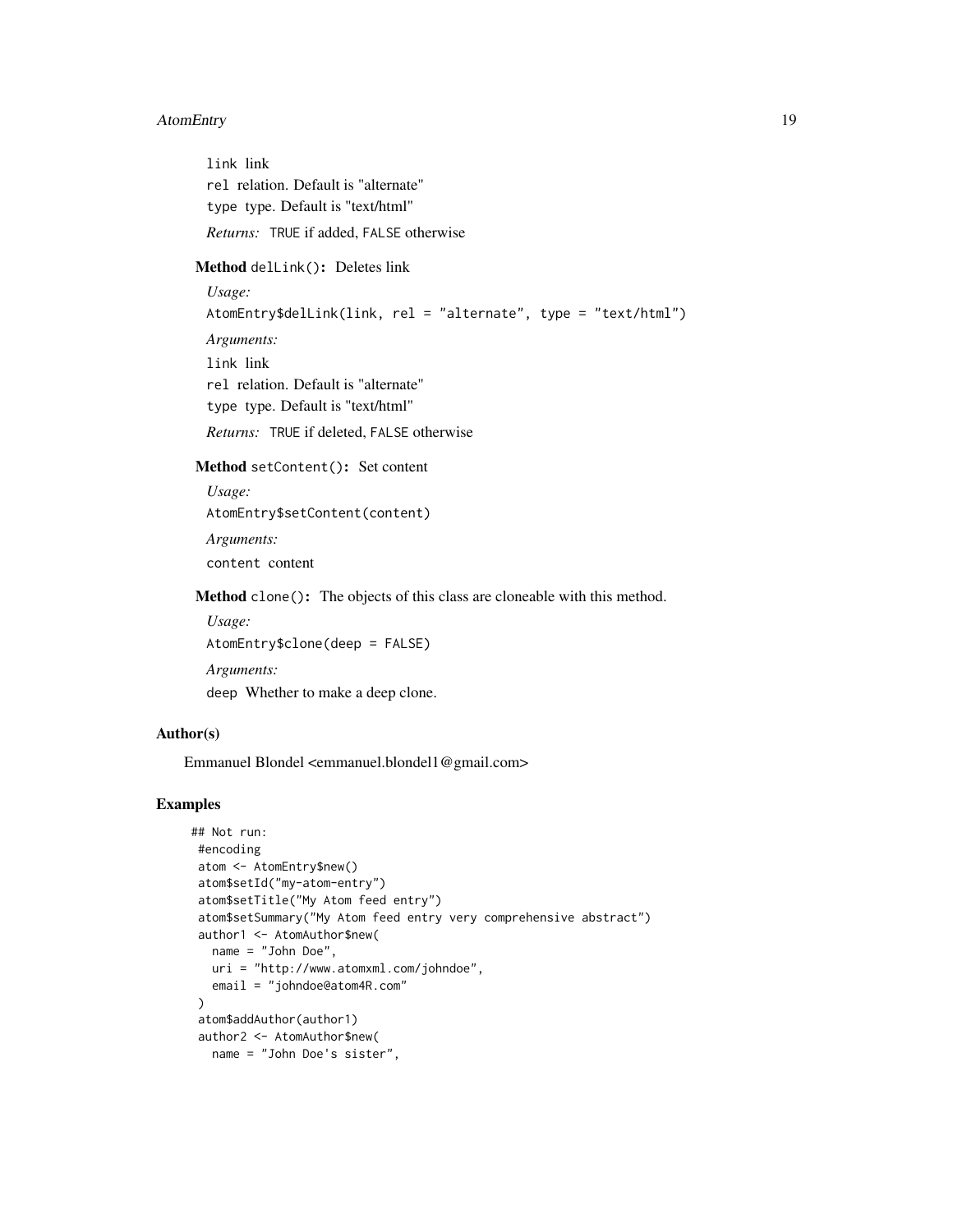`link` link

`rel` relation. Default is "alternate"

`type` type. Default is "text/html"

*Returns:* `TRUE` if added, `FALSE` otherwise

**Method** `delLink()`**:** Deletes link

*Usage:*

```
AtomEntry$delLink(link, rel = "alternate", type = "text/html")
```

*Arguments:*

`link` link

`rel` relation. Default is "alternate"

`type` type. Default is "text/html"

*Returns:* `TRUE` if deleted, `FALSE` otherwise

**Method** `setContent()`**:** Set content

*Usage:*

```
AtomEntry$setContent(content)
```

*Arguments:*

`content` content

**Method** `clone()`**:** The objects of this class are cloneable with this method.

*Usage:*

```
AtomEntry$clone(deep = FALSE)
```

*Arguments:*

`deep` Whether to make a deep clone.

## Author(s)

Emmanuel Blondel <emmanuel.blondel1@gmail.com>

## Examples

```
## Not run:
 #encoding
 atom <- AtomEntry$new()
 atom$setId("my-atom-entry")
 atom$setTitle("My Atom feed entry")
 atom$setSummary("My Atom feed entry very comprehensive abstract")
 author1 <- AtomAuthor$new(
   name = "John Doe",
   uri = "http://www.atomxml.com/johndoe",
   email = "johndoe@atom4R.com"
 )
 atom$addAuthor(author1)
 author2 <- AtomAuthor$new(
   name = "John Doe's sister",
```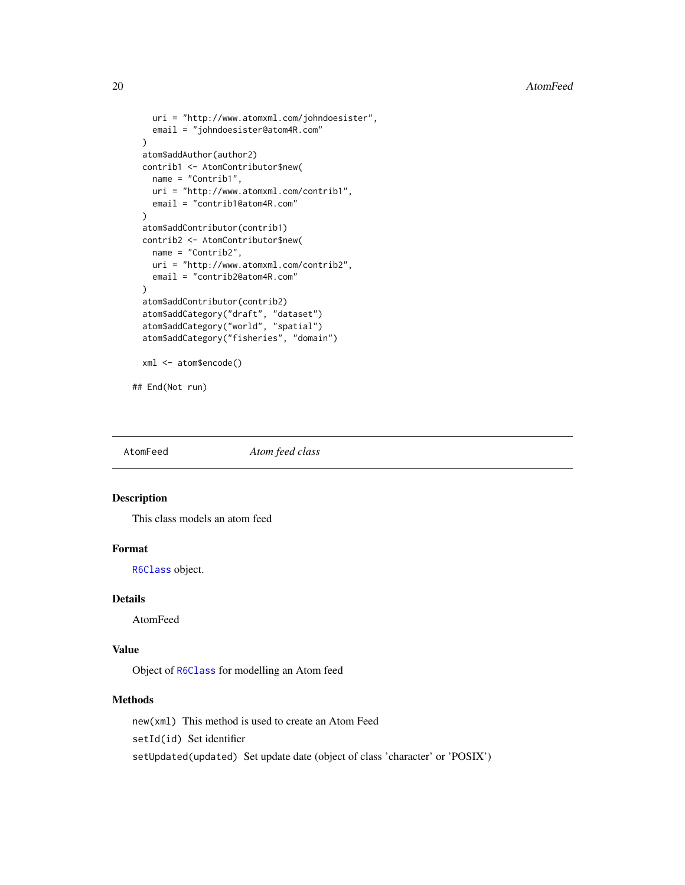```
    uri = "http://www.atomxml.com/johndoesister",
    email = "johndoesister@atom4R.com"
  )
  atom$addAuthor(author2)
  contrib1 <- AtomContributor$new(
    name = "Contrib1",
    uri = "http://www.atomxml.com/contrib1",
    email = "contrib1@atom4R.com"
  )
  atom$addContributor(contrib1)
  contrib2 <- AtomContributor$new(
    name = "Contrib2",
    uri = "http://www.atomxml.com/contrib2",
    email = "contrib2@atom4R.com"
  )
  atom$addContributor(contrib2)
  atom$addCategory("draft", "dataset")
  atom$addCategory("world", "spatial")
  atom$addCategory("fisheries", "domain")

  xml <- atom$encode()

## End(Not run)
```

---

## AtomFeed *Atom feed class*

### Description

This class models an atom feed

### Format

`R6Class` object.

### Details

AtomFeed

### Value

Object of `R6Class` for modelling an Atom feed

### Methods

`new(xml)` This method is used to create an Atom Feed

`setId(id)` Set identifier

`setUpdated(updated)` Set update date (object of class 'character' or 'POSIX')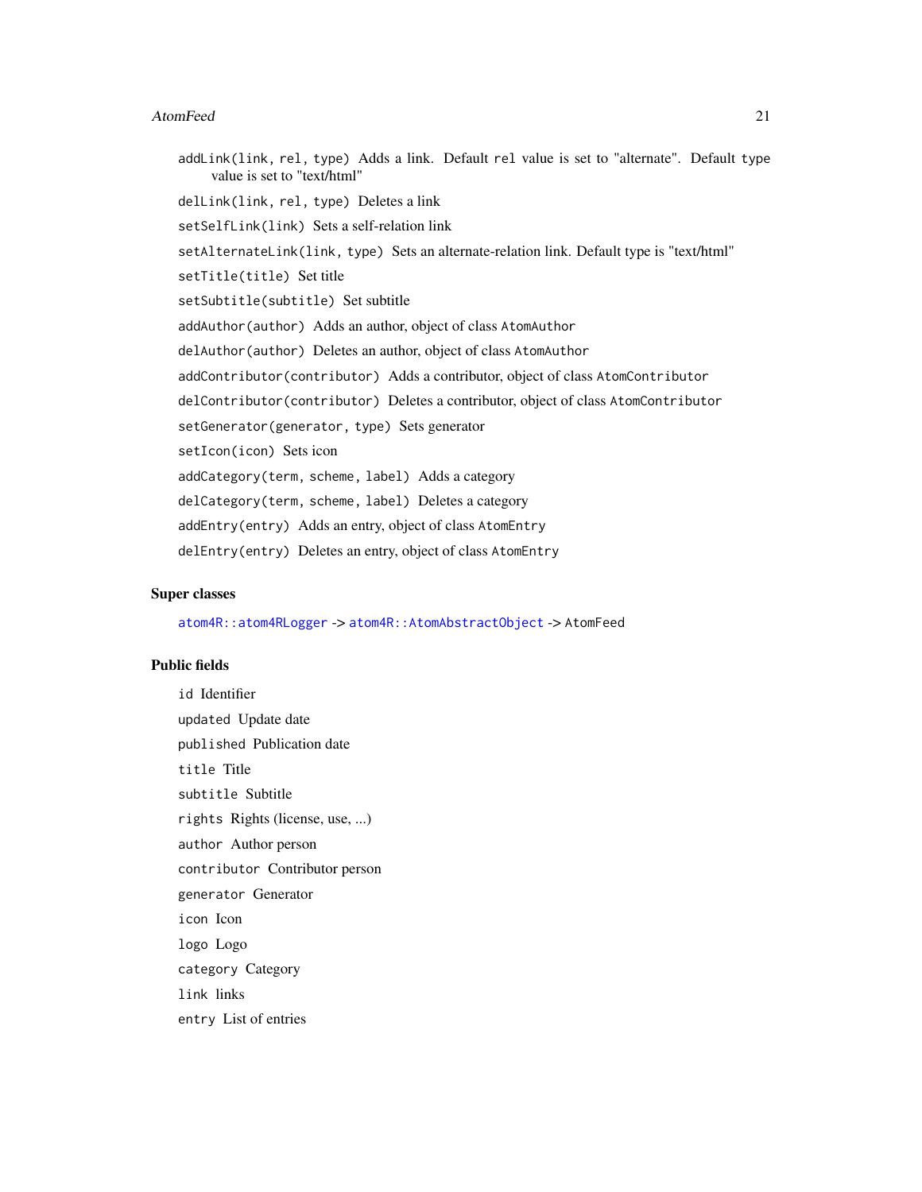`addLink(link, rel, type)` Adds a link. Default `rel` value is set to "alternate". Default `type` value is set to "text/html"

`delLink(link, rel, type)` Deletes a link

`setSelfLink(link)` Sets a self-relation link

`setAlternateLink(link, type)` Sets an alternate-relation link. Default type is "text/html"

`setTitle(title)` Set title

`setSubtitle(subtitle)` Set subtitle

`addAuthor(author)` Adds an author, object of class `AtomAuthor`

`delAuthor(author)` Deletes an author, object of class `AtomAuthor`

`addContributor(contributor)` Adds a contributor, object of class `AtomContributor`

`delContributor(contributor)` Deletes a contributor, object of class `AtomContributor`

`setGenerator(generator, type)` Sets generator

`setIcon(icon)` Sets icon

`addCategory(term, scheme, label)` Adds a category

`delCategory(term, scheme, label)` Deletes a category

`addEntry(entry)` Adds an entry, object of class `AtomEntry`

`delEntry(entry)` Deletes an entry, object of class `AtomEntry`

### Super classes

`atom4R::atom4RLogger` -> `atom4R::AtomAbstractObject` -> `AtomFeed`

### Public fields

`id` Identifier

`updated` Update date

`published` Publication date

`title` Title

`subtitle` Subtitle

`rights` Rights (license, use, ...)

`author` Author person

`contributor` Contributor person

`generator` Generator

`icon` Icon

`logo` Logo

`category` Category

`link` links

`entry` List of entries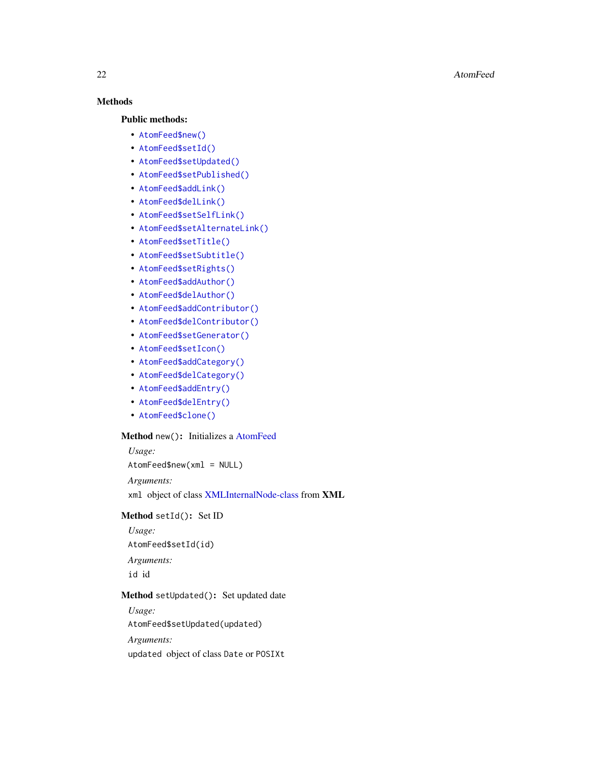## Methods

### Public methods:

- `AtomFeed$new()`
- `AtomFeed$setId()`
- `AtomFeed$setUpdated()`
- `AtomFeed$setPublished()`
- `AtomFeed$addLink()`
- `AtomFeed$delLink()`
- `AtomFeed$setSelfLink()`
- `AtomFeed$setAlternateLink()`
- `AtomFeed$setTitle()`
- `AtomFeed$setSubtitle()`
- `AtomFeed$setRights()`
- `AtomFeed$addAuthor()`
- `AtomFeed$delAuthor()`
- `AtomFeed$addContributor()`
- `AtomFeed$delContributor()`
- `AtomFeed$setGenerator()`
- `AtomFeed$setIcon()`
- `AtomFeed$addCategory()`
- `AtomFeed$delCategory()`
- `AtomFeed$addEntry()`
- `AtomFeed$delEntry()`
- `AtomFeed$clone()`

**Method** `new()`**:** Initializes a AtomFeed

*Usage:*

```
AtomFeed$new(xml = NULL)
```

*Arguments:*

`xml` object of class XMLInternalNode-class from **XML**

**Method** `setId()`**:** Set ID

*Usage:*

```
AtomFeed$setId(id)
```

*Arguments:*

`id` id

**Method** `setUpdated()`**:** Set updated date

*Usage:*

```
AtomFeed$setUpdated(updated)
```

*Arguments:*

`updated` object of class `Date` or `POSIXt`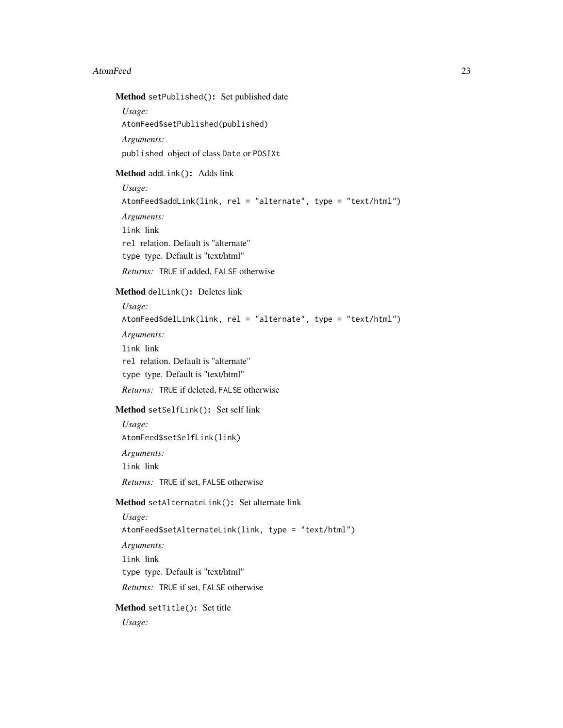**Method** `setPublished()`: Set published date

*Usage:*

```
AtomFeed$setPublished(published)
```

*Arguments:*

`published` object of class `Date` or `POSIXt`

**Method** `addLink()`: Adds link

*Usage:*

```
AtomFeed$addLink(link, rel = "alternate", type = "text/html")
```

*Arguments:*

`link` link

`rel` relation. Default is "alternate"

`type` type. Default is "text/html"

*Returns:* `TRUE` if added, `FALSE` otherwise

**Method** `delLink()`: Deletes link

*Usage:*

```
AtomFeed$delLink(link, rel = "alternate", type = "text/html")
```

*Arguments:*

`link` link

`rel` relation. Default is "alternate"

`type` type. Default is "text/html"

*Returns:* `TRUE` if deleted, `FALSE` otherwise

**Method** `setSelfLink()`: Set self link

*Usage:*

```
AtomFeed$setSelfLink(link)
```

*Arguments:*

`link` link

*Returns:* `TRUE` if set, `FALSE` otherwise

**Method** `setAlternateLink()`: Set alternate link

*Usage:*

```
AtomFeed$setAlternateLink(link, type = "text/html")
```

*Arguments:*

`link` link

`type` type. Default is "text/html"

*Returns:* `TRUE` if set, `FALSE` otherwise

**Method** `setTitle()`: Set title

*Usage:*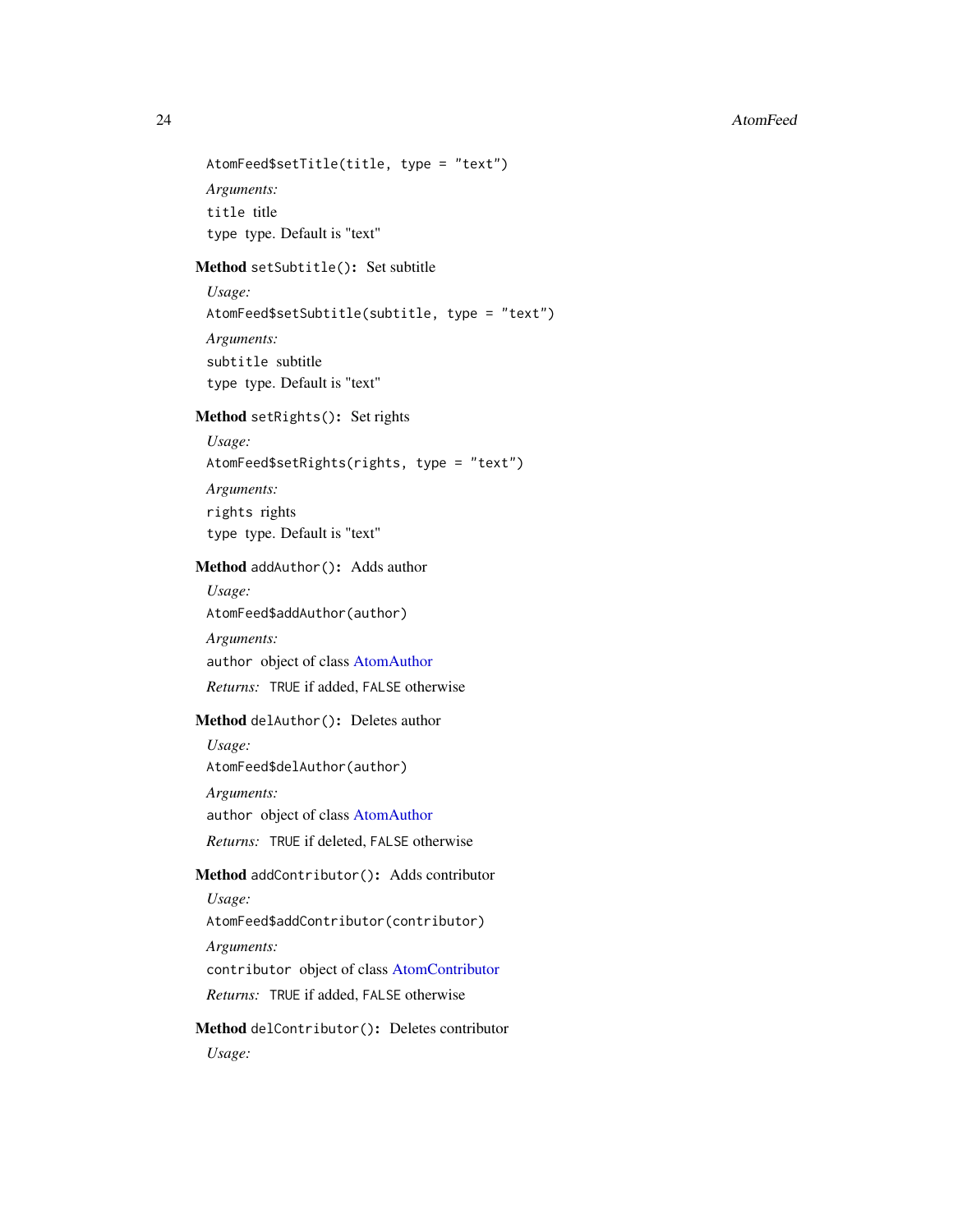```
AtomFeed$setTitle(title, type = "text")
```

*Arguments:*

`title` title

`type` type. Default is "text"

**Method** `setSubtitle()`**:** Set subtitle

*Usage:*

```
AtomFeed$setSubtitle(subtitle, type = "text")
```

*Arguments:*

`subtitle` subtitle

`type` type. Default is "text"

**Method** `setRights()`**:** Set rights

*Usage:*

```
AtomFeed$setRights(rights, type = "text")
```

*Arguments:*

`rights` rights

`type` type. Default is "text"

**Method** `addAuthor()`**:** Adds author

*Usage:*

```
AtomFeed$addAuthor(author)
```

*Arguments:*

`author` object of class AtomAuthor

*Returns:* `TRUE` if added, `FALSE` otherwise

**Method** `delAuthor()`**:** Deletes author

*Usage:*

```
AtomFeed$delAuthor(author)
```

*Arguments:*

`author` object of class AtomAuthor

*Returns:* `TRUE` if deleted, `FALSE` otherwise

**Method** `addContributor()`**:** Adds contributor

*Usage:*

```
AtomFeed$addContributor(contributor)
```

*Arguments:*

`contributor` object of class AtomContributor

*Returns:* `TRUE` if added, `FALSE` otherwise

**Method** `delContributor()`**:** Deletes contributor

*Usage:*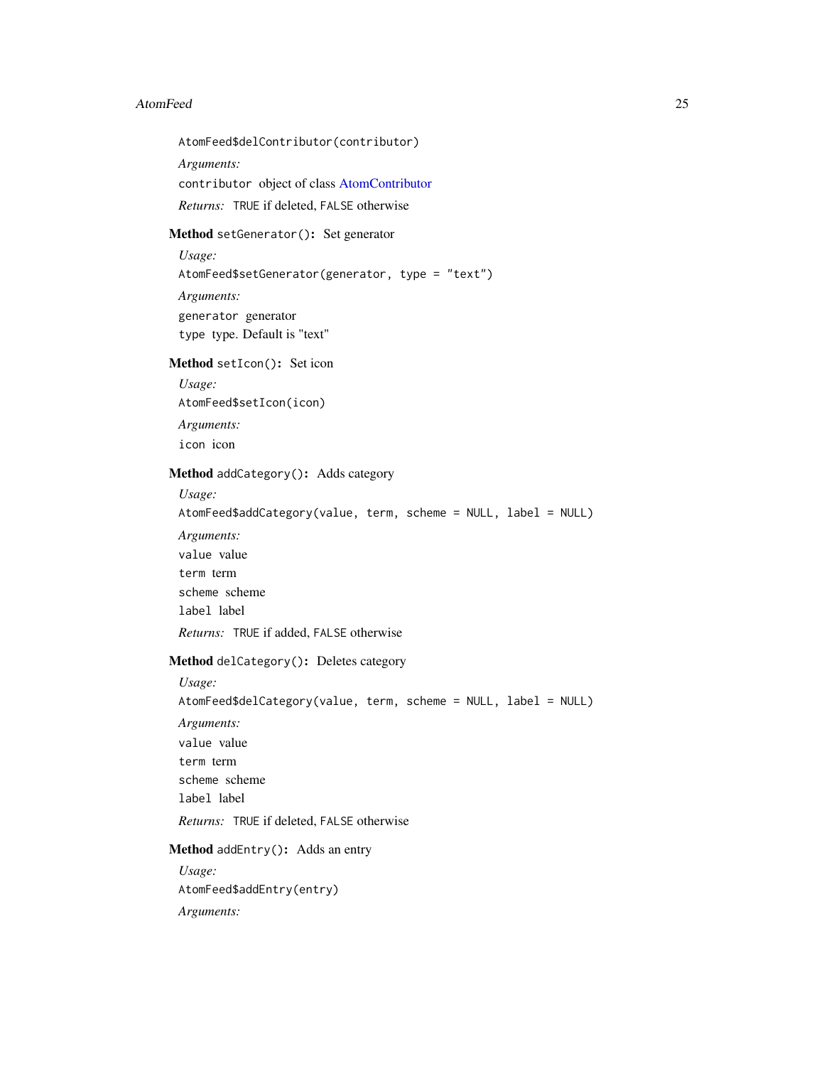```
AtomFeed$delContributor(contributor)
```

*Arguments:*

`contributor` object of class AtomContributor

*Returns:* `TRUE` if deleted, `FALSE` otherwise

**Method** `setGenerator()`: Set generator

*Usage:*

```
AtomFeed$setGenerator(generator, type = "text")
```

*Arguments:*

`generator` generator

`type` type. Default is "text"

**Method** `setIcon()`: Set icon

*Usage:*

```
AtomFeed$setIcon(icon)
```

*Arguments:*

`icon` icon

**Method** `addCategory()`: Adds category

*Usage:*

```
AtomFeed$addCategory(value, term, scheme = NULL, label = NULL)
```

*Arguments:*

`value` value

`term` term

`scheme` scheme

`label` label

*Returns:* `TRUE` if added, `FALSE` otherwise

**Method** `delCategory()`: Deletes category

*Usage:*

```
AtomFeed$delCategory(value, term, scheme = NULL, label = NULL)
```

*Arguments:*

`value` value

`term` term

`scheme` scheme

`label` label

*Returns:* `TRUE` if deleted, `FALSE` otherwise

**Method** `addEntry()`: Adds an entry

*Usage:*

```
AtomFeed$addEntry(entry)
```

*Arguments:*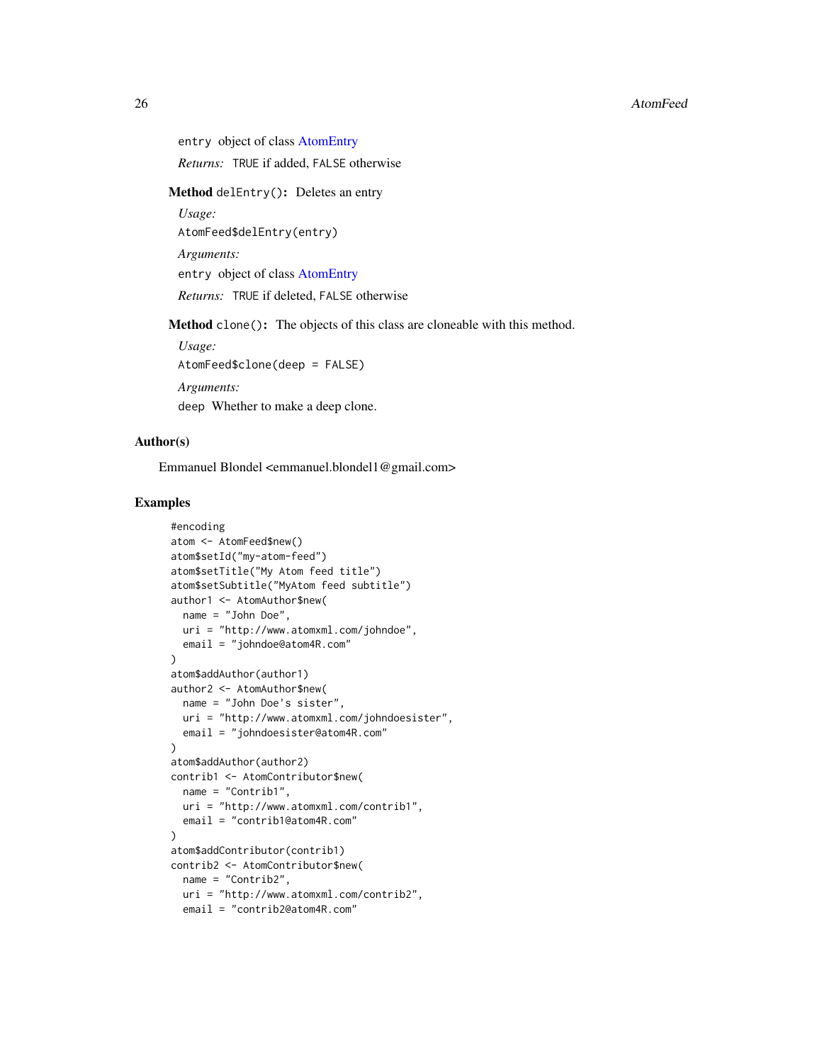`entry` object of class AtomEntry

*Returns:* `TRUE` if added, `FALSE` otherwise

**Method** `delEntry()`**:** Deletes an entry

*Usage:*

```
AtomFeed$delEntry(entry)
```

*Arguments:*

`entry` object of class AtomEntry

*Returns:* `TRUE` if deleted, `FALSE` otherwise

**Method** `clone()`**:** The objects of this class are cloneable with this method.

*Usage:*

```
AtomFeed$clone(deep = FALSE)
```

*Arguments:*

`deep` Whether to make a deep clone.

## Author(s)

Emmanuel Blondel <emmanuel.blondel1@gmail.com>

## Examples

```
#encoding
atom <- AtomFeed$new()
atom$setId("my-atom-feed")
atom$setTitle("My Atom feed title")
atom$setSubtitle("MyAtom feed subtitle")
author1 <- AtomAuthor$new(
  name = "John Doe",
  uri = "http://www.atomxml.com/johndoe",
  email = "johndoe@atom4R.com"
)
atom$addAuthor(author1)
author2 <- AtomAuthor$new(
  name = "John Doe's sister",
  uri = "http://www.atomxml.com/johndoesister",
  email = "johndoesister@atom4R.com"
)
atom$addAuthor(author2)
contrib1 <- AtomContributor$new(
  name = "Contrib1",
  uri = "http://www.atomxml.com/contrib1",
  email = "contrib1@atom4R.com"
)
atom$addContributor(contrib1)
contrib2 <- AtomContributor$new(
  name = "Contrib2",
  uri = "http://www.atomxml.com/contrib2",
  email = "contrib2@atom4R.com"
```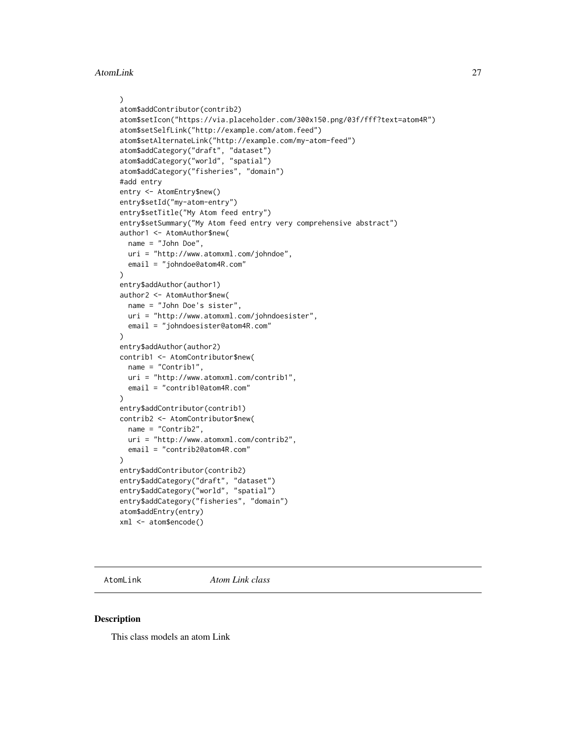```
)
atom$addContributor(contrib2)
atom$setIcon("https://via.placeholder.com/300x150.png/03f/fff?text=atom4R")
atom$setSelfLink("http://example.com/atom.feed")
atom$setAlternateLink("http://example.com/my-atom-feed")
atom$addCategory("draft", "dataset")
atom$addCategory("world", "spatial")
atom$addCategory("fisheries", "domain")
#add entry
entry <- AtomEntry$new()
entry$setId("my-atom-entry")
entry$setTitle("My Atom feed entry")
entry$setSummary("My Atom feed entry very comprehensive abstract")
author1 <- AtomAuthor$new(
  name = "John Doe",
  uri = "http://www.atomxml.com/johndoe",
  email = "johndoe@atom4R.com"
)
entry$addAuthor(author1)
author2 <- AtomAuthor$new(
  name = "John Doe's sister",
  uri = "http://www.atomxml.com/johndoesister",
  email = "johndoesister@atom4R.com"
)
entry$addAuthor(author2)
contrib1 <- AtomContributor$new(
  name = "Contrib1",
  uri = "http://www.atomxml.com/contrib1",
  email = "contrib1@atom4R.com"
)
entry$addContributor(contrib1)
contrib2 <- AtomContributor$new(
  name = "Contrib2",
  uri = "http://www.atomxml.com/contrib2",
  email = "contrib2@atom4R.com"
)
entry$addContributor(contrib2)
entry$addCategory("draft", "dataset")
entry$addCategory("world", "spatial")
entry$addCategory("fisheries", "domain")
atom$addEntry(entry)
xml <- atom$encode()
```

## AtomLink *Atom Link class*

### Description

This class models an atom Link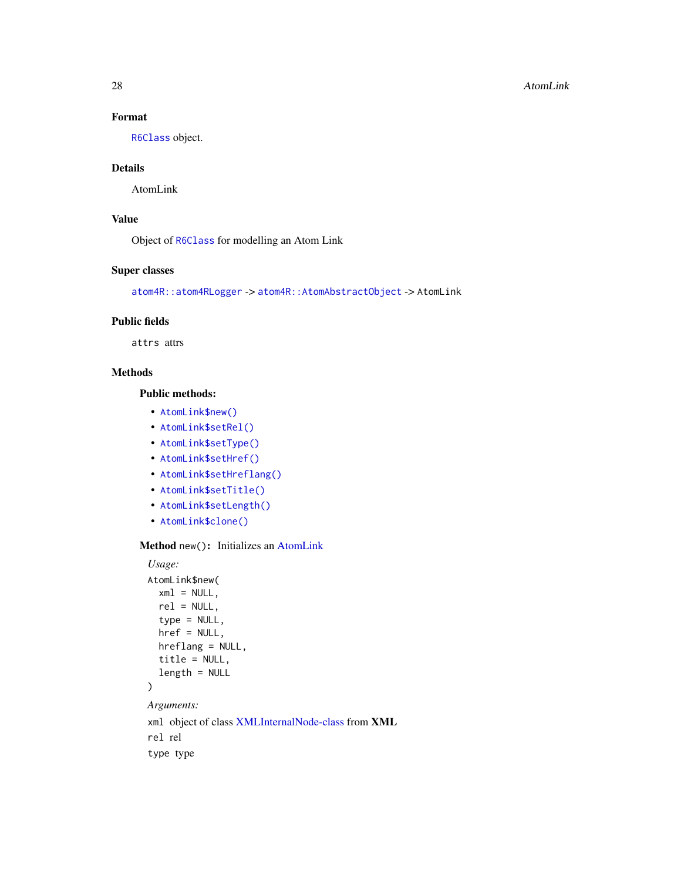## Format

R6Class object.

## Details

AtomLink

## Value

Object of R6Class for modelling an Atom Link

## Super classes

`atom4R::atom4RLogger` -> `atom4R::AtomAbstractObject` -> AtomLink

## Public fields

`attrs` attrs

## Methods

### Public methods:

- `AtomLink$new()`
- `AtomLink$setRel()`
- `AtomLink$setType()`
- `AtomLink$setHref()`
- `AtomLink$setHreflang()`
- `AtomLink$setTitle()`
- `AtomLink$setLength()`
- `AtomLink$clone()`

**Method** `new()`**:** Initializes an AtomLink

*Usage:*

```
AtomLink$new(
  xml = NULL,
  rel = NULL,
  type = NULL,
  href = NULL,
  hreflang = NULL,
  title = NULL,
  length = NULL
)
```

*Arguments:*

`xml` object of class XMLInternalNode-class from **XML**

`rel` rel

`type` type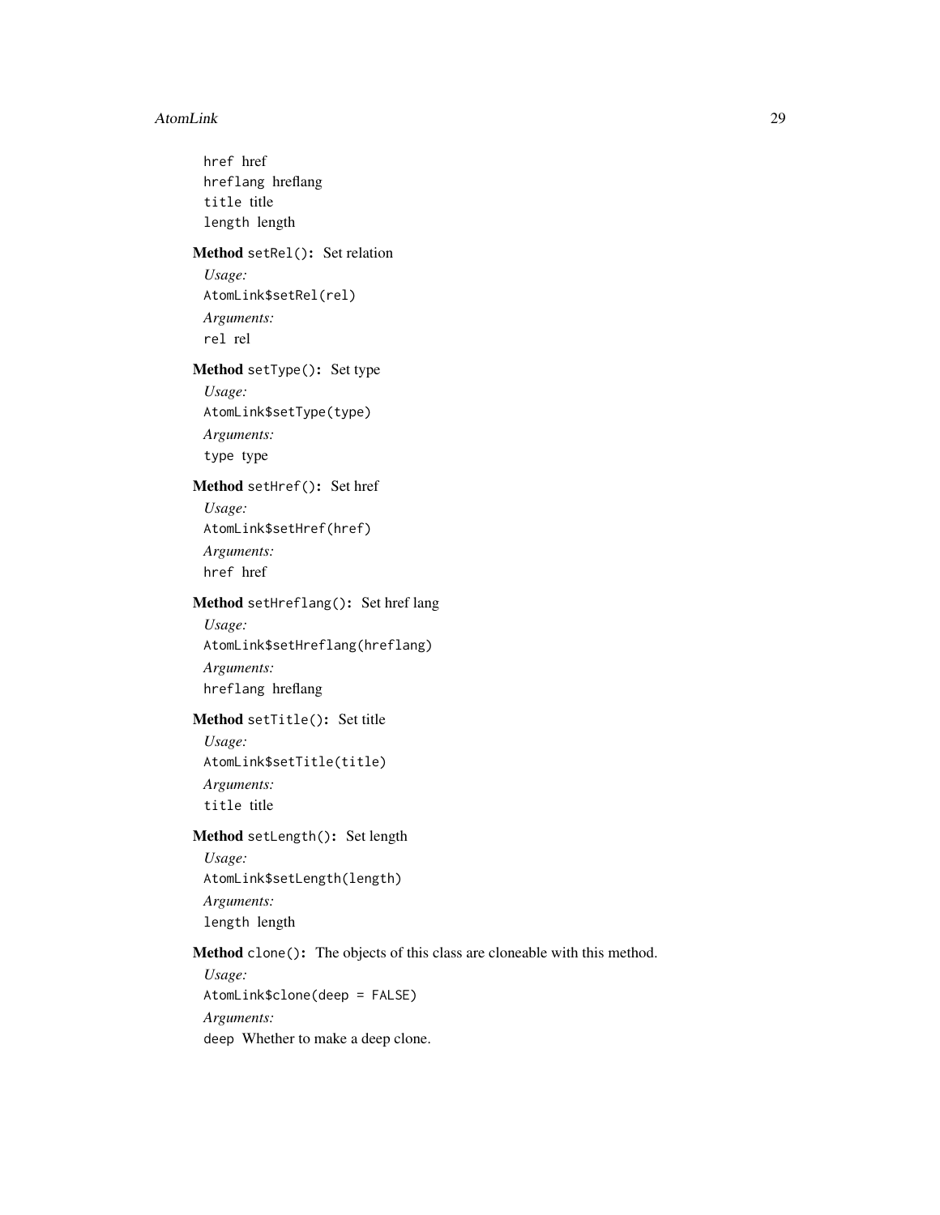`href` href
`hreflang` hreflang
`title` title
`length` length

**Method** `setRel()`**:** Set relation

*Usage:*

```
AtomLink$setRel(rel)
```

*Arguments:*

`rel` rel

**Method** `setType()`**:** Set type

*Usage:*

```
AtomLink$setType(type)
```

*Arguments:*

`type` type

**Method** `setHref()`**:** Set href

*Usage:*

```
AtomLink$setHref(href)
```

*Arguments:*

`href` href

**Method** `setHreflang()`**:** Set href lang

*Usage:*

```
AtomLink$setHreflang(hreflang)
```

*Arguments:*

`hreflang` hreflang

**Method** `setTitle()`**:** Set title

*Usage:*

```
AtomLink$setTitle(title)
```

*Arguments:*

`title` title

**Method** `setLength()`**:** Set length

*Usage:*

```
AtomLink$setLength(length)
```

*Arguments:*

`length` length

**Method** `clone()`**:** The objects of this class are cloneable with this method.

*Usage:*

```
AtomLink$clone(deep = FALSE)
```

*Arguments:*

`deep` Whether to make a deep clone.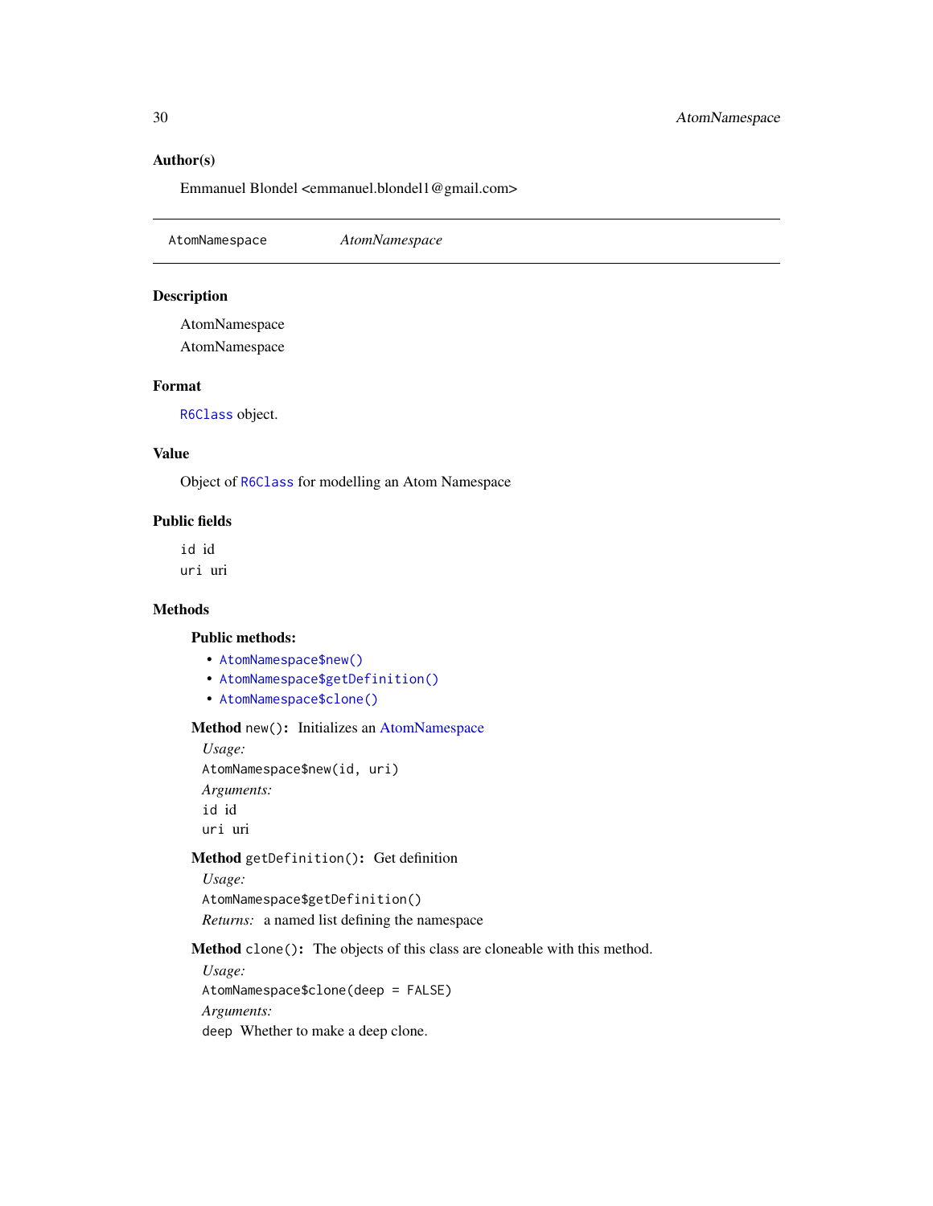**Author(s)**

Emmanuel Blondel <emmanuel.blondel1@gmail.com>

---

`AtomNamespace` *AtomNamespace*

---

## Description

AtomNamespace

AtomNamespace

## Format

`R6Class` object.

## Value

Object of `R6Class` for modelling an Atom Namespace

## Public fields

`id` id

`uri` uri

## Methods

### Public methods:

- `AtomNamespace$new()`
- `AtomNamespace$getDefinition()`
- `AtomNamespace$clone()`

**Method** `new()`**:** Initializes an AtomNamespace

*Usage:*

```
AtomNamespace$new(id, uri)
```

*Arguments:*

`id` id

`uri` uri

**Method** `getDefinition()`**:** Get definition

*Usage:*

```
AtomNamespace$getDefinition()
```

*Returns:* a named list defining the namespace

**Method** `clone()`**:** The objects of this class are cloneable with this method.

*Usage:*

```
AtomNamespace$clone(deep = FALSE)
```

*Arguments:*

`deep` Whether to make a deep clone.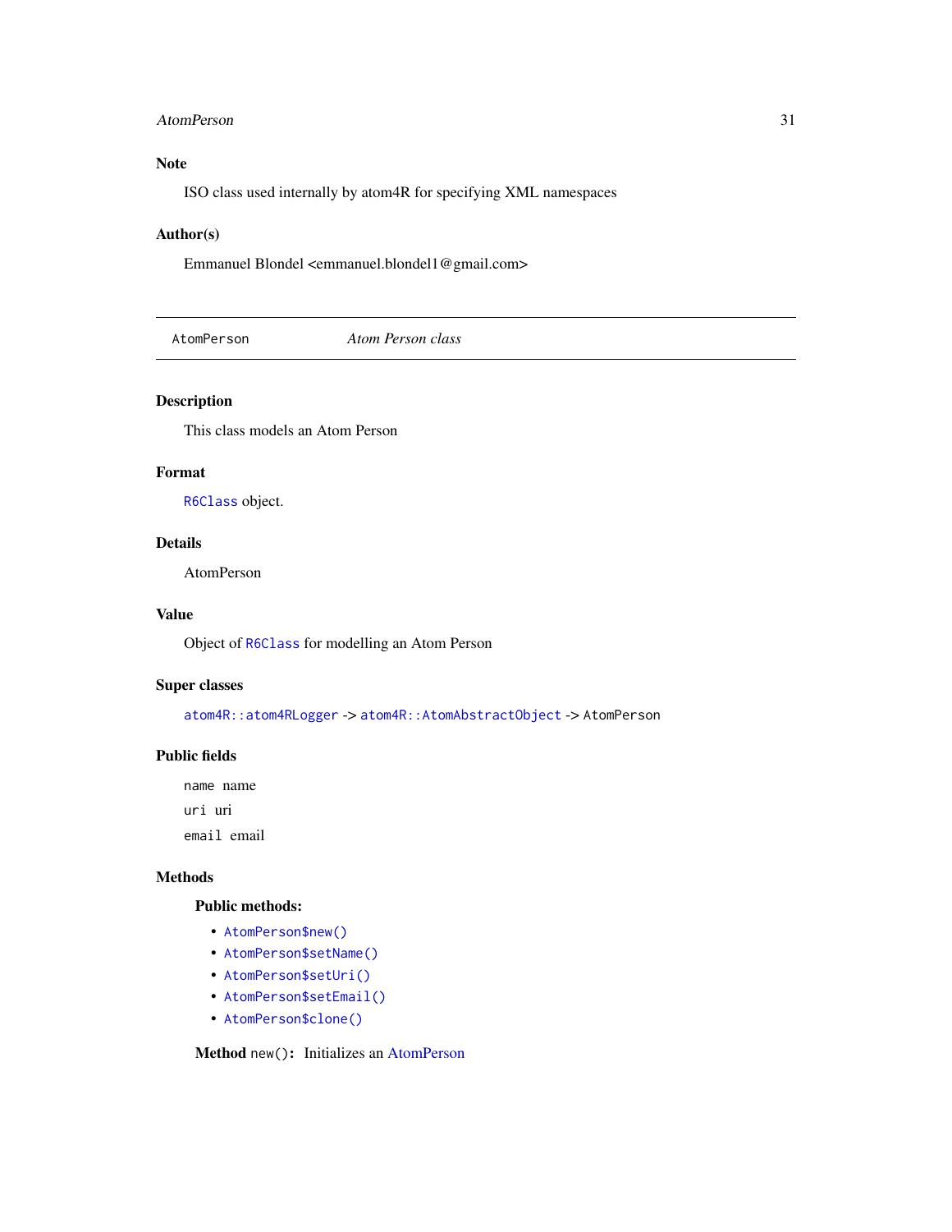## Note

ISO class used internally by atom4R for specifying XML namespaces

## Author(s)

Emmanuel Blondel <emmanuel.blondel1@gmail.com>

---

`AtomPerson` *Atom Person class*

---

## Description

This class models an Atom Person

## Format

`R6Class` object.

## Details

AtomPerson

## Value

Object of `R6Class` for modelling an Atom Person

## Super classes

`atom4R::atom4RLogger` -> `atom4R::AtomAbstractObject` -> `AtomPerson`

## Public fields

`name` name

`uri` uri

`email` email

## Methods

### Public methods:

- `AtomPerson$new()`
- `AtomPerson$setName()`
- `AtomPerson$setUri()`
- `AtomPerson$setEmail()`
- `AtomPerson$clone()`

**Method** `new()`**:** Initializes an AtomPerson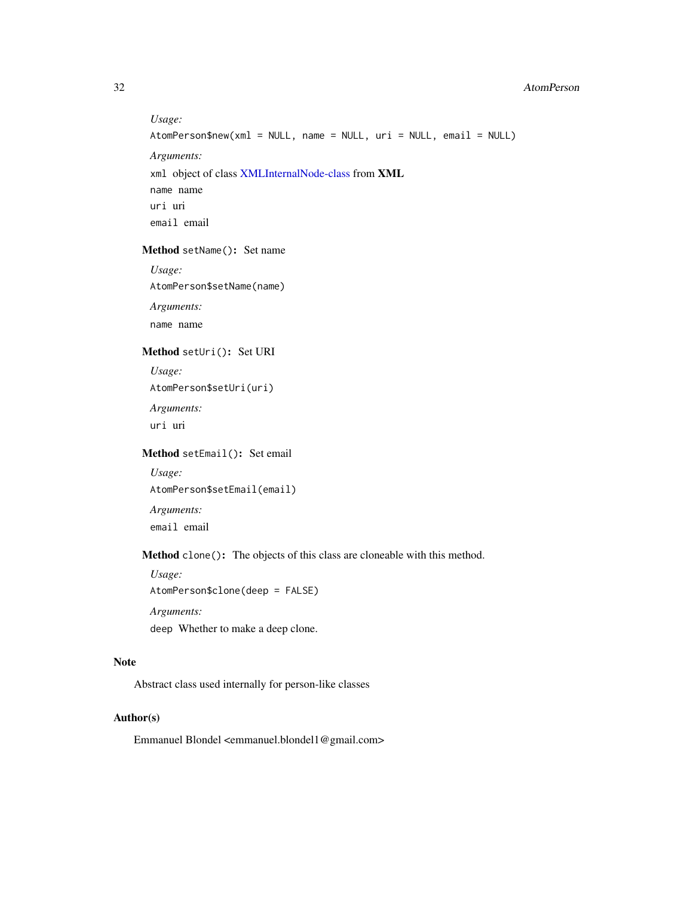*Usage:*

```
AtomPerson$new(xml = NULL, name = NULL, uri = NULL, email = NULL)
```

*Arguments:*

`xml` object of class XMLInternalNode-class from **XML**

`name` name

`uri` uri

`email` email

**Method** `setName()`**:** Set name

*Usage:*

```
AtomPerson$setName(name)
```

*Arguments:*

`name` name

**Method** `setUri()`**:** Set URI

*Usage:*

```
AtomPerson$setUri(uri)
```

*Arguments:*

`uri` uri

**Method** `setEmail()`**:** Set email

*Usage:*

```
AtomPerson$setEmail(email)
```

*Arguments:*

`email` email

**Method** `clone()`**:** The objects of this class are cloneable with this method.

*Usage:*

```
AtomPerson$clone(deep = FALSE)
```

*Arguments:*

`deep` Whether to make a deep clone.

## Note

Abstract class used internally for person-like classes

## Author(s)

Emmanuel Blondel <emmanuel.blondel1@gmail.com>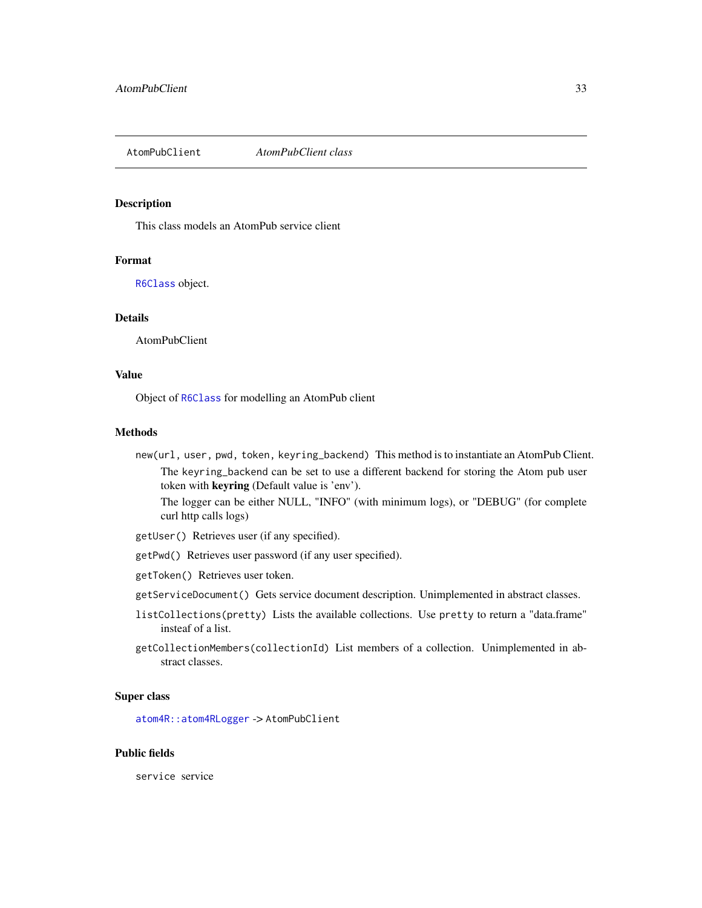## AtomPubClient — *AtomPubClient class*

### Description

This class models an AtomPub service client

### Format

`R6Class` object.

### Details

AtomPubClient

### Value

Object of `R6Class` for modelling an AtomPub client

### Methods

`new(url, user, pwd, token, keyring_backend)` This method is to instantiate an AtomPub Client.

The `keyring_backend` can be set to use a different backend for storing the Atom pub user token with **keyring** (Default value is 'env').

The logger can be either NULL, "INFO" (with minimum logs), or "DEBUG" (for complete curl http calls logs)

`getUser()` Retrieves user (if any specified).

`getPwd()` Retrieves user password (if any user specified).

`getToken()` Retrieves user token.

`getServiceDocument()` Gets service document description. Unimplemented in abstract classes.

`listCollections(pretty)` Lists the available collections. Use `pretty` to return a "data.frame" insteaf of a list.

`getCollectionMembers(collectionId)` List members of a collection. Unimplemented in abstract classes.

### Super class

`atom4R::atom4RLogger` -> `AtomPubClient`

### Public fields

`service` service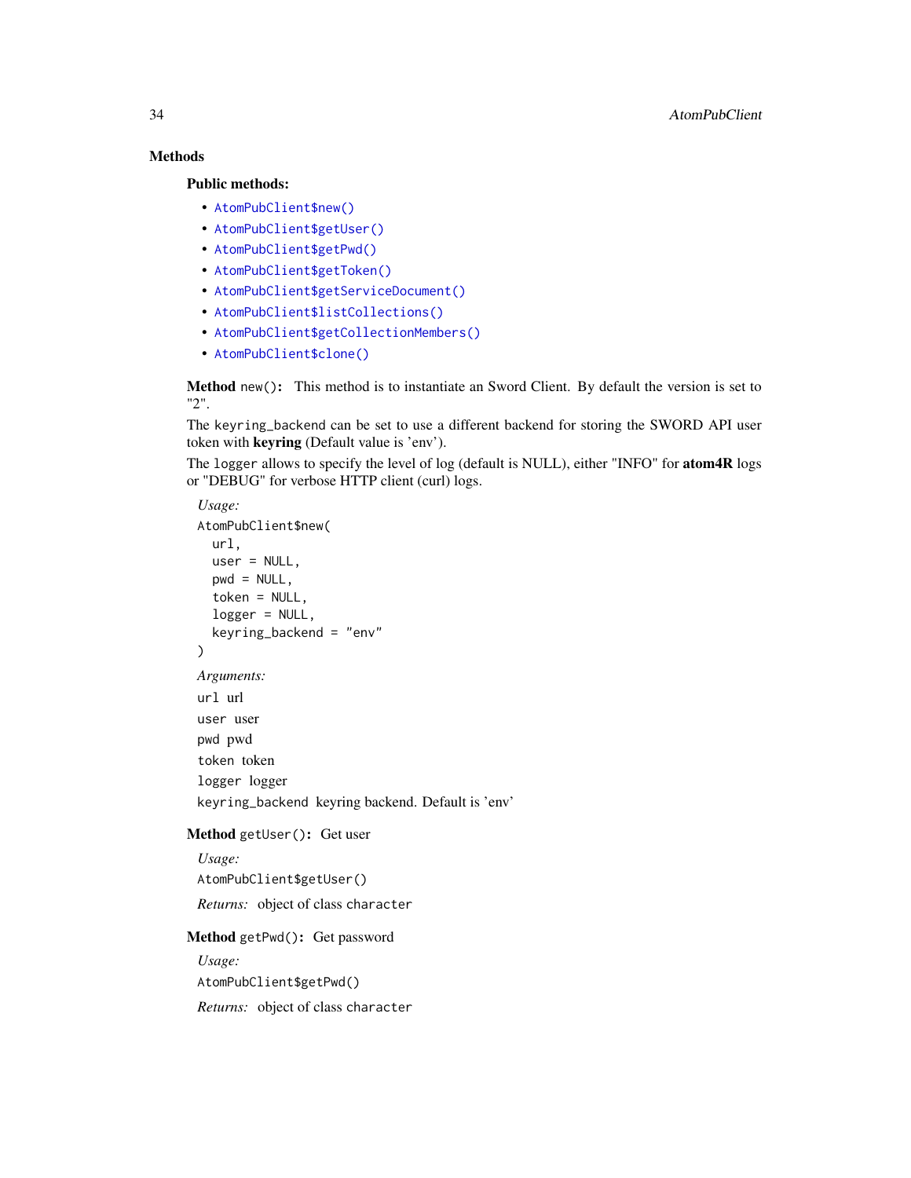### Methods

#### Public methods:

- `AtomPubClient$new()`
- `AtomPubClient$getUser()`
- `AtomPubClient$getPwd()`
- `AtomPubClient$getToken()`
- `AtomPubClient$getServiceDocument()`
- `AtomPubClient$listCollections()`
- `AtomPubClient$getCollectionMembers()`
- `AtomPubClient$clone()`

**Method** `new()`: This method is to instantiate an Sword Client. By default the version is set to "2".

The `keyring_backend` can be set to use a different backend for storing the SWORD API user token with **keyring** (Default value is 'env').

The `logger` allows to specify the level of log (default is NULL), either "INFO" for **atom4R** logs or "DEBUG" for verbose HTTP client (curl) logs.

*Usage:*

```
AtomPubClient$new(
  url,
  user = NULL,
  pwd = NULL,
  token = NULL,
  logger = NULL,
  keyring_backend = "env"
)
```

*Arguments:*

`url` url

`user` user

`pwd` pwd

`token` token

`logger` logger

`keyring_backend` keyring backend. Default is 'env'

**Method** `getUser()`: Get user

*Usage:*

```
AtomPubClient$getUser()
```

*Returns:* object of class `character`

**Method** `getPwd()`: Get password

*Usage:*

```
AtomPubClient$getPwd()
```

*Returns:* object of class `character`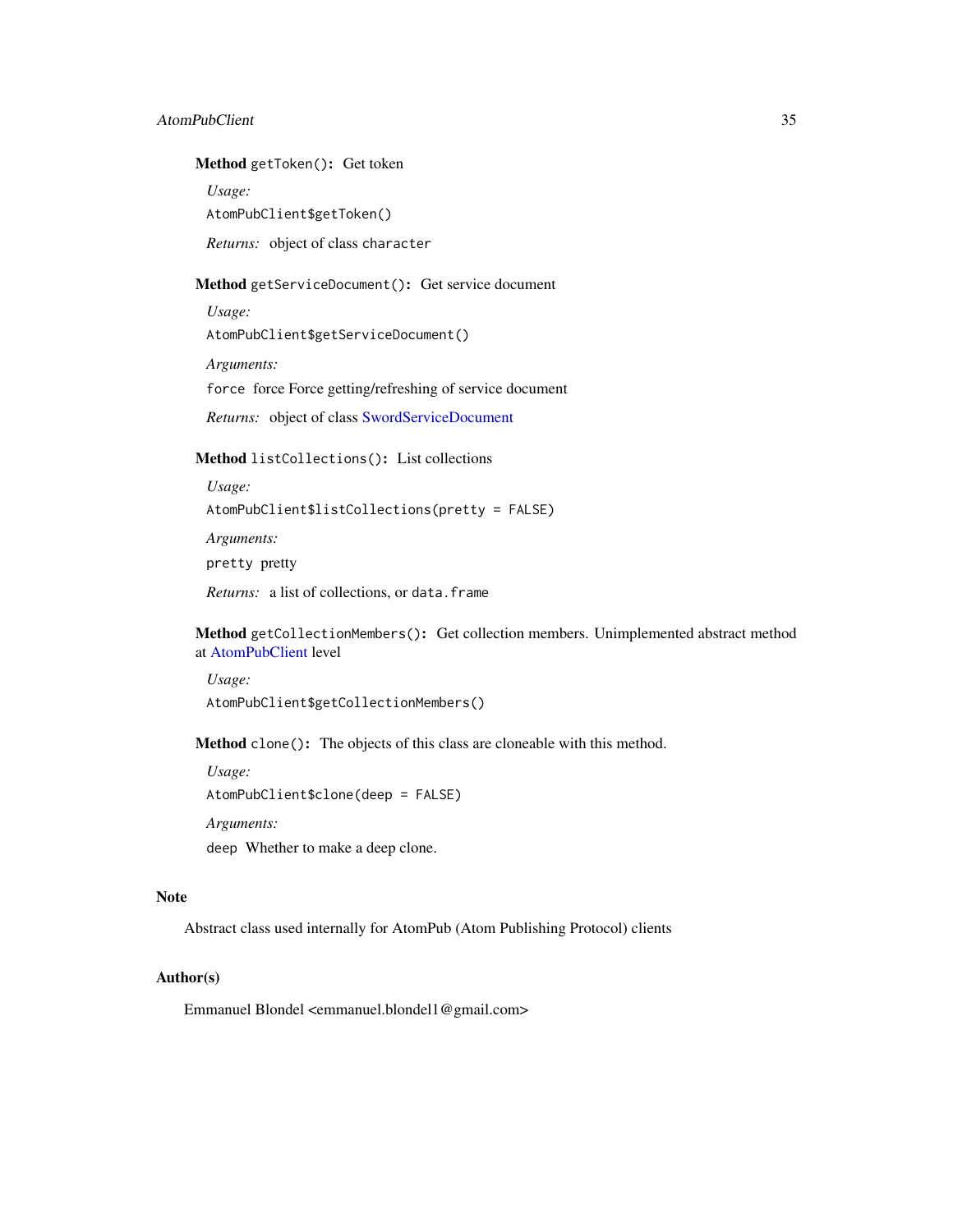**Method** `getToken()`**:** Get token

*Usage:*

```
AtomPubClient$getToken()
```

*Returns:* object of class `character`

**Method** `getServiceDocument()`**:** Get service document

*Usage:*

```
AtomPubClient$getServiceDocument()
```

*Arguments:*

`force` force Force getting/refreshing of service document

*Returns:* object of class SwordServiceDocument

**Method** `listCollections()`**:** List collections

*Usage:*

```
AtomPubClient$listCollections(pretty = FALSE)
```

*Arguments:*

`pretty` pretty

*Returns:* a list of collections, or `data.frame`

**Method** `getCollectionMembers()`**:** Get collection members. Unimplemented abstract method at AtomPubClient level

*Usage:*

```
AtomPubClient$getCollectionMembers()
```

**Method** `clone()`**:** The objects of this class are cloneable with this method.

*Usage:*

```
AtomPubClient$clone(deep = FALSE)
```

*Arguments:*

`deep` Whether to make a deep clone.

## Note

Abstract class used internally for AtomPub (Atom Publishing Protocol) clients

## Author(s)

Emmanuel Blondel <emmanuel.blondel1@gmail.com>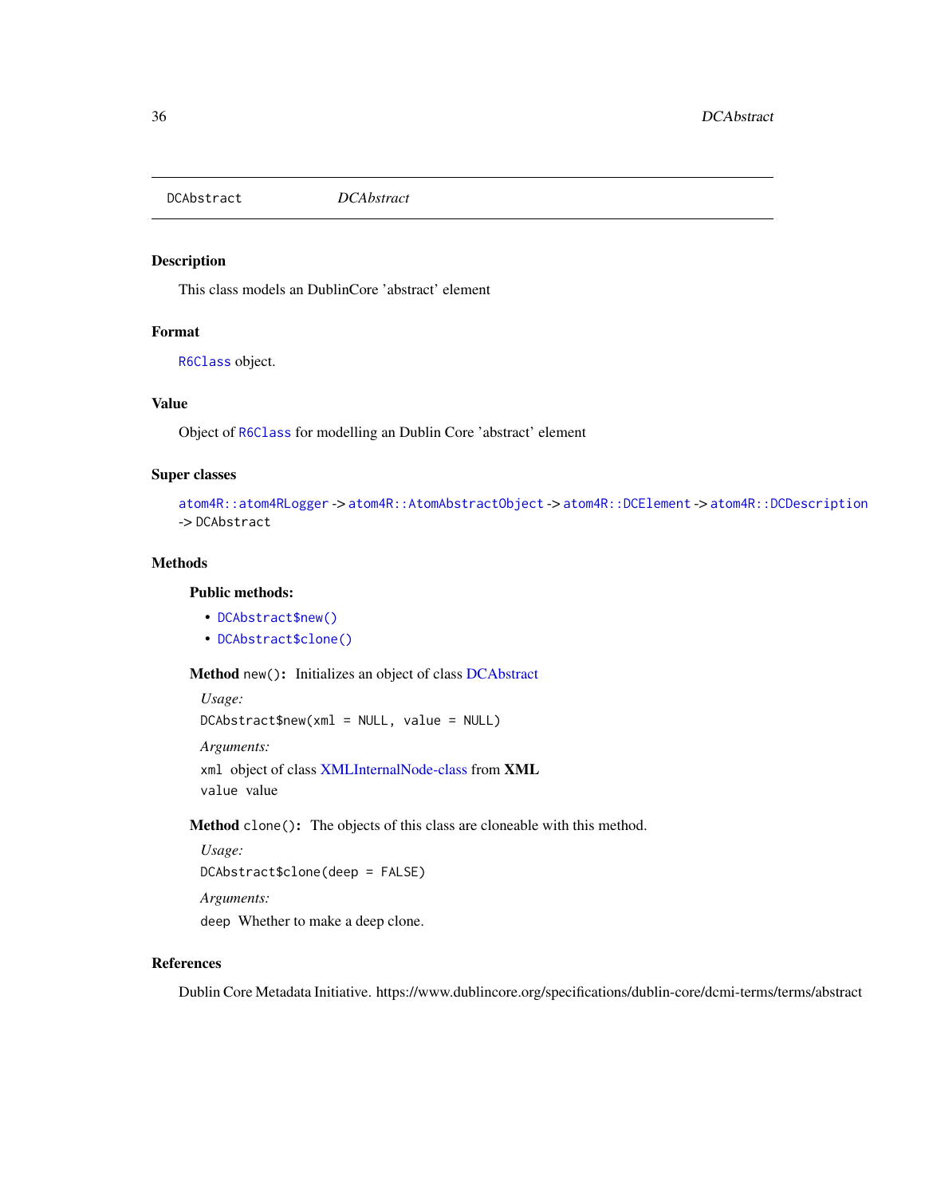# DCAbstract

*DCAbstract*

## Description

This class models an DublinCore 'abstract' element

## Format

R6Class object.

## Value

Object of R6Class for modelling an Dublin Core 'abstract' element

## Super classes

`atom4R::atom4RLogger` -> `atom4R::AtomAbstractObject` -> `atom4R::DCElement` -> `atom4R::DCDescription` -> `DCAbstract`

## Methods

### Public methods:

- `DCAbstract$new()`
- `DCAbstract$clone()`

**Method** `new()`: Initializes an object of class DCAbstract

*Usage:*

```
DCAbstract$new(xml = NULL, value = NULL)
```

*Arguments:*

`xml` object of class XMLInternalNode-class from **XML**

`value` value

**Method** `clone()`: The objects of this class are cloneable with this method.

*Usage:*

```
DCAbstract$clone(deep = FALSE)
```

*Arguments:*

`deep` Whether to make a deep clone.

## References

Dublin Core Metadata Initiative. https://www.dublincore.org/specifications/dublin-core/dcmi-terms/terms/abstract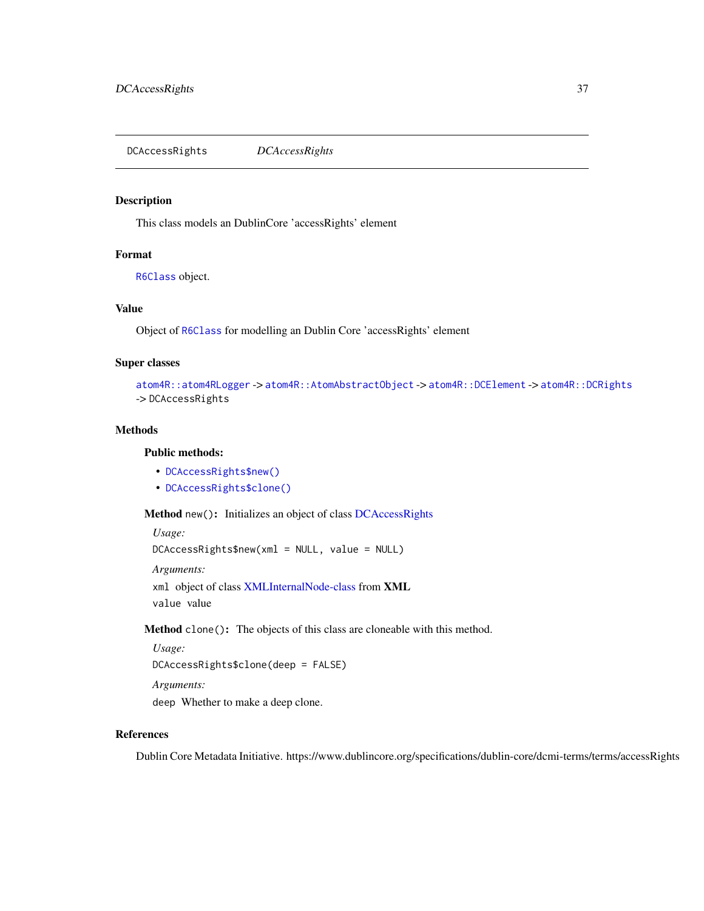# DCAccessRights — *DCAccessRights*

## Description

This class models an DublinCore 'accessRights' element

## Format

R6Class object.

## Value

Object of R6Class for modelling an Dublin Core 'accessRights' element

## Super classes

atom4R::atom4RLogger -> atom4R::AtomAbstractObject -> atom4R::DCElement -> atom4R::DCRights -> DCAccessRights

## Methods

### Public methods:

- DCAccessRights$new()
- DCAccessRights$clone()

**Method** `new()`: Initializes an object of class DCAccessRights

*Usage:*

```
DCAccessRights$new(xml = NULL, value = NULL)
```

*Arguments:*

`xml` object of class XMLInternalNode-class from **XML**

`value` value

**Method** `clone()`: The objects of this class are cloneable with this method.

*Usage:*

```
DCAccessRights$clone(deep = FALSE)
```

*Arguments:*

`deep` Whether to make a deep clone.

## References

Dublin Core Metadata Initiative. https://www.dublincore.org/specifications/dublin-core/dcmi-terms/terms/accessRights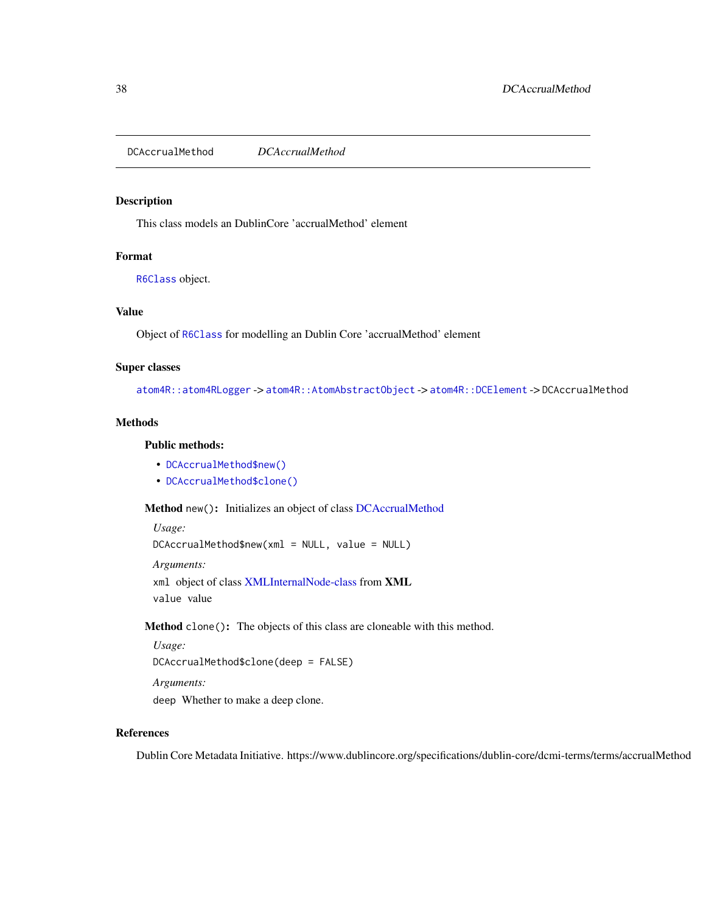# DCAccrualMethod — *DCAccrualMethod*

## Description

This class models an DublinCore 'accrualMethod' element

## Format

`R6Class` object.

## Value

Object of `R6Class` for modelling an Dublin Core 'accrualMethod' element

## Super classes

`atom4R::atom4RLogger` -> `atom4R::AtomAbstractObject` -> `atom4R::DCElement` -> `DCAccrualMethod`

## Methods

### Public methods:

- `DCAccrualMethod$new()`
- `DCAccrualMethod$clone()`

**Method** `new()`**:** Initializes an object of class DCAccrualMethod

*Usage:*

```
DCAccrualMethod$new(xml = NULL, value = NULL)
```

*Arguments:*

`xml` object of class XMLInternalNode-class from **XML**

`value` value

**Method** `clone()`**:** The objects of this class are cloneable with this method.

*Usage:*

```
DCAccrualMethod$clone(deep = FALSE)
```

*Arguments:*

`deep` Whether to make a deep clone.

## References

Dublin Core Metadata Initiative. https://www.dublincore.org/specifications/dublin-core/dcmi-terms/terms/accrualMethod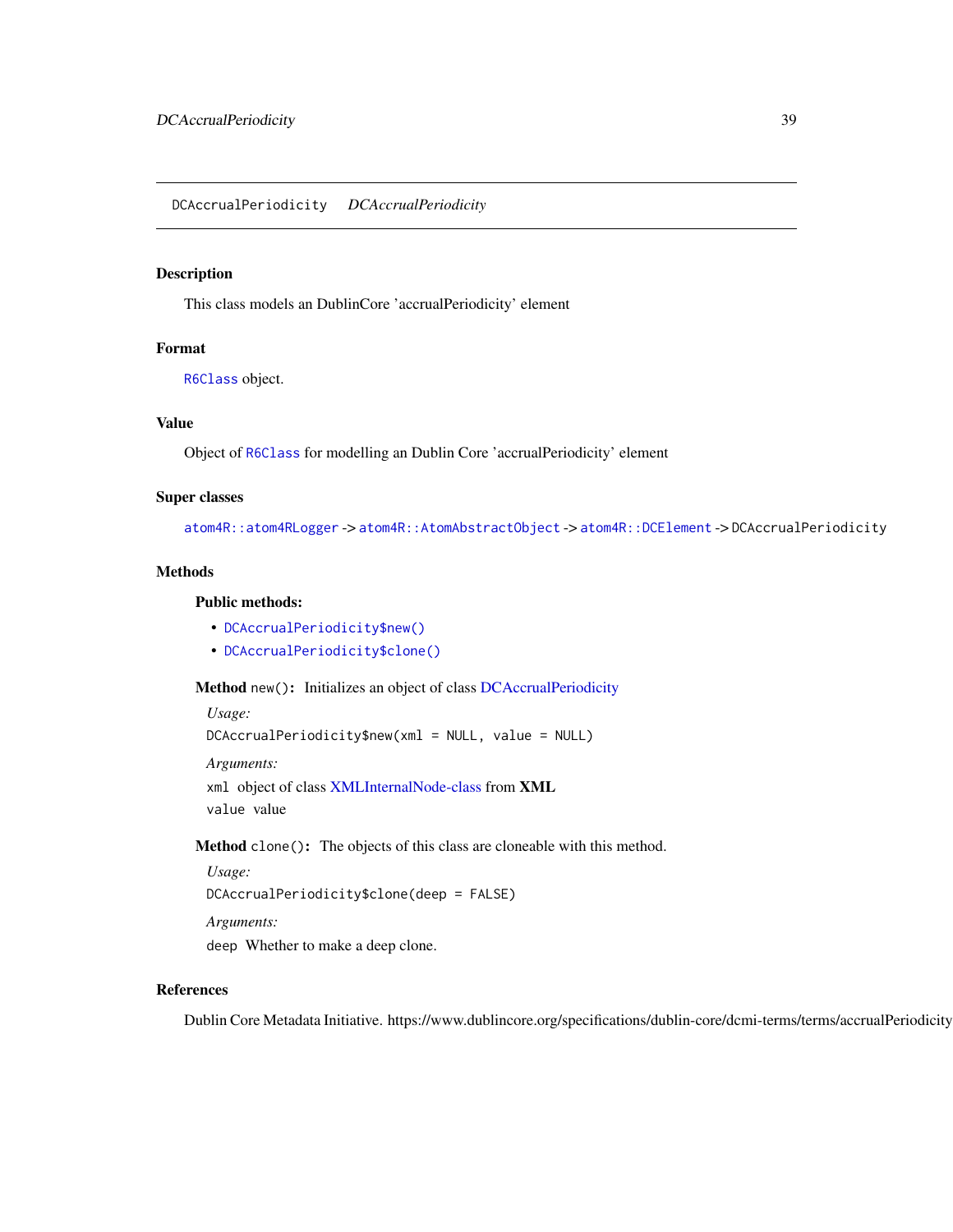## DCAccrualPeriodicity *DCAccrualPeriodicity*

### Description

This class models an DublinCore 'accrualPeriodicity' element

### Format

`R6Class` object.

### Value

Object of `R6Class` for modelling an Dublin Core 'accrualPeriodicity' element

### Super classes

`atom4R::atom4RLogger` -> `atom4R::AtomAbstractObject` -> `atom4R::DCElement` -> `DCAccrualPeriodicity`

### Methods

#### Public methods:

- `DCAccrualPeriodicity$new()`
- `DCAccrualPeriodicity$clone()`

**Method** `new()`**:** Initializes an object of class DCAccrualPeriodicity

*Usage:*

```
DCAccrualPeriodicity$new(xml = NULL, value = NULL)
```

*Arguments:*

`xml` object of class XMLInternalNode-class from **XML**

`value` value

**Method** `clone()`**:** The objects of this class are cloneable with this method.

*Usage:*

```
DCAccrualPeriodicity$clone(deep = FALSE)
```

*Arguments:*

`deep` Whether to make a deep clone.

### References

Dublin Core Metadata Initiative. https://www.dublincore.org/specifications/dublin-core/dcmi-terms/terms/accrualPeriodicity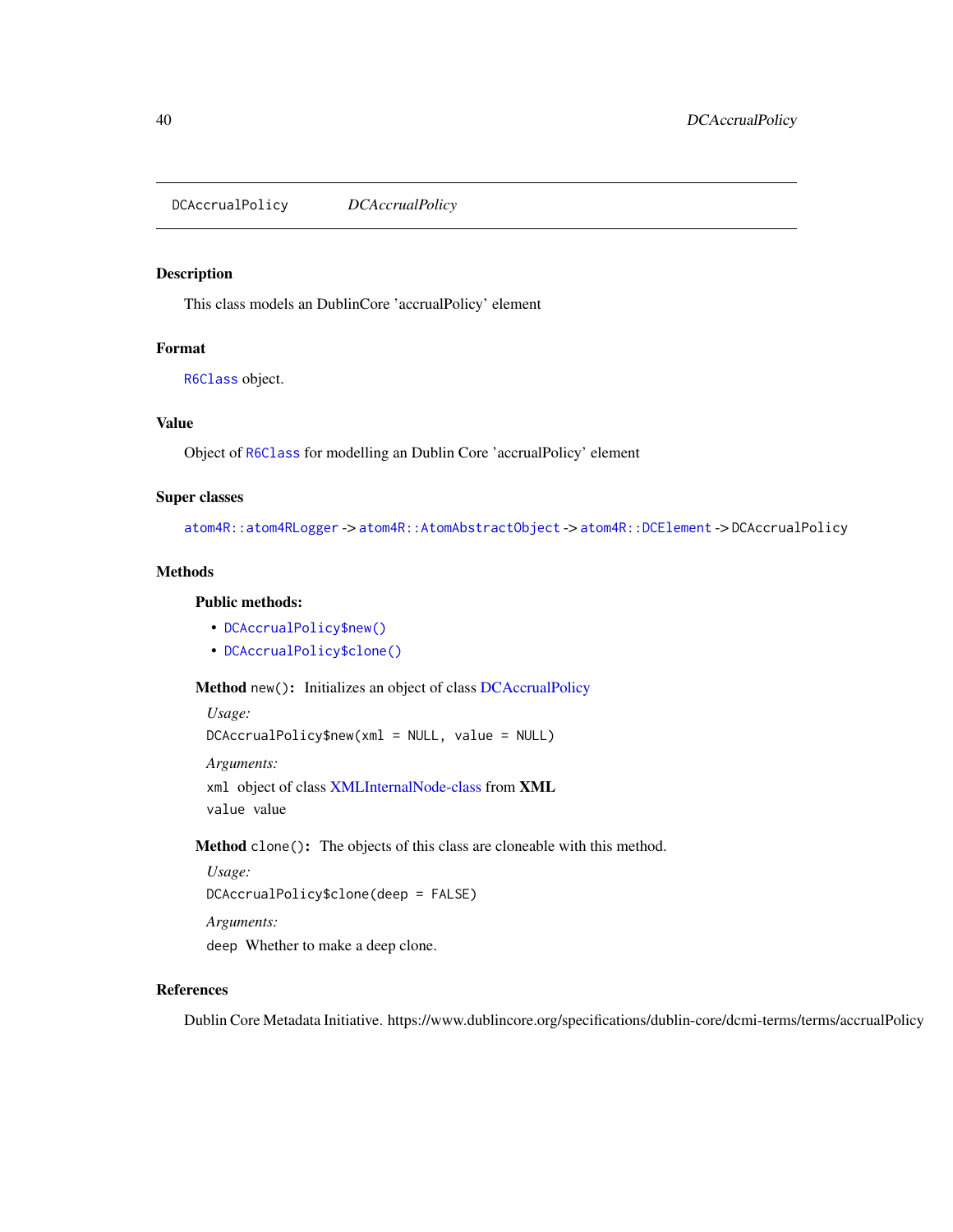# DCAccrualPolicy *DCAccrualPolicy*

## Description

This class models an DublinCore 'accrualPolicy' element

## Format

`R6Class` object.

## Value

Object of `R6Class` for modelling an Dublin Core 'accrualPolicy' element

## Super classes

`atom4R::atom4RLogger` -> `atom4R::AtomAbstractObject` -> `atom4R::DCElement` -> `DCAccrualPolicy`

## Methods

### Public methods:

- `DCAccrualPolicy$new()`
- `DCAccrualPolicy$clone()`

**Method** `new()`**:** Initializes an object of class DCAccrualPolicy

*Usage:*

```
DCAccrualPolicy$new(xml = NULL, value = NULL)
```

*Arguments:*

`xml` object of class XMLInternalNode-class from **XML**

`value` value

**Method** `clone()`**:** The objects of this class are cloneable with this method.

*Usage:*

```
DCAccrualPolicy$clone(deep = FALSE)
```

*Arguments:*

`deep` Whether to make a deep clone.

## References

Dublin Core Metadata Initiative. https://www.dublincore.org/specifications/dublin-core/dcmi-terms/terms/accrualPolicy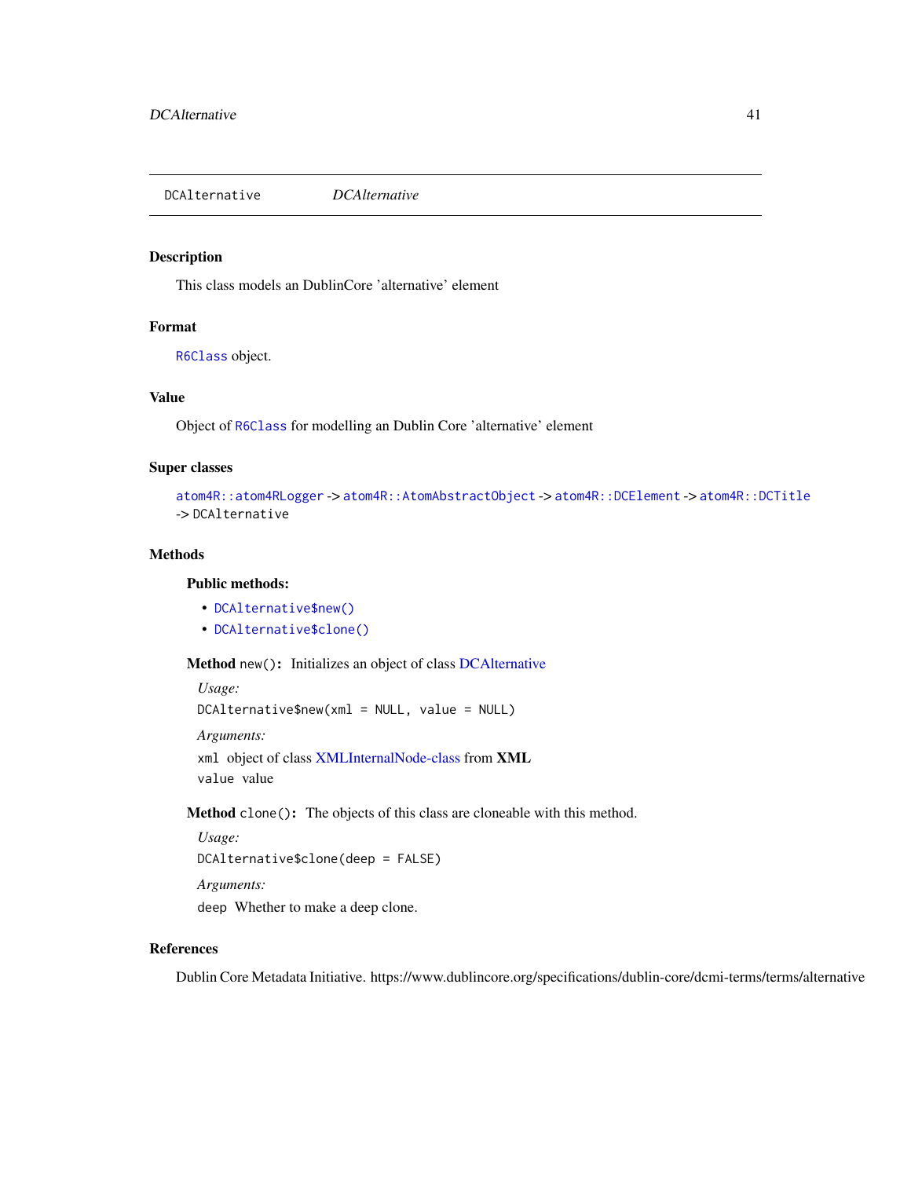# DCAlternative — *DCAlternative*

## Description

This class models an DublinCore 'alternative' element

## Format

R6Class object.

## Value

Object of R6Class for modelling an Dublin Core 'alternative' element

## Super classes

atom4R::atom4RLogger -> atom4R::AtomAbstractObject -> atom4R::DCElement -> atom4R::DCTitle -> DCAlternative

## Methods

### Public methods:

- DCAlternative$new()
- DCAlternative$clone()

**Method** `new()`: Initializes an object of class DCAlternative

*Usage:*

```
DCAlternative$new(xml = NULL, value = NULL)
```

*Arguments:*

`xml` object of class XMLInternalNode-class from **XML**

`value` value

**Method** `clone()`: The objects of this class are cloneable with this method.

*Usage:*

```
DCAlternative$clone(deep = FALSE)
```

*Arguments:*

`deep` Whether to make a deep clone.

## References

Dublin Core Metadata Initiative. https://www.dublincore.org/specifications/dublin-core/dcmi-terms/terms/alternative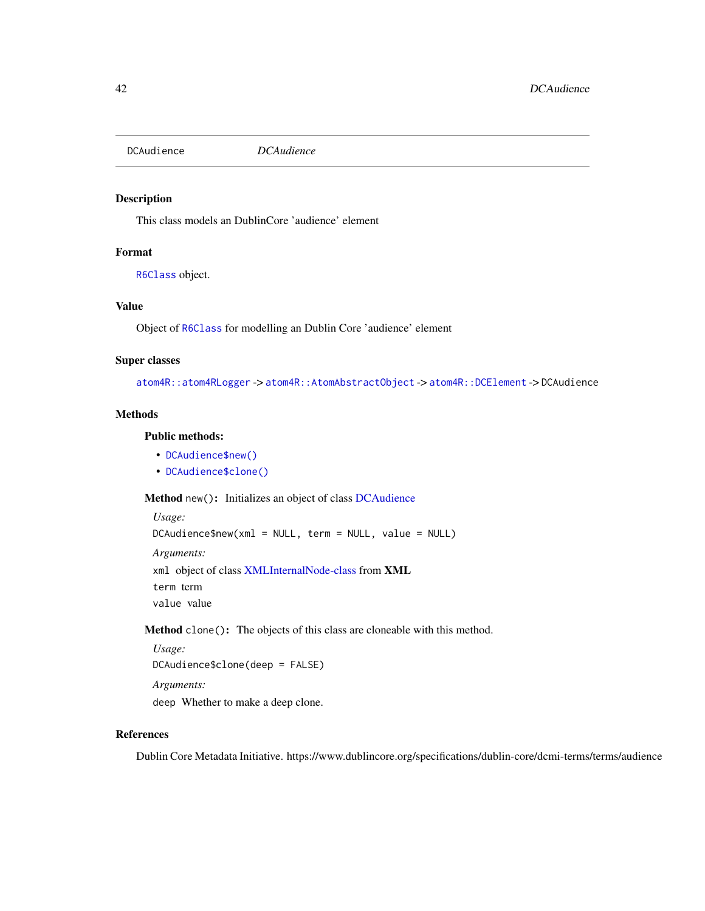DCAudience    *DCAudience*

## Description

This class models an DublinCore 'audience' element

## Format

`R6Class` object.

## Value

Object of `R6Class` for modelling an Dublin Core 'audience' element

## Super classes

`atom4R::atom4RLogger` -> `atom4R::AtomAbstractObject` -> `atom4R::DCElement` -> `DCAudience`

## Methods

### Public methods:

- `DCAudience$new()`
- `DCAudience$clone()`

**Method** `new()`: Initializes an object of class DCAudience

*Usage:*

```
DCAudience$new(xml = NULL, term = NULL, value = NULL)
```

*Arguments:*

`xml` object of class XMLInternalNode-class from **XML**

`term` term

`value` value

**Method** `clone()`: The objects of this class are cloneable with this method.

*Usage:*

```
DCAudience$clone(deep = FALSE)
```

*Arguments:*

`deep` Whether to make a deep clone.

## References

Dublin Core Metadata Initiative. https://www.dublincore.org/specifications/dublin-core/dcmi-terms/terms/audience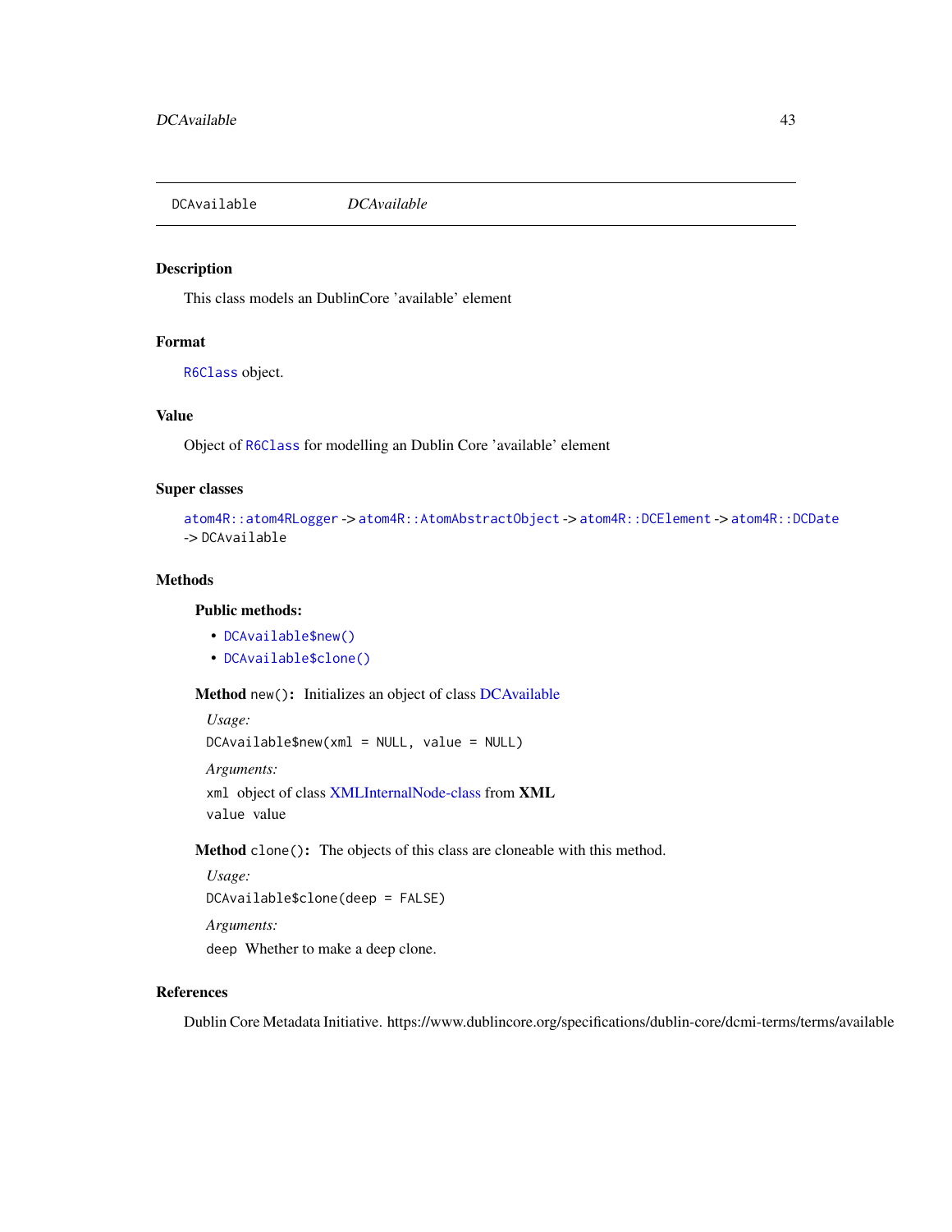# DCAvailable    *DCAvailable*

## Description

This class models an DublinCore 'available' element

## Format

`R6Class` object.

## Value

Object of `R6Class` for modelling an Dublin Core 'available' element

## Super classes

`atom4R::atom4RLogger` -> `atom4R::AtomAbstractObject` -> `atom4R::DCElement` -> `atom4R::DCDate` -> `DCAvailable`

## Methods

### Public methods:

- `DCAvailable$new()`
- `DCAvailable$clone()`

**Method** `new()`: Initializes an object of class DCAvailable

*Usage:*

```
DCAvailable$new(xml = NULL, value = NULL)
```

*Arguments:*

`xml` object of class XMLInternalNode-class from **XML**

`value` value

**Method** `clone()`: The objects of this class are cloneable with this method.

*Usage:*

```
DCAvailable$clone(deep = FALSE)
```

*Arguments:*

`deep` Whether to make a deep clone.

## References

Dublin Core Metadata Initiative. https://www.dublincore.org/specifications/dublin-core/dcmi-terms/terms/available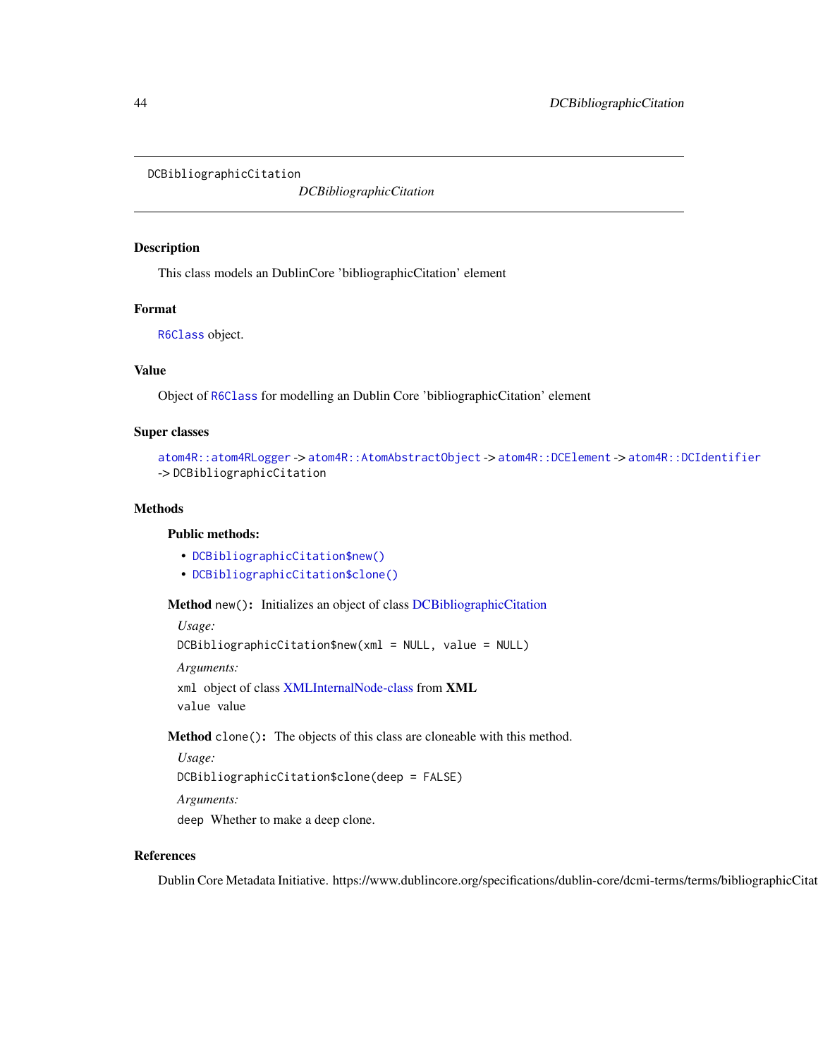DCBibliographicCitation

*DCBibliographicCitation*

## Description

This class models an DublinCore 'bibliographicCitation' element

## Format

`R6Class` object.

## Value

Object of `R6Class` for modelling an Dublin Core 'bibliographicCitation' element

## Super classes

`atom4R::atom4RLogger` -> `atom4R::AtomAbstractObject` -> `atom4R::DCElement` -> `atom4R::DCIdentifier` -> `DCBibliographicCitation`

## Methods

### Public methods:

- `DCBibliographicCitation$new()`
- `DCBibliographicCitation$clone()`

**Method** `new()`: Initializes an object of class DCBibliographicCitation

*Usage:*

```
DCBibliographicCitation$new(xml = NULL, value = NULL)
```

*Arguments:*

`xml` object of class XMLInternalNode-class from **XML**

`value` value

**Method** `clone()`: The objects of this class are cloneable with this method.

*Usage:*

```
DCBibliographicCitation$clone(deep = FALSE)
```

*Arguments:*

`deep` Whether to make a deep clone.

## References

Dublin Core Metadata Initiative. https://www.dublincore.org/specifications/dublin-core/dcmi-terms/terms/bibliographicCitat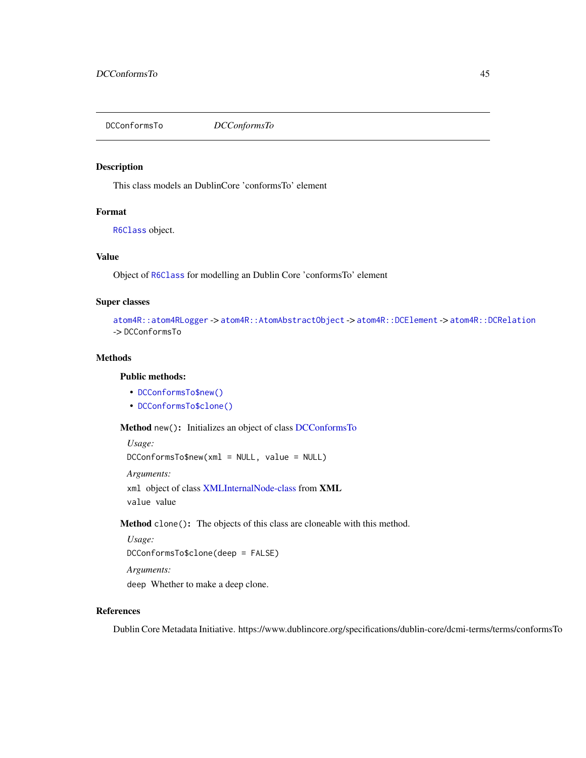DCConformsTo *DCConformsTo*

## Description

This class models an DublinCore 'conformsTo' element

## Format

R6Class object.

## Value

Object of R6Class for modelling an Dublin Core 'conformsTo' element

## Super classes

atom4R::atom4RLogger -> atom4R::AtomAbstractObject -> atom4R::DCElement -> atom4R::DCRelation -> DCConformsTo

## Methods

### Public methods:

- DCConformsTo$new()
- DCConformsTo$clone()

**Method** `new()`: Initializes an object of class DCConformsTo

*Usage:*

```
DCConformsTo$new(xml = NULL, value = NULL)
```

*Arguments:*

`xml` object of class XMLInternalNode-class from **XML**

`value` value

**Method** `clone()`: The objects of this class are cloneable with this method.

*Usage:*

```
DCConformsTo$clone(deep = FALSE)
```

*Arguments:*

`deep` Whether to make a deep clone.

## References

Dublin Core Metadata Initiative. https://www.dublincore.org/specifications/dublin-core/dcmi-terms/terms/conformsTo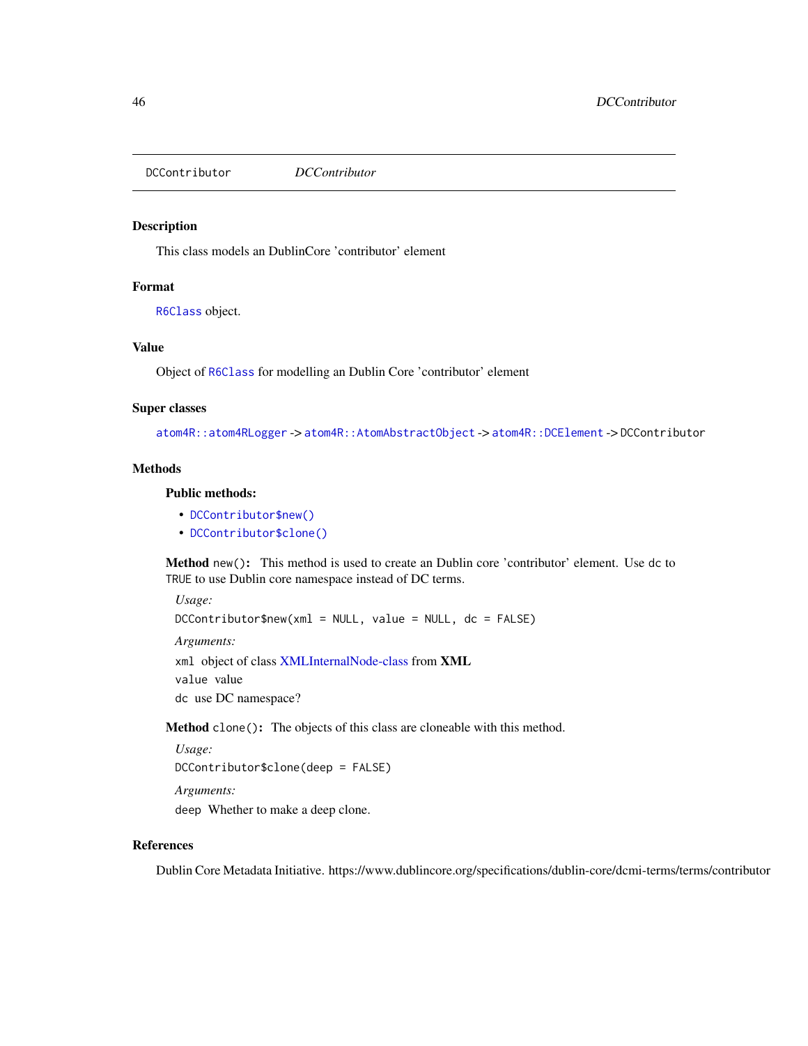# DCContributor *DCContributor*

## Description

This class models an DublinCore 'contributor' element

## Format

`R6Class` object.

## Value

Object of `R6Class` for modelling an Dublin Core 'contributor' element

## Super classes

`atom4R::atom4RLogger` -> `atom4R::AtomAbstractObject` -> `atom4R::DCElement` -> `DCContributor`

## Methods

### Public methods:

- `DCContributor$new()`
- `DCContributor$clone()`

**Method** `new()`: This method is used to create an Dublin core 'contributor' element. Use `dc` to `TRUE` to use Dublin core namespace instead of DC terms.

*Usage:*

```
DCContributor$new(xml = NULL, value = NULL, dc = FALSE)
```

*Arguments:*

`xml` object of class XMLInternalNode-class from **XML**

`value` value

`dc` use DC namespace?

**Method** `clone()`: The objects of this class are cloneable with this method.

*Usage:*

```
DCContributor$clone(deep = FALSE)
```

*Arguments:*

`deep` Whether to make a deep clone.

## References

Dublin Core Metadata Initiative. https://www.dublincore.org/specifications/dublin-core/dcmi-terms/terms/contributor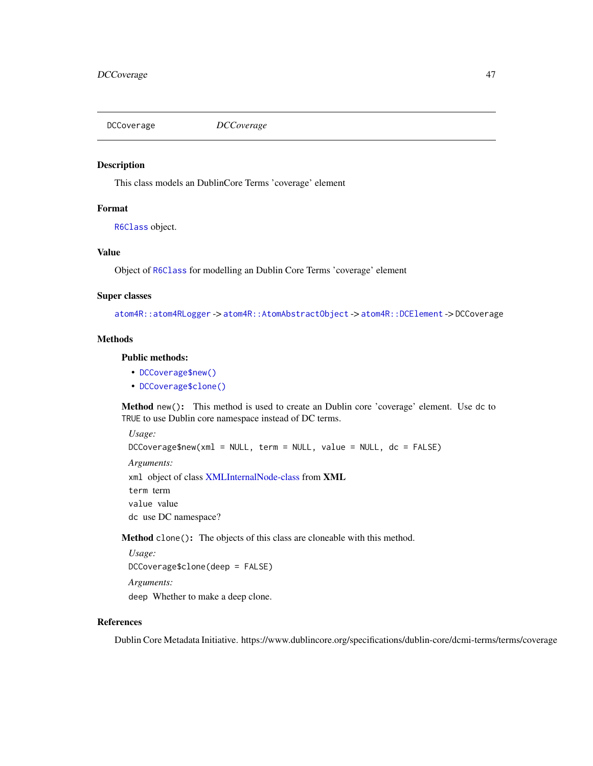## DCCoverage *DCCoverage*

### Description

This class models an DublinCore Terms 'coverage' element

### Format

R6Class object.

### Value

Object of R6Class for modelling an Dublin Core Terms 'coverage' element

### Super classes

`atom4R::atom4RLogger` -> `atom4R::AtomAbstractObject` -> `atom4R::DCElement` -> `DCCoverage`

### Methods

#### Public methods:

- `DCCoverage$new()`
- `DCCoverage$clone()`

**Method** `new()`: This method is used to create an Dublin core 'coverage' element. Use `dc` to `TRUE` to use Dublin core namespace instead of DC terms.

*Usage:*

```
DCCoverage$new(xml = NULL, term = NULL, value = NULL, dc = FALSE)
```

*Arguments:*

`xml` object of class XMLInternalNode-class from **XML**

`term` term

`value` value

`dc` use DC namespace?

**Method** `clone()`: The objects of this class are cloneable with this method.

*Usage:*

```
DCCoverage$clone(deep = FALSE)
```

*Arguments:*

`deep` Whether to make a deep clone.

### References

Dublin Core Metadata Initiative. https://www.dublincore.org/specifications/dublin-core/dcmi-terms/terms/coverage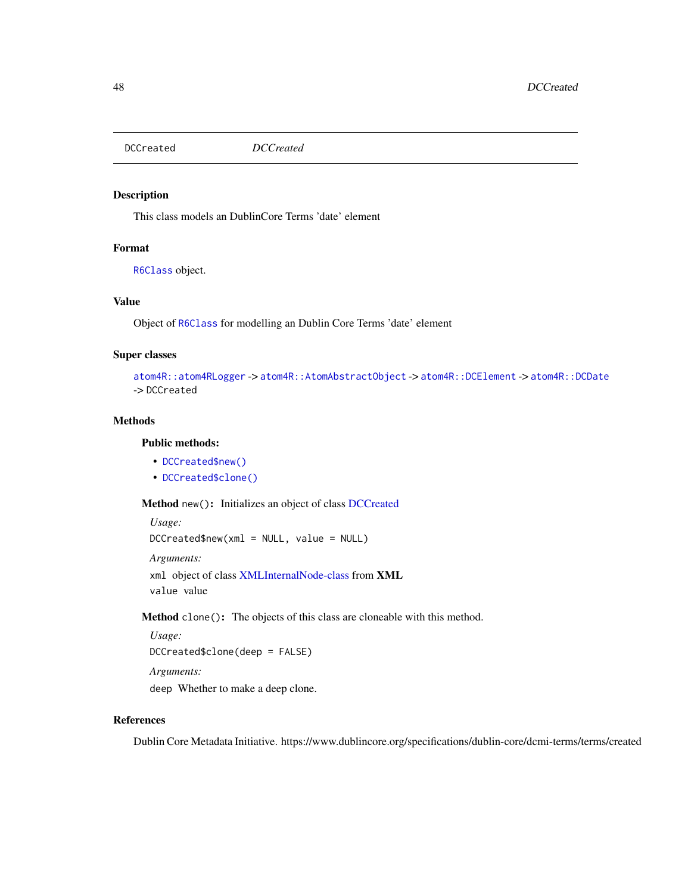# DCCreated

*DCCreated*

## Description

This class models an DublinCore Terms 'date' element

## Format

`R6Class` object.

## Value

Object of `R6Class` for modelling an Dublin Core Terms 'date' element

## Super classes

`atom4R::atom4RLogger` -> `atom4R::AtomAbstractObject` -> `atom4R::DCElement` -> `atom4R::DCDate` -> `DCCreated`

## Methods

### Public methods:

- `DCCreated$new()`
- `DCCreated$clone()`

**Method** `new()`**:** Initializes an object of class DCCreated

*Usage:*

```
DCCreated$new(xml = NULL, value = NULL)
```

*Arguments:*

`xml` object of class XMLInternalNode-class from **XML**

`value` value

**Method** `clone()`**:** The objects of this class are cloneable with this method.

*Usage:*

```
DCCreated$clone(deep = FALSE)
```

*Arguments:*

`deep` Whether to make a deep clone.

## References

Dublin Core Metadata Initiative. https://www.dublincore.org/specifications/dublin-core/dcmi-terms/terms/created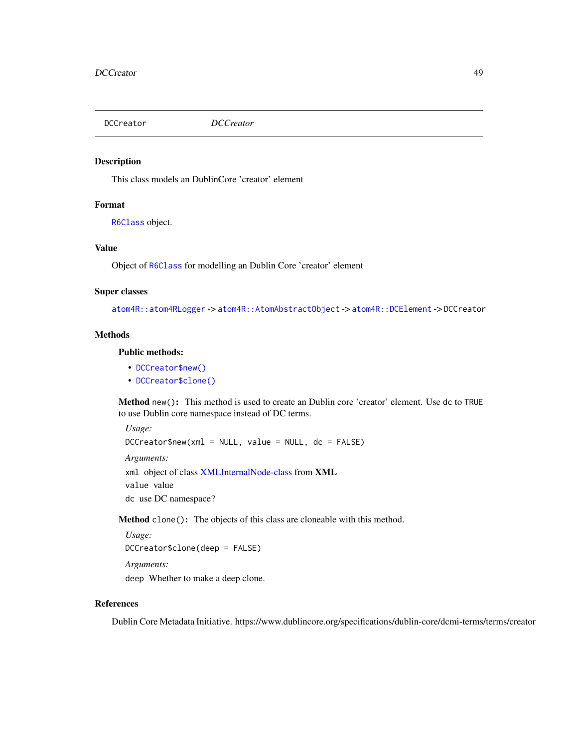# DCCreator *DCCreator*

## Description

This class models an DublinCore 'creator' element

## Format

`R6Class` object.

## Value

Object of `R6Class` for modelling an Dublin Core 'creator' element

## Super classes

`atom4R::atom4RLogger` -> `atom4R::AtomAbstractObject` -> `atom4R::DCElement` -> `DCCreator`

## Methods

### Public methods:

- `DCCreator$new()`
- `DCCreator$clone()`

**Method** `new()`**:** This method is used to create an Dublin core 'creator' element. Use `dc` to `TRUE` to use Dublin core namespace instead of DC terms.

*Usage:*

```
DCCreator$new(xml = NULL, value = NULL, dc = FALSE)
```

*Arguments:*

`xml` object of class XMLInternalNode-class from **XML**

`value` value

`dc` use DC namespace?

**Method** `clone()`**:** The objects of this class are cloneable with this method.

*Usage:*

```
DCCreator$clone(deep = FALSE)
```

*Arguments:*

`deep` Whether to make a deep clone.

## References

Dublin Core Metadata Initiative. https://www.dublincore.org/specifications/dublin-core/dcmi-terms/terms/creator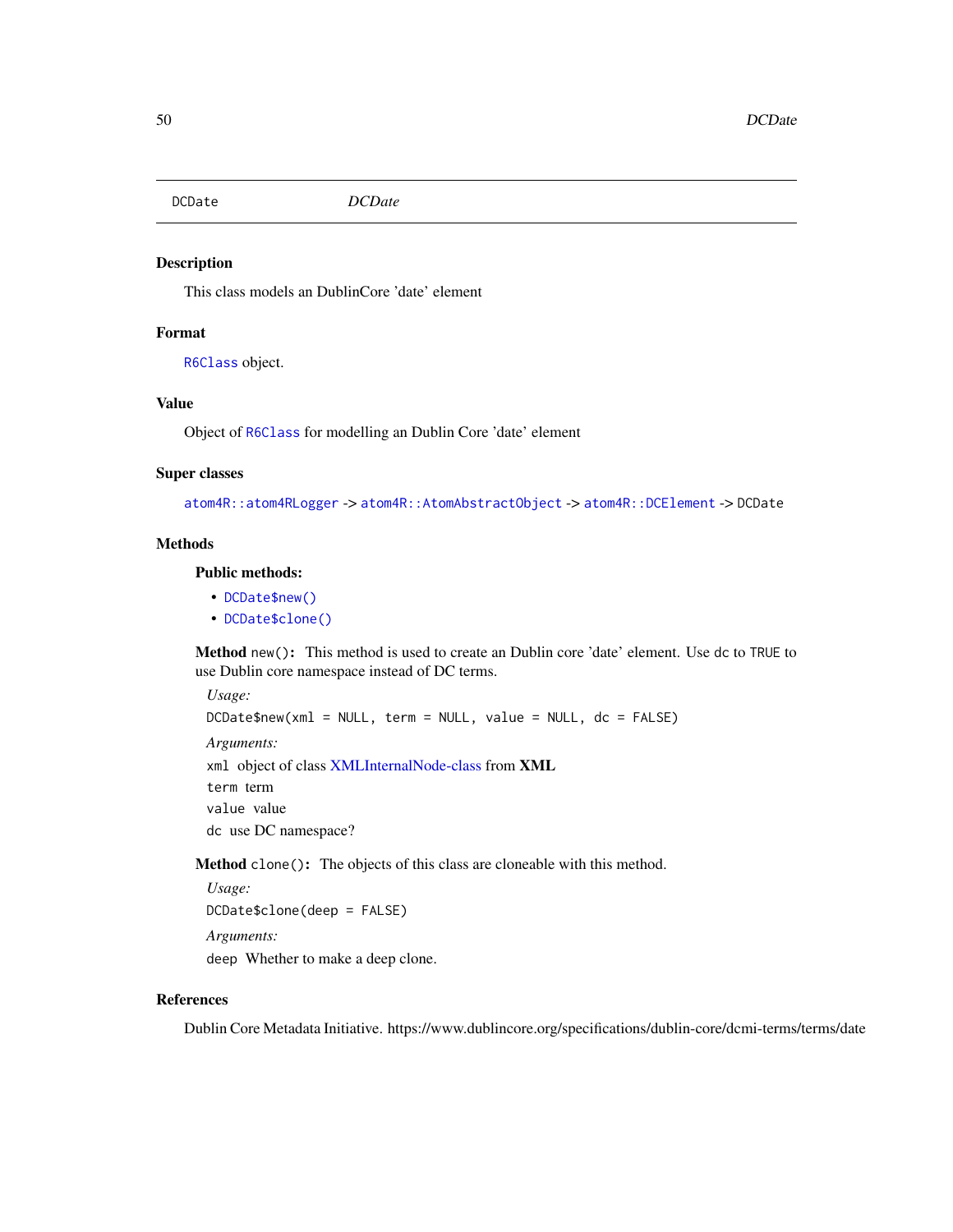# DCDate

*DCDate*

## Description

This class models an DublinCore 'date' element

## Format

`R6Class` object.

## Value

Object of `R6Class` for modelling an Dublin Core 'date' element

## Super classes

`atom4R::atom4RLogger` -> `atom4R::AtomAbstractObject` -> `atom4R::DCElement` -> `DCDate`

## Methods

### Public methods:

- `DCDate$new()`
- `DCDate$clone()`

**Method** `new()`**:** This method is used to create an Dublin core 'date' element. Use `dc` to `TRUE` to use Dublin core namespace instead of DC terms.

*Usage:*

```
DCDate$new(xml = NULL, term = NULL, value = NULL, dc = FALSE)
```

*Arguments:*

`xml` object of class XMLInternalNode-class from **XML**

`term` term

`value` value

`dc` use DC namespace?

**Method** `clone()`**:** The objects of this class are cloneable with this method.

*Usage:*

```
DCDate$clone(deep = FALSE)
```

*Arguments:*

`deep` Whether to make a deep clone.

## References

Dublin Core Metadata Initiative. https://www.dublincore.org/specifications/dublin-core/dcmi-terms/terms/date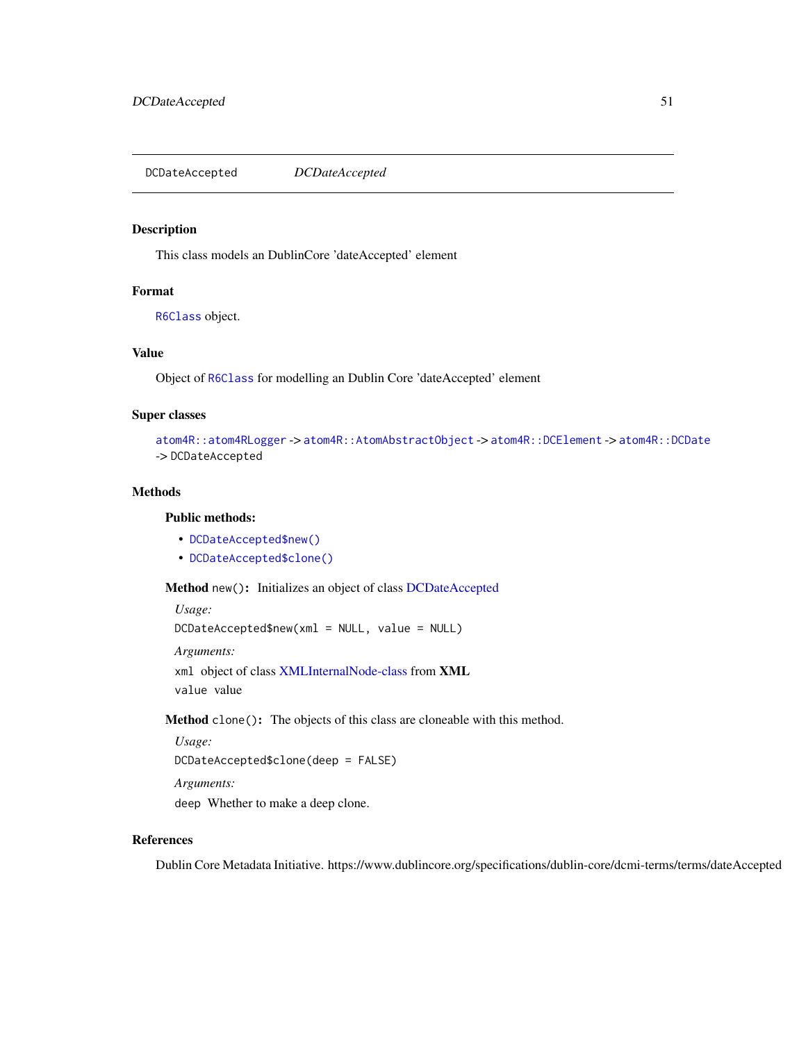# DCDateAccepted *DCDateAccepted*

## Description

This class models an DublinCore 'dateAccepted' element

## Format

R6Class object.

## Value

Object of R6Class for modelling an Dublin Core 'dateAccepted' element

## Super classes

atom4R::atom4RLogger -> atom4R::AtomAbstractObject -> atom4R::DCElement -> atom4R::DCDate -> DCDateAccepted

## Methods

### Public methods:

- DCDateAccepted$new()
- DCDateAccepted$clone()

**Method** `new()`**:** Initializes an object of class DCDateAccepted

*Usage:*

```
DCDateAccepted$new(xml = NULL, value = NULL)
```

*Arguments:*

`xml` object of class XMLInternalNode-class from **XML**

`value` value

**Method** `clone()`**:** The objects of this class are cloneable with this method.

*Usage:*

```
DCDateAccepted$clone(deep = FALSE)
```

*Arguments:*

`deep` Whether to make a deep clone.

## References

Dublin Core Metadata Initiative. https://www.dublincore.org/specifications/dublin-core/dcmi-terms/terms/dateAccepted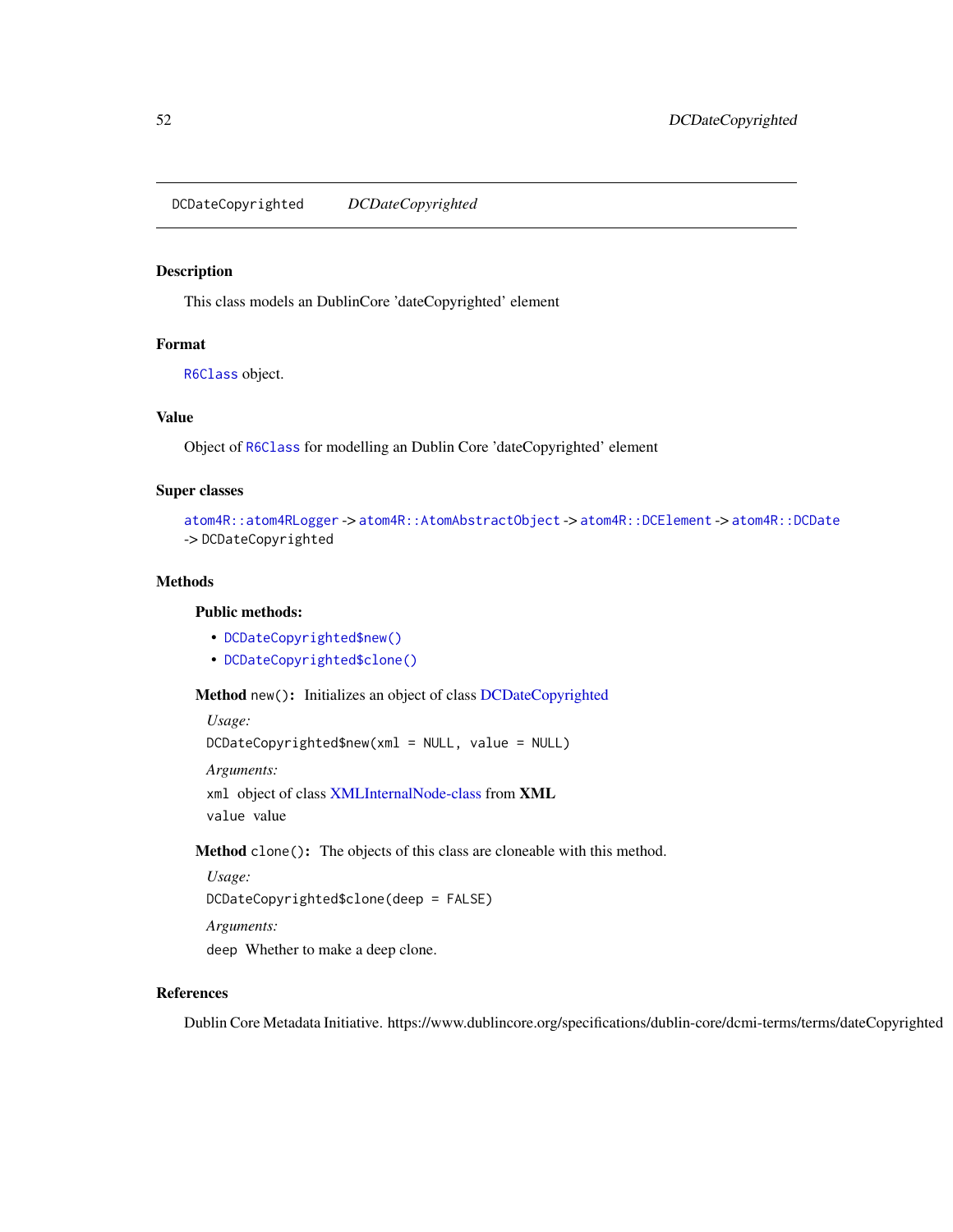# DCDateCopyrighted *DCDateCopyrighted*

## Description

This class models an DublinCore 'dateCopyrighted' element

## Format

`R6Class` object.

## Value

Object of `R6Class` for modelling an Dublin Core 'dateCopyrighted' element

## Super classes

`atom4R::atom4RLogger` -> `atom4R::AtomAbstractObject` -> `atom4R::DCElement` -> `atom4R::DCDate` -> `DCDateCopyrighted`

## Methods

### Public methods:

- `DCDateCopyrighted$new()`
- `DCDateCopyrighted$clone()`

**Method** `new()`**:** Initializes an object of class DCDateCopyrighted

*Usage:*

```
DCDateCopyrighted$new(xml = NULL, value = NULL)
```

*Arguments:*

`xml` object of class XMLInternalNode-class from **XML**

`value` value

**Method** `clone()`**:** The objects of this class are cloneable with this method.

*Usage:*

```
DCDateCopyrighted$clone(deep = FALSE)
```

*Arguments:*

`deep` Whether to make a deep clone.

## References

Dublin Core Metadata Initiative. https://www.dublincore.org/specifications/dublin-core/dcmi-terms/terms/dateCopyrighted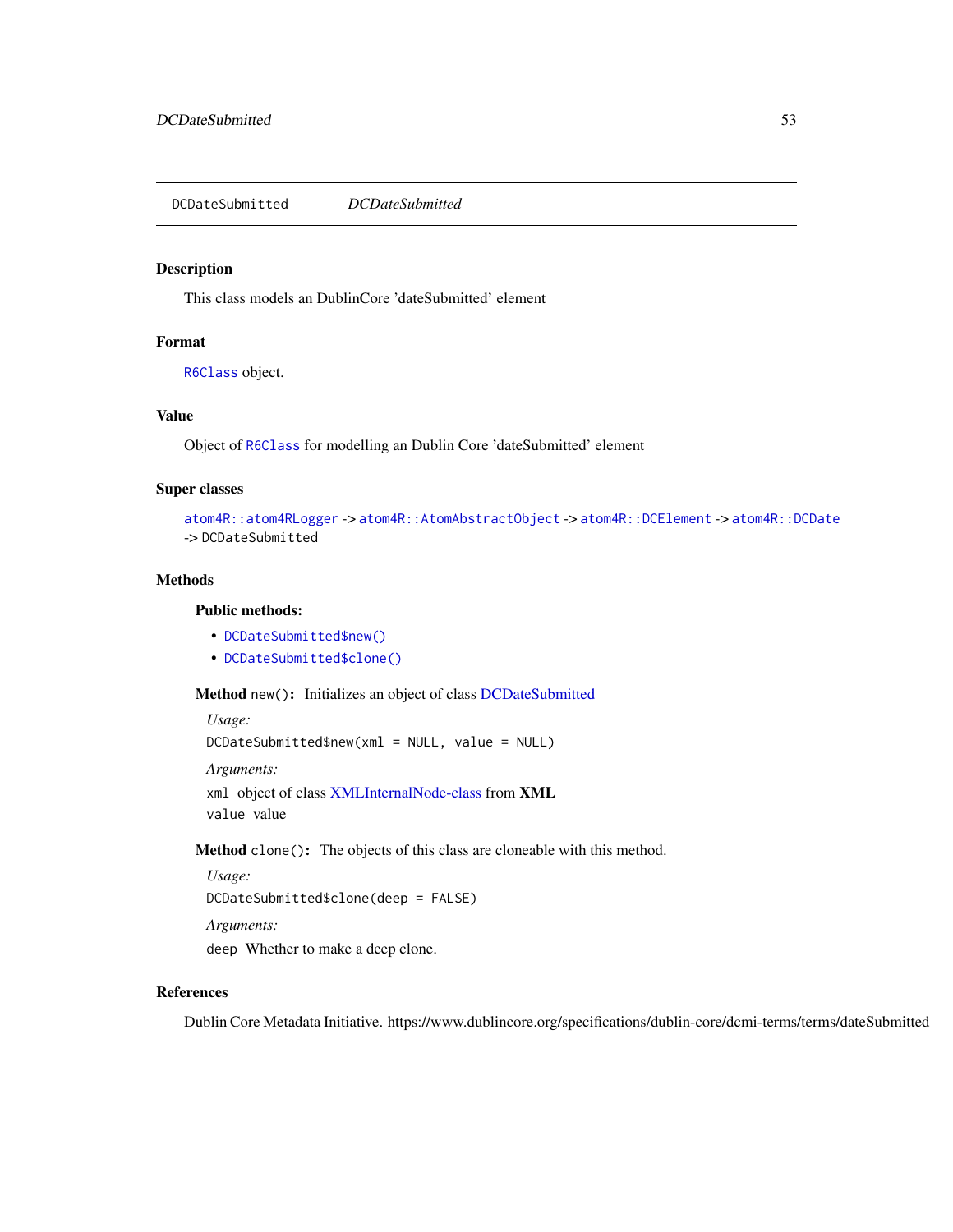# DCDateSubmitted    *DCDateSubmitted*

## Description

This class models an DublinCore 'dateSubmitted' element

## Format

R6Class object.

## Value

Object of R6Class for modelling an Dublin Core 'dateSubmitted' element

## Super classes

atom4R::atom4RLogger -> atom4R::AtomAbstractObject -> atom4R::DCElement -> atom4R::DCDate -> DCDateSubmitted

## Methods

### Public methods:

- DCDateSubmitted$new()
- DCDateSubmitted$clone()

**Method** `new()`: Initializes an object of class DCDateSubmitted

*Usage:*

```
DCDateSubmitted$new(xml = NULL, value = NULL)
```

*Arguments:*

`xml` object of class XMLInternalNode-class from **XML**

`value` value

**Method** `clone()`: The objects of this class are cloneable with this method.

*Usage:*

```
DCDateSubmitted$clone(deep = FALSE)
```

*Arguments:*

`deep` Whether to make a deep clone.

## References

Dublin Core Metadata Initiative. https://www.dublincore.org/specifications/dublin-core/dcmi-terms/terms/dateSubmitted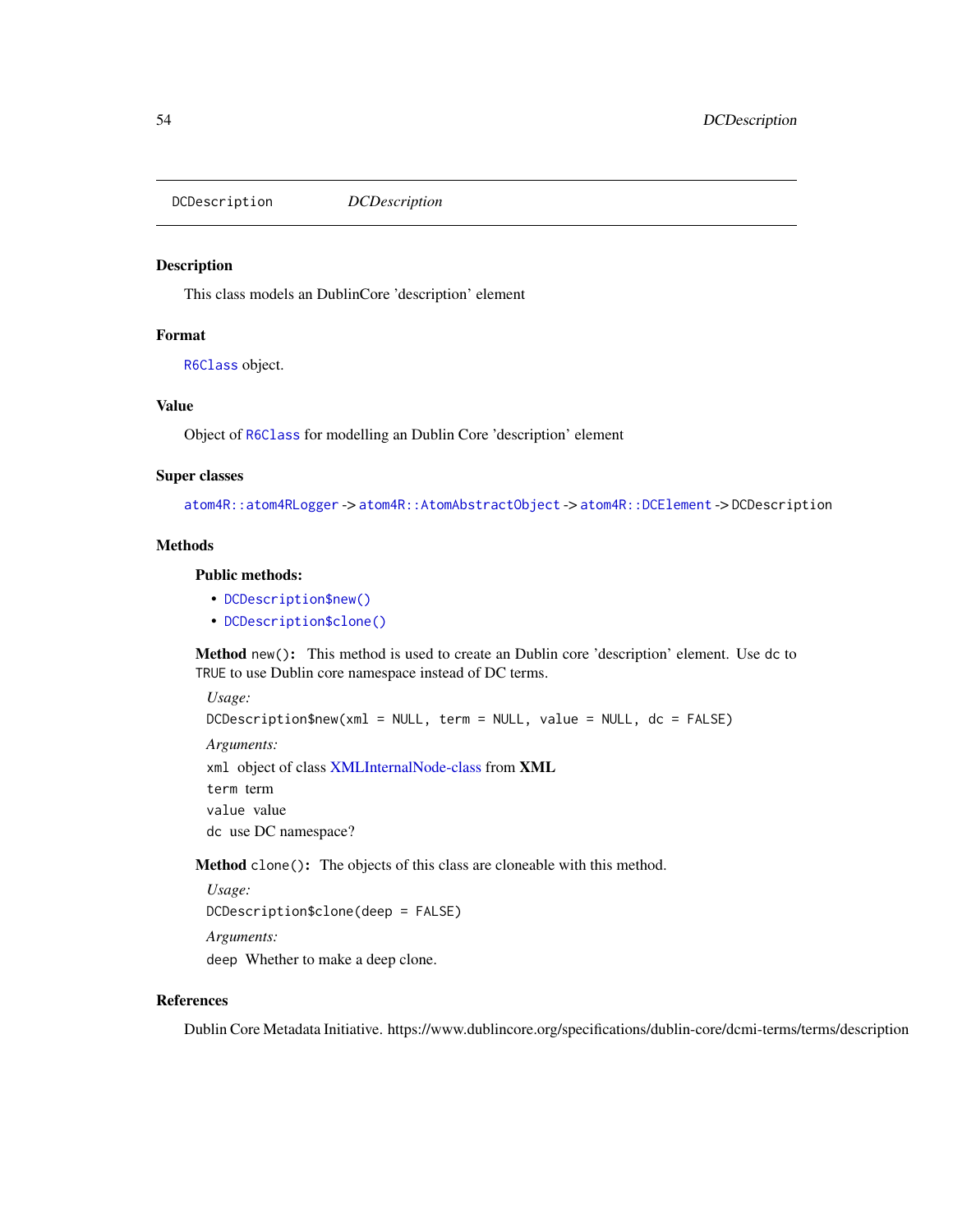# DCDescription

*DCDescription*

## Description

This class models an DublinCore 'description' element

## Format

`R6Class` object.

## Value

Object of `R6Class` for modelling an Dublin Core 'description' element

## Super classes

`atom4R::atom4RLogger` -> `atom4R::AtomAbstractObject` -> `atom4R::DCElement` -> `DCDescription`

## Methods

### Public methods:

- `DCDescription$new()`
- `DCDescription$clone()`

**Method** `new()`: This method is used to create an Dublin core 'description' element. Use `dc` to `TRUE` to use Dublin core namespace instead of DC terms.

*Usage:*

```
DCDescription$new(xml = NULL, term = NULL, value = NULL, dc = FALSE)
```

*Arguments:*

`xml` object of class XMLInternalNode-class from **XML**

`term` term

`value` value

`dc` use DC namespace?

**Method** `clone()`: The objects of this class are cloneable with this method.

*Usage:*

```
DCDescription$clone(deep = FALSE)
```

*Arguments:*

`deep` Whether to make a deep clone.

## References

Dublin Core Metadata Initiative. https://www.dublincore.org/specifications/dublin-core/dcmi-terms/terms/description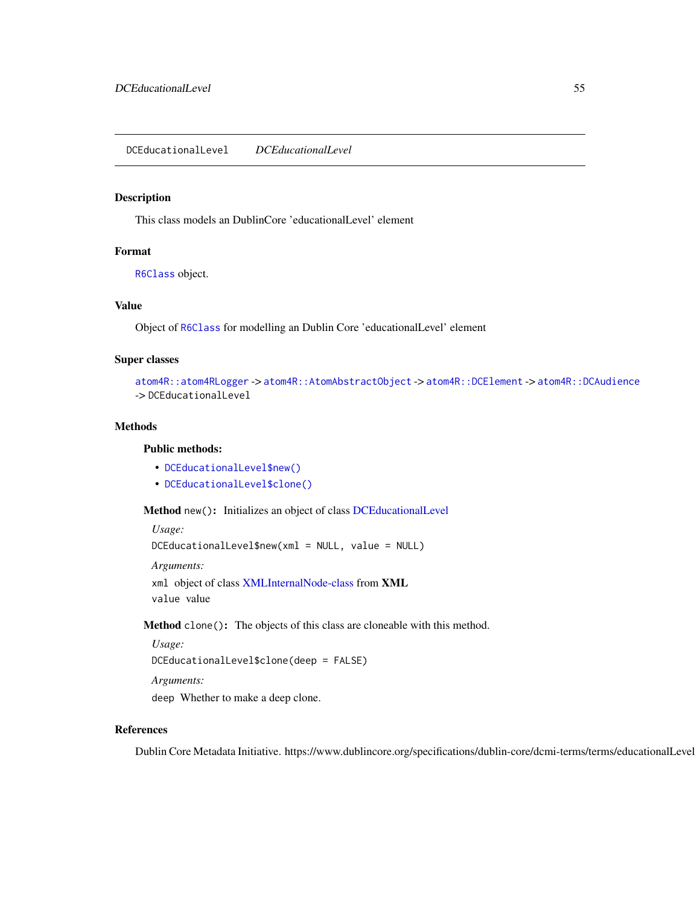# DCEducationalLevel — *DCEducationalLevel*

## Description

This class models an DublinCore 'educationalLevel' element

## Format

`R6Class` object.

## Value

Object of `R6Class` for modelling an Dublin Core 'educationalLevel' element

## Super classes

`atom4R::atom4RLogger` -> `atom4R::AtomAbstractObject` -> `atom4R::DCElement` -> `atom4R::DCAudience` -> `DCEducationalLevel`

## Methods

### Public methods:

- `DCEducationalLevel$new()`
- `DCEducationalLevel$clone()`

**Method** `new()`: Initializes an object of class DCEducationalLevel

*Usage:*

```
DCEducationalLevel$new(xml = NULL, value = NULL)
```

*Arguments:*

`xml` object of class XMLInternalNode-class from **XML**

`value` value

**Method** `clone()`: The objects of this class are cloneable with this method.

*Usage:*

```
DCEducationalLevel$clone(deep = FALSE)
```

*Arguments:*

`deep` Whether to make a deep clone.

## References

Dublin Core Metadata Initiative. https://www.dublincore.org/specifications/dublin-core/dcmi-terms/terms/educationalLevel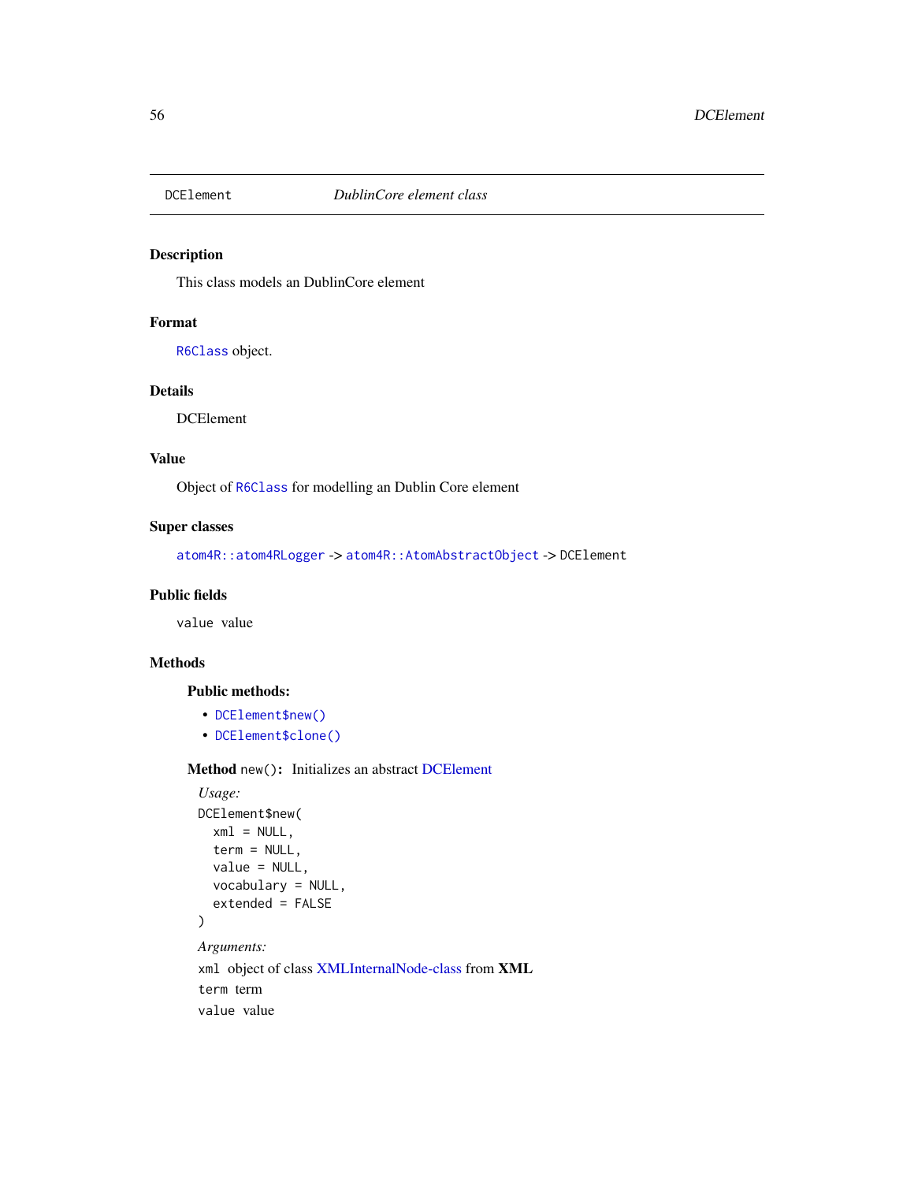# DCElement — *DublinCore element class*

## Description

This class models an DublinCore element

## Format

`R6Class` object.

## Details

DCElement

## Value

Object of `R6Class` for modelling an Dublin Core element

## Super classes

`atom4R::atom4RLogger` -> `atom4R::AtomAbstractObject` -> `DCElement`

## Public fields

`value` value

## Methods

### Public methods:

- `DCElement$new()`
- `DCElement$clone()`

**Method** `new()`: Initializes an abstract DCElement

*Usage:*

```
DCElement$new(
  xml = NULL,
  term = NULL,
  value = NULL,
  vocabulary = NULL,
  extended = FALSE
)
```

*Arguments:*

`xml` object of class XMLInternalNode-class from **XML**

`term` term

`value` value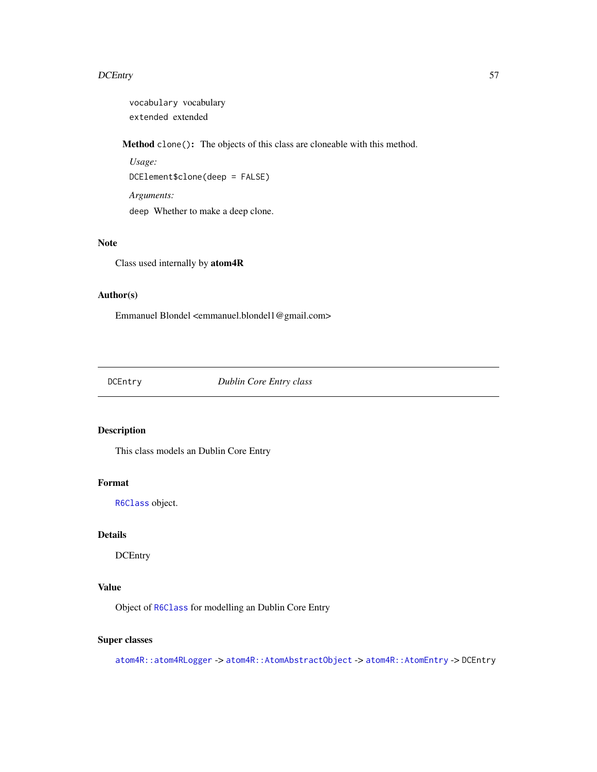`vocabulary` vocabulary

`extended` extended

**Method** `clone()`**:** The objects of this class are cloneable with this method.

*Usage:*

```
DCElement$clone(deep = FALSE)
```

*Arguments:*

`deep` Whether to make a deep clone.

## Note

Class used internally by **atom4R**

## Author(s)

Emmanuel Blondel <emmanuel.blondel1@gmail.com>

---

# DCEntry *Dublin Core Entry class*

## Description

This class models an Dublin Core Entry

## Format

`R6Class` object.

## Details

DCEntry

## Value

Object of `R6Class` for modelling an Dublin Core Entry

## Super classes

`atom4R::atom4RLogger` -> `atom4R::AtomAbstractObject` -> `atom4R::AtomEntry` -> `DCEntry`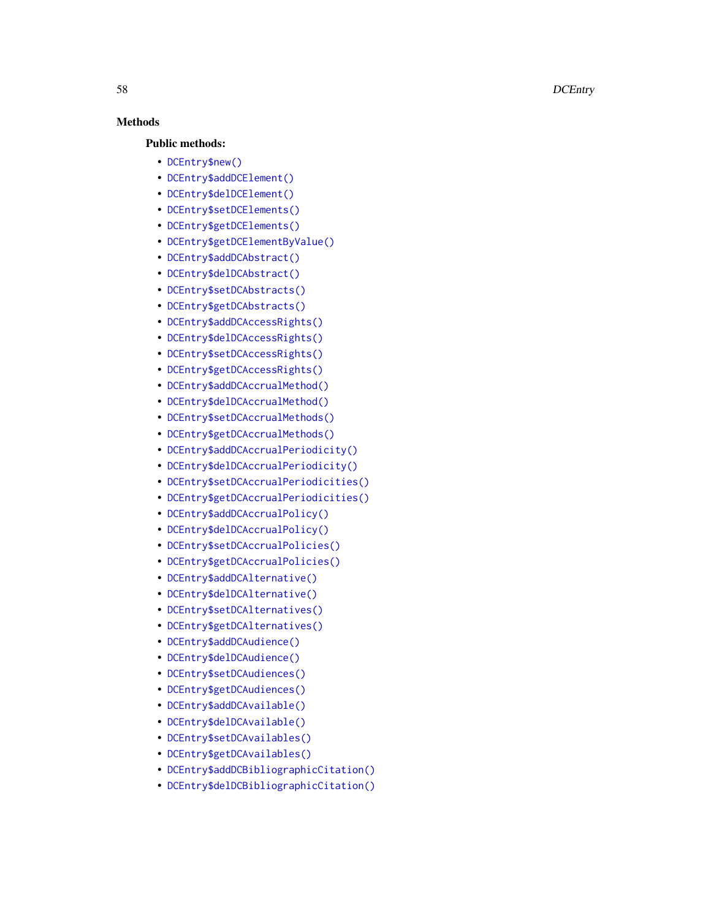## Methods

### Public methods:

- `DCEntry$new()`
- `DCEntry$addDCElement()`
- `DCEntry$delDCElement()`
- `DCEntry$setDCElements()`
- `DCEntry$getDCElements()`
- `DCEntry$getDCElementByValue()`
- `DCEntry$addDCAbstract()`
- `DCEntry$delDCAbstract()`
- `DCEntry$setDCAbstracts()`
- `DCEntry$getDCAbstracts()`
- `DCEntry$addDCAccessRights()`
- `DCEntry$delDCAccessRights()`
- `DCEntry$setDCAccessRights()`
- `DCEntry$getDCAccessRights()`
- `DCEntry$addDCAccrualMethod()`
- `DCEntry$delDCAccrualMethod()`
- `DCEntry$setDCAccrualMethods()`
- `DCEntry$getDCAccrualMethods()`
- `DCEntry$addDCAccrualPeriodicity()`
- `DCEntry$delDCAccrualPeriodicity()`
- `DCEntry$setDCAccrualPeriodicities()`
- `DCEntry$getDCAccrualPeriodicities()`
- `DCEntry$addDCAccrualPolicy()`
- `DCEntry$delDCAccrualPolicy()`
- `DCEntry$setDCAccrualPolicies()`
- `DCEntry$getDCAccrualPolicies()`
- `DCEntry$addDCAlternative()`
- `DCEntry$delDCAlternative()`
- `DCEntry$setDCAlternatives()`
- `DCEntry$getDCAlternatives()`
- `DCEntry$addDCAudience()`
- `DCEntry$delDCAudience()`
- `DCEntry$setDCAudiences()`
- `DCEntry$getDCAudiences()`
- `DCEntry$addDCAvailable()`
- `DCEntry$delDCAvailable()`
- `DCEntry$setDCAvailables()`
- `DCEntry$getDCAvailables()`
- `DCEntry$addDCBibliographicCitation()`
- `DCEntry$delDCBibliographicCitation()`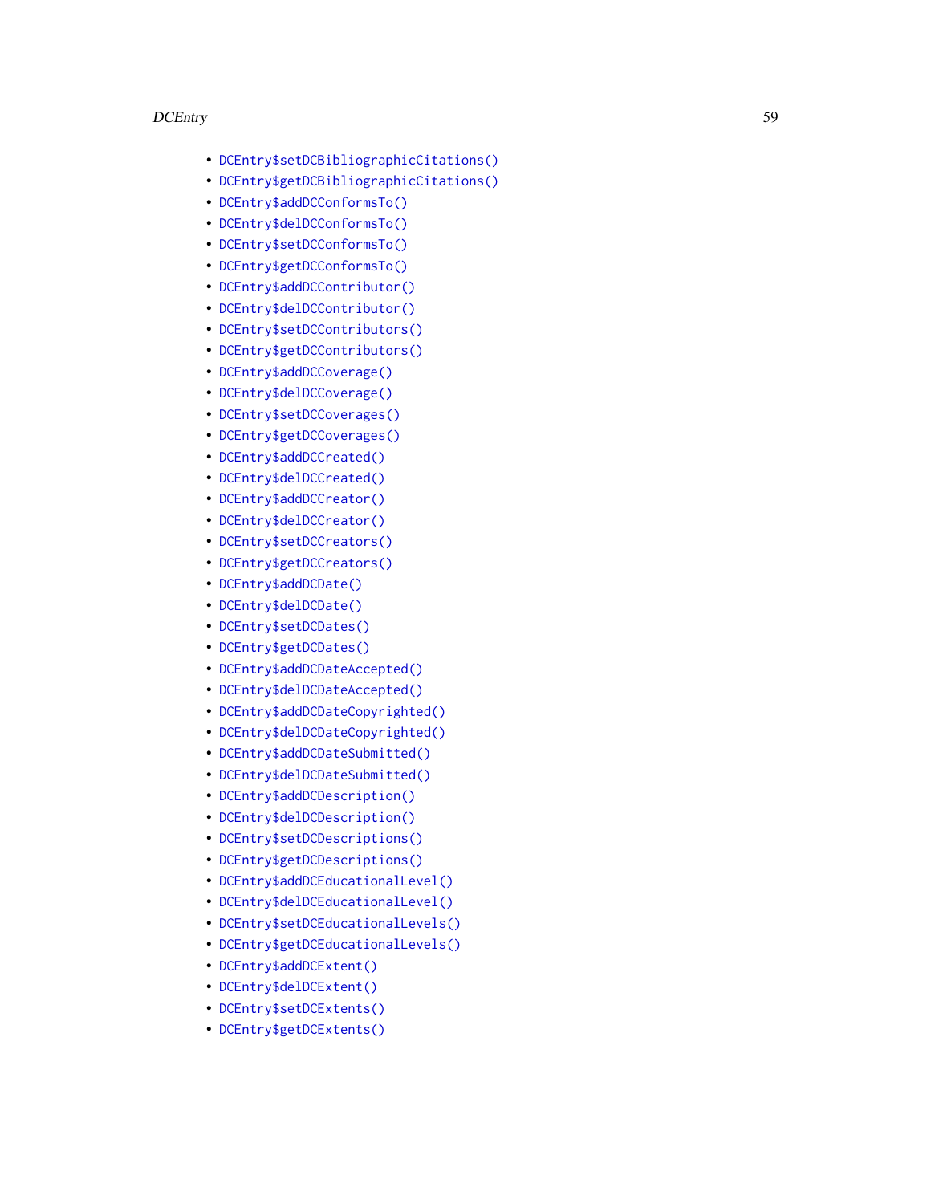- DCEntry$setDCBibliographicCitations()
- DCEntry$getDCBibliographicCitations()
- DCEntry$addDCConformsTo()
- DCEntry$delDCConformsTo()
- DCEntry$setDCConformsTo()
- DCEntry$getDCConformsTo()
- DCEntry$addDCContributor()
- DCEntry$delDCContributor()
- DCEntry$setDCContributors()
- DCEntry$getDCContributors()
- DCEntry$addDCCoverage()
- DCEntry$delDCCoverage()
- DCEntry$setDCCoverages()
- DCEntry$getDCCoverages()
- DCEntry$addDCCreated()
- DCEntry$delDCCreated()
- DCEntry$addDCCreator()
- DCEntry$delDCCreator()
- DCEntry$setDCCreators()
- DCEntry$getDCCreators()
- DCEntry$addDCDate()
- DCEntry$delDCDate()
- DCEntry$setDCDates()
- DCEntry$getDCDates()
- DCEntry$addDCDateAccepted()
- DCEntry$delDCDateAccepted()
- DCEntry$addDCDateCopyrighted()
- DCEntry$delDCDateCopyrighted()
- DCEntry$addDCDateSubmitted()
- DCEntry$delDCDateSubmitted()
- DCEntry$addDCDescription()
- DCEntry$delDCDescription()
- DCEntry$setDCDescriptions()
- DCEntry$getDCDescriptions()
- DCEntry$addDCEducationalLevel()
- DCEntry$delDCEducationalLevel()
- DCEntry$setDCEducationalLevels()
- DCEntry$getDCEducationalLevels()
- DCEntry$addDCExtent()
- DCEntry$delDCExtent()
- DCEntry$setDCExtents()
- DCEntry$getDCExtents()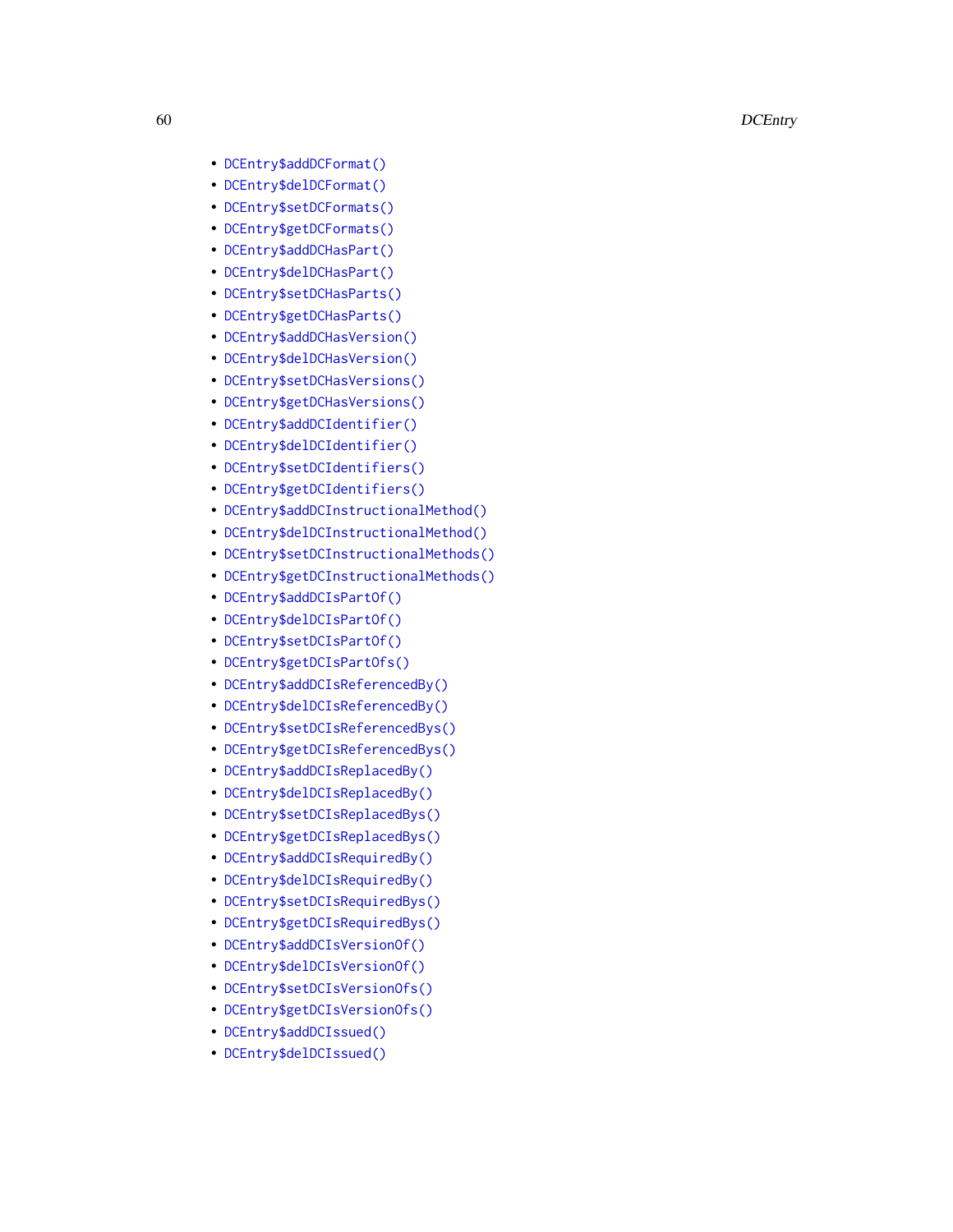- DCEntry$addDCFormat()
- DCEntry$delDCFormat()
- DCEntry$setDCFormats()
- DCEntry$getDCFormats()
- DCEntry$addDCHasPart()
- DCEntry$delDCHasPart()
- DCEntry$setDCHasParts()
- DCEntry$getDCHasParts()
- DCEntry$addDCHasVersion()
- DCEntry$delDCHasVersion()
- DCEntry$setDCHasVersions()
- DCEntry$getDCHasVersions()
- DCEntry$addDCIdentifier()
- DCEntry$delDCIdentifier()
- DCEntry$setDCIdentifiers()
- DCEntry$getDCIdentifiers()
- DCEntry$addDCInstructionalMethod()
- DCEntry$delDCInstructionalMethod()
- DCEntry$setDCInstructionalMethods()
- DCEntry$getDCInstructionalMethods()
- DCEntry$addDCIsPartOf()
- DCEntry$delDCIsPartOf()
- DCEntry$setDCIsPartOf()
- DCEntry$getDCIsPartOfs()
- DCEntry$addDCIsReferencedBy()
- DCEntry$delDCIsReferencedBy()
- DCEntry$setDCIsReferencedBys()
- DCEntry$getDCIsReferencedBys()
- DCEntry$addDCIsReplacedBy()
- DCEntry$delDCIsReplacedBy()
- DCEntry$setDCIsReplacedBys()
- DCEntry$getDCIsReplacedBys()
- DCEntry$addDCIsRequiredBy()
- DCEntry$delDCIsRequiredBy()
- DCEntry$setDCIsRequiredBys()
- DCEntry$getDCIsRequiredBys()
- DCEntry$addDCIsVersionOf()
- DCEntry$delDCIsVersionOf()
- DCEntry$setDCIsVersionOfs()
- DCEntry$getDCIsVersionOfs()
- DCEntry$addDCIssued()
- DCEntry$delDCIssued()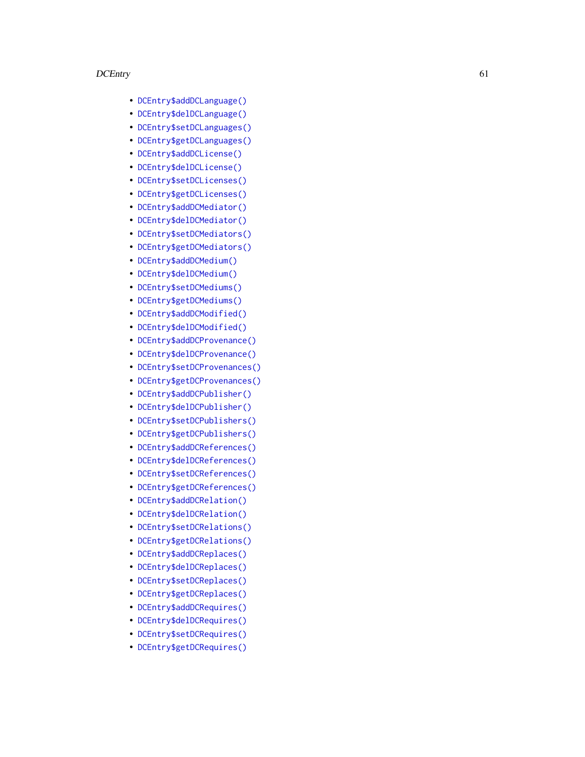- DCEntry$addDCLanguage()
- DCEntry$delDCLanguage()
- DCEntry$setDCLanguages()
- DCEntry$getDCLanguages()
- DCEntry$addDCLicense()
- DCEntry$delDCLicense()
- DCEntry$setDCLicenses()
- DCEntry$getDCLicenses()
- DCEntry$addDCMediator()
- DCEntry$delDCMediator()
- DCEntry$setDCMediators()
- DCEntry$getDCMediators()
- DCEntry$addDCMedium()
- DCEntry$delDCMedium()
- DCEntry$setDCMediums()
- DCEntry$getDCMediums()
- DCEntry$addDCModified()
- DCEntry$delDCModified()
- DCEntry$addDCProvenance()
- DCEntry$delDCProvenance()
- DCEntry$setDCProvenances()
- DCEntry$getDCProvenances()
- DCEntry$addDCPublisher()
- DCEntry$delDCPublisher()
- DCEntry$setDCPublishers()
- DCEntry$getDCPublishers()
- DCEntry$addDCReferences()
- DCEntry$delDCReferences()
- DCEntry$setDCReferences()
- DCEntry$getDCReferences()
- DCEntry$addDCRelation()
- DCEntry$delDCRelation()
- DCEntry$setDCRelations()
- DCEntry$getDCRelations()
- DCEntry$addDCReplaces()
- DCEntry$delDCReplaces()
- DCEntry$setDCReplaces()
- DCEntry$getDCReplaces()
- DCEntry$addDCRequires()
- DCEntry$delDCRequires()
- DCEntry$setDCRequires()
- DCEntry$getDCRequires()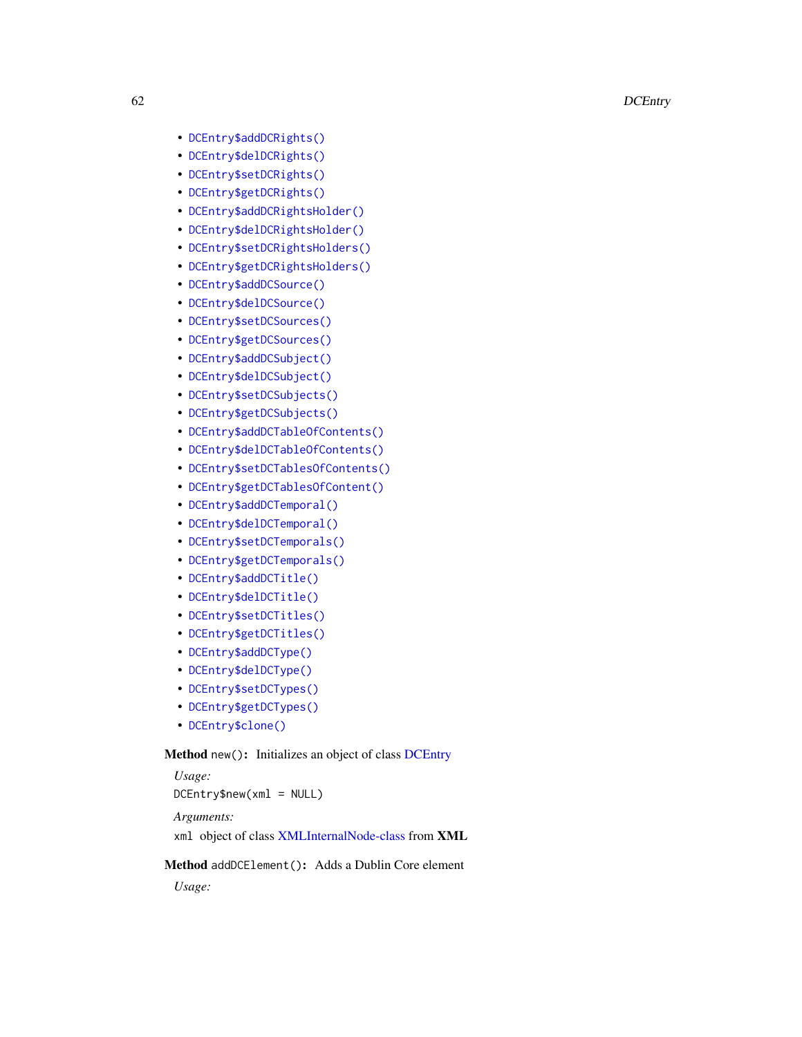- `DCEntry$addDCRights()`
- `DCEntry$delDCRights()`
- `DCEntry$setDCRights()`
- `DCEntry$getDCRights()`
- `DCEntry$addDCRightsHolder()`
- `DCEntry$delDCRightsHolder()`
- `DCEntry$setDCRightsHolders()`
- `DCEntry$getDCRightsHolders()`
- `DCEntry$addDCSource()`
- `DCEntry$delDCSource()`
- `DCEntry$setDCSources()`
- `DCEntry$getDCSources()`
- `DCEntry$addDCSubject()`
- `DCEntry$delDCSubject()`
- `DCEntry$setDCSubjects()`
- `DCEntry$getDCSubjects()`
- `DCEntry$addDCTableOfContents()`
- `DCEntry$delDCTableOfContents()`
- `DCEntry$setDCTablesOfContents()`
- `DCEntry$getDCTablesOfContent()`
- `DCEntry$addDCTemporal()`
- `DCEntry$delDCTemporal()`
- `DCEntry$setDCTemporals()`
- `DCEntry$getDCTemporals()`
- `DCEntry$addDCTitle()`
- `DCEntry$delDCTitle()`
- `DCEntry$setDCTitles()`
- `DCEntry$getDCTitles()`
- `DCEntry$addDCType()`
- `DCEntry$delDCType()`
- `DCEntry$setDCTypes()`
- `DCEntry$getDCTypes()`
- `DCEntry$clone()`

**Method** `new()`**:** Initializes an object of class DCEntry

*Usage:*

```
DCEntry$new(xml = NULL)
```

*Arguments:*

`xml` object of class XMLInternalNode-class from **XML**

**Method** `addDCElement()`**:** Adds a Dublin Core element

*Usage:*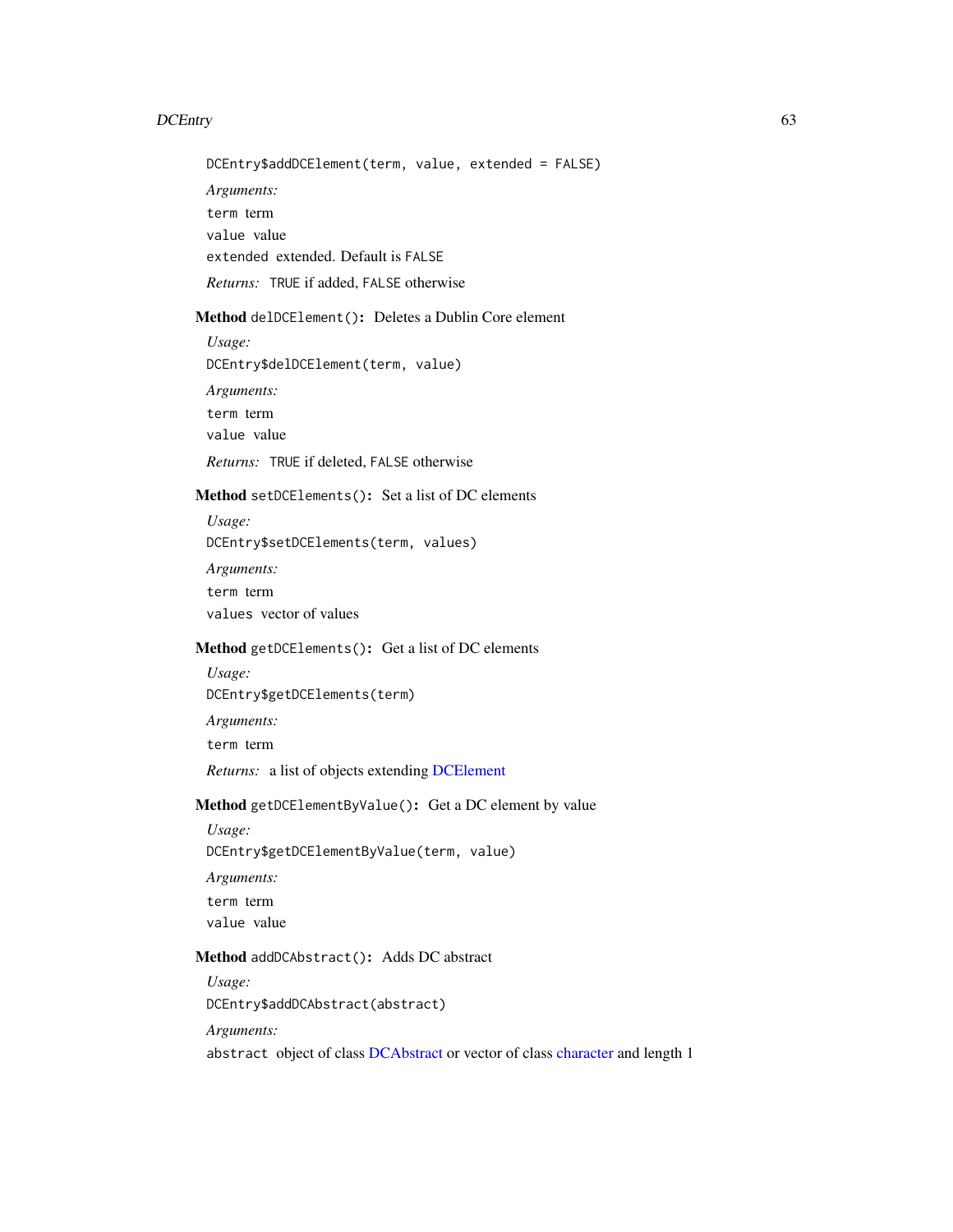```
DCEntry$addDCElement(term, value, extended = FALSE)
```

*Arguments:*

`term` term

`value` value

`extended` extended. Default is `FALSE`

*Returns:* `TRUE` if added, `FALSE` otherwise

**Method** `delDCElement()`**:** Deletes a Dublin Core element

*Usage:*

```
DCEntry$delDCElement(term, value)
```

*Arguments:*

`term` term

`value` value

*Returns:* `TRUE` if deleted, `FALSE` otherwise

**Method** `setDCElements()`**:** Set a list of DC elements

*Usage:*

```
DCEntry$setDCElements(term, values)
```

*Arguments:*

`term` term

`values` vector of values

**Method** `getDCElements()`**:** Get a list of DC elements

*Usage:*

```
DCEntry$getDCElements(term)
```

*Arguments:*

`term` term

*Returns:* a list of objects extending DCElement

**Method** `getDCElementByValue()`**:** Get a DC element by value

*Usage:*

```
DCEntry$getDCElementByValue(term, value)
```

*Arguments:*

`term` term

`value` value

**Method** `addDCAbstract()`**:** Adds DC abstract

*Usage:*

```
DCEntry$addDCAbstract(abstract)
```

*Arguments:*

`abstract` object of class DCAbstract or vector of class character and length 1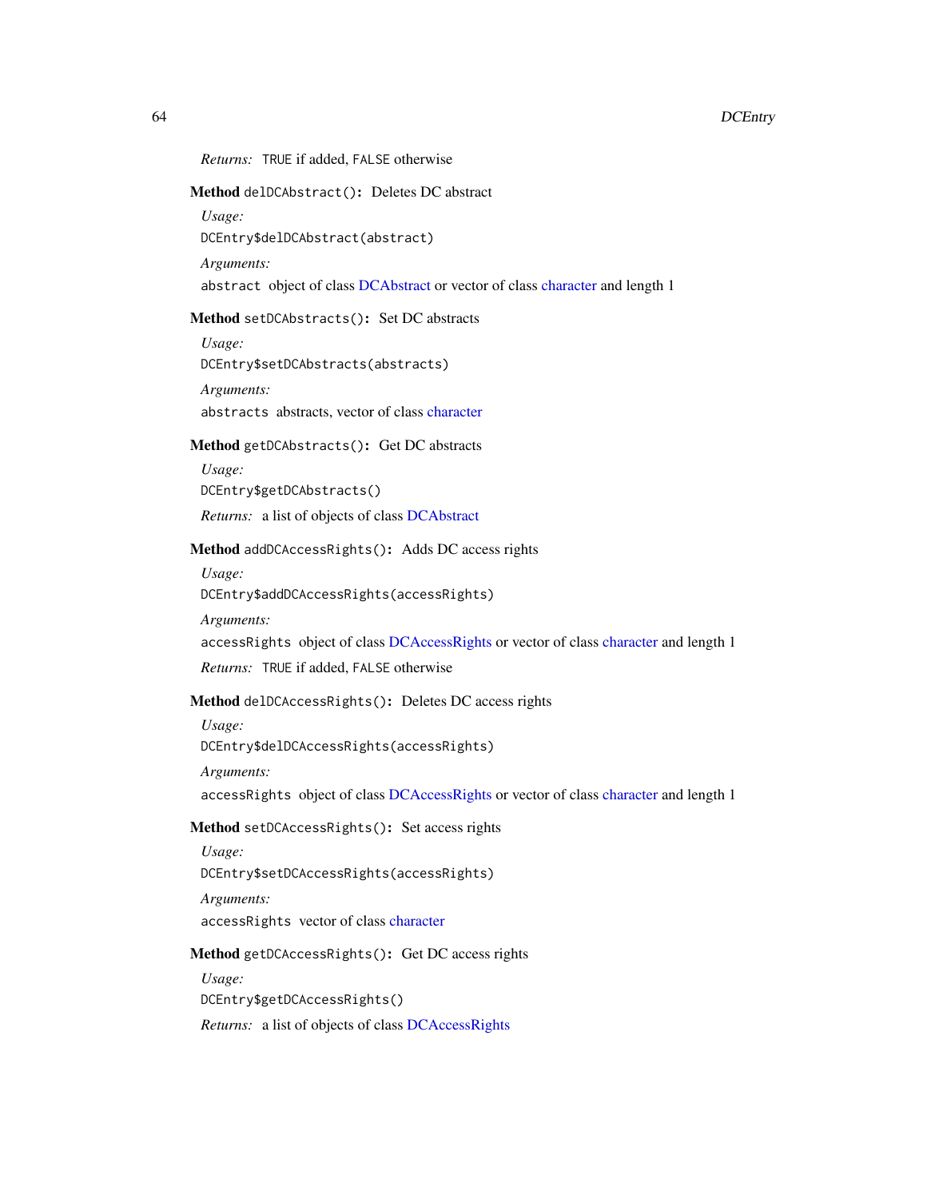*Returns:* `TRUE` if added, `FALSE` otherwise

**Method** `delDCAbstract()`**:** Deletes DC abstract

*Usage:*

```
DCEntry$delDCAbstract(abstract)
```

*Arguments:*

`abstract` object of class DCAbstract or vector of class character and length 1

**Method** `setDCAbstracts()`**:** Set DC abstracts

*Usage:*

```
DCEntry$setDCAbstracts(abstracts)
```

*Arguments:*

`abstracts` abstracts, vector of class character

**Method** `getDCAbstracts()`**:** Get DC abstracts

*Usage:*

```
DCEntry$getDCAbstracts()
```

*Returns:* a list of objects of class DCAbstract

**Method** `addDCAccessRights()`**:** Adds DC access rights

*Usage:*

```
DCEntry$addDCAccessRights(accessRights)
```

*Arguments:*

`accessRights` object of class DCAccessRights or vector of class character and length 1

*Returns:* `TRUE` if added, `FALSE` otherwise

**Method** `delDCAccessRights()`**:** Deletes DC access rights

*Usage:*

```
DCEntry$delDCAccessRights(accessRights)
```

*Arguments:*

`accessRights` object of class DCAccessRights or vector of class character and length 1

**Method** `setDCAccessRights()`**:** Set access rights

*Usage:*

```
DCEntry$setDCAccessRights(accessRights)
```

*Arguments:*

`accessRights` vector of class character

**Method** `getDCAccessRights()`**:** Get DC access rights

*Usage:*

```
DCEntry$getDCAccessRights()
```

*Returns:* a list of objects of class DCAccessRights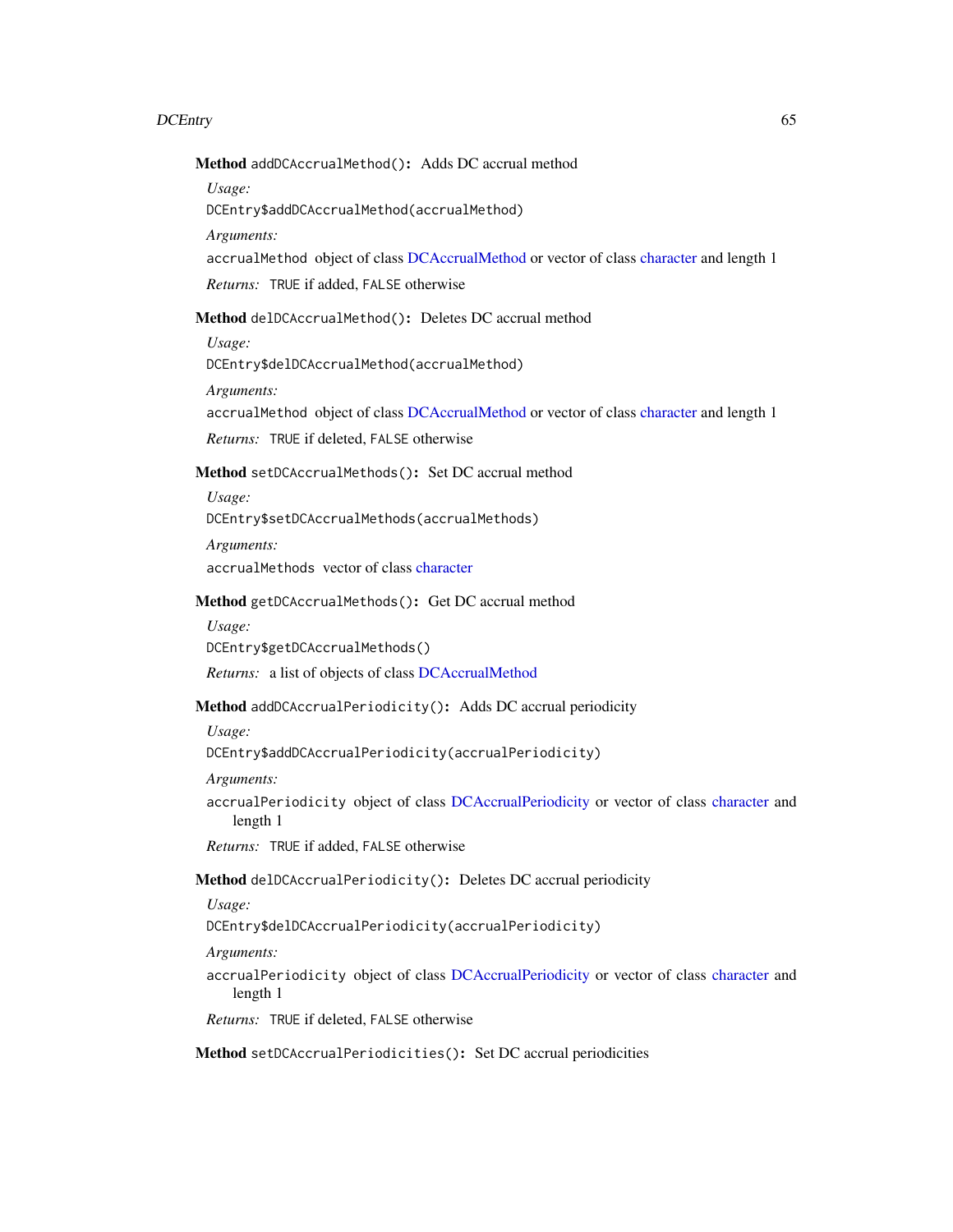**Method** `addDCAccrualMethod()`: Adds DC accrual method

*Usage:*

```
DCEntry$addDCAccrualMethod(accrualMethod)
```

*Arguments:*

`accrualMethod` object of class DCAccrualMethod or vector of class character and length 1

*Returns:* `TRUE` if added, `FALSE` otherwise

**Method** `delDCAccrualMethod()`: Deletes DC accrual method

*Usage:*

```
DCEntry$delDCAccrualMethod(accrualMethod)
```

*Arguments:*

`accrualMethod` object of class DCAccrualMethod or vector of class character and length 1

*Returns:* `TRUE` if deleted, `FALSE` otherwise

**Method** `setDCAccrualMethods()`: Set DC accrual method

*Usage:*

```
DCEntry$setDCAccrualMethods(accrualMethods)
```

*Arguments:*

`accrualMethods` vector of class character

**Method** `getDCAccrualMethods()`: Get DC accrual method

*Usage:*

```
DCEntry$getDCAccrualMethods()
```

*Returns:* a list of objects of class DCAccrualMethod

**Method** `addDCAccrualPeriodicity()`: Adds DC accrual periodicity

*Usage:*

```
DCEntry$addDCAccrualPeriodicity(accrualPeriodicity)
```

*Arguments:*

`accrualPeriodicity` object of class DCAccrualPeriodicity or vector of class character and length 1

*Returns:* `TRUE` if added, `FALSE` otherwise

**Method** `delDCAccrualPeriodicity()`: Deletes DC accrual periodicity

*Usage:*

```
DCEntry$delDCAccrualPeriodicity(accrualPeriodicity)
```

*Arguments:*

`accrualPeriodicity` object of class DCAccrualPeriodicity or vector of class character and length 1

*Returns:* `TRUE` if deleted, `FALSE` otherwise

**Method** `setDCAccrualPeriodicities()`: Set DC accrual periodicities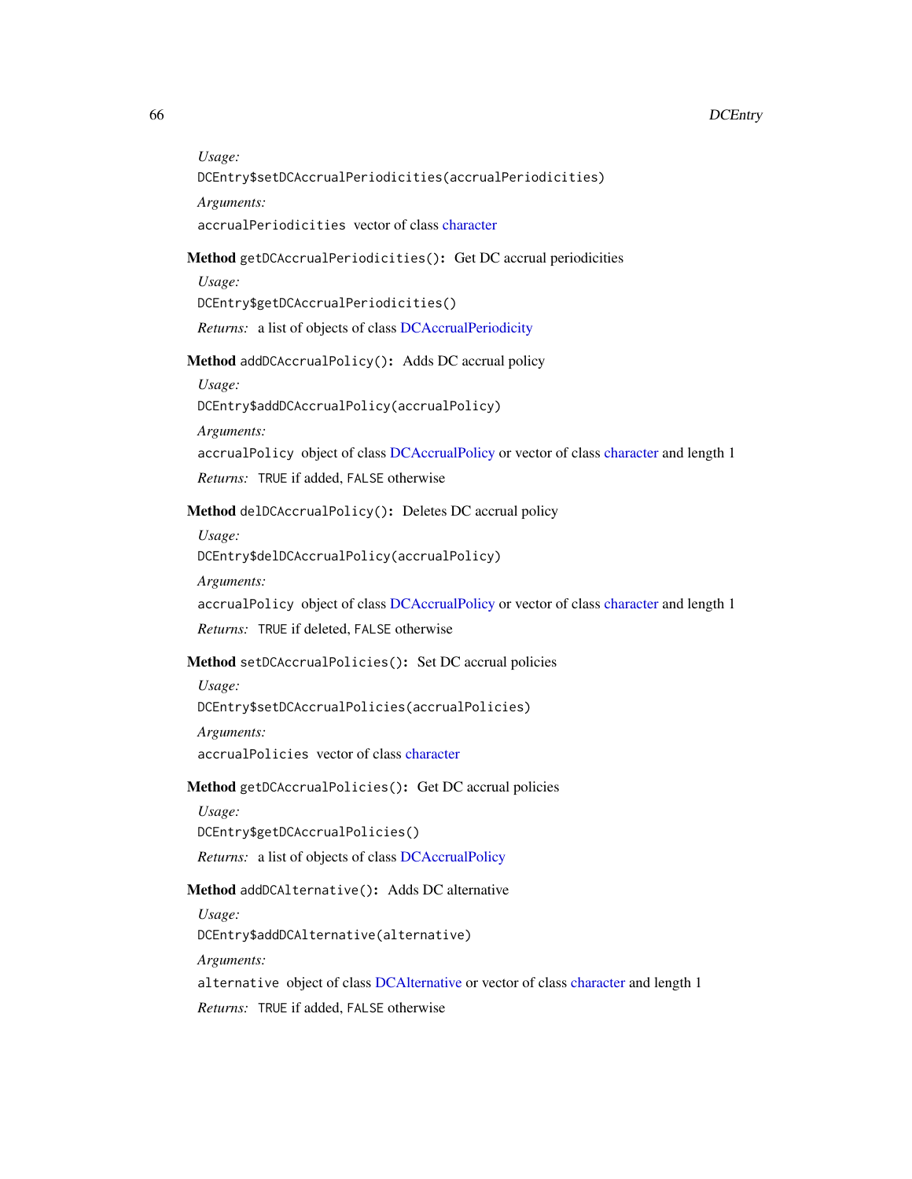*Usage:*

```
DCEntry$setDCAccrualPeriodicities(accrualPeriodicities)
```

*Arguments:*

`accrualPeriodicities` vector of class character

**Method** `getDCAccrualPeriodicities()`**:** Get DC accrual periodicities

*Usage:*

```
DCEntry$getDCAccrualPeriodicities()
```

*Returns:* a list of objects of class DCAccrualPeriodicity

**Method** `addDCAccrualPolicy()`**:** Adds DC accrual policy

*Usage:*

```
DCEntry$addDCAccrualPolicy(accrualPolicy)
```

*Arguments:*

`accrualPolicy` object of class DCAccrualPolicy or vector of class character and length 1

*Returns:* `TRUE` if added, `FALSE` otherwise

**Method** `delDCAccrualPolicy()`**:** Deletes DC accrual policy

*Usage:*

```
DCEntry$delDCAccrualPolicy(accrualPolicy)
```

*Arguments:*

`accrualPolicy` object of class DCAccrualPolicy or vector of class character and length 1

*Returns:* `TRUE` if deleted, `FALSE` otherwise

**Method** `setDCAccrualPolicies()`**:** Set DC accrual policies

*Usage:*

```
DCEntry$setDCAccrualPolicies(accrualPolicies)
```

*Arguments:*

`accrualPolicies` vector of class character

**Method** `getDCAccrualPolicies()`**:** Get DC accrual policies

*Usage:*

```
DCEntry$getDCAccrualPolicies()
```

*Returns:* a list of objects of class DCAccrualPolicy

**Method** `addDCAlternative()`**:** Adds DC alternative

*Usage:*

```
DCEntry$addDCAlternative(alternative)
```

*Arguments:*

`alternative` object of class DCAlternative or vector of class character and length 1

*Returns:* `TRUE` if added, `FALSE` otherwise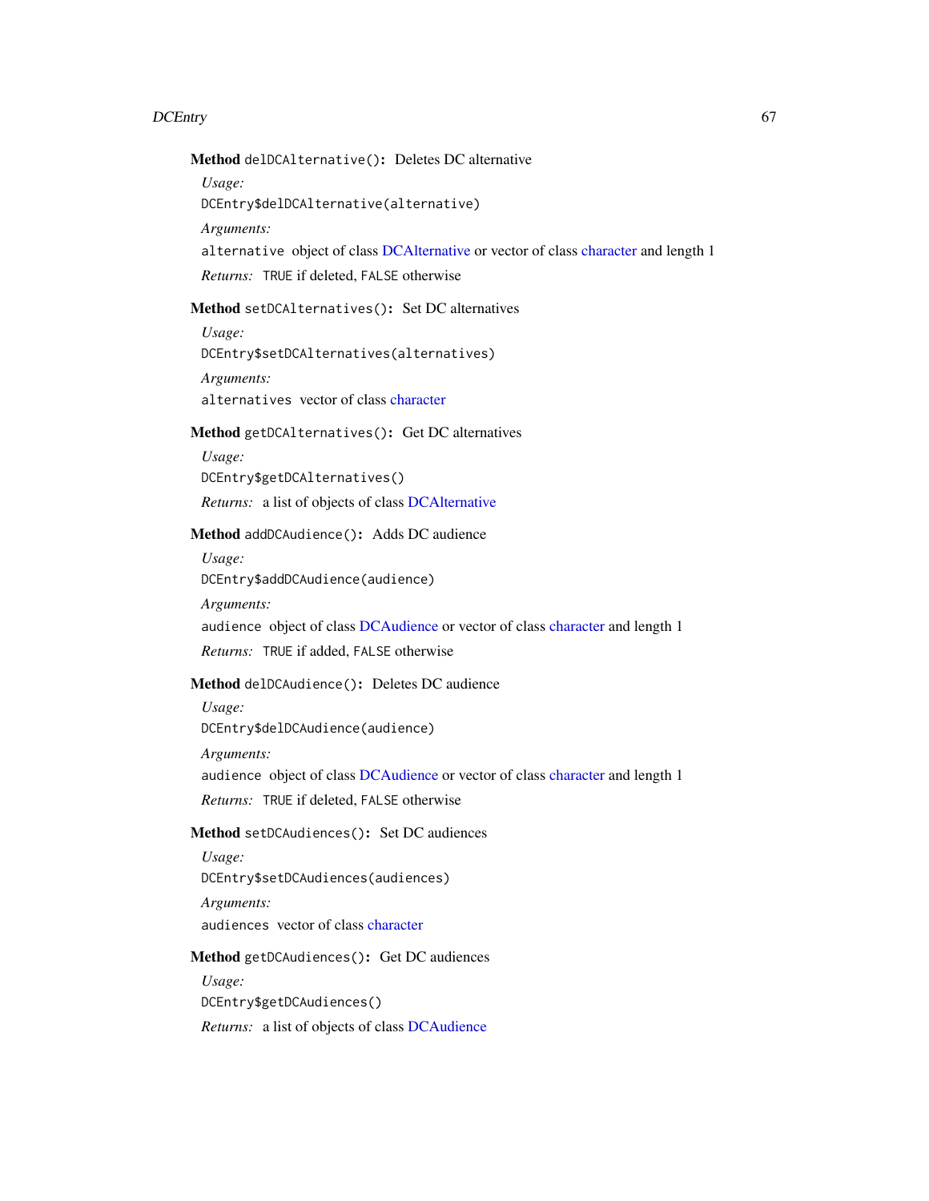**Method** `delDCAlternative()`: Deletes DC alternative

*Usage:*

```
DCEntry$delDCAlternative(alternative)
```

*Arguments:*

`alternative` object of class DCAlternative or vector of class character and length 1

*Returns:* `TRUE` if deleted, `FALSE` otherwise

**Method** `setDCAlternatives()`: Set DC alternatives

*Usage:*

```
DCEntry$setDCAlternatives(alternatives)
```

*Arguments:*

`alternatives` vector of class character

**Method** `getDCAlternatives()`: Get DC alternatives

*Usage:*

```
DCEntry$getDCAlternatives()
```

*Returns:* a list of objects of class DCAlternative

**Method** `addDCAudience()`: Adds DC audience

*Usage:*

```
DCEntry$addDCAudience(audience)
```

*Arguments:*

`audience` object of class DCAudience or vector of class character and length 1

*Returns:* `TRUE` if added, `FALSE` otherwise

**Method** `delDCAudience()`: Deletes DC audience

*Usage:*

```
DCEntry$delDCAudience(audience)
```

*Arguments:*

`audience` object of class DCAudience or vector of class character and length 1

*Returns:* `TRUE` if deleted, `FALSE` otherwise

**Method** `setDCAudiences()`: Set DC audiences

*Usage:*

```
DCEntry$setDCAudiences(audiences)
```

*Arguments:*

`audiences` vector of class character

**Method** `getDCAudiences()`: Get DC audiences

*Usage:*

```
DCEntry$getDCAudiences()
```

*Returns:* a list of objects of class DCAudience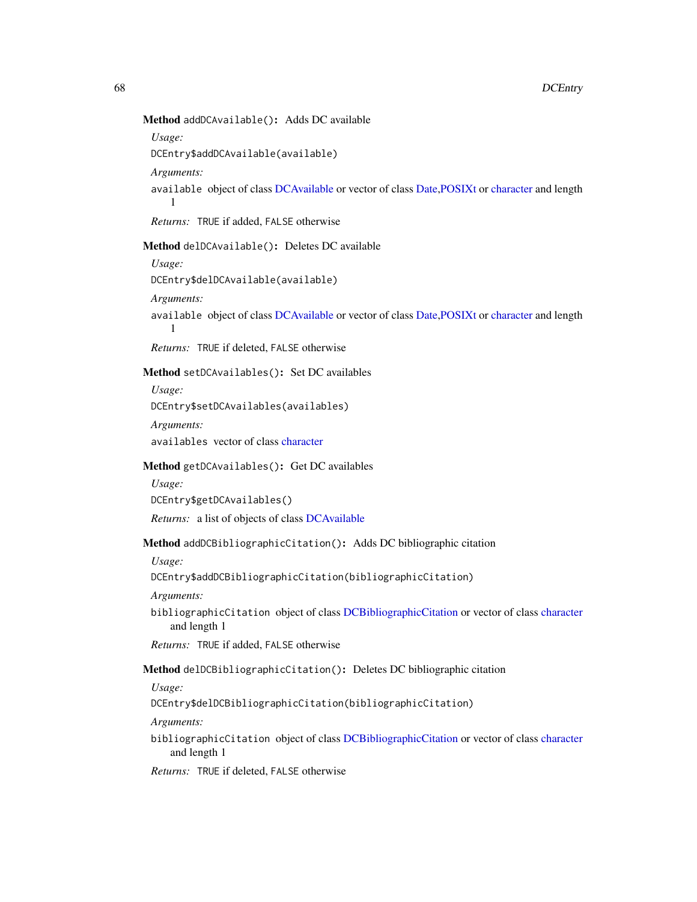**Method** `addDCAvailable()`: Adds DC available

*Usage:*

```
DCEntry$addDCAvailable(available)
```

*Arguments:*

`available` object of class DCAvailable or vector of class Date,POSIXt or character and length 1

*Returns:* `TRUE` if added, `FALSE` otherwise

**Method** `delDCAvailable()`: Deletes DC available

*Usage:*

```
DCEntry$delDCAvailable(available)
```

*Arguments:*

`available` object of class DCAvailable or vector of class Date,POSIXt or character and length 1

*Returns:* `TRUE` if deleted, `FALSE` otherwise

**Method** `setDCAvailables()`: Set DC availables

*Usage:*

```
DCEntry$setDCAvailables(availables)
```

*Arguments:*

`availables` vector of class character

**Method** `getDCAvailables()`: Get DC availables

*Usage:*

```
DCEntry$getDCAvailables()
```

*Returns:* a list of objects of class DCAvailable

**Method** `addDCBibliographicCitation()`: Adds DC bibliographic citation

*Usage:*

```
DCEntry$addDCBibliographicCitation(bibliographicCitation)
```

*Arguments:*

`bibliographicCitation` object of class DCBibliographicCitation or vector of class character and length 1

*Returns:* `TRUE` if added, `FALSE` otherwise

**Method** `delDCBibliographicCitation()`: Deletes DC bibliographic citation

*Usage:*

```
DCEntry$delDCBibliographicCitation(bibliographicCitation)
```

*Arguments:*

`bibliographicCitation` object of class DCBibliographicCitation or vector of class character and length 1

*Returns:* `TRUE` if deleted, `FALSE` otherwise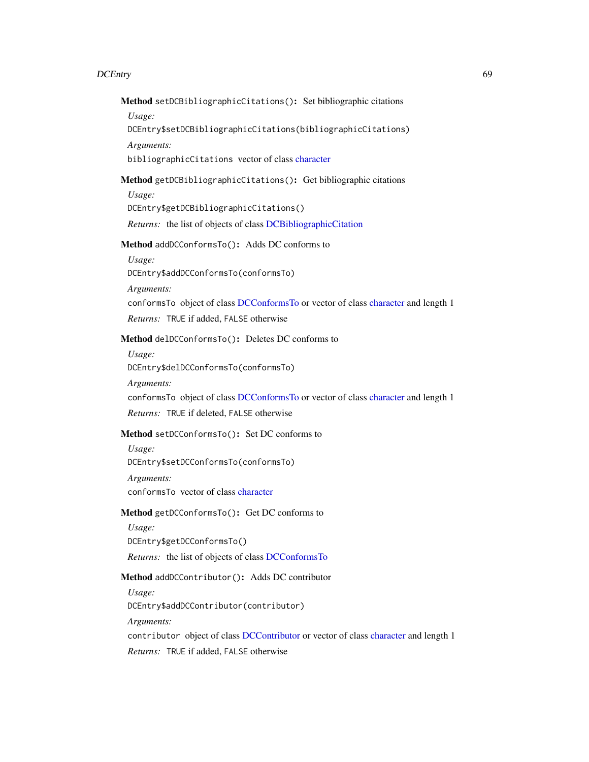**Method** `setDCBibliographicCitations()`: Set bibliographic citations

*Usage:*

```
DCEntry$setDCBibliographicCitations(bibliographicCitations)
```

*Arguments:*

`bibliographicCitations` vector of class character

**Method** `getDCBibliographicCitations()`: Get bibliographic citations

*Usage:*

```
DCEntry$getDCBibliographicCitations()
```

*Returns:* the list of objects of class DCBibliographicCitation

**Method** `addDCConformsTo()`: Adds DC conforms to

*Usage:*

```
DCEntry$addDCConformsTo(conformsTo)
```

*Arguments:*

`conformsTo` object of class DCConformsTo or vector of class character and length 1

*Returns:* `TRUE` if added, `FALSE` otherwise

**Method** `delDCConformsTo()`: Deletes DC conforms to

*Usage:*

```
DCEntry$delDCConformsTo(conformsTo)
```

*Arguments:*

`conformsTo` object of class DCConformsTo or vector of class character and length 1

*Returns:* `TRUE` if deleted, `FALSE` otherwise

**Method** `setDCConformsTo()`: Set DC conforms to

*Usage:*

```
DCEntry$setDCConformsTo(conformsTo)
```

*Arguments:*

`conformsTo` vector of class character

**Method** `getDCConformsTo()`: Get DC conforms to

*Usage:*

```
DCEntry$getDCConformsTo()
```

*Returns:* the list of objects of class DCConformsTo

**Method** `addDCContributor()`: Adds DC contributor

*Usage:*

```
DCEntry$addDCContributor(contributor)
```

*Arguments:*

`contributor` object of class DCContributor or vector of class character and length 1

*Returns:* `TRUE` if added, `FALSE` otherwise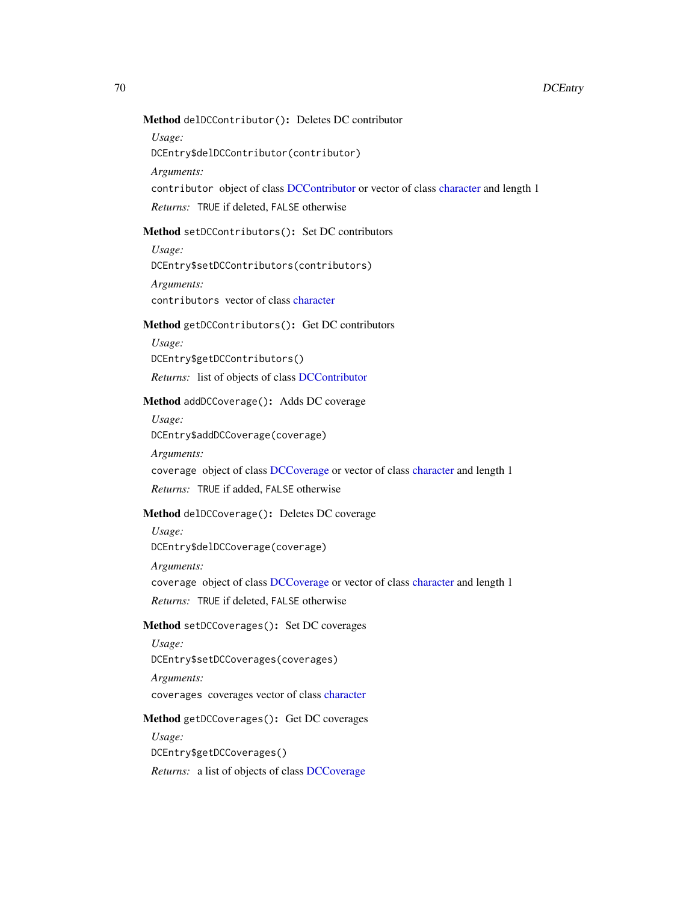**Method** `delDCContributor()`: Deletes DC contributor

*Usage:*

```
DCEntry$delDCContributor(contributor)
```

*Arguments:*

`contributor` object of class DCContributor or vector of class character and length 1

*Returns:* `TRUE` if deleted, `FALSE` otherwise

**Method** `setDCContributors()`: Set DC contributors

*Usage:*

```
DCEntry$setDCContributors(contributors)
```

*Arguments:*

`contributors` vector of class character

**Method** `getDCContributors()`: Get DC contributors

*Usage:*

```
DCEntry$getDCContributors()
```

*Returns:* list of objects of class DCContributor

**Method** `addDCCoverage()`: Adds DC coverage

*Usage:*

```
DCEntry$addDCCoverage(coverage)
```

*Arguments:*

`coverage` object of class DCCoverage or vector of class character and length 1

*Returns:* `TRUE` if added, `FALSE` otherwise

**Method** `delDCCoverage()`: Deletes DC coverage

*Usage:*

```
DCEntry$delDCCoverage(coverage)
```

*Arguments:*

`coverage` object of class DCCoverage or vector of class character and length 1

*Returns:* `TRUE` if deleted, `FALSE` otherwise

**Method** `setDCCoverages()`: Set DC coverages

*Usage:*

```
DCEntry$setDCCoverages(coverages)
```

*Arguments:*

`coverages` coverages vector of class character

**Method** `getDCCoverages()`: Get DC coverages

*Usage:*

```
DCEntry$getDCCoverages()
```

*Returns:* a list of objects of class DCCoverage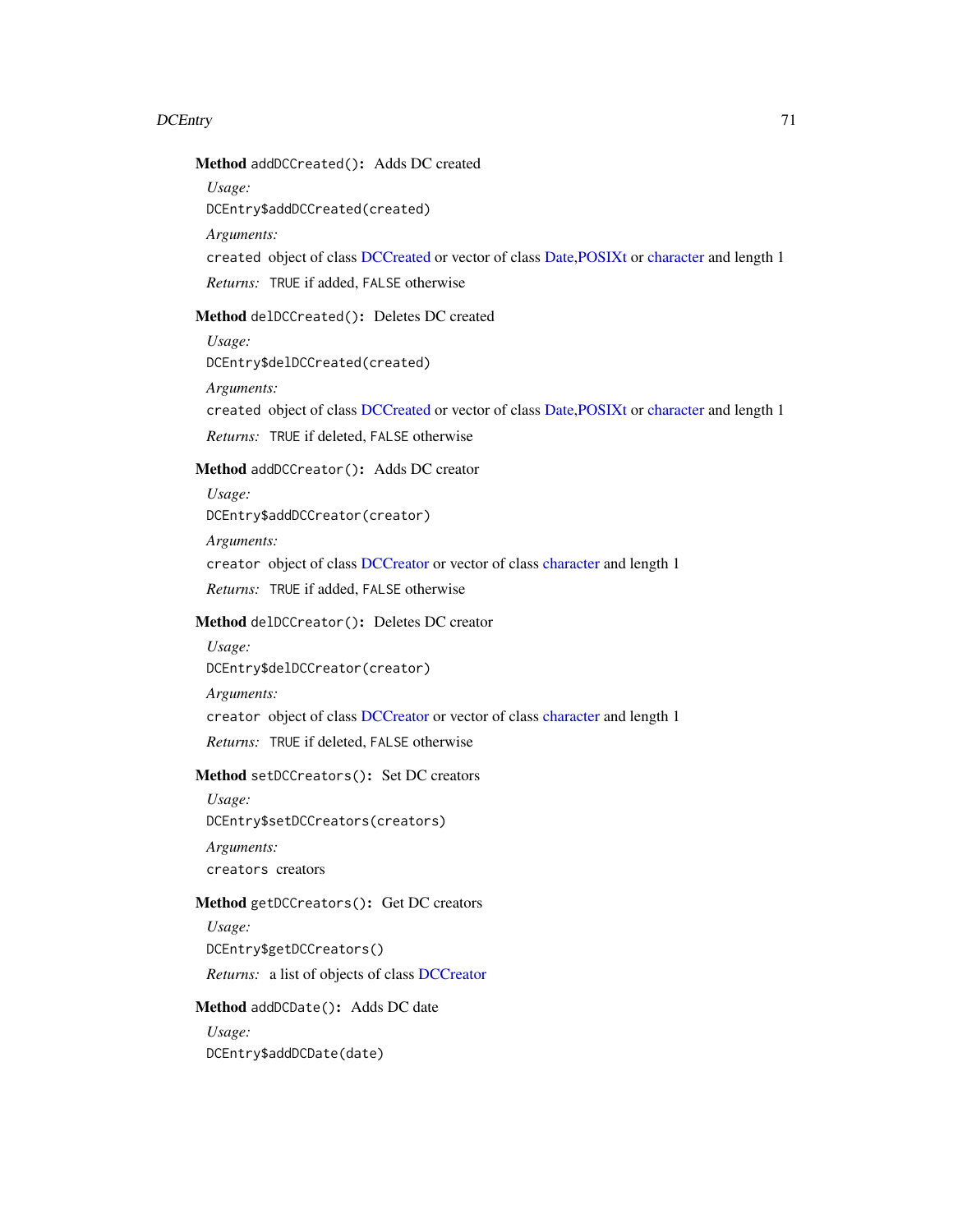**Method** `addDCCreated()`**:** Adds DC created

*Usage:*

```
DCEntry$addDCCreated(created)
```

*Arguments:*

`created` object of class DCCreated or vector of class Date,POSIXt or character and length 1

*Returns:* `TRUE` if added, `FALSE` otherwise

**Method** `delDCCreated()`**:** Deletes DC created

*Usage:*

```
DCEntry$delDCCreated(created)
```

*Arguments:*

`created` object of class DCCreated or vector of class Date,POSIXt or character and length 1

*Returns:* `TRUE` if deleted, `FALSE` otherwise

**Method** `addDCCreator()`**:** Adds DC creator

*Usage:*

```
DCEntry$addDCCreator(creator)
```

*Arguments:*

`creator` object of class DCCreator or vector of class character and length 1

*Returns:* `TRUE` if added, `FALSE` otherwise

**Method** `delDCCreator()`**:** Deletes DC creator

*Usage:*

```
DCEntry$delDCCreator(creator)
```

*Arguments:*

`creator` object of class DCCreator or vector of class character and length 1

*Returns:* `TRUE` if deleted, `FALSE` otherwise

**Method** `setDCCreators()`**:** Set DC creators

*Usage:*

```
DCEntry$setDCCreators(creators)
```

*Arguments:*

`creators` creators

**Method** `getDCCreators()`**:** Get DC creators

*Usage:*

```
DCEntry$getDCCreators()
```

*Returns:* a list of objects of class DCCreator

**Method** `addDCDate()`**:** Adds DC date

*Usage:*

```
DCEntry$addDCDate(date)
```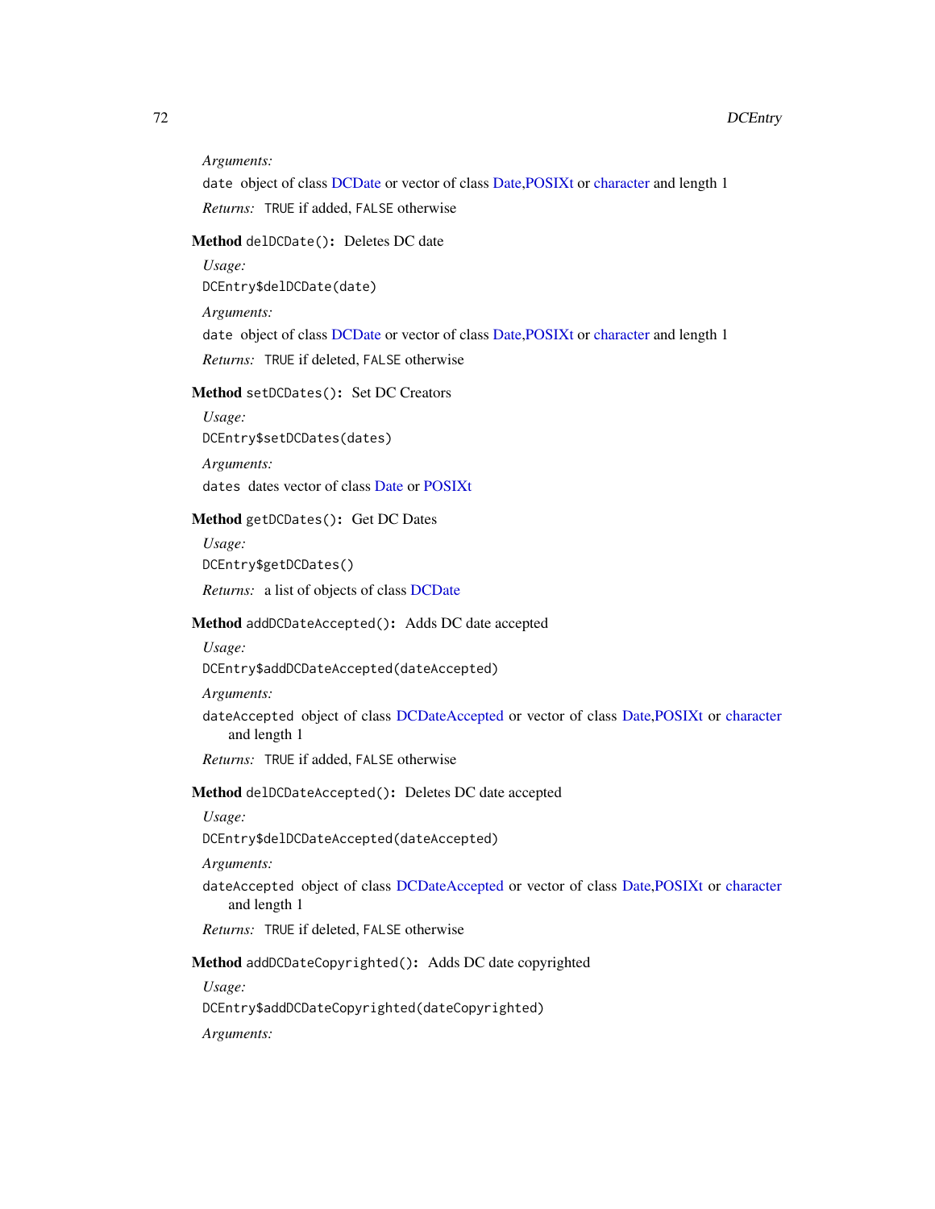*Arguments:*

`date` object of class DCDate or vector of class Date,POSIXt or character and length 1

*Returns:* `TRUE` if added, `FALSE` otherwise

**Method** `delDCDate()`**:** Deletes DC date

*Usage:*

```
DCEntry$delDCDate(date)
```

*Arguments:*

`date` object of class DCDate or vector of class Date,POSIXt or character and length 1

*Returns:* `TRUE` if deleted, `FALSE` otherwise

**Method** `setDCDates()`**:** Set DC Creators

*Usage:*

```
DCEntry$setDCDates(dates)
```

*Arguments:*

`dates` dates vector of class Date or POSIXt

**Method** `getDCDates()`**:** Get DC Dates

*Usage:*

```
DCEntry$getDCDates()
```

*Returns:* a list of objects of class DCDate

**Method** `addDCDateAccepted()`**:** Adds DC date accepted

*Usage:*

```
DCEntry$addDCDateAccepted(dateAccepted)
```

*Arguments:*

`dateAccepted` object of class DCDateAccepted or vector of class Date,POSIXt or character and length 1

*Returns:* `TRUE` if added, `FALSE` otherwise

**Method** `delDCDateAccepted()`**:** Deletes DC date accepted

*Usage:*

```
DCEntry$delDCDateAccepted(dateAccepted)
```

*Arguments:*

`dateAccepted` object of class DCDateAccepted or vector of class Date,POSIXt or character and length 1

*Returns:* `TRUE` if deleted, `FALSE` otherwise

**Method** `addDCDateCopyrighted()`**:** Adds DC date copyrighted

*Usage:*

```
DCEntry$addDCDateCopyrighted(dateCopyrighted)
```

*Arguments:*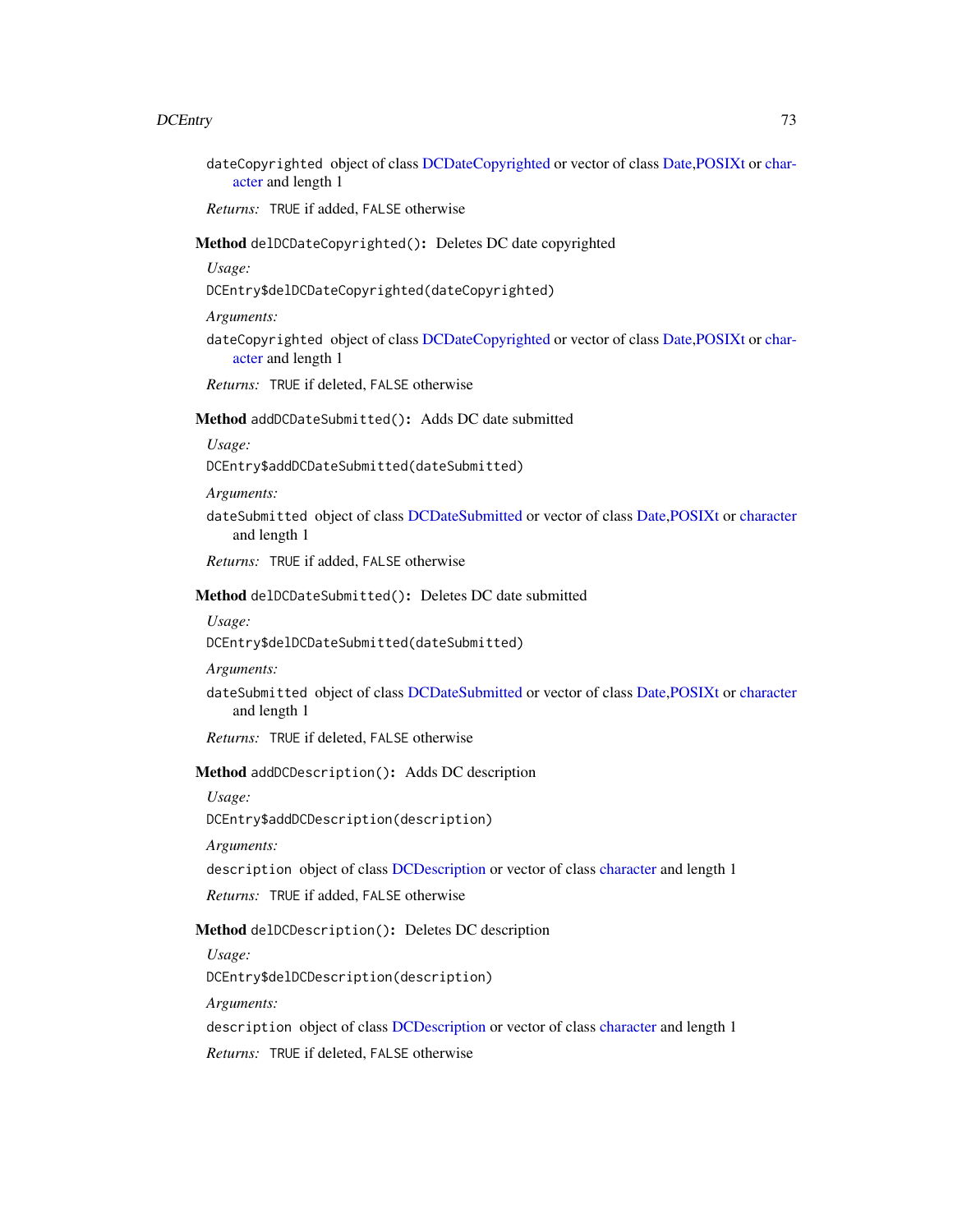`dateCopyrighted` object of class DCDateCopyrighted or vector of class Date,POSIXt or character and length 1

*Returns:* `TRUE` if added, `FALSE` otherwise

**Method** `delDCDateCopyrighted()`**:** Deletes DC date copyrighted

*Usage:*

```
DCEntry$delDCDateCopyrighted(dateCopyrighted)
```

*Arguments:*

`dateCopyrighted` object of class DCDateCopyrighted or vector of class Date,POSIXt or character and length 1

*Returns:* `TRUE` if deleted, `FALSE` otherwise

**Method** `addDCDateSubmitted()`**:** Adds DC date submitted

*Usage:*

```
DCEntry$addDCDateSubmitted(dateSubmitted)
```

*Arguments:*

`dateSubmitted` object of class DCDateSubmitted or vector of class Date,POSIXt or character and length 1

*Returns:* `TRUE` if added, `FALSE` otherwise

**Method** `delDCDateSubmitted()`**:** Deletes DC date submitted

*Usage:*

```
DCEntry$delDCDateSubmitted(dateSubmitted)
```

*Arguments:*

`dateSubmitted` object of class DCDateSubmitted or vector of class Date,POSIXt or character and length 1

*Returns:* `TRUE` if deleted, `FALSE` otherwise

**Method** `addDCDescription()`**:** Adds DC description

*Usage:*

```
DCEntry$addDCDescription(description)
```

*Arguments:*

`description` object of class DCDescription or vector of class character and length 1

*Returns:* `TRUE` if added, `FALSE` otherwise

**Method** `delDCDescription()`**:** Deletes DC description

*Usage:*

```
DCEntry$delDCDescription(description)
```

*Arguments:*

`description` object of class DCDescription or vector of class character and length 1

*Returns:* `TRUE` if deleted, `FALSE` otherwise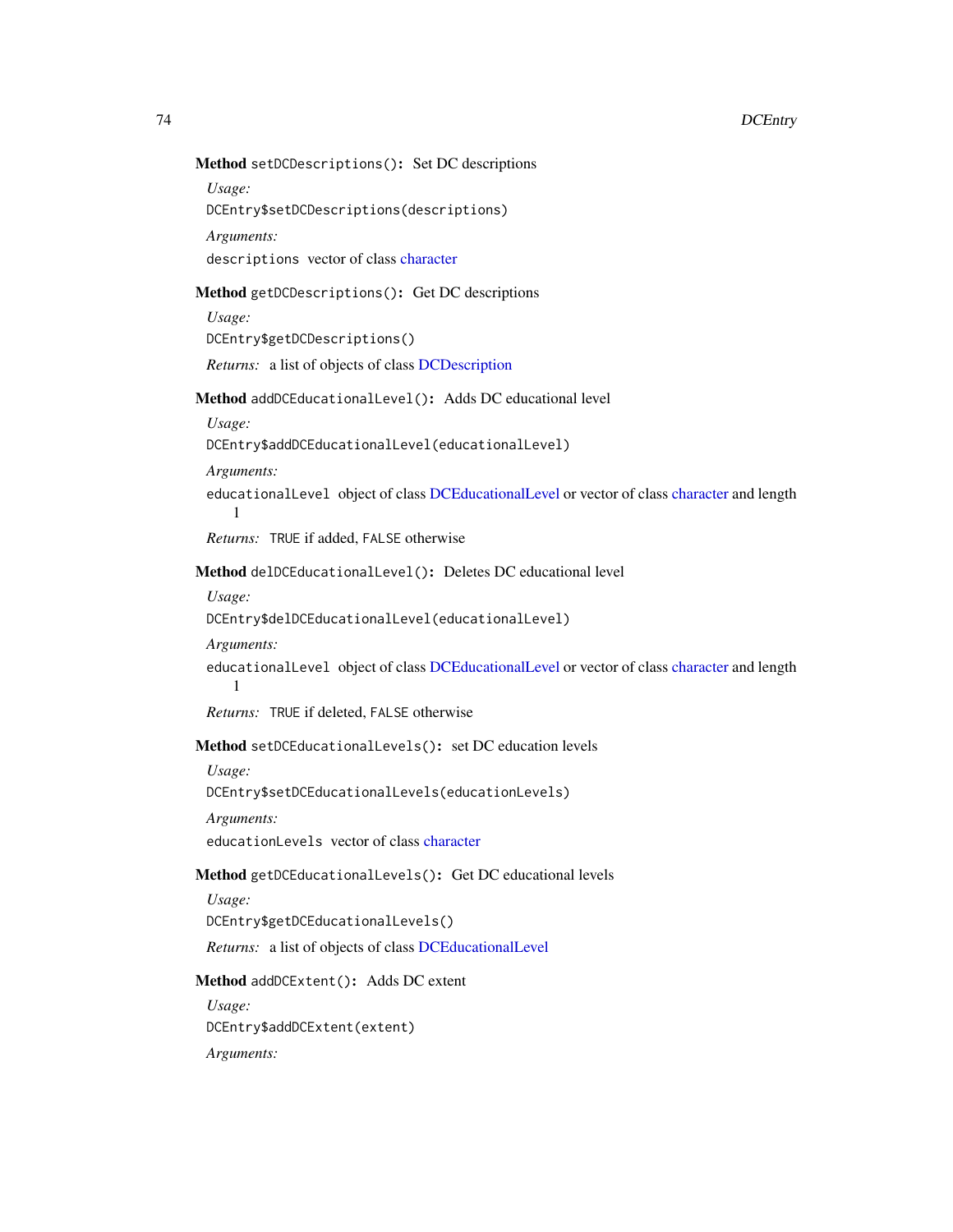**Method** `setDCDescriptions()`**:** Set DC descriptions

*Usage:*

```
DCEntry$setDCDescriptions(descriptions)
```

*Arguments:*

`descriptions` vector of class character

**Method** `getDCDescriptions()`**:** Get DC descriptions

*Usage:*

```
DCEntry$getDCDescriptions()
```

*Returns:* a list of objects of class DCDescription

**Method** `addDCEducationalLevel()`**:** Adds DC educational level

*Usage:*

```
DCEntry$addDCEducationalLevel(educationalLevel)
```

*Arguments:*

`educationalLevel` object of class DCEducationalLevel or vector of class character and length 1

*Returns:* `TRUE` if added, `FALSE` otherwise

**Method** `delDCEducationalLevel()`**:** Deletes DC educational level

*Usage:*

```
DCEntry$delDCEducationalLevel(educationalLevel)
```

*Arguments:*

`educationalLevel` object of class DCEducationalLevel or vector of class character and length 1

*Returns:* `TRUE` if deleted, `FALSE` otherwise

**Method** `setDCEducationalLevels()`**:** set DC education levels

*Usage:*

```
DCEntry$setDCEducationalLevels(educationLevels)
```

*Arguments:*

`educationLevels` vector of class character

**Method** `getDCEducationalLevels()`**:** Get DC educational levels

*Usage:*

```
DCEntry$getDCEducationalLevels()
```

*Returns:* a list of objects of class DCEducationalLevel

**Method** `addDCExtent()`**:** Adds DC extent

*Usage:*

```
DCEntry$addDCExtent(extent)
```

*Arguments:*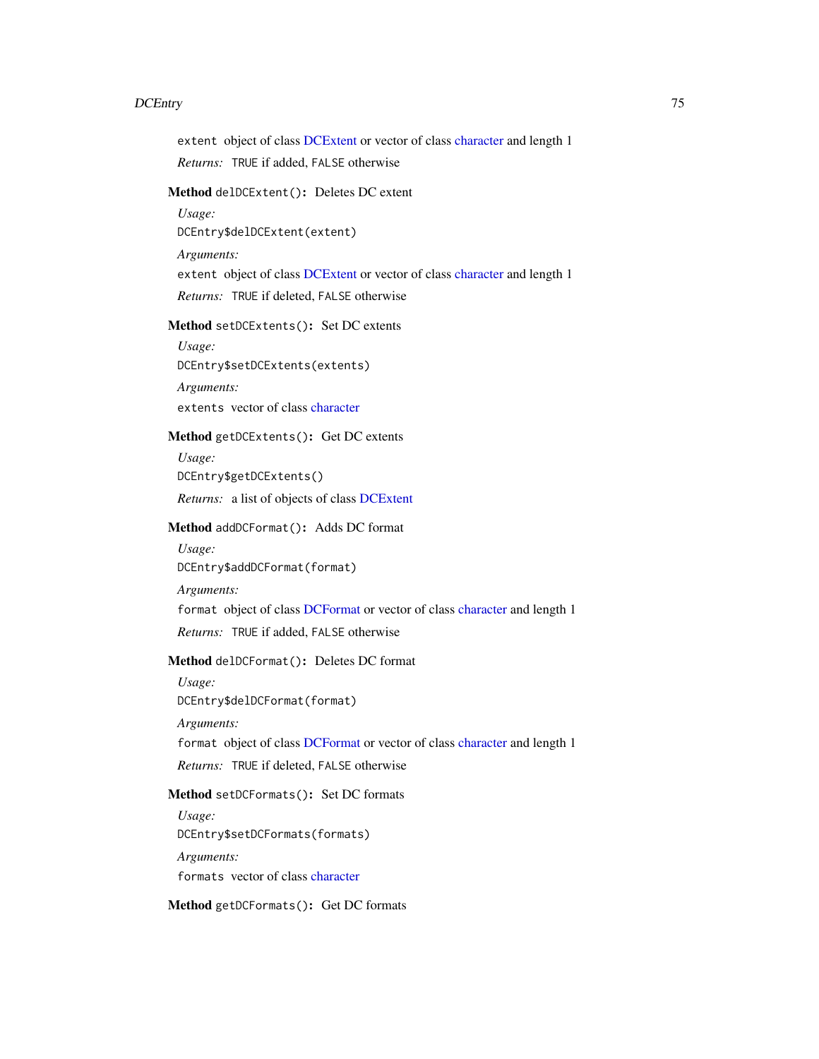`extent` object of class DCExtent or vector of class character and length 1

*Returns:* `TRUE` if added, `FALSE` otherwise

**Method** `delDCExtent()`**:** Deletes DC extent

*Usage:*

```
DCEntry$delDCExtent(extent)
```

*Arguments:*

`extent` object of class DCExtent or vector of class character and length 1

*Returns:* `TRUE` if deleted, `FALSE` otherwise

**Method** `setDCExtents()`**:** Set DC extents

*Usage:*

```
DCEntry$setDCExtents(extents)
```

*Arguments:*

`extents` vector of class character

**Method** `getDCExtents()`**:** Get DC extents

*Usage:*

```
DCEntry$getDCExtents()
```

*Returns:* a list of objects of class DCExtent

**Method** `addDCFormat()`**:** Adds DC format

*Usage:*

```
DCEntry$addDCFormat(format)
```

*Arguments:*

`format` object of class DCFormat or vector of class character and length 1

*Returns:* `TRUE` if added, `FALSE` otherwise

**Method** `delDCFormat()`**:** Deletes DC format

*Usage:*

```
DCEntry$delDCFormat(format)
```

*Arguments:*

`format` object of class DCFormat or vector of class character and length 1

*Returns:* `TRUE` if deleted, `FALSE` otherwise

**Method** `setDCFormats()`**:** Set DC formats

*Usage:*

```
DCEntry$setDCFormats(formats)
```

*Arguments:*

`formats` vector of class character

**Method** `getDCFormats()`**:** Get DC formats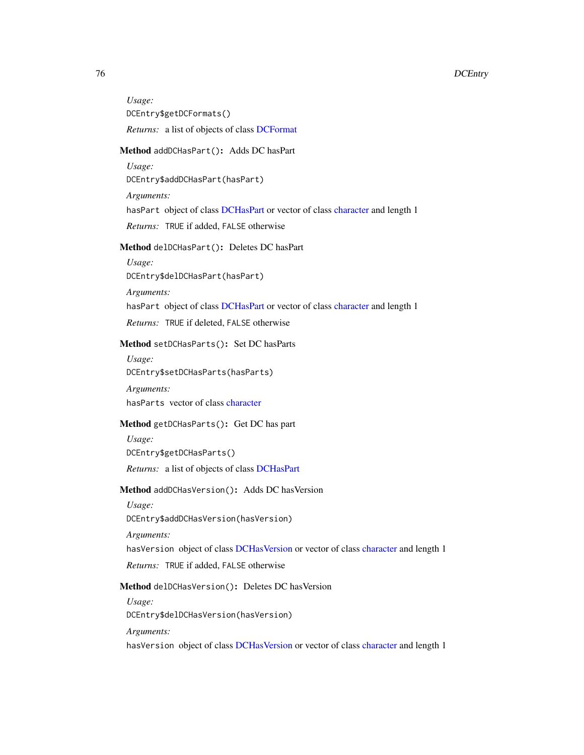*Usage:*

```
DCEntry$getDCFormats()
```

*Returns:* a list of objects of class DCFormat

**Method** `addDCHasPart()`**:** Adds DC hasPart

*Usage:*

```
DCEntry$addDCHasPart(hasPart)
```

*Arguments:*

`hasPart` object of class DCHasPart or vector of class character and length 1

*Returns:* `TRUE` if added, `FALSE` otherwise

**Method** `delDCHasPart()`**:** Deletes DC hasPart

*Usage:*

```
DCEntry$delDCHasPart(hasPart)
```

*Arguments:*

`hasPart` object of class DCHasPart or vector of class character and length 1

*Returns:* `TRUE` if deleted, `FALSE` otherwise

**Method** `setDCHasParts()`**:** Set DC hasParts

*Usage:*

```
DCEntry$setDCHasParts(hasParts)
```

*Arguments:*

`hasParts` vector of class character

**Method** `getDCHasParts()`**:** Get DC has part

*Usage:*

```
DCEntry$getDCHasParts()
```

*Returns:* a list of objects of class DCHasPart

**Method** `addDCHasVersion()`**:** Adds DC hasVersion

*Usage:*

```
DCEntry$addDCHasVersion(hasVersion)
```

*Arguments:*

`hasVersion` object of class DCHasVersion or vector of class character and length 1

*Returns:* `TRUE` if added, `FALSE` otherwise

**Method** `delDCHasVersion()`**:** Deletes DC hasVersion

*Usage:*

```
DCEntry$delDCHasVersion(hasVersion)
```

*Arguments:*

`hasVersion` object of class DCHasVersion or vector of class character and length 1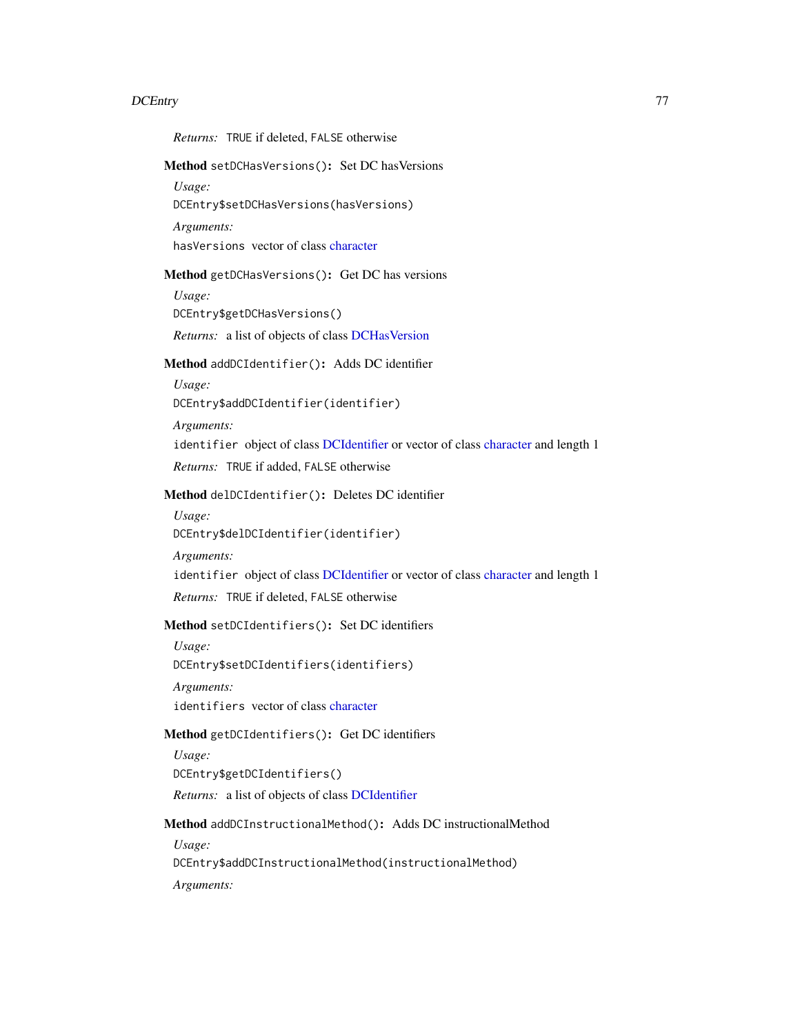*Returns:* TRUE if deleted, FALSE otherwise

**Method** `setDCHasVersions()`**:** Set DC hasVersions

*Usage:*

```
DCEntry$setDCHasVersions(hasVersions)
```

*Arguments:*

`hasVersions` vector of class character

**Method** `getDCHasVersions()`**:** Get DC has versions

*Usage:*

```
DCEntry$getDCHasVersions()
```

*Returns:* a list of objects of class DCHasVersion

**Method** `addDCIdentifier()`**:** Adds DC identifier

*Usage:*

```
DCEntry$addDCIdentifier(identifier)
```

*Arguments:*

`identifier` object of class DCIdentifier or vector of class character and length 1

*Returns:* TRUE if added, FALSE otherwise

**Method** `delDCIdentifier()`**:** Deletes DC identifier

*Usage:*

```
DCEntry$delDCIdentifier(identifier)
```

*Arguments:*

`identifier` object of class DCIdentifier or vector of class character and length 1

*Returns:* TRUE if deleted, FALSE otherwise

**Method** `setDCIdentifiers()`**:** Set DC identifiers

*Usage:*

```
DCEntry$setDCIdentifiers(identifiers)
```

*Arguments:*

`identifiers` vector of class character

**Method** `getDCIdentifiers()`**:** Get DC identifiers

*Usage:*

```
DCEntry$getDCIdentifiers()
```

*Returns:* a list of objects of class DCIdentifier

**Method** `addDCInstructionalMethod()`**:** Adds DC instructionalMethod

*Usage:*

```
DCEntry$addDCInstructionalMethod(instructionalMethod)
```

*Arguments:*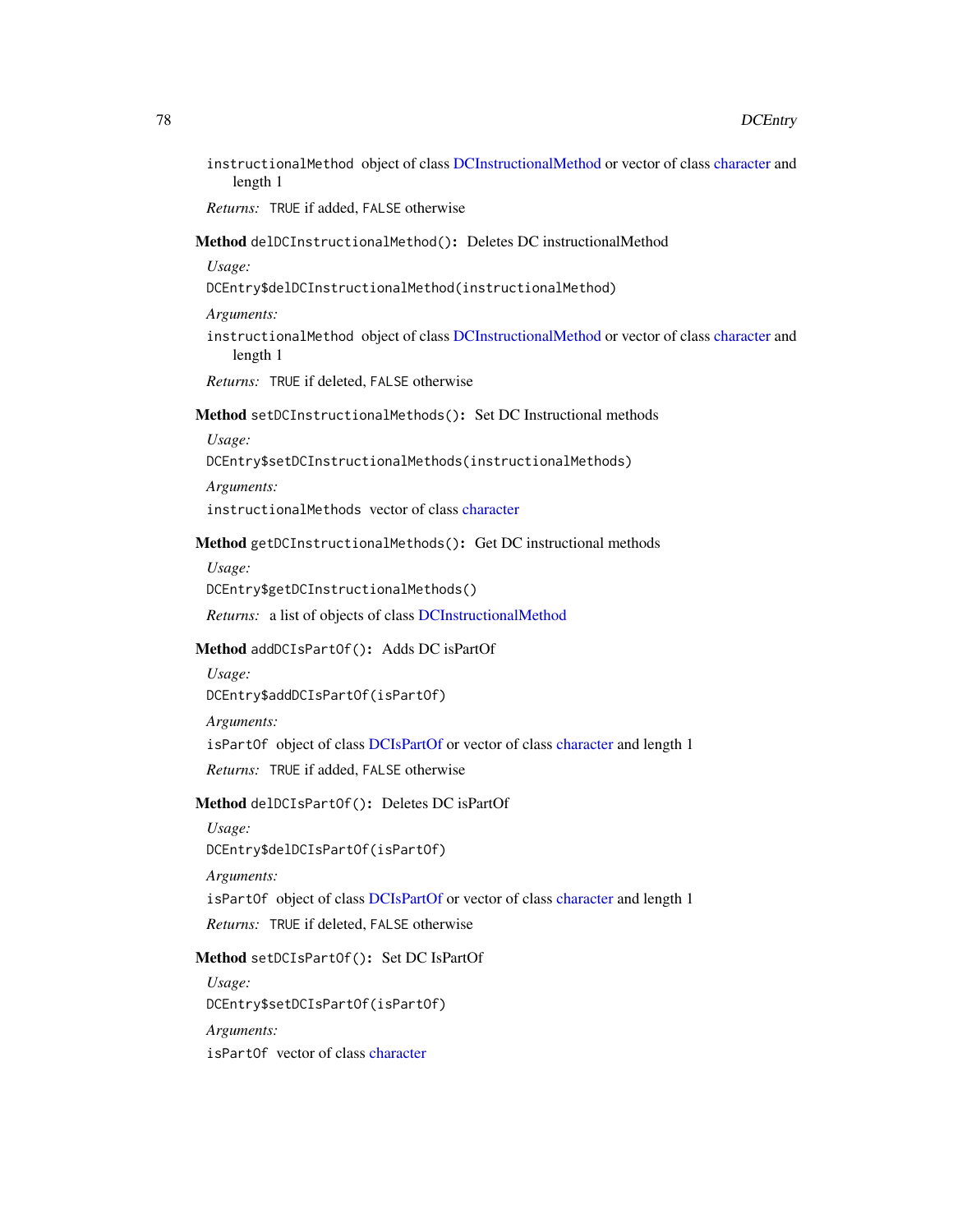instructionalMethod object of class DCInstructionalMethod or vector of class character and length 1

*Returns:* TRUE if added, FALSE otherwise

**Method** `delDCInstructionalMethod()`**:** Deletes DC instructionalMethod

*Usage:*

```
DCEntry$delDCInstructionalMethod(instructionalMethod)
```

*Arguments:*

instructionalMethod object of class DCInstructionalMethod or vector of class character and length 1

*Returns:* TRUE if deleted, FALSE otherwise

**Method** `setDCInstructionalMethods()`**:** Set DC Instructional methods

*Usage:*

```
DCEntry$setDCInstructionalMethods(instructionalMethods)
```

*Arguments:*

instructionalMethods vector of class character

**Method** `getDCInstructionalMethods()`**:** Get DC instructional methods

*Usage:*

```
DCEntry$getDCInstructionalMethods()
```

*Returns:* a list of objects of class DCInstructionalMethod

**Method** `addDCIsPartOf()`**:** Adds DC isPartOf

*Usage:*

```
DCEntry$addDCIsPartOf(isPartOf)
```

*Arguments:*

isPartOf object of class DCIsPartOf or vector of class character and length 1

*Returns:* TRUE if added, FALSE otherwise

**Method** `delDCIsPartOf()`**:** Deletes DC isPartOf

*Usage:*

```
DCEntry$delDCIsPartOf(isPartOf)
```

*Arguments:*

isPartOf object of class DCIsPartOf or vector of class character and length 1

*Returns:* TRUE if deleted, FALSE otherwise

**Method** `setDCIsPartOf()`**:** Set DC IsPartOf

*Usage:*

```
DCEntry$setDCIsPartOf(isPartOf)
```

*Arguments:*

isPartOf vector of class character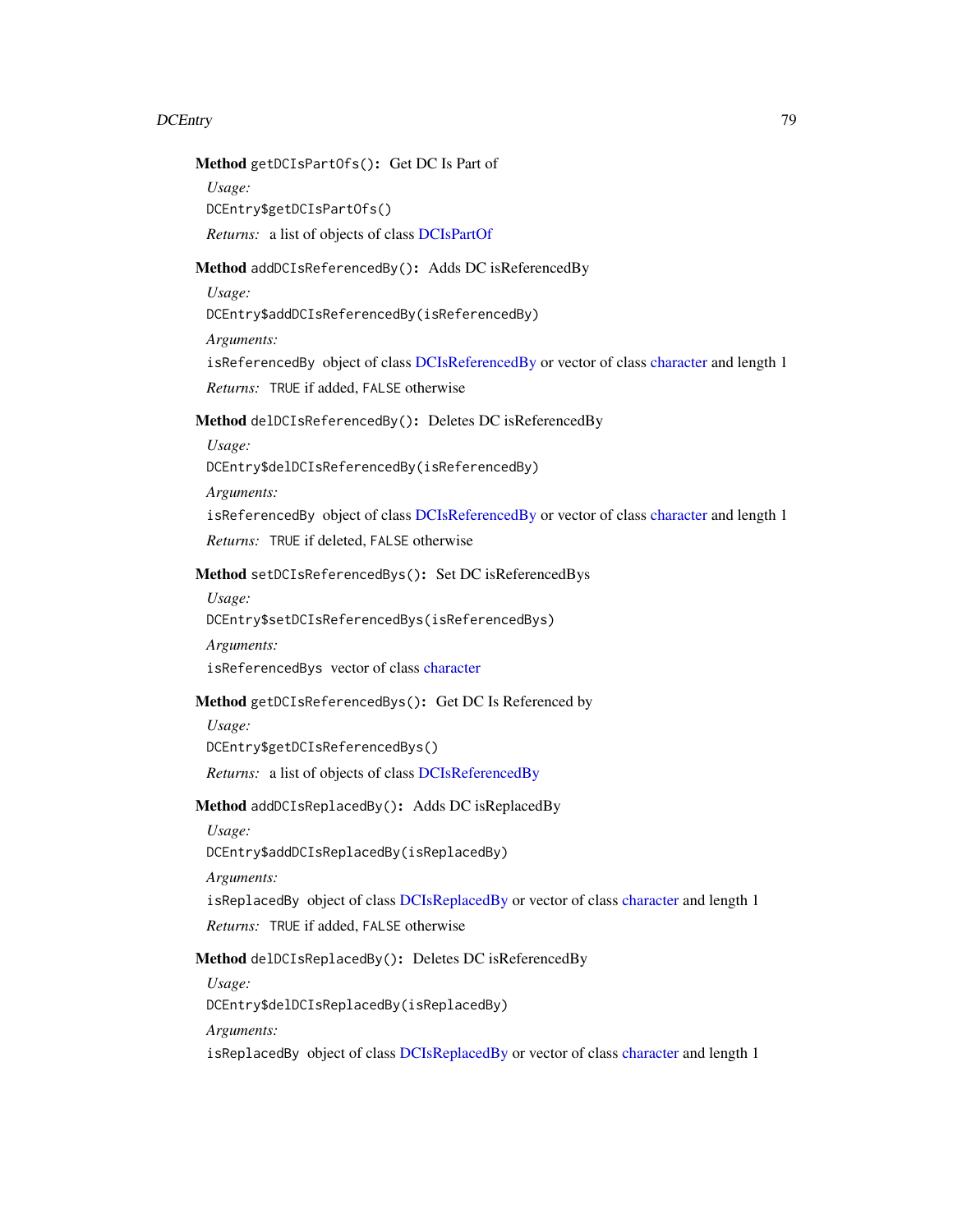**Method** `getDCIsPartOfs()`: Get DC Is Part of

*Usage:*

```
DCEntry$getDCIsPartOfs()
```

*Returns:* a list of objects of class DCIsPartOf

**Method** `addDCIsReferencedBy()`: Adds DC isReferencedBy

*Usage:*

```
DCEntry$addDCIsReferencedBy(isReferencedBy)
```

*Arguments:*

`isReferencedBy` object of class DCIsReferencedBy or vector of class character and length 1

*Returns:* `TRUE` if added, `FALSE` otherwise

**Method** `delDCIsReferencedBy()`: Deletes DC isReferencedBy

*Usage:*

```
DCEntry$delDCIsReferencedBy(isReferencedBy)
```

*Arguments:*

`isReferencedBy` object of class DCIsReferencedBy or vector of class character and length 1

*Returns:* `TRUE` if deleted, `FALSE` otherwise

**Method** `setDCIsReferencedBys()`: Set DC isReferencedBys

*Usage:*

```
DCEntry$setDCIsReferencedBys(isReferencedBys)
```

*Arguments:*

`isReferencedBys` vector of class character

**Method** `getDCIsReferencedBys()`: Get DC Is Referenced by

*Usage:*

```
DCEntry$getDCIsReferencedBys()
```

*Returns:* a list of objects of class DCIsReferencedBy

**Method** `addDCIsReplacedBy()`: Adds DC isReplacedBy

*Usage:*

```
DCEntry$addDCIsReplacedBy(isReplacedBy)
```

*Arguments:*

`isReplacedBy` object of class DCIsReplacedBy or vector of class character and length 1

*Returns:* `TRUE` if added, `FALSE` otherwise

**Method** `delDCIsReplacedBy()`: Deletes DC isReferencedBy

*Usage:*

```
DCEntry$delDCIsReplacedBy(isReplacedBy)
```

*Arguments:*

`isReplacedBy` object of class DCIsReplacedBy or vector of class character and length 1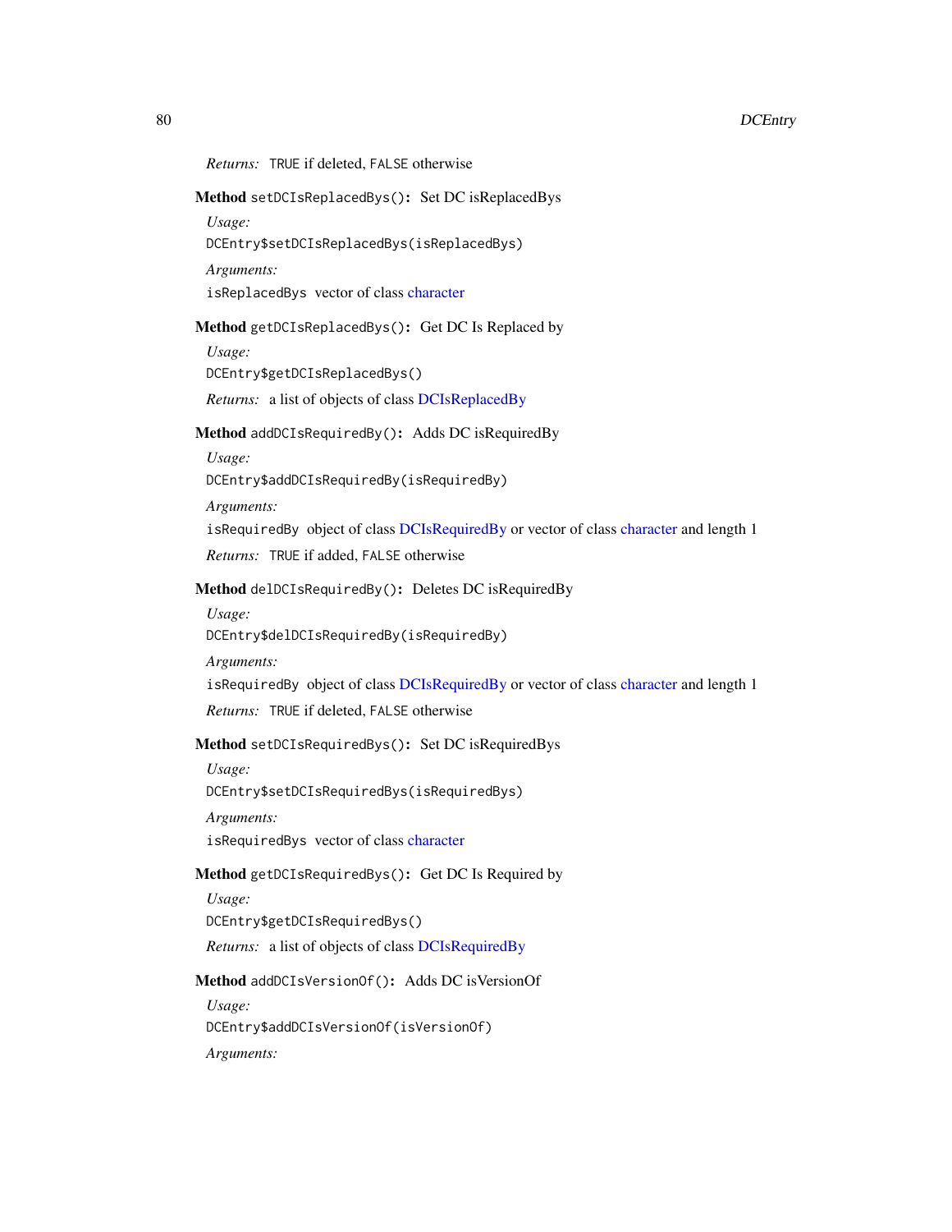*Returns:* `TRUE` if deleted, `FALSE` otherwise

**Method** `setDCIsReplacedBys()`**:** Set DC isReplacedBys

*Usage:*

```
DCEntry$setDCIsReplacedBys(isReplacedBys)
```

*Arguments:*

`isReplacedBys` vector of class character

**Method** `getDCIsReplacedBys()`**:** Get DC Is Replaced by

*Usage:*

```
DCEntry$getDCIsReplacedBys()
```

*Returns:* a list of objects of class DCIsReplacedBy

**Method** `addDCIsRequiredBy()`**:** Adds DC isRequiredBy

*Usage:*

```
DCEntry$addDCIsRequiredBy(isRequiredBy)
```

*Arguments:*

`isRequiredBy` object of class DCIsRequiredBy or vector of class character and length 1

*Returns:* `TRUE` if added, `FALSE` otherwise

**Method** `delDCIsRequiredBy()`**:** Deletes DC isRequiredBy

*Usage:*

```
DCEntry$delDCIsRequiredBy(isRequiredBy)
```

*Arguments:*

`isRequiredBy` object of class DCIsRequiredBy or vector of class character and length 1

*Returns:* `TRUE` if deleted, `FALSE` otherwise

**Method** `setDCIsRequiredBys()`**:** Set DC isRequiredBys

*Usage:*

```
DCEntry$setDCIsRequiredBys(isRequiredBys)
```

*Arguments:*

`isRequiredBys` vector of class character

**Method** `getDCIsRequiredBys()`**:** Get DC Is Required by

*Usage:*

```
DCEntry$getDCIsRequiredBys()
```

*Returns:* a list of objects of class DCIsRequiredBy

**Method** `addDCIsVersionOf()`**:** Adds DC isVersionOf

*Usage:*

```
DCEntry$addDCIsVersionOf(isVersionOf)
```

*Arguments:*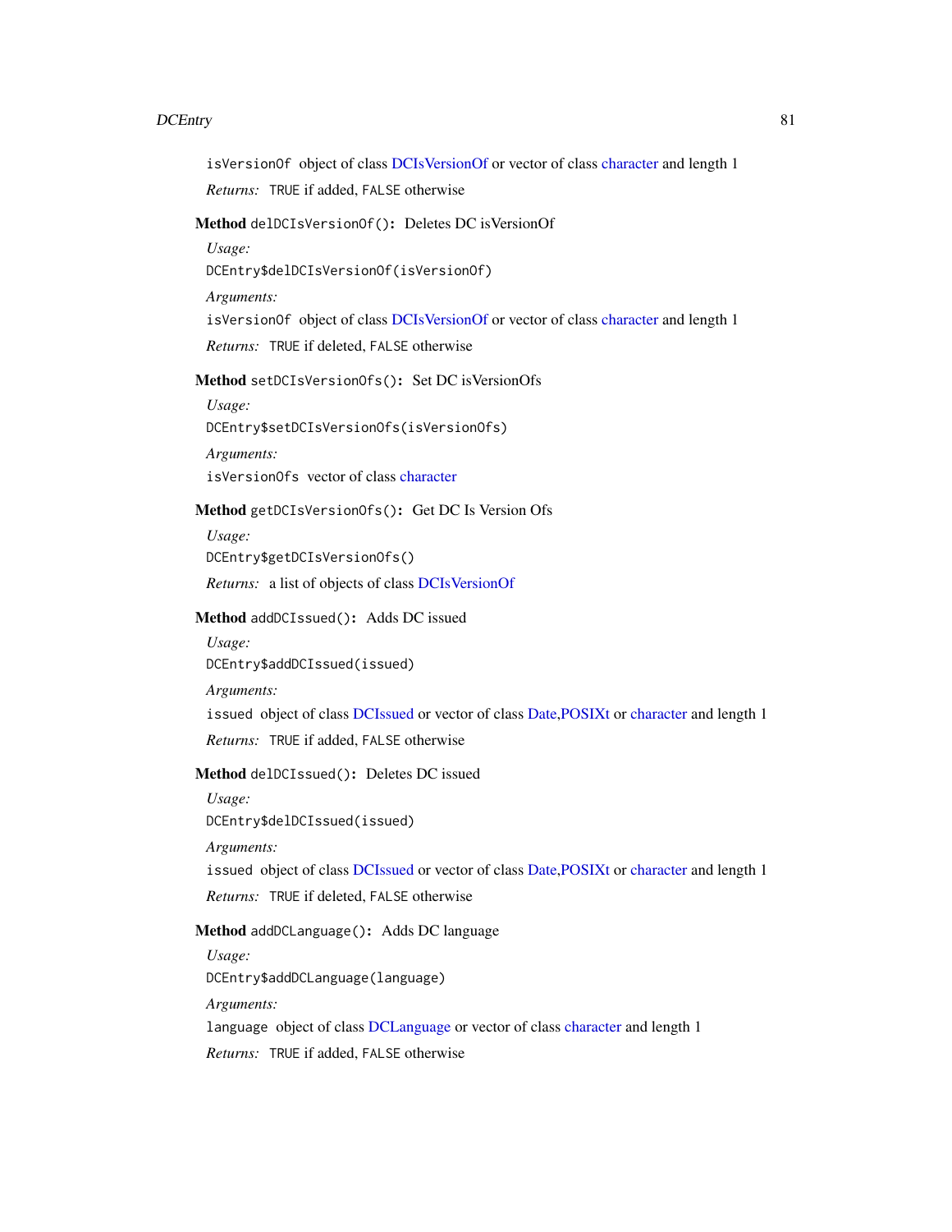`isVersionOf` object of class DCIsVersionOf or vector of class character and length 1

*Returns:* `TRUE` if added, `FALSE` otherwise

**Method** `delDCIsVersionOf()`**:** Deletes DC isVersionOf

*Usage:*

```
DCEntry$delDCIsVersionOf(isVersionOf)
```

*Arguments:*

`isVersionOf` object of class DCIsVersionOf or vector of class character and length 1

*Returns:* `TRUE` if deleted, `FALSE` otherwise

**Method** `setDCIsVersionOfs()`**:** Set DC isVersionOfs

*Usage:*

```
DCEntry$setDCIsVersionOfs(isVersionOfs)
```

*Arguments:*

`isVersionOfs` vector of class character

**Method** `getDCIsVersionOfs()`**:** Get DC Is Version Ofs

*Usage:*

```
DCEntry$getDCIsVersionOfs()
```

*Returns:* a list of objects of class DCIsVersionOf

**Method** `addDCIssued()`**:** Adds DC issued

*Usage:*

```
DCEntry$addDCIssued(issued)
```

*Arguments:*

`issued` object of class DCIssued or vector of class Date,POSIXt or character and length 1

*Returns:* `TRUE` if added, `FALSE` otherwise

**Method** `delDCIssued()`**:** Deletes DC issued

*Usage:*

```
DCEntry$delDCIssued(issued)
```

*Arguments:*

`issued` object of class DCIssued or vector of class Date,POSIXt or character and length 1

*Returns:* `TRUE` if deleted, `FALSE` otherwise

**Method** `addDCLanguage()`**:** Adds DC language

*Usage:*

```
DCEntry$addDCLanguage(language)
```

*Arguments:*

`language` object of class DCLanguage or vector of class character and length 1

*Returns:* `TRUE` if added, `FALSE` otherwise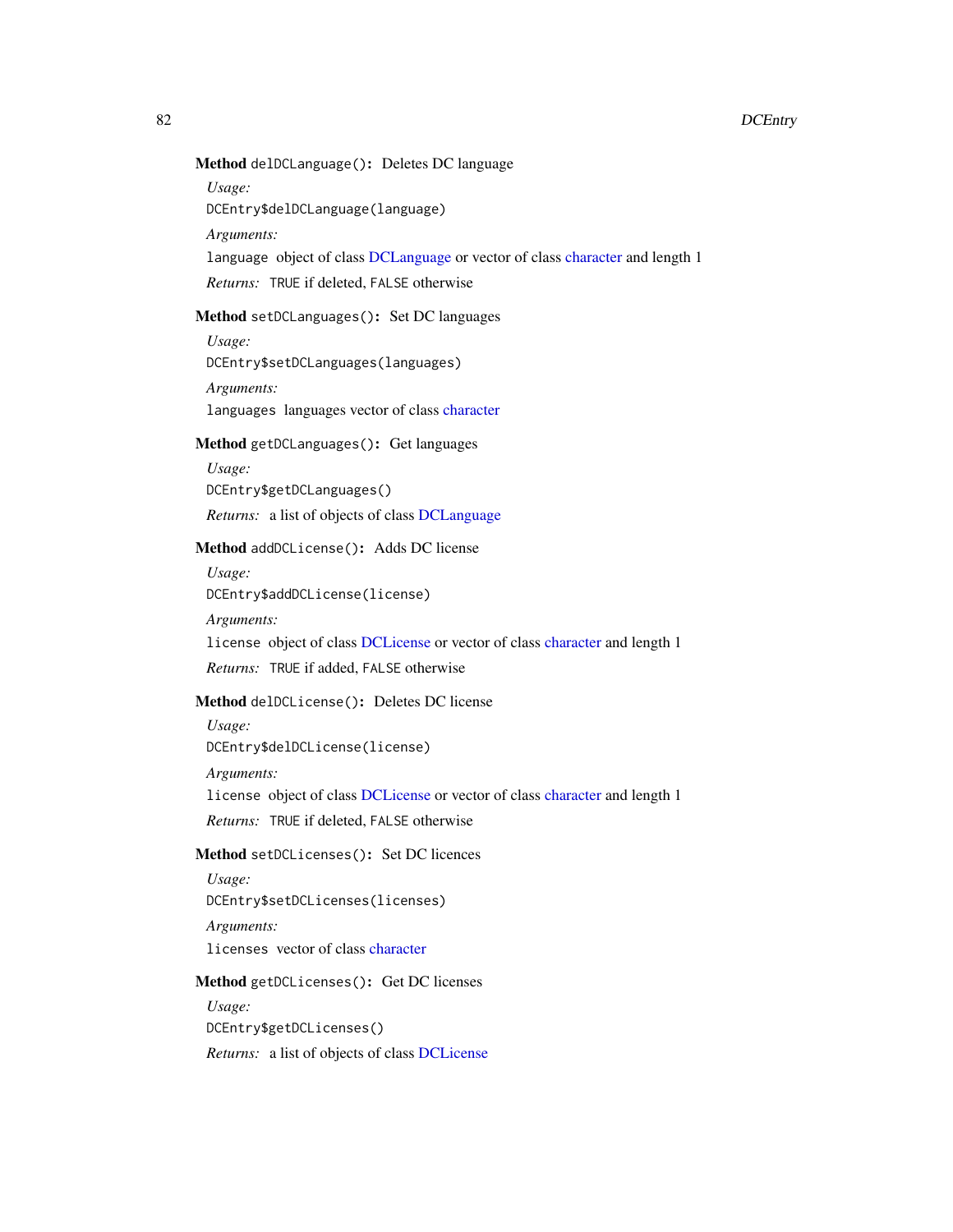**Method** `delDCLanguage()`: Deletes DC language

*Usage:*

```
DCEntry$delDCLanguage(language)
```

*Arguments:*

`language` object of class DCLanguage or vector of class character and length 1

*Returns:* `TRUE` if deleted, `FALSE` otherwise

**Method** `setDCLanguages()`: Set DC languages

*Usage:*

```
DCEntry$setDCLanguages(languages)
```

*Arguments:*

`languages` languages vector of class character

**Method** `getDCLanguages()`: Get languages

*Usage:*

```
DCEntry$getDCLanguages()
```

*Returns:* a list of objects of class DCLanguage

**Method** `addDCLicense()`: Adds DC license

*Usage:*

```
DCEntry$addDCLicense(license)
```

*Arguments:*

`license` object of class DCLicense or vector of class character and length 1

*Returns:* `TRUE` if added, `FALSE` otherwise

**Method** `delDCLicense()`: Deletes DC license

*Usage:*

```
DCEntry$delDCLicense(license)
```

*Arguments:*

`license` object of class DCLicense or vector of class character and length 1

*Returns:* `TRUE` if deleted, `FALSE` otherwise

**Method** `setDCLicenses()`: Set DC licences

*Usage:*

```
DCEntry$setDCLicenses(licenses)
```

*Arguments:*

`licenses` vector of class character

**Method** `getDCLicenses()`: Get DC licenses

*Usage:*

```
DCEntry$getDCLicenses()
```

*Returns:* a list of objects of class DCLicense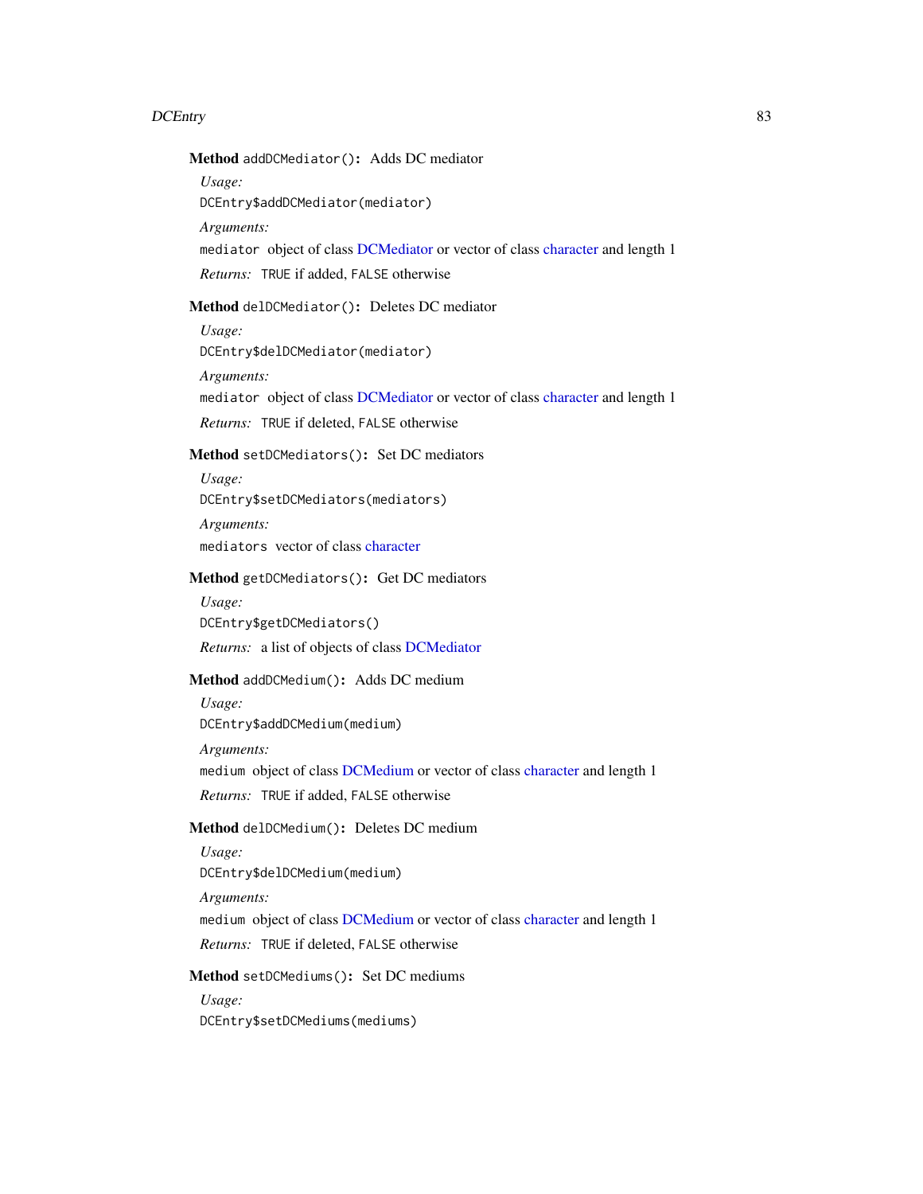**Method** `addDCMediator()`: Adds DC mediator

*Usage:*

```
DCEntry$addDCMediator(mediator)
```

*Arguments:*

`mediator` object of class DCMediator or vector of class character and length 1

*Returns:* `TRUE` if added, `FALSE` otherwise

**Method** `delDCMediator()`: Deletes DC mediator

*Usage:*

```
DCEntry$delDCMediator(mediator)
```

*Arguments:*

`mediator` object of class DCMediator or vector of class character and length 1

*Returns:* `TRUE` if deleted, `FALSE` otherwise

**Method** `setDCMediators()`: Set DC mediators

*Usage:*

```
DCEntry$setDCMediators(mediators)
```

*Arguments:*

`mediators` vector of class character

**Method** `getDCMediators()`: Get DC mediators

*Usage:*

```
DCEntry$getDCMediators()
```

*Returns:* a list of objects of class DCMediator

**Method** `addDCMedium()`: Adds DC medium

*Usage:*

```
DCEntry$addDCMedium(medium)
```

*Arguments:*

`medium` object of class DCMedium or vector of class character and length 1

*Returns:* `TRUE` if added, `FALSE` otherwise

**Method** `delDCMedium()`: Deletes DC medium

*Usage:*

```
DCEntry$delDCMedium(medium)
```

*Arguments:*

`medium` object of class DCMedium or vector of class character and length 1

*Returns:* `TRUE` if deleted, `FALSE` otherwise

**Method** `setDCMediums()`: Set DC mediums

*Usage:*

```
DCEntry$setDCMediums(mediums)
```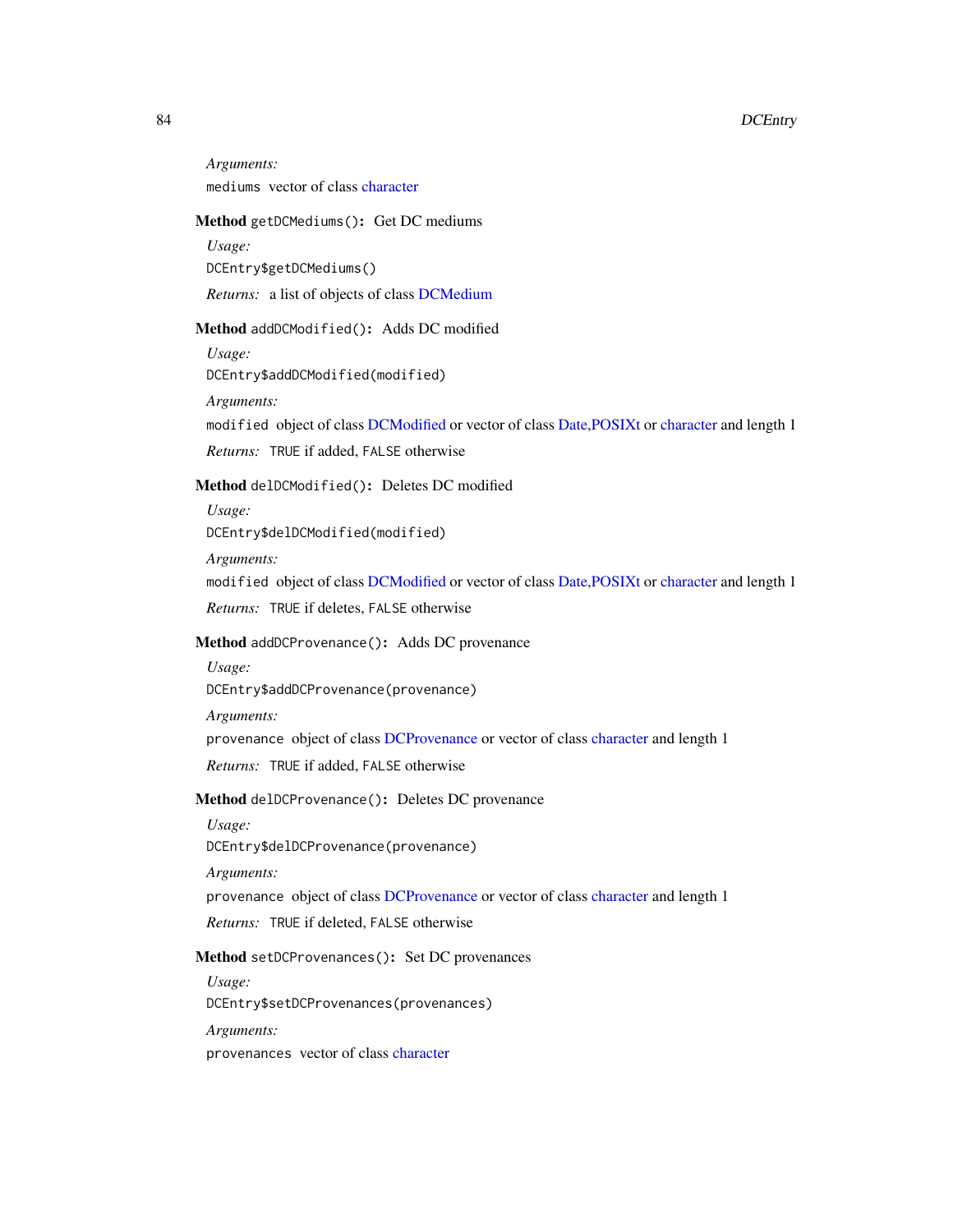*Arguments:*

`mediums` vector of class character

**Method** `getDCMediums()`**:** Get DC mediums

*Usage:*

```
DCEntry$getDCMediums()
```

*Returns:* a list of objects of class DCMedium

**Method** `addDCModified()`**:** Adds DC modified

*Usage:*

```
DCEntry$addDCModified(modified)
```

*Arguments:*

`modified` object of class DCModified or vector of class Date,POSIXt or character and length 1

*Returns:* `TRUE` if added, `FALSE` otherwise

**Method** `delDCModified()`**:** Deletes DC modified

*Usage:*

```
DCEntry$delDCModified(modified)
```

*Arguments:*

`modified` object of class DCModified or vector of class Date,POSIXt or character and length 1

*Returns:* `TRUE` if deletes, `FALSE` otherwise

**Method** `addDCProvenance()`**:** Adds DC provenance

*Usage:*

```
DCEntry$addDCProvenance(provenance)
```

*Arguments:*

`provenance` object of class DCProvenance or vector of class character and length 1

*Returns:* `TRUE` if added, `FALSE` otherwise

**Method** `delDCProvenance()`**:** Deletes DC provenance

*Usage:*

```
DCEntry$delDCProvenance(provenance)
```

*Arguments:*

`provenance` object of class DCProvenance or vector of class character and length 1

*Returns:* `TRUE` if deleted, `FALSE` otherwise

**Method** `setDCProvenances()`**:** Set DC provenances

*Usage:*

```
DCEntry$setDCProvenances(provenances)
```

*Arguments:*

`provenances` vector of class character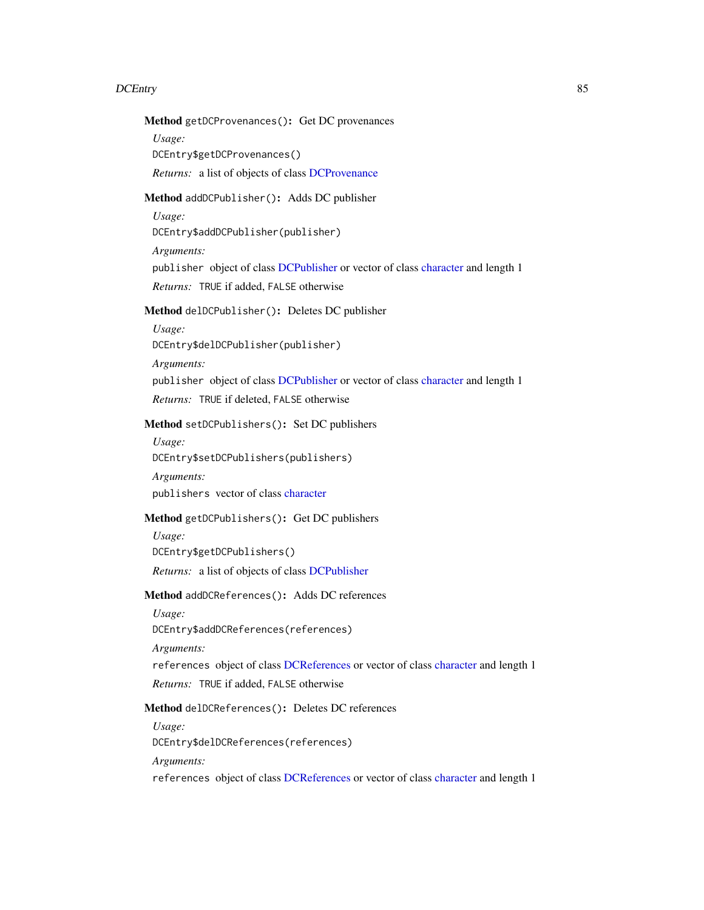**Method** `getDCProvenances()`: Get DC provenances

*Usage:*

```
DCEntry$getDCProvenances()
```

*Returns:* a list of objects of class DCProvenance

**Method** `addDCPublisher()`: Adds DC publisher

*Usage:*

```
DCEntry$addDCPublisher(publisher)
```

*Arguments:*

`publisher` object of class DCPublisher or vector of class character and length 1

*Returns:* `TRUE` if added, `FALSE` otherwise

**Method** `delDCPublisher()`: Deletes DC publisher

*Usage:*

```
DCEntry$delDCPublisher(publisher)
```

*Arguments:*

`publisher` object of class DCPublisher or vector of class character and length 1

*Returns:* `TRUE` if deleted, `FALSE` otherwise

**Method** `setDCPublishers()`: Set DC publishers

*Usage:*

```
DCEntry$setDCPublishers(publishers)
```

*Arguments:*

`publishers` vector of class character

**Method** `getDCPublishers()`: Get DC publishers

*Usage:*

```
DCEntry$getDCPublishers()
```

*Returns:* a list of objects of class DCPublisher

**Method** `addDCReferences()`: Adds DC references

*Usage:*

```
DCEntry$addDCReferences(references)
```

*Arguments:*

`references` object of class DCReferences or vector of class character and length 1

*Returns:* `TRUE` if added, `FALSE` otherwise

**Method** `delDCReferences()`: Deletes DC references

*Usage:*

```
DCEntry$delDCReferences(references)
```

*Arguments:*

`references` object of class DCReferences or vector of class character and length 1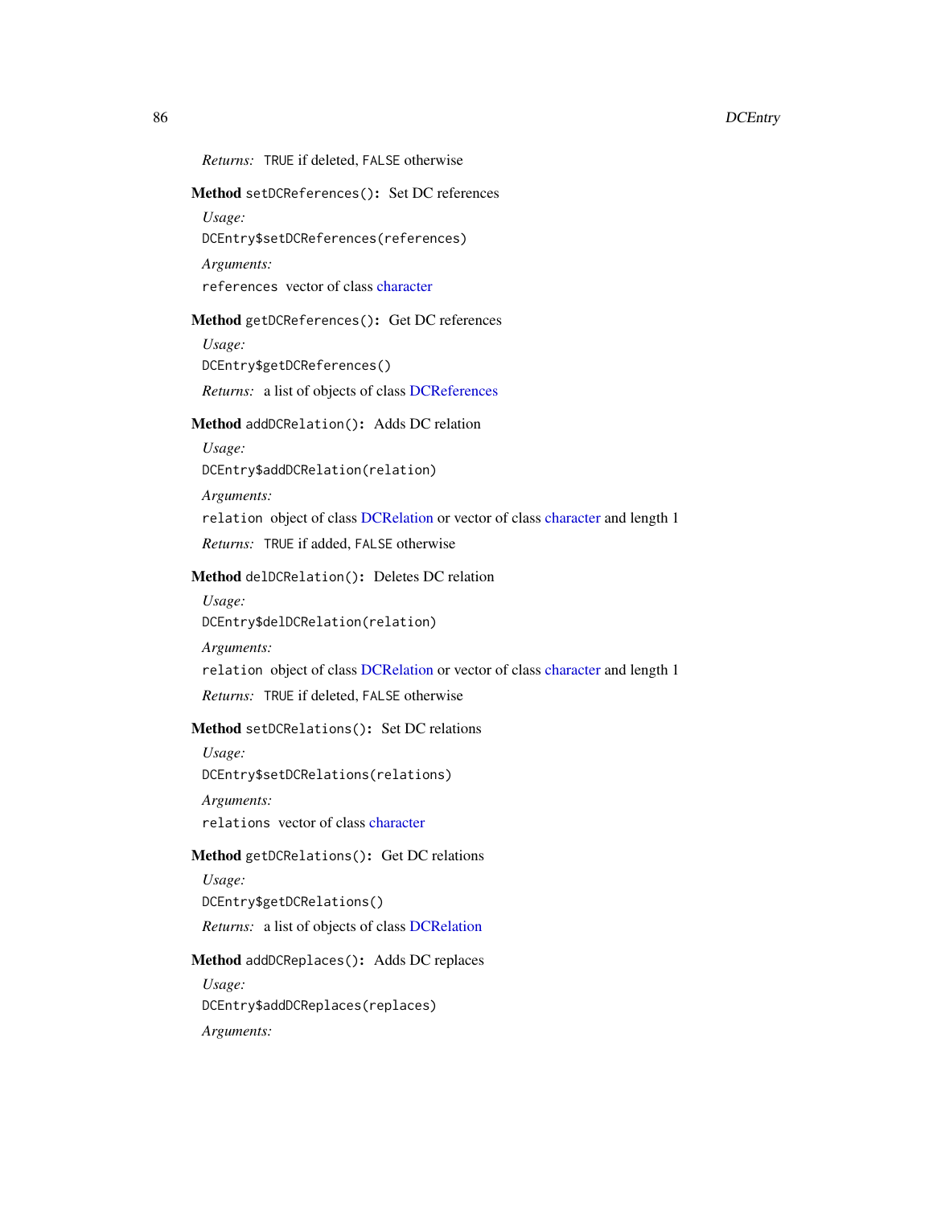*Returns:* `TRUE` if deleted, `FALSE` otherwise

**Method** `setDCReferences()`: Set DC references

*Usage:*

```
DCEntry$setDCReferences(references)
```

*Arguments:*

`references` vector of class character

**Method** `getDCReferences()`: Get DC references

*Usage:*

```
DCEntry$getDCReferences()
```

*Returns:* a list of objects of class DCReferences

**Method** `addDCRelation()`: Adds DC relation

*Usage:*

```
DCEntry$addDCRelation(relation)
```

*Arguments:*

`relation` object of class DCRelation or vector of class character and length 1

*Returns:* `TRUE` if added, `FALSE` otherwise

**Method** `delDCRelation()`: Deletes DC relation

*Usage:*

```
DCEntry$delDCRelation(relation)
```

*Arguments:*

`relation` object of class DCRelation or vector of class character and length 1

*Returns:* `TRUE` if deleted, `FALSE` otherwise

**Method** `setDCRelations()`: Set DC relations

*Usage:*

```
DCEntry$setDCRelations(relations)
```

*Arguments:*

`relations` vector of class character

**Method** `getDCRelations()`: Get DC relations

*Usage:*

```
DCEntry$getDCRelations()
```

*Returns:* a list of objects of class DCRelation

**Method** `addDCReplaces()`: Adds DC replaces

*Usage:*

```
DCEntry$addDCReplaces(replaces)
```

*Arguments:*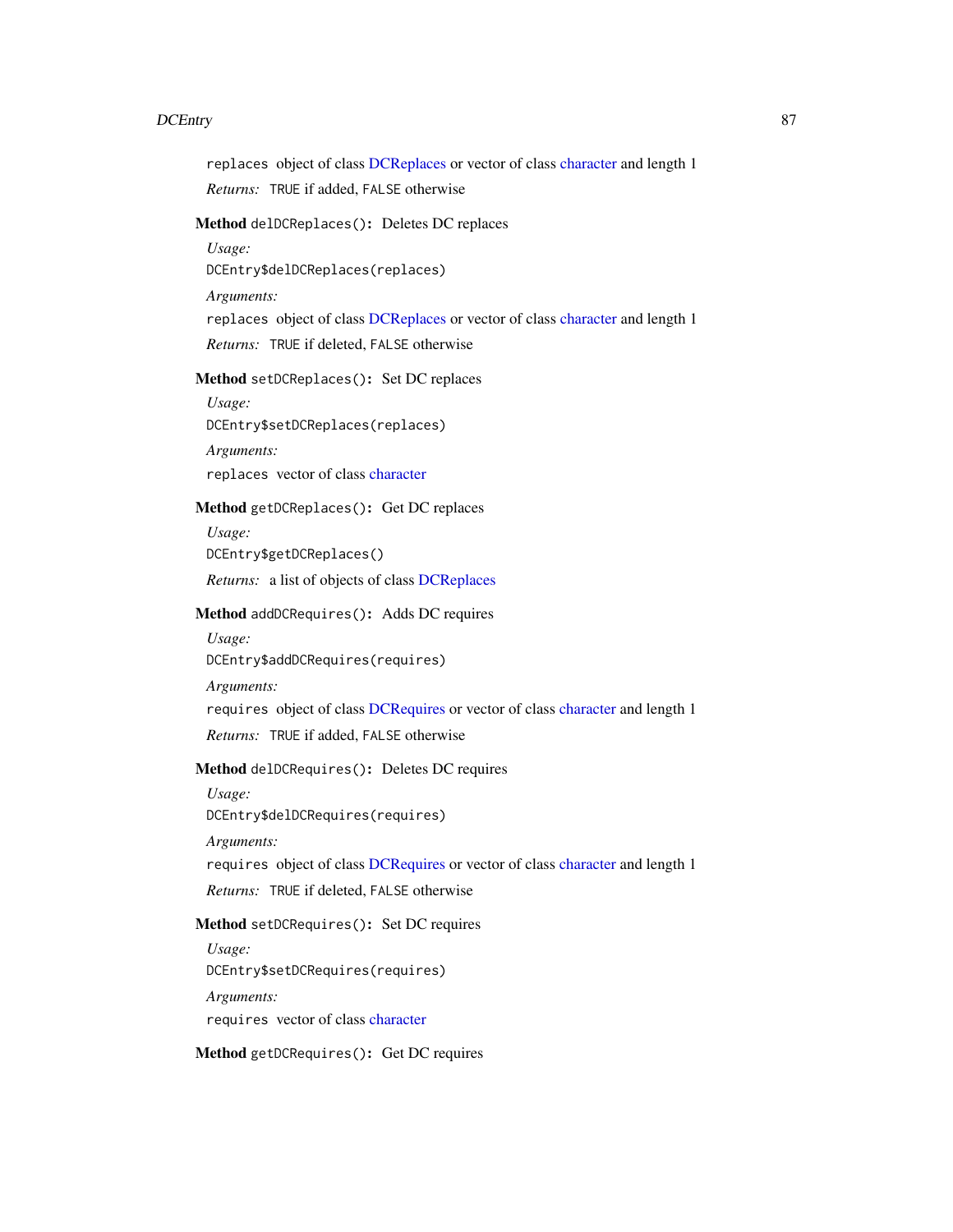`replaces` object of class DCReplaces or vector of class character and length 1

*Returns:* `TRUE` if added, `FALSE` otherwise

**Method** `delDCReplaces()`**:** Deletes DC replaces

*Usage:*

```
DCEntry$delDCReplaces(replaces)
```

*Arguments:*

`replaces` object of class DCReplaces or vector of class character and length 1

*Returns:* `TRUE` if deleted, `FALSE` otherwise

**Method** `setDCReplaces()`**:** Set DC replaces

*Usage:*

```
DCEntry$setDCReplaces(replaces)
```

*Arguments:*

`replaces` vector of class character

**Method** `getDCReplaces()`**:** Get DC replaces

*Usage:*

```
DCEntry$getDCReplaces()
```

*Returns:* a list of objects of class DCReplaces

**Method** `addDCRequires()`**:** Adds DC requires

*Usage:*

```
DCEntry$addDCRequires(requires)
```

*Arguments:*

`requires` object of class DCRequires or vector of class character and length 1

*Returns:* `TRUE` if added, `FALSE` otherwise

**Method** `delDCRequires()`**:** Deletes DC requires

*Usage:*

```
DCEntry$delDCRequires(requires)
```

*Arguments:*

`requires` object of class DCRequires or vector of class character and length 1

*Returns:* `TRUE` if deleted, `FALSE` otherwise

**Method** `setDCRequires()`**:** Set DC requires

*Usage:*

```
DCEntry$setDCRequires(requires)
```

*Arguments:*

`requires` vector of class character

**Method** `getDCRequires()`**:** Get DC requires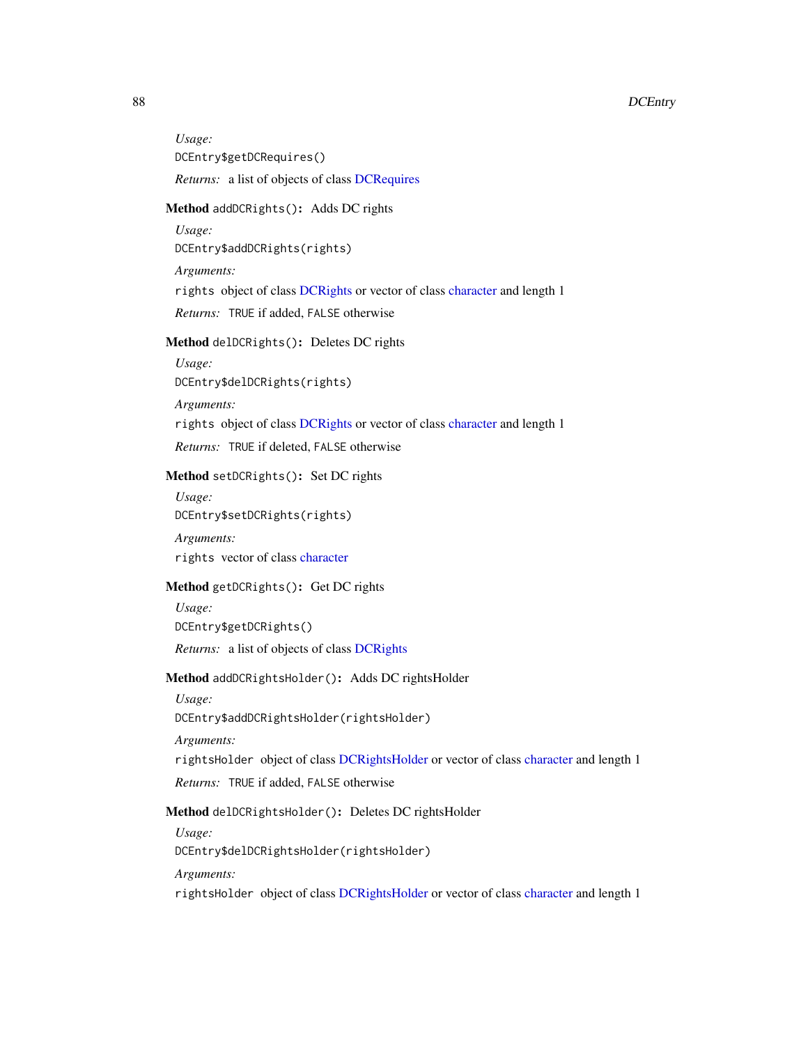*Usage:*

```
DCEntry$getDCRequires()
```

*Returns:* a list of objects of class DCRequires

**Method** `addDCRights()`: Adds DC rights

*Usage:*

```
DCEntry$addDCRights(rights)
```

*Arguments:*

`rights` object of class DCRights or vector of class character and length 1

*Returns:* `TRUE` if added, `FALSE` otherwise

**Method** `delDCRights()`: Deletes DC rights

*Usage:*

```
DCEntry$delDCRights(rights)
```

*Arguments:*

`rights` object of class DCRights or vector of class character and length 1

*Returns:* `TRUE` if deleted, `FALSE` otherwise

**Method** `setDCRights()`: Set DC rights

*Usage:*

```
DCEntry$setDCRights(rights)
```

*Arguments:*

`rights` vector of class character

**Method** `getDCRights()`: Get DC rights

*Usage:*

```
DCEntry$getDCRights()
```

*Returns:* a list of objects of class DCRights

**Method** `addDCRightsHolder()`: Adds DC rightsHolder

*Usage:*

```
DCEntry$addDCRightsHolder(rightsHolder)
```

*Arguments:*

`rightsHolder` object of class DCRightsHolder or vector of class character and length 1

*Returns:* `TRUE` if added, `FALSE` otherwise

**Method** `delDCRightsHolder()`: Deletes DC rightsHolder

*Usage:*

```
DCEntry$delDCRightsHolder(rightsHolder)
```

*Arguments:*

`rightsHolder` object of class DCRightsHolder or vector of class character and length 1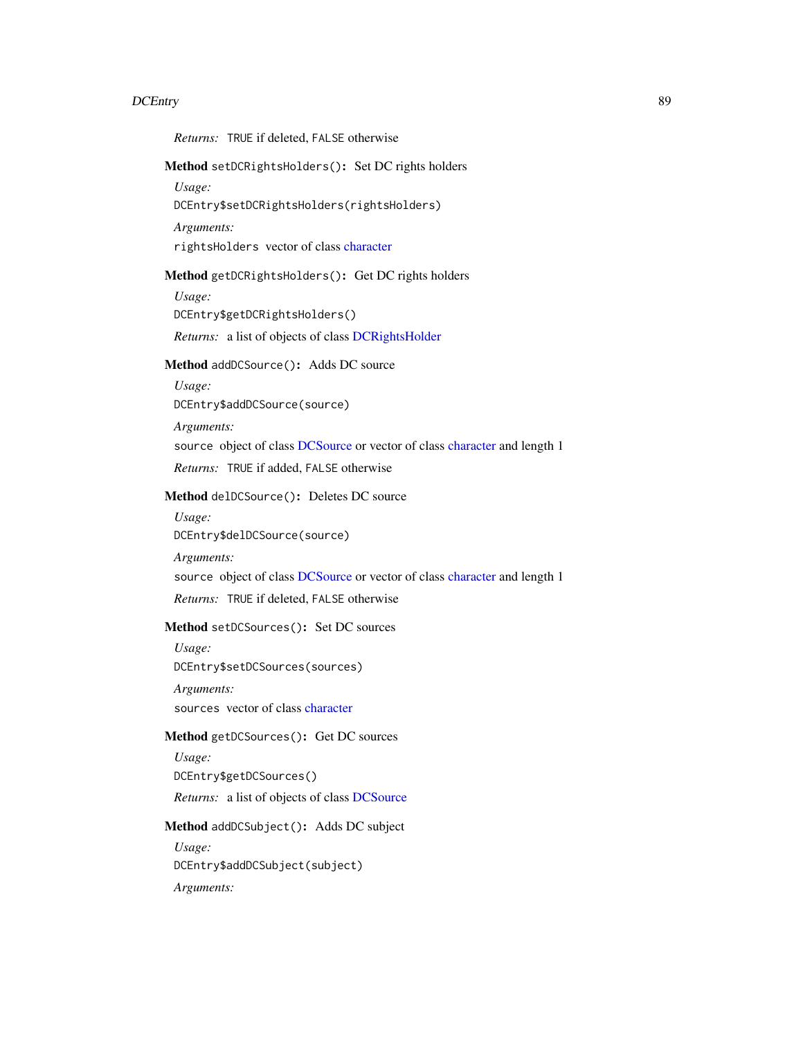*Returns:* TRUE if deleted, FALSE otherwise

**Method** `setDCRightsHolders()`**:** Set DC rights holders

*Usage:*

```
DCEntry$setDCRightsHolders(rightsHolders)
```

*Arguments:*

`rightsHolders` vector of class character

**Method** `getDCRightsHolders()`**:** Get DC rights holders

*Usage:*

```
DCEntry$getDCRightsHolders()
```

*Returns:* a list of objects of class DCRightsHolder

**Method** `addDCSource()`**:** Adds DC source

*Usage:*

```
DCEntry$addDCSource(source)
```

*Arguments:*

`source` object of class DCSource or vector of class character and length 1

*Returns:* TRUE if added, FALSE otherwise

**Method** `delDCSource()`**:** Deletes DC source

*Usage:*

```
DCEntry$delDCSource(source)
```

*Arguments:*

`source` object of class DCSource or vector of class character and length 1

*Returns:* TRUE if deleted, FALSE otherwise

**Method** `setDCSources()`**:** Set DC sources

*Usage:*

```
DCEntry$setDCSources(sources)
```

*Arguments:*

`sources` vector of class character

**Method** `getDCSources()`**:** Get DC sources

*Usage:*

```
DCEntry$getDCSources()
```

*Returns:* a list of objects of class DCSource

**Method** `addDCSubject()`**:** Adds DC subject

*Usage:*

```
DCEntry$addDCSubject(subject)
```

*Arguments:*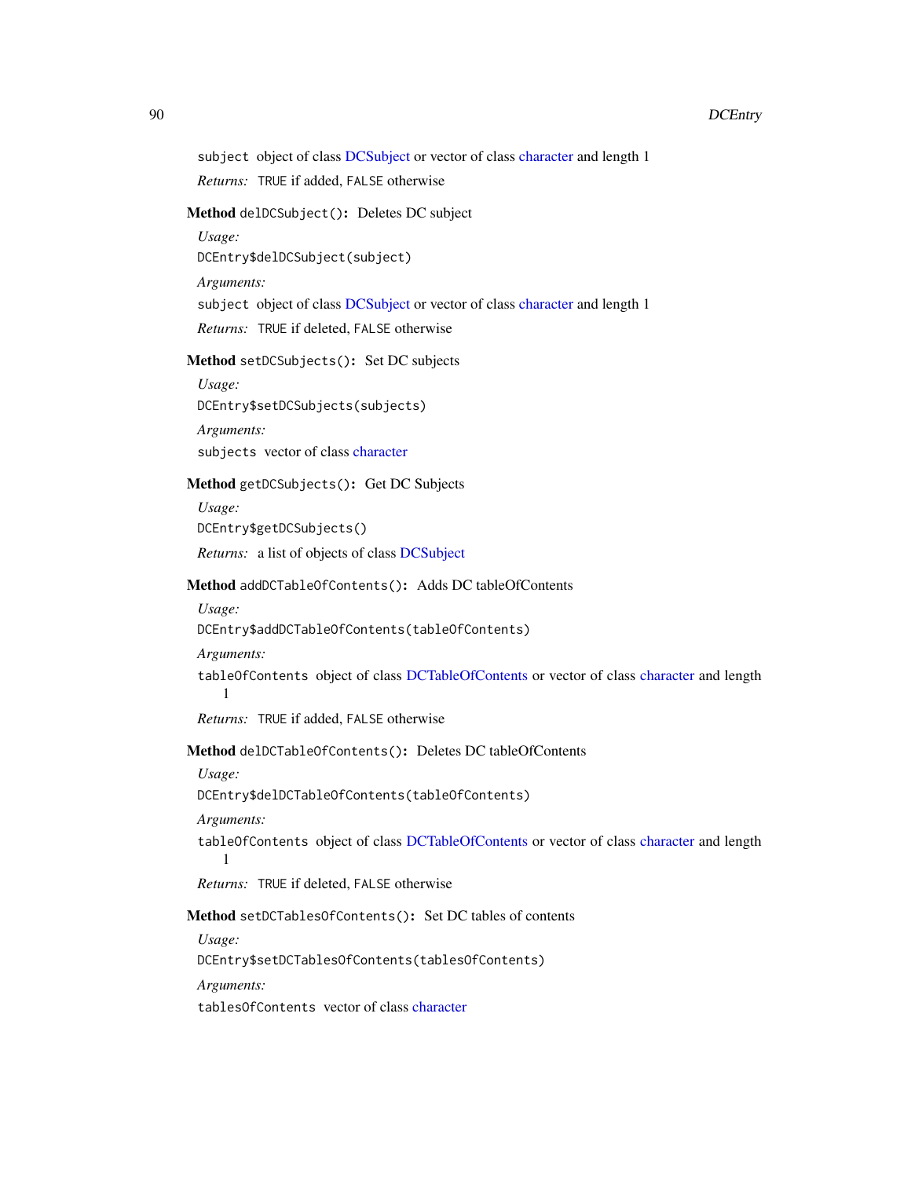`subject` object of class DCSubject or vector of class character and length 1

*Returns:* `TRUE` if added, `FALSE` otherwise

**Method** `delDCSubject()`**:** Deletes DC subject

*Usage:*

```
DCEntry$delDCSubject(subject)
```

*Arguments:*

`subject` object of class DCSubject or vector of class character and length 1

*Returns:* `TRUE` if deleted, `FALSE` otherwise

**Method** `setDCSubjects()`**:** Set DC subjects

*Usage:*

```
DCEntry$setDCSubjects(subjects)
```

*Arguments:*

`subjects` vector of class character

**Method** `getDCSubjects()`**:** Get DC Subjects

*Usage:*

```
DCEntry$getDCSubjects()
```

*Returns:* a list of objects of class DCSubject

**Method** `addDCTableOfContents()`**:** Adds DC tableOfContents

*Usage:*

```
DCEntry$addDCTableOfContents(tableOfContents)
```

*Arguments:*

`tableOfContents` object of class DCTableOfContents or vector of class character and length 1

*Returns:* `TRUE` if added, `FALSE` otherwise

**Method** `delDCTableOfContents()`**:** Deletes DC tableOfContents

*Usage:*

```
DCEntry$delDCTableOfContents(tableOfContents)
```

*Arguments:*

`tableOfContents` object of class DCTableOfContents or vector of class character and length 1

*Returns:* `TRUE` if deleted, `FALSE` otherwise

**Method** `setDCTablesOfContents()`**:** Set DC tables of contents

*Usage:*

```
DCEntry$setDCTablesOfContents(tablesOfContents)
```

*Arguments:*

`tablesOfContents` vector of class character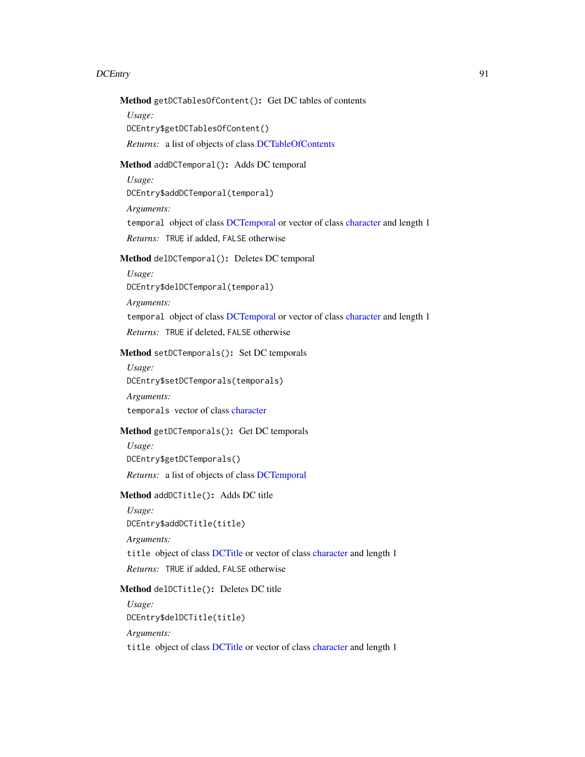**Method** `getDCTablesOfContent()`**:** Get DC tables of contents

*Usage:*

```
DCEntry$getDCTablesOfContent()
```

*Returns:* a list of objects of class DCTableOfContents

**Method** `addDCTemporal()`**:** Adds DC temporal

*Usage:*

```
DCEntry$addDCTemporal(temporal)
```

*Arguments:*

`temporal` object of class DCTemporal or vector of class character and length 1

*Returns:* `TRUE` if added, `FALSE` otherwise

**Method** `delDCTemporal()`**:** Deletes DC temporal

*Usage:*

```
DCEntry$delDCTemporal(temporal)
```

*Arguments:*

`temporal` object of class DCTemporal or vector of class character and length 1

*Returns:* `TRUE` if deleted, `FALSE` otherwise

**Method** `setDCTemporals()`**:** Set DC temporals

*Usage:*

```
DCEntry$setDCTemporals(temporals)
```

*Arguments:*

`temporals` vector of class character

**Method** `getDCTemporals()`**:** Get DC temporals

*Usage:*

```
DCEntry$getDCTemporals()
```

*Returns:* a list of objects of class DCTemporal

**Method** `addDCTitle()`**:** Adds DC title

*Usage:*

```
DCEntry$addDCTitle(title)
```

*Arguments:*

`title` object of class DCTitle or vector of class character and length 1

*Returns:* `TRUE` if added, `FALSE` otherwise

**Method** `delDCTitle()`**:** Deletes DC title

*Usage:*

```
DCEntry$delDCTitle(title)
```

*Arguments:*

`title` object of class DCTitle or vector of class character and length 1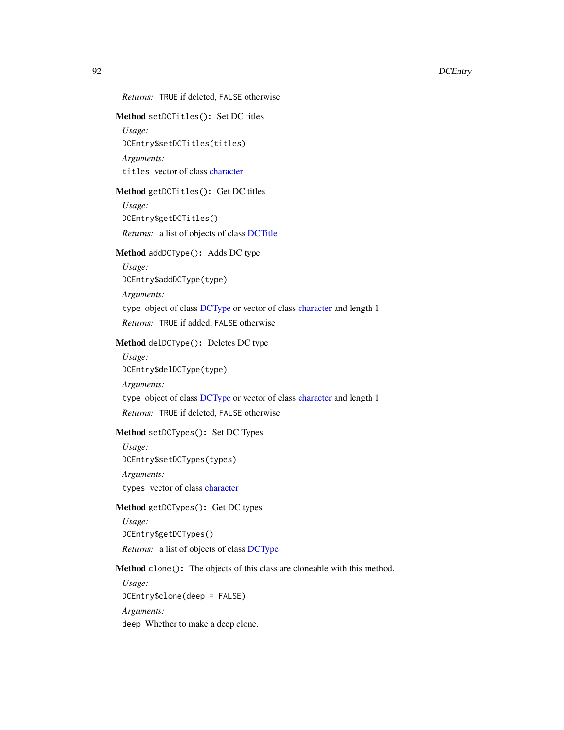*Returns:* TRUE if deleted, FALSE otherwise

**Method** `setDCTitles()`: Set DC titles

*Usage:*

```
DCEntry$setDCTitles(titles)
```

*Arguments:*

`titles` vector of class character

**Method** `getDCTitles()`: Get DC titles

*Usage:*

```
DCEntry$getDCTitles()
```

*Returns:* a list of objects of class DCTitle

**Method** `addDCType()`: Adds DC type

*Usage:*

```
DCEntry$addDCType(type)
```

*Arguments:*

`type` object of class DCType or vector of class character and length 1

*Returns:* TRUE if added, FALSE otherwise

**Method** `delDCType()`: Deletes DC type

*Usage:*

```
DCEntry$delDCType(type)
```

*Arguments:*

`type` object of class DCType or vector of class character and length 1

*Returns:* TRUE if deleted, FALSE otherwise

**Method** `setDCTypes()`: Set DC Types

*Usage:*

```
DCEntry$setDCTypes(types)
```

*Arguments:*

`types` vector of class character

**Method** `getDCTypes()`: Get DC types

*Usage:*

```
DCEntry$getDCTypes()
```

*Returns:* a list of objects of class DCType

**Method** `clone()`: The objects of this class are cloneable with this method.

*Usage:*

```
DCEntry$clone(deep = FALSE)
```

*Arguments:*

`deep` Whether to make a deep clone.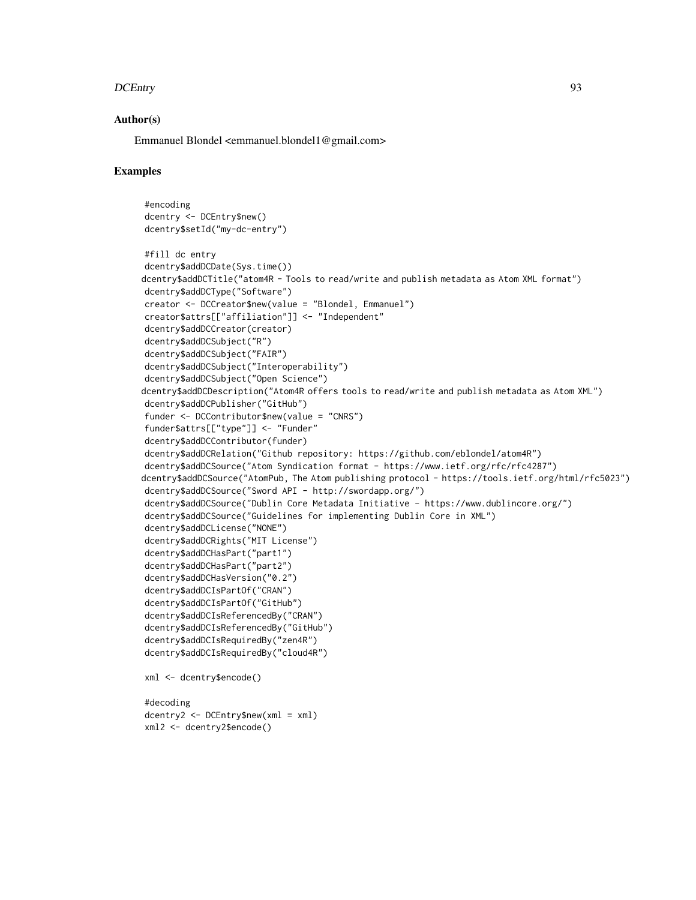## Author(s)

Emmanuel Blondel <emmanuel.blondel1@gmail.com>

## Examples

```
#encoding
dcentry <- DCEntry$new()
dcentry$setId("my-dc-entry")

#fill dc entry
dcentry$addDCDate(Sys.time())
dcentry$addDCTitle("atom4R - Tools to read/write and publish metadata as Atom XML format")
dcentry$addDCType("Software")
creator <- DCCreator$new(value = "Blondel, Emmanuel")
creator$attrs[["affiliation"]] <- "Independent"
dcentry$addDCCreator(creator)
dcentry$addDCSubject("R")
dcentry$addDCSubject("FAIR")
dcentry$addDCSubject("Interoperability")
dcentry$addDCSubject("Open Science")
dcentry$addDCDescription("Atom4R offers tools to read/write and publish metadata as Atom XML")
dcentry$addDCPublisher("GitHub")
funder <- DCContributor$new(value = "CNRS")
funder$attrs[["type"]] <- "Funder"
dcentry$addDCContributor(funder)
dcentry$addDCRelation("Github repository: https://github.com/eblondel/atom4R")
dcentry$addDCSource("Atom Syndication format - https://www.ietf.org/rfc/rfc4287")
dcentry$addDCSource("AtomPub, The Atom publishing protocol - https://tools.ietf.org/html/rfc5023")
dcentry$addDCSource("Sword API - http://swordapp.org/")
dcentry$addDCSource("Dublin Core Metadata Initiative - https://www.dublincore.org/")
dcentry$addDCSource("Guidelines for implementing Dublin Core in XML")
dcentry$addDCLicense("NONE")
dcentry$addDCRights("MIT License")
dcentry$addDCHasPart("part1")
dcentry$addDCHasPart("part2")
dcentry$addDCHasVersion("0.2")
dcentry$addDCIsPartOf("CRAN")
dcentry$addDCIsPartOf("GitHub")
dcentry$addDCIsReferencedBy("CRAN")
dcentry$addDCIsReferencedBy("GitHub")
dcentry$addDCIsRequiredBy("zen4R")
dcentry$addDCIsRequiredBy("cloud4R")

xml <- dcentry$encode()

#decoding
dcentry2 <- DCEntry$new(xml = xml)
xml2 <- dcentry2$encode()
```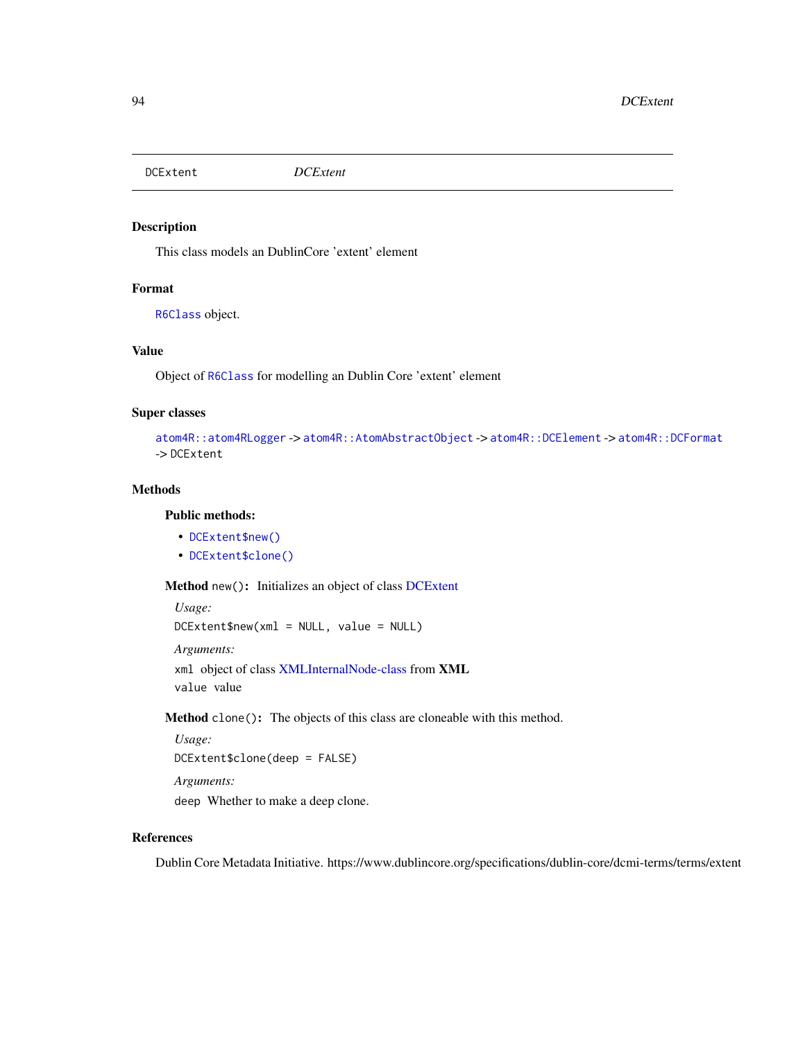DCExtent *DCExtent*

## Description

This class models an DublinCore 'extent' element

## Format

`R6Class` object.

## Value

Object of `R6Class` for modelling an Dublin Core 'extent' element

## Super classes

`atom4R::atom4RLogger` -> `atom4R::AtomAbstractObject` -> `atom4R::DCElement` -> `atom4R::DCFormat` -> `DCExtent`

## Methods

### Public methods:

- `DCExtent$new()`
- `DCExtent$clone()`

**Method** `new()`**:** Initializes an object of class DCExtent

*Usage:*

```
DCExtent$new(xml = NULL, value = NULL)
```

*Arguments:*

`xml` object of class XMLInternalNode-class from **XML**

`value` value

**Method** `clone()`**:** The objects of this class are cloneable with this method.

*Usage:*

```
DCExtent$clone(deep = FALSE)
```

*Arguments:*

`deep` Whether to make a deep clone.

## References

Dublin Core Metadata Initiative. https://www.dublincore.org/specifications/dublin-core/dcmi-terms/terms/extent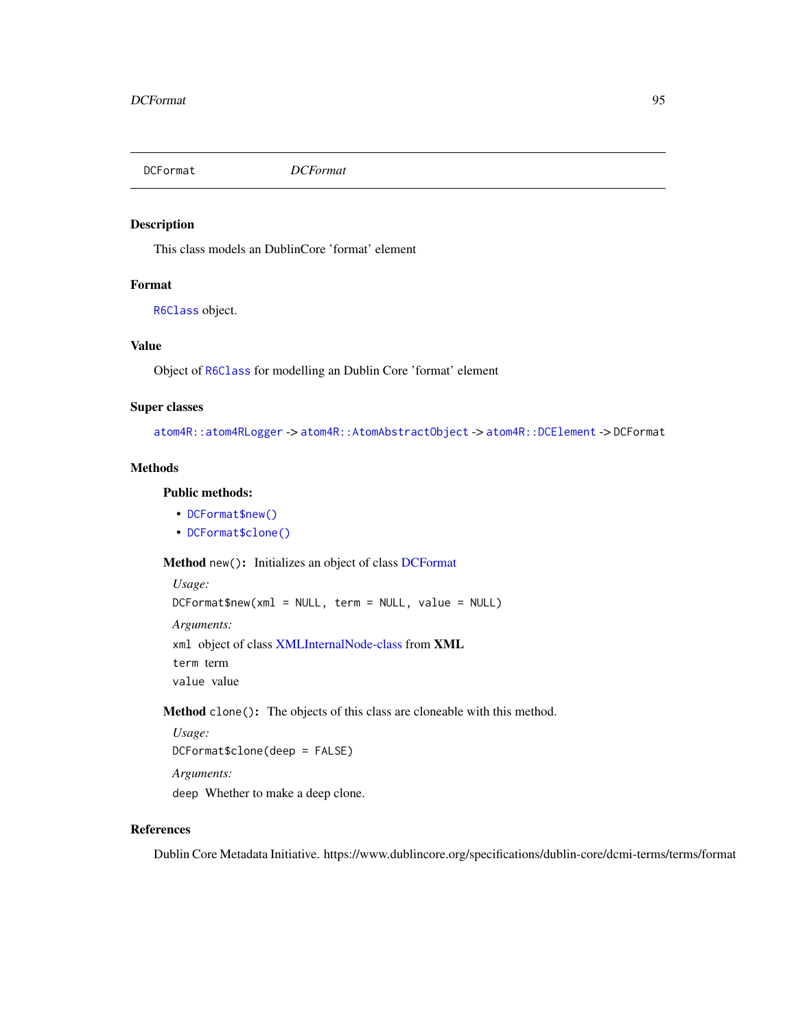# DCFormat *DCFormat*

## Description

This class models an DublinCore 'format' element

## Format

`R6Class` object.

## Value

Object of `R6Class` for modelling an Dublin Core 'format' element

## Super classes

`atom4R::atom4RLogger` -> `atom4R::AtomAbstractObject` -> `atom4R::DCElement` -> `DCFormat`

## Methods

### Public methods:

- `DCFormat$new()`
- `DCFormat$clone()`

**Method** `new()`**:** Initializes an object of class DCFormat

*Usage:*

```
DCFormat$new(xml = NULL, term = NULL, value = NULL)
```

*Arguments:*

`xml` object of class XMLInternalNode-class from **XML**

`term` term

`value` value

**Method** `clone()`**:** The objects of this class are cloneable with this method.

*Usage:*

```
DCFormat$clone(deep = FALSE)
```

*Arguments:*

`deep` Whether to make a deep clone.

## References

Dublin Core Metadata Initiative. https://www.dublincore.org/specifications/dublin-core/dcmi-terms/terms/format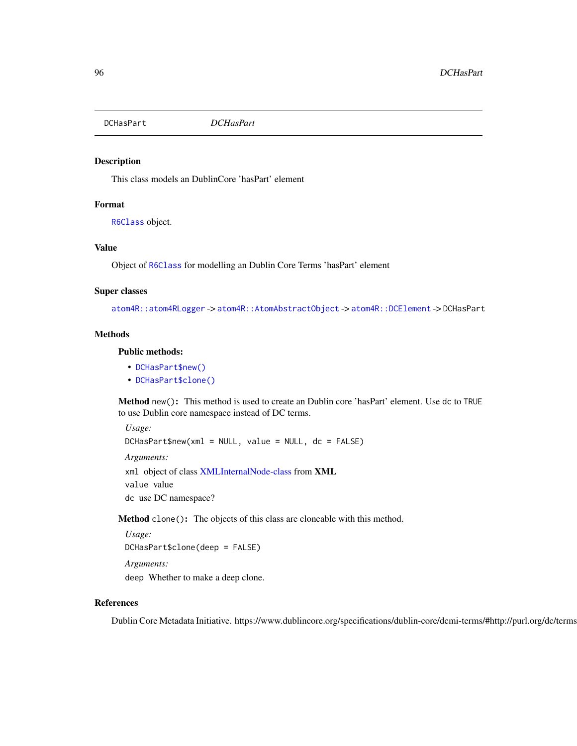# DCHasPart

*DCHasPart*

## Description

This class models an DublinCore 'hasPart' element

## Format

`R6Class` object.

## Value

Object of `R6Class` for modelling an Dublin Core Terms 'hasPart' element

## Super classes

`atom4R::atom4RLogger` -> `atom4R::AtomAbstractObject` -> `atom4R::DCElement` -> `DCHasPart`

## Methods

### Public methods:

- `DCHasPart$new()`
- `DCHasPart$clone()`

**Method** `new()`: This method is used to create an Dublin core 'hasPart' element. Use `dc` to `TRUE` to use Dublin core namespace instead of DC terms.

*Usage:*

```
DCHasPart$new(xml = NULL, value = NULL, dc = FALSE)
```

*Arguments:*

`xml` object of class XMLInternalNode-class from **XML**

`value` value

`dc` use DC namespace?

**Method** `clone()`: The objects of this class are cloneable with this method.

*Usage:*

```
DCHasPart$clone(deep = FALSE)
```

*Arguments:*

`deep` Whether to make a deep clone.

## References

Dublin Core Metadata Initiative. https://www.dublincore.org/specifications/dublin-core/dcmi-terms/#http://purl.org/dc/terms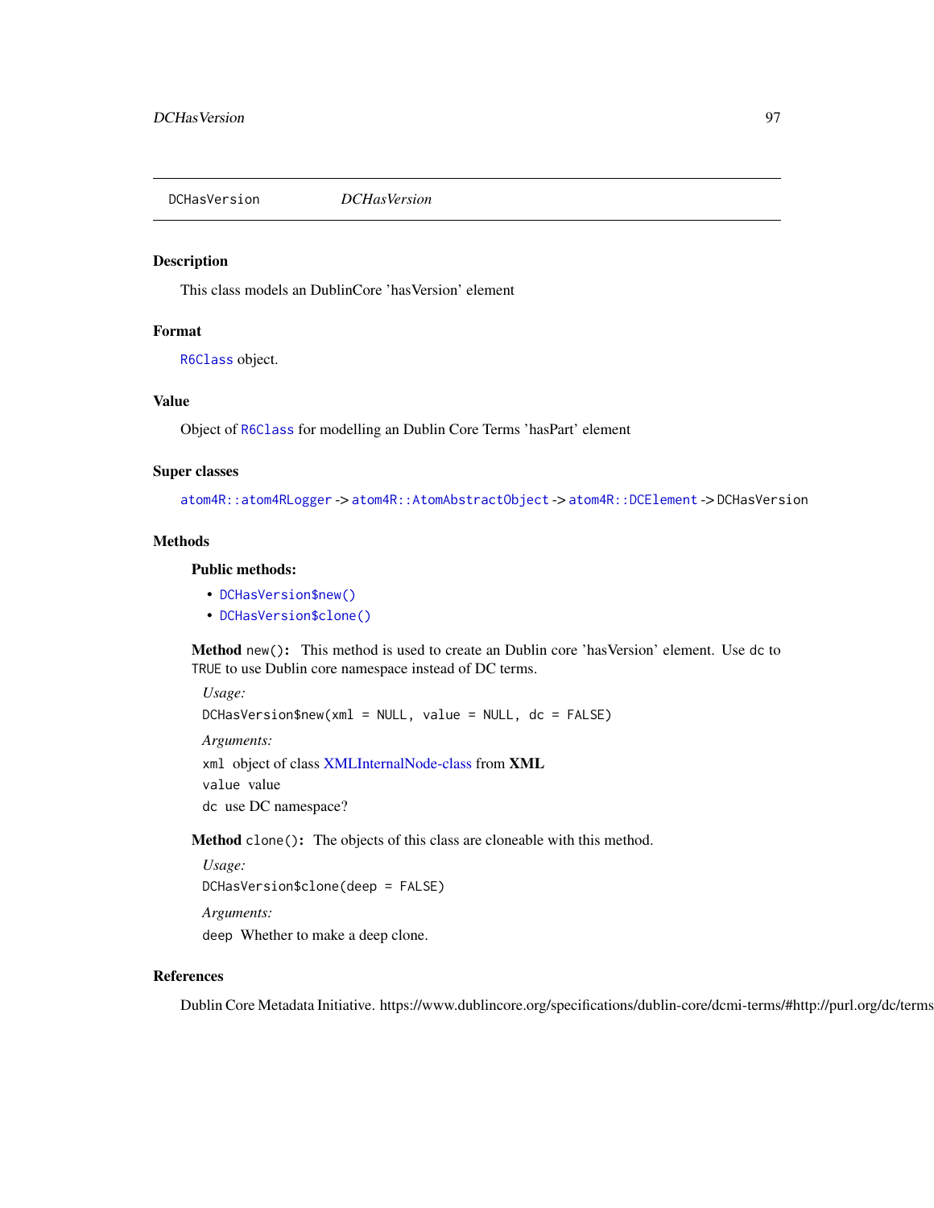# DCHasVersion *DCHasVersion*

## Description

This class models an DublinCore 'hasVersion' element

## Format

`R6Class` object.

## Value

Object of `R6Class` for modelling an Dublin Core Terms 'hasPart' element

## Super classes

`atom4R::atom4RLogger` -> `atom4R::AtomAbstractObject` -> `atom4R::DCElement` -> `DCHasVersion`

## Methods

### Public methods:

- `DCHasVersion$new()`
- `DCHasVersion$clone()`

**Method** `new()`: This method is used to create an Dublin core 'hasVersion' element. Use `dc` to `TRUE` to use Dublin core namespace instead of DC terms.

*Usage:*

```
DCHasVersion$new(xml = NULL, value = NULL, dc = FALSE)
```

*Arguments:*

`xml` object of class XMLInternalNode-class from **XML**

`value` value

`dc` use DC namespace?

**Method** `clone()`: The objects of this class are cloneable with this method.

*Usage:*

```
DCHasVersion$clone(deep = FALSE)
```

*Arguments:*

`deep` Whether to make a deep clone.

## References

Dublin Core Metadata Initiative. https://www.dublincore.org/specifications/dublin-core/dcmi-terms/#http://purl.org/dc/terms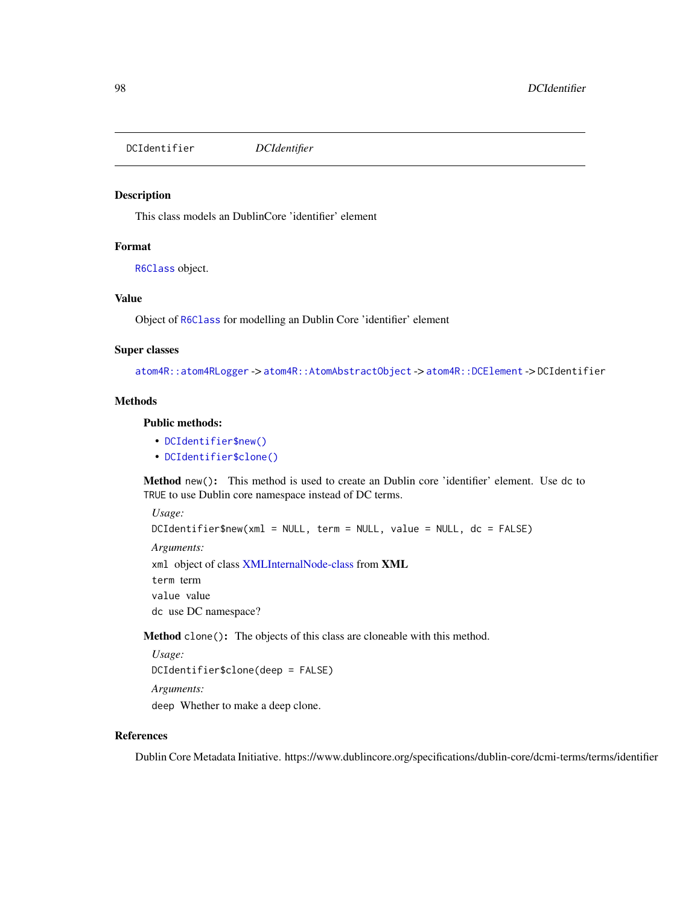DCIdentifier *DCIdentifier*

## Description

This class models an DublinCore 'identifier' element

## Format

R6Class object.

## Value

Object of R6Class for modelling an Dublin Core 'identifier' element

## Super classes

`atom4R::atom4RLogger` -> `atom4R::AtomAbstractObject` -> `atom4R::DCElement` -> `DCIdentifier`

## Methods

### Public methods:

- `DCIdentifier$new()`
- `DCIdentifier$clone()`

**Method** `new()`: This method is used to create an Dublin core 'identifier' element. Use `dc` to `TRUE` to use Dublin core namespace instead of DC terms.

*Usage:*

```
DCIdentifier$new(xml = NULL, term = NULL, value = NULL, dc = FALSE)
```

*Arguments:*

`xml` object of class XMLInternalNode-class from **XML**

`term` term

`value` value

`dc` use DC namespace?

**Method** `clone()`: The objects of this class are cloneable with this method.

*Usage:*

```
DCIdentifier$clone(deep = FALSE)
```

*Arguments:*

`deep` Whether to make a deep clone.

## References

Dublin Core Metadata Initiative. https://www.dublincore.org/specifications/dublin-core/dcmi-terms/terms/identifier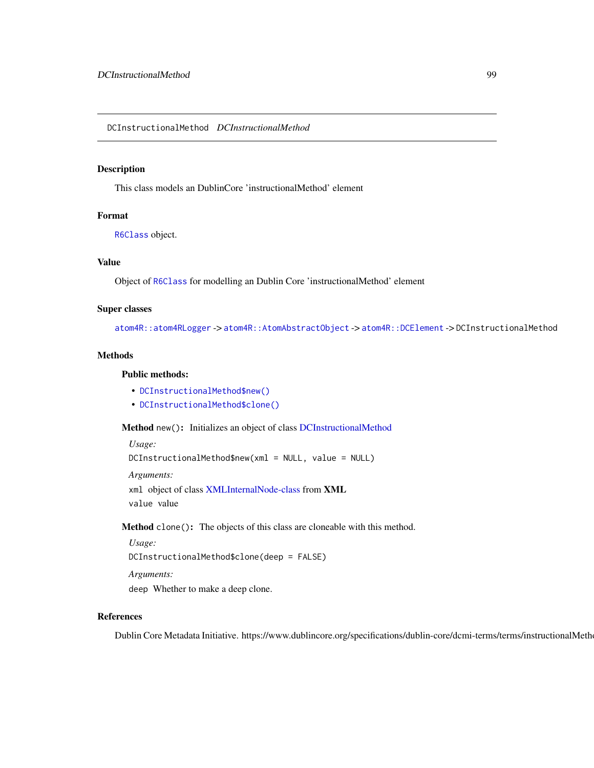# DCInstructionalMethod *DCInstructionalMethod*

## Description

This class models an DublinCore 'instructionalMethod' element

## Format

`R6Class` object.

## Value

Object of `R6Class` for modelling an Dublin Core 'instructionalMethod' element

## Super classes

`atom4R::atom4RLogger` -> `atom4R::AtomAbstractObject` -> `atom4R::DCElement` -> `DCInstructionalMethod`

## Methods

### Public methods:

- `DCInstructionalMethod$new()`
- `DCInstructionalMethod$clone()`

**Method** `new()`**:** Initializes an object of class DCInstructionalMethod

*Usage:*

```
DCInstructionalMethod$new(xml = NULL, value = NULL)
```

*Arguments:*

`xml` object of class XMLInternalNode-class from **XML**

`value` value

**Method** `clone()`**:** The objects of this class are cloneable with this method.

*Usage:*

```
DCInstructionalMethod$clone(deep = FALSE)
```

*Arguments:*

`deep` Whether to make a deep clone.

## References

Dublin Core Metadata Initiative. https://www.dublincore.org/specifications/dublin-core/dcmi-terms/terms/instructionalMeth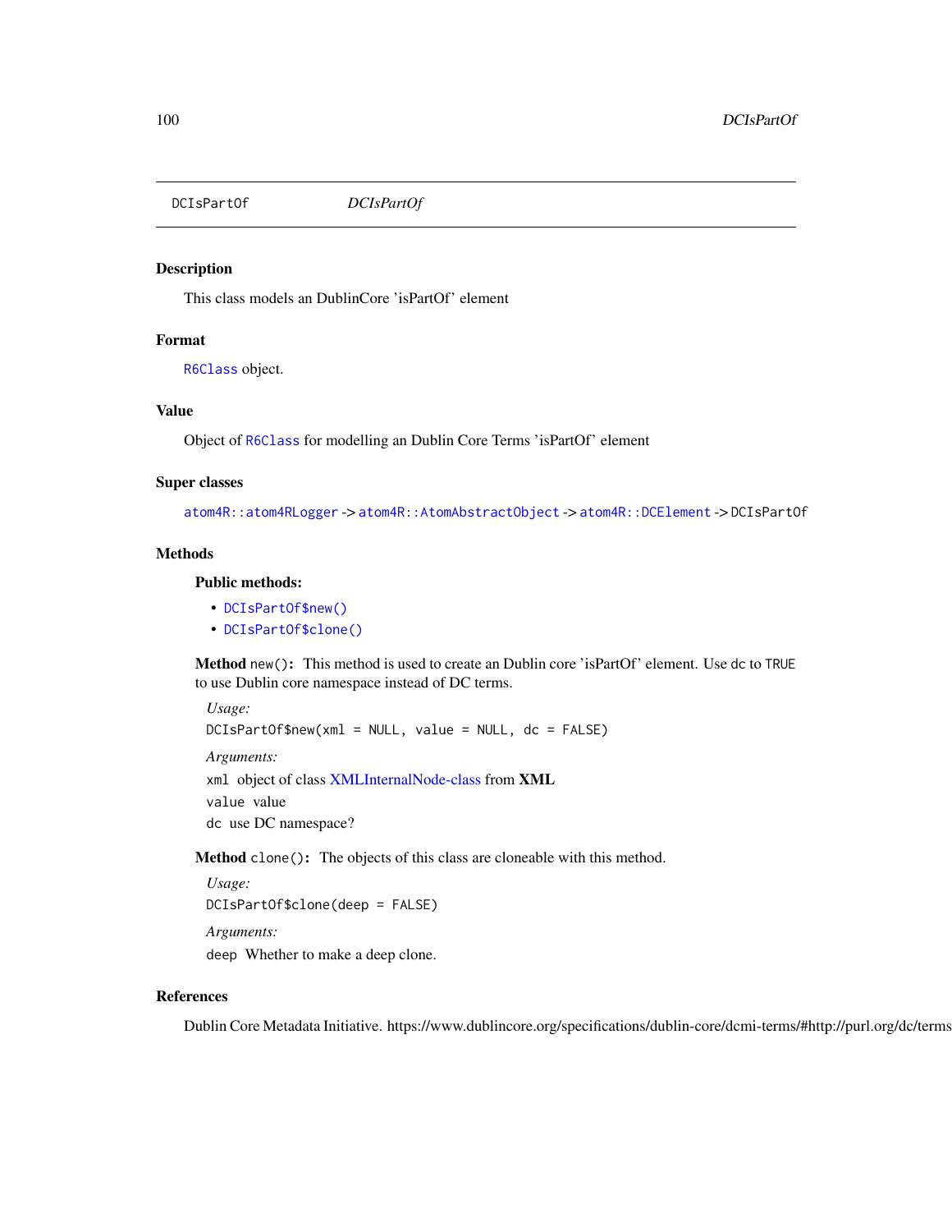# DCIsPartOf

*DCIsPartOf*

## Description

This class models an DublinCore 'isPartOf' element

## Format

`R6Class` object.

## Value

Object of `R6Class` for modelling an Dublin Core Terms 'isPartOf' element

## Super classes

`atom4R::atom4RLogger` -> `atom4R::AtomAbstractObject` -> `atom4R::DCElement` -> `DCIsPartOf`

## Methods

### Public methods:

- `DCIsPartOf$new()`
- `DCIsPartOf$clone()`

**Method** `new()`: This method is used to create an Dublin core 'isPartOf' element. Use `dc` to `TRUE` to use Dublin core namespace instead of DC terms.

*Usage:*

```
DCIsPartOf$new(xml = NULL, value = NULL, dc = FALSE)
```

*Arguments:*

`xml` object of class XMLInternalNode-class from **XML**

`value` value

`dc` use DC namespace?

**Method** `clone()`: The objects of this class are cloneable with this method.

*Usage:*

```
DCIsPartOf$clone(deep = FALSE)
```

*Arguments:*

`deep` Whether to make a deep clone.

## References

Dublin Core Metadata Initiative. https://www.dublincore.org/specifications/dublin-core/dcmi-terms/#http://purl.org/dc/terms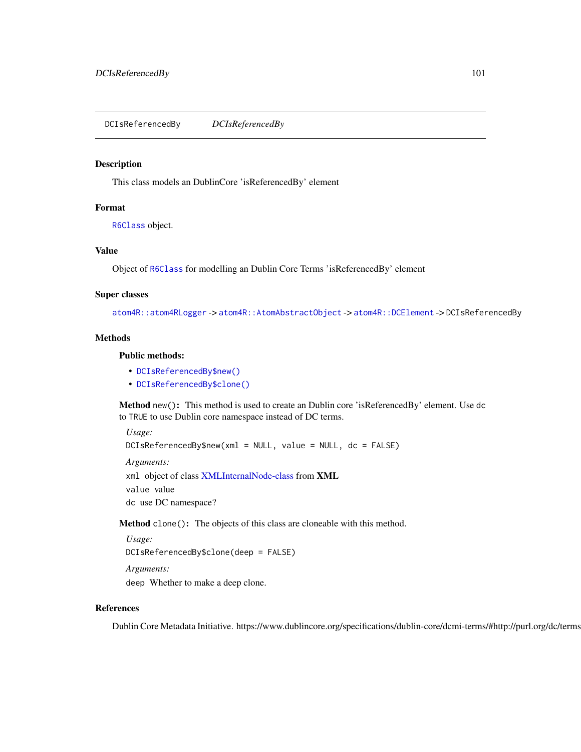# DCIsReferencedBy — *DCIsReferencedBy*

## Description

This class models an DublinCore 'isReferencedBy' element

## Format

`R6Class` object.

## Value

Object of `R6Class` for modelling an Dublin Core Terms 'isReferencedBy' element

## Super classes

`atom4R::atom4RLogger` -> `atom4R::AtomAbstractObject` -> `atom4R::DCElement` -> `DCIsReferencedBy`

## Methods

### Public methods:

- `DCIsReferencedBy$new()`
- `DCIsReferencedBy$clone()`

**Method** `new()`: This method is used to create an Dublin core 'isReferencedBy' element. Use `dc` to `TRUE` to use Dublin core namespace instead of DC terms.

*Usage:*

```
DCIsReferencedBy$new(xml = NULL, value = NULL, dc = FALSE)
```

*Arguments:*

`xml` object of class XMLInternalNode-class from **XML**

`value` value

`dc` use DC namespace?

**Method** `clone()`: The objects of this class are cloneable with this method.

*Usage:*

```
DCIsReferencedBy$clone(deep = FALSE)
```

*Arguments:*

`deep` Whether to make a deep clone.

## References

Dublin Core Metadata Initiative. https://www.dublincore.org/specifications/dublin-core/dcmi-terms/#http://purl.org/dc/terms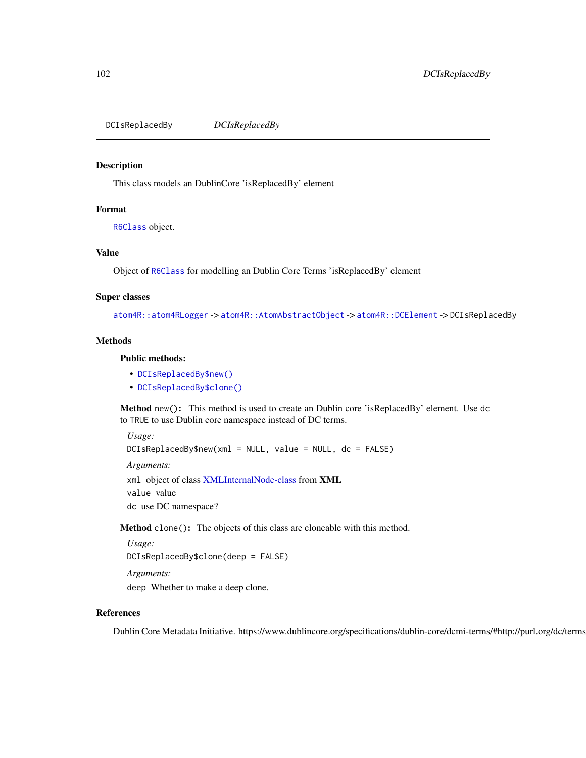# DCIsReplacedBy — *DCIsReplacedBy*

## Description

This class models an DublinCore 'isReplacedBy' element

## Format

R6Class object.

## Value

Object of R6Class for modelling an Dublin Core Terms 'isReplacedBy' element

## Super classes

atom4R::atom4RLogger -> atom4R::AtomAbstractObject -> atom4R::DCElement -> DCIsReplacedBy

## Methods

### Public methods:

- DCIsReplacedBy$new()
- DCIsReplacedBy$clone()

**Method** `new()`: This method is used to create an Dublin core 'isReplacedBy' element. Use `dc` to `TRUE` to use Dublin core namespace instead of DC terms.

*Usage:*

```
DCIsReplacedBy$new(xml = NULL, value = NULL, dc = FALSE)
```

*Arguments:*

`xml` object of class XMLInternalNode-class from **XML**

`value` value

`dc` use DC namespace?

**Method** `clone()`: The objects of this class are cloneable with this method.

*Usage:*

```
DCIsReplacedBy$clone(deep = FALSE)
```

*Arguments:*

`deep` Whether to make a deep clone.

## References

Dublin Core Metadata Initiative. https://www.dublincore.org/specifications/dublin-core/dcmi-terms/#http://purl.org/dc/terms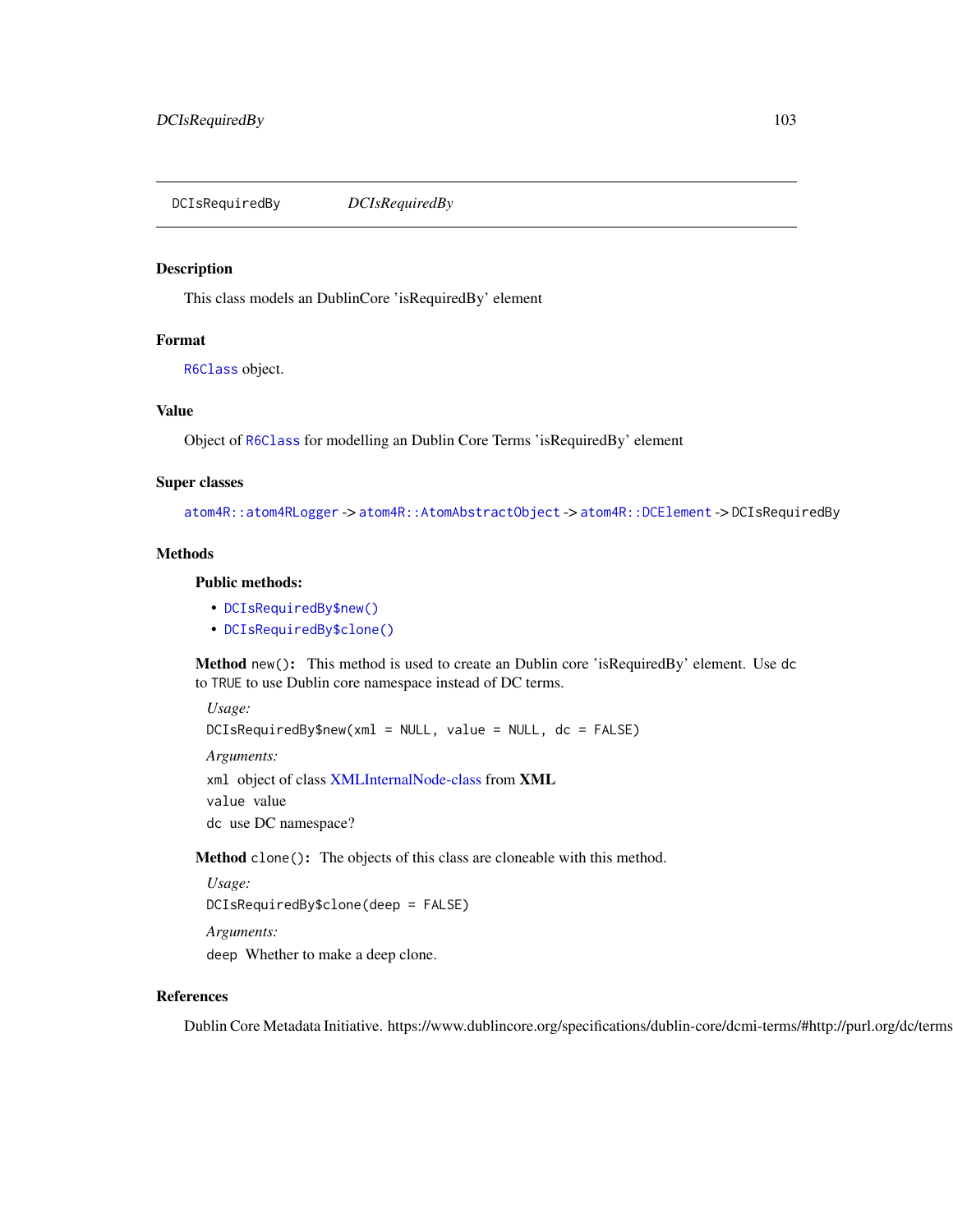# DCIsRequiredBy — *DCIsRequiredBy*

## Description

This class models an DublinCore 'isRequiredBy' element

## Format

`R6Class` object.

## Value

Object of `R6Class` for modelling an Dublin Core Terms 'isRequiredBy' element

## Super classes

`atom4R::atom4RLogger` -> `atom4R::AtomAbstractObject` -> `atom4R::DCElement` -> `DCIsRequiredBy`

## Methods

### Public methods:

- `DCIsRequiredBy$new()`
- `DCIsRequiredBy$clone()`

**Method** `new()`**:** This method is used to create an Dublin core 'isRequiredBy' element. Use `dc` to `TRUE` to use Dublin core namespace instead of DC terms.

*Usage:*

```
DCIsRequiredBy$new(xml = NULL, value = NULL, dc = FALSE)
```

*Arguments:*

`xml` object of class XMLInternalNode-class from **XML**

`value` value

`dc` use DC namespace?

**Method** `clone()`**:** The objects of this class are cloneable with this method.

*Usage:*

```
DCIsRequiredBy$clone(deep = FALSE)
```

*Arguments:*

`deep` Whether to make a deep clone.

## References

Dublin Core Metadata Initiative. https://www.dublincore.org/specifications/dublin-core/dcmi-terms/#http://purl.org/dc/terms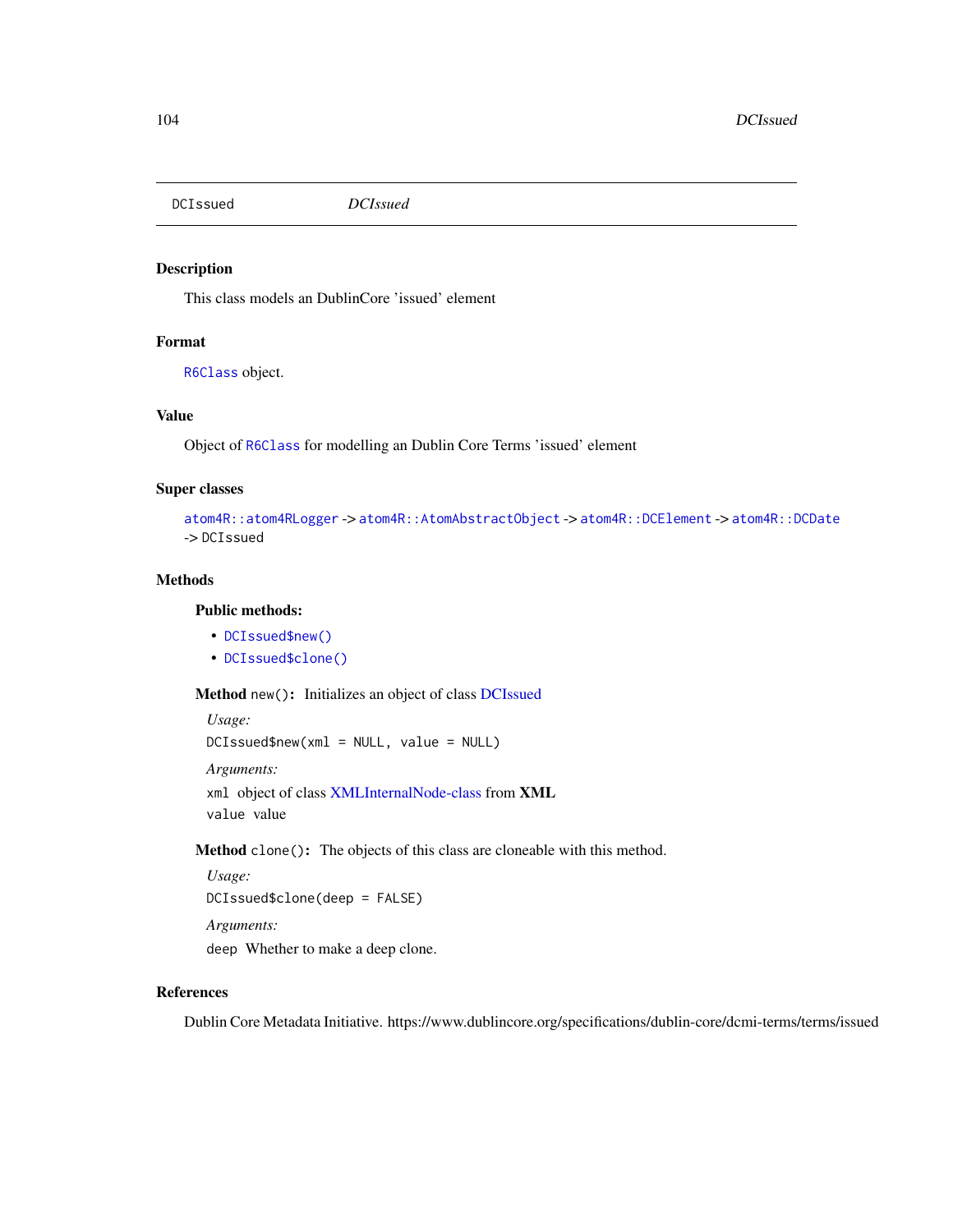DCIssued *DCIssued*

## Description

This class models an DublinCore 'issued' element

## Format

R6Class object.

## Value

Object of R6Class for modelling an Dublin Core Terms 'issued' element

## Super classes

atom4R::atom4RLogger -> atom4R::AtomAbstractObject -> atom4R::DCElement -> atom4R::DCDate -> DCIssued

## Methods

### Public methods:

- DCIssued$new()
- DCIssued$clone()

**Method** `new()`: Initializes an object of class DCIssued

*Usage:*

```
DCIssued$new(xml = NULL, value = NULL)
```

*Arguments:*

`xml` object of class XMLInternalNode-class from **XML**

`value` value

**Method** `clone()`: The objects of this class are cloneable with this method.

*Usage:*

```
DCIssued$clone(deep = FALSE)
```

*Arguments:*

`deep` Whether to make a deep clone.

## References

Dublin Core Metadata Initiative. https://www.dublincore.org/specifications/dublin-core/dcmi-terms/terms/issued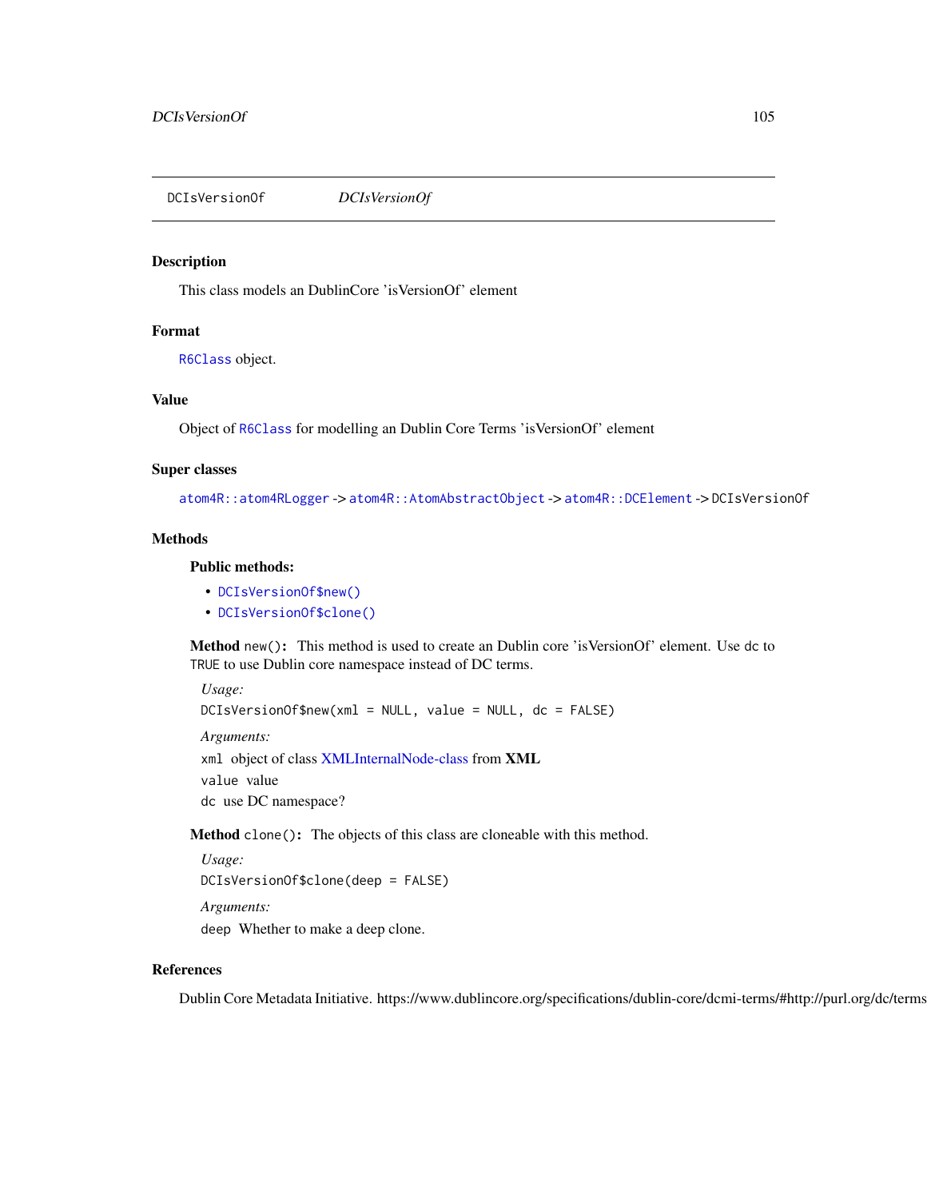# DCIsVersionOf — *DCIsVersionOf*

## Description

This class models an DublinCore 'isVersionOf' element

## Format

`R6Class` object.

## Value

Object of `R6Class` for modelling an Dublin Core Terms 'isVersionOf' element

## Super classes

`atom4R::atom4RLogger` -> `atom4R::AtomAbstractObject` -> `atom4R::DCElement` -> `DCIsVersionOf`

## Methods

### Public methods:

- `DCIsVersionOf$new()`
- `DCIsVersionOf$clone()`

**Method** `new()`**:** This method is used to create an Dublin core 'isVersionOf' element. Use `dc` to `TRUE` to use Dublin core namespace instead of DC terms.

*Usage:*

```
DCIsVersionOf$new(xml = NULL, value = NULL, dc = FALSE)
```

*Arguments:*

`xml` object of class XMLInternalNode-class from **XML**

`value` value

`dc` use DC namespace?

**Method** `clone()`**:** The objects of this class are cloneable with this method.

*Usage:*

```
DCIsVersionOf$clone(deep = FALSE)
```

*Arguments:*

`deep` Whether to make a deep clone.

## References

Dublin Core Metadata Initiative. https://www.dublincore.org/specifications/dublin-core/dcmi-terms/#http://purl.org/dc/terms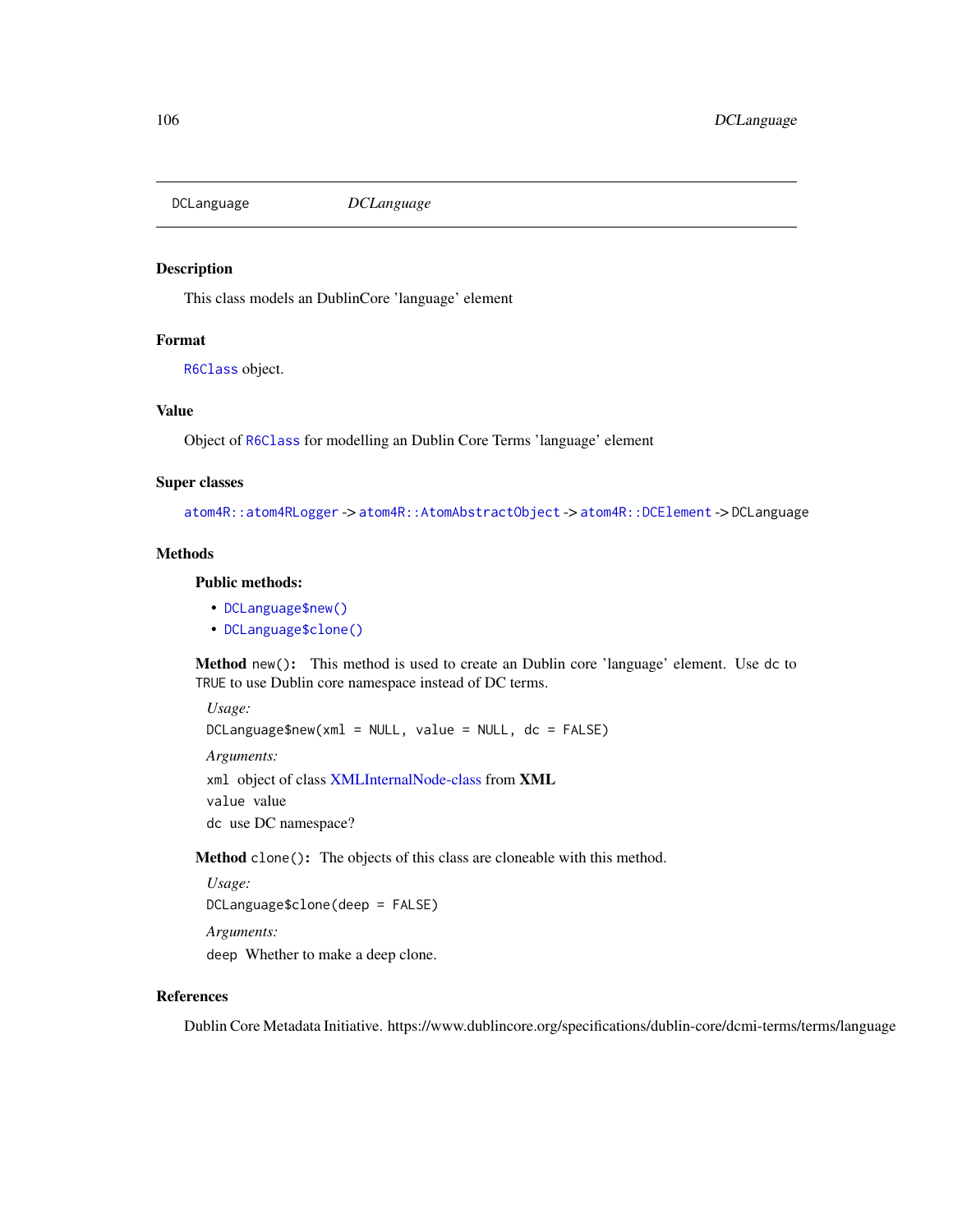# DCLanguage

*DCLanguage*

## Description

This class models an DublinCore 'language' element

## Format

`R6Class` object.

## Value

Object of `R6Class` for modelling an Dublin Core Terms 'language' element

## Super classes

`atom4R::atom4RLogger` -> `atom4R::AtomAbstractObject` -> `atom4R::DCElement` -> `DCLanguage`

## Methods

### Public methods:

- `DCLanguage$new()`
- `DCLanguage$clone()`

**Method** `new()`: This method is used to create an Dublin core 'language' element. Use `dc` to `TRUE` to use Dublin core namespace instead of DC terms.

*Usage:*

```
DCLanguage$new(xml = NULL, value = NULL, dc = FALSE)
```

*Arguments:*

`xml` object of class XMLInternalNode-class from **XML**

`value` value

`dc` use DC namespace?

**Method** `clone()`: The objects of this class are cloneable with this method.

*Usage:*

```
DCLanguage$clone(deep = FALSE)
```

*Arguments:*

`deep` Whether to make a deep clone.

## References

Dublin Core Metadata Initiative. https://www.dublincore.org/specifications/dublin-core/dcmi-terms/terms/language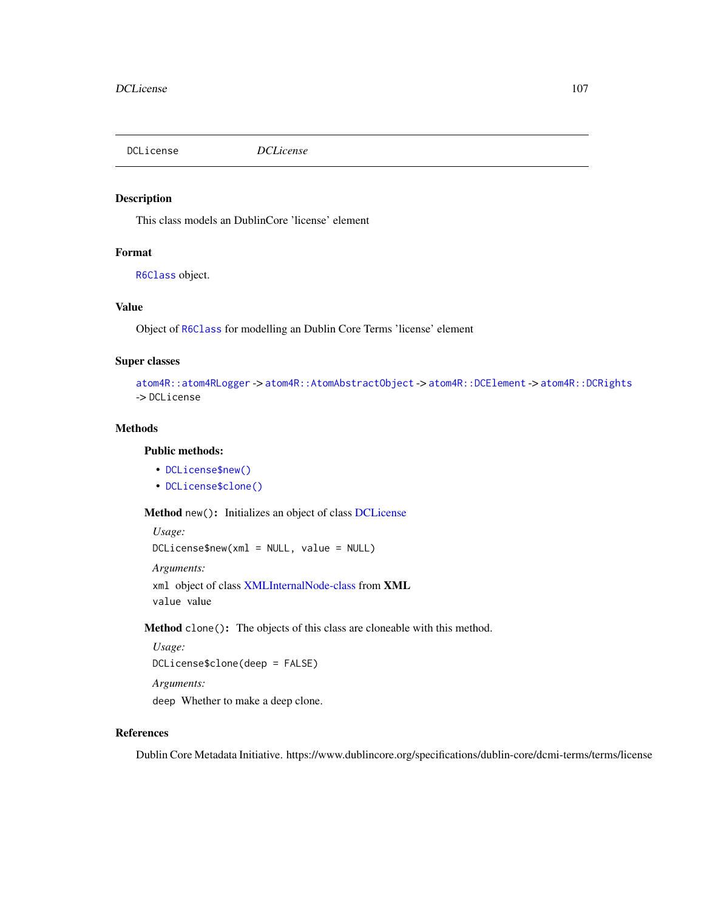# DCLicense *DCLicense*

## Description

This class models an DublinCore 'license' element

## Format

`R6Class` object.

## Value

Object of `R6Class` for modelling an Dublin Core Terms 'license' element

## Super classes

`atom4R::atom4RLogger` -> `atom4R::AtomAbstractObject` -> `atom4R::DCElement` -> `atom4R::DCRights` -> `DCLicense`

## Methods

### Public methods:

- `DCLicense$new()`
- `DCLicense$clone()`

**Method** `new()`: Initializes an object of class DCLicense

*Usage:*

```
DCLicense$new(xml = NULL, value = NULL)
```

*Arguments:*

`xml` object of class XMLInternalNode-class from **XML**

`value` value

**Method** `clone()`: The objects of this class are cloneable with this method.

*Usage:*

```
DCLicense$clone(deep = FALSE)
```

*Arguments:*

`deep` Whether to make a deep clone.

## References

Dublin Core Metadata Initiative. https://www.dublincore.org/specifications/dublin-core/dcmi-terms/terms/license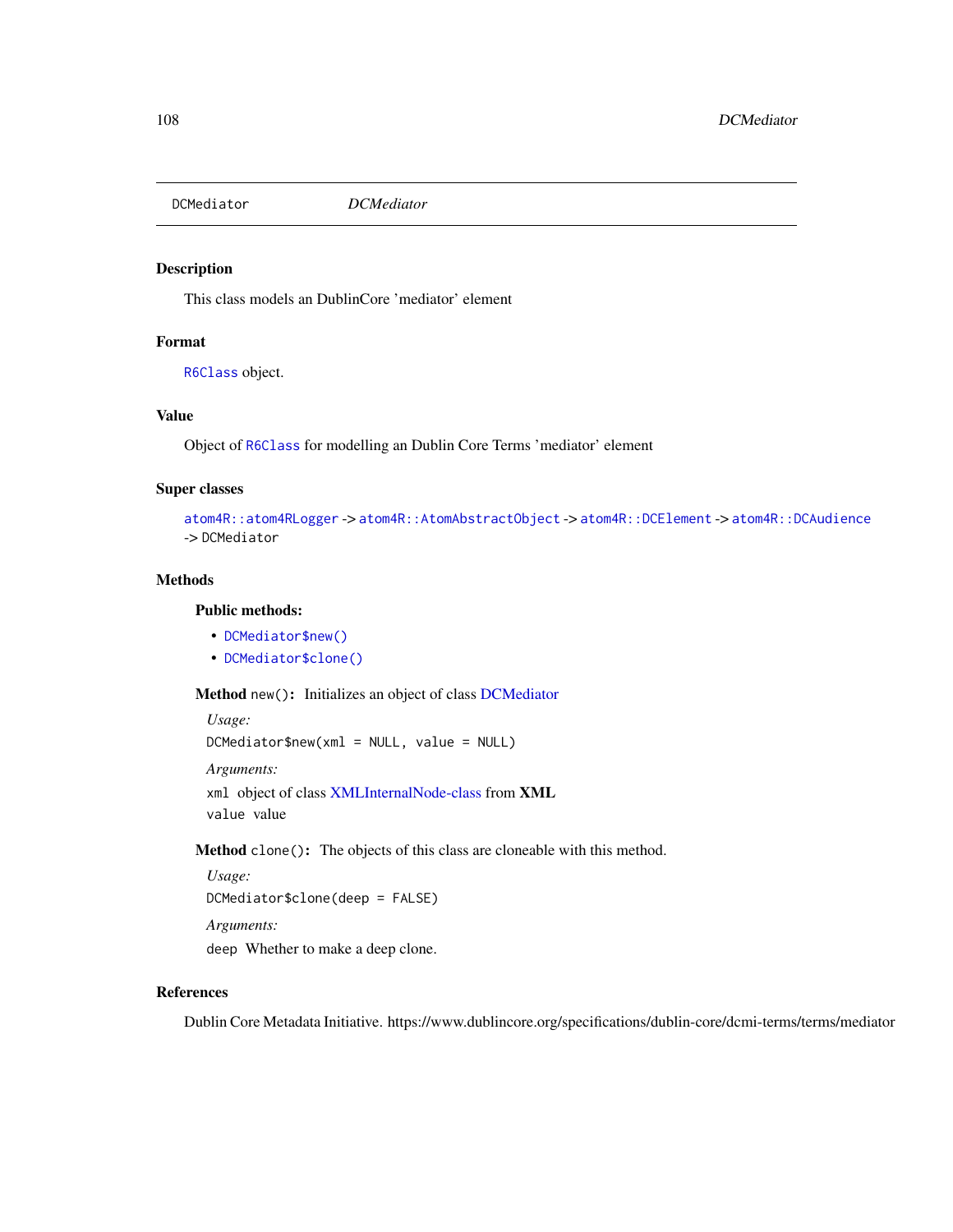# DCMediator *DCMediator*

## Description

This class models an DublinCore 'mediator' element

## Format

R6Class object.

## Value

Object of R6Class for modelling an Dublin Core Terms 'mediator' element

## Super classes

atom4R::atom4RLogger -> atom4R::AtomAbstractObject -> atom4R::DCElement -> atom4R::DCAudience -> DCMediator

## Methods

### Public methods:

- DCMediator$new()
- DCMediator$clone()

**Method** `new()`: Initializes an object of class DCMediator

*Usage:*

```
DCMediator$new(xml = NULL, value = NULL)
```

*Arguments:*

`xml` object of class XMLInternalNode-class from **XML**

`value` value

**Method** `clone()`: The objects of this class are cloneable with this method.

*Usage:*

```
DCMediator$clone(deep = FALSE)
```

*Arguments:*

`deep` Whether to make a deep clone.

## References

Dublin Core Metadata Initiative. https://www.dublincore.org/specifications/dublin-core/dcmi-terms/terms/mediator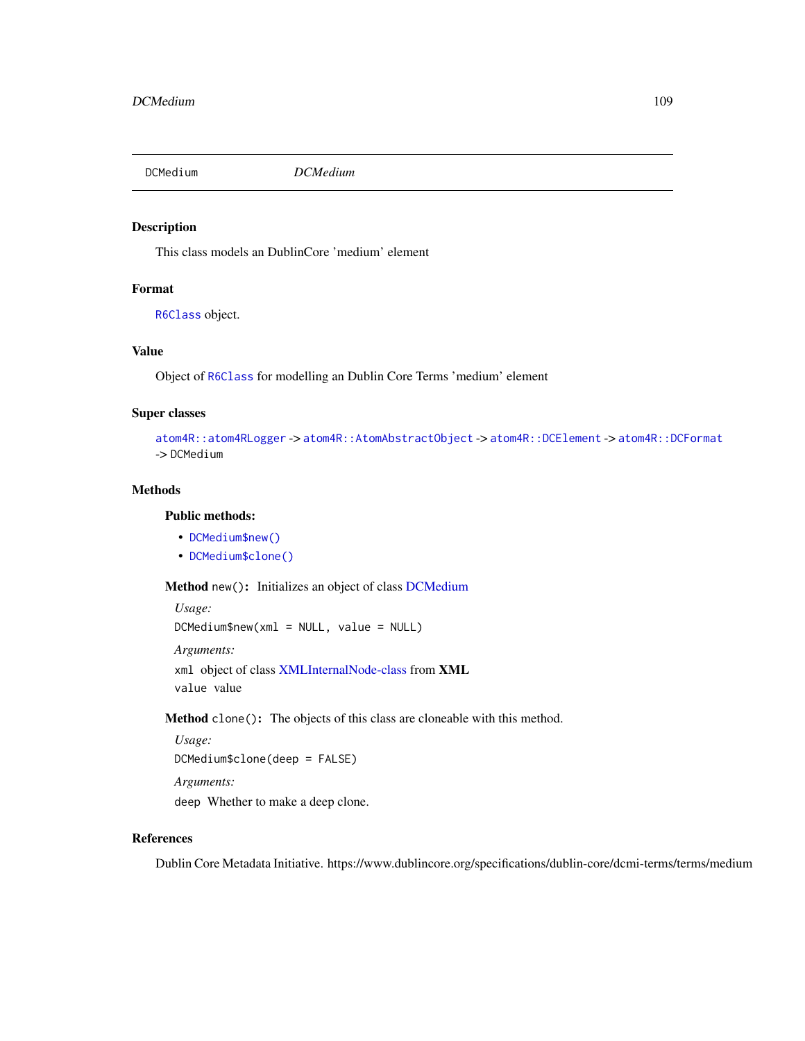# DCMedium

*DCMedium*

## Description

This class models an DublinCore 'medium' element

## Format

R6Class object.

## Value

Object of R6Class for modelling an Dublin Core Terms 'medium' element

## Super classes

atom4R::atom4RLogger -> atom4R::AtomAbstractObject -> atom4R::DCElement -> atom4R::DCFormat -> DCMedium

## Methods

### Public methods:

- DCMedium$new()
- DCMedium$clone()

**Method** `new()`**:** Initializes an object of class DCMedium

*Usage:*

```
DCMedium$new(xml = NULL, value = NULL)
```

*Arguments:*

`xml` object of class XMLInternalNode-class from **XML**

`value` value

**Method** `clone()`**:** The objects of this class are cloneable with this method.

*Usage:*

```
DCMedium$clone(deep = FALSE)
```

*Arguments:*

`deep` Whether to make a deep clone.

## References

Dublin Core Metadata Initiative. https://www.dublincore.org/specifications/dublin-core/dcmi-terms/terms/medium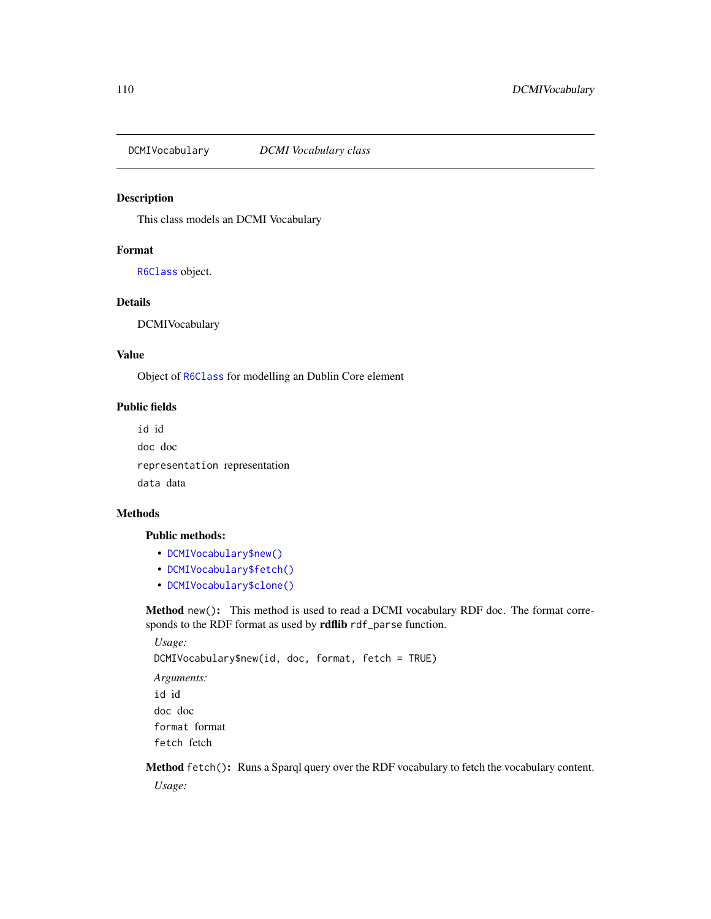DCMIVocabulary &nbsp;&nbsp;&nbsp;&nbsp; *DCMI Vocabulary class*

## Description

This class models an DCMI Vocabulary

## Format

`R6Class` object.

## Details

DCMIVocabulary

## Value

Object of `R6Class` for modelling an Dublin Core element

## Public fields

`id` id

`doc` doc

`representation` representation

`data` data

## Methods

### Public methods:

- `DCMIVocabulary$new()`
- `DCMIVocabulary$fetch()`
- `DCMIVocabulary$clone()`

**Method** `new()`**:** This method is used to read a DCMI vocabulary RDF doc. The format corresponds to the RDF format as used by **rdflib** `rdf_parse` function.

*Usage:*

```
DCMIVocabulary$new(id, doc, format, fetch = TRUE)
```

*Arguments:*

`id` id

`doc` doc

`format` format

`fetch` fetch

**Method** `fetch()`**:** Runs a Sparql query over the RDF vocabulary to fetch the vocabulary content.

*Usage:*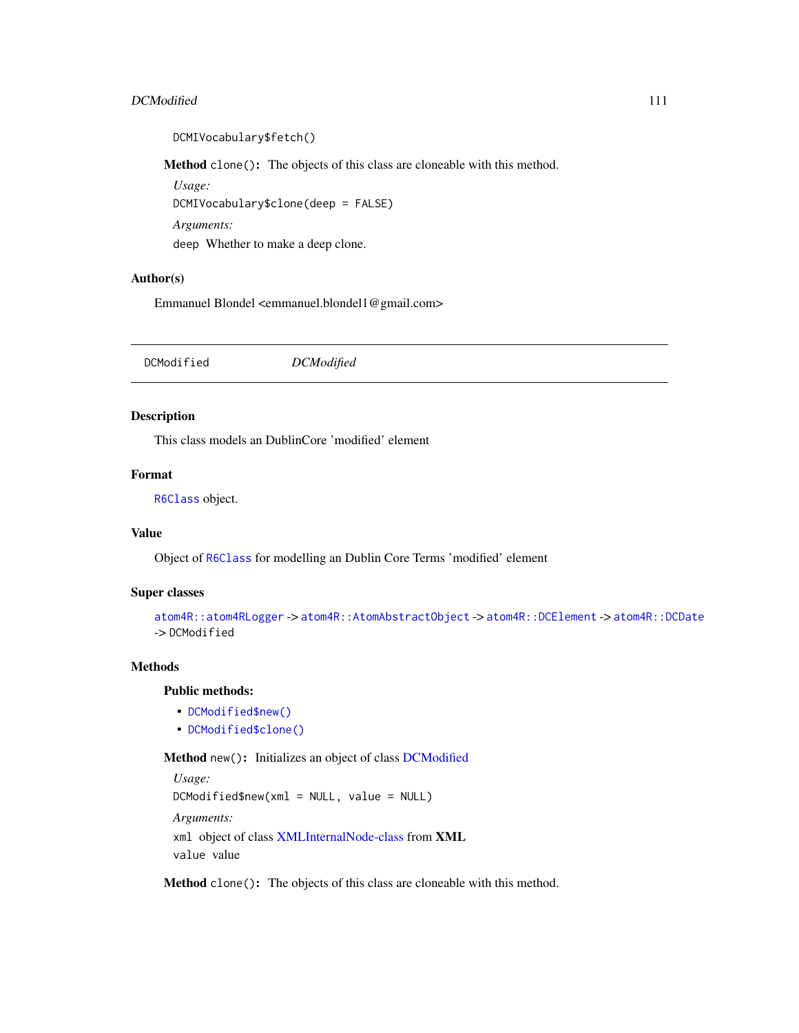```
DCMIVocabulary$fetch()
```

**Method** `clone()`: The objects of this class are cloneable with this method.

*Usage:*

```
DCMIVocabulary$clone(deep = FALSE)
```

*Arguments:*

`deep` Whether to make a deep clone.

## Author(s)

Emmanuel Blondel <emmanuel.blondel1@gmail.com>

---

# DCModified — *DCModified*

## Description

This class models an DublinCore 'modified' element

## Format

`R6Class` object.

## Value

Object of `R6Class` for modelling an Dublin Core Terms 'modified' element

## Super classes

`atom4R::atom4RLogger` -> `atom4R::AtomAbstractObject` -> `atom4R::DCElement` -> `atom4R::DCDate` -> `DCModified`

## Methods

### Public methods:

- `DCModified$new()`
- `DCModified$clone()`

**Method** `new()`: Initializes an object of class DCModified

*Usage:*

```
DCModified$new(xml = NULL, value = NULL)
```

*Arguments:*

`xml` object of class XMLInternalNode-class from **XML**

`value` value

**Method** `clone()`: The objects of this class are cloneable with this method.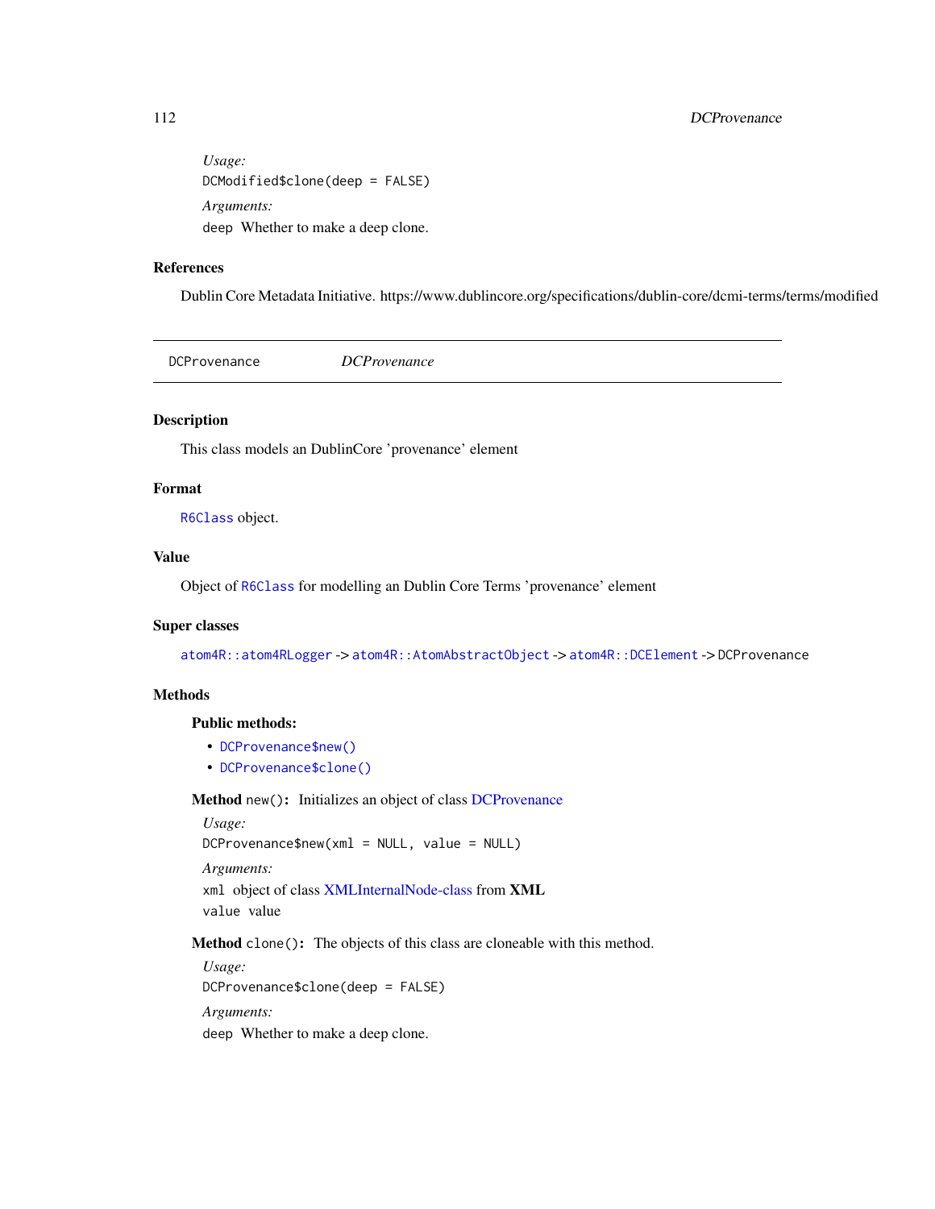*Usage:*

```
DCModified$clone(deep = FALSE)
```

*Arguments:*

`deep` Whether to make a deep clone.

### References

Dublin Core Metadata Initiative. https://www.dublincore.org/specifications/dublin-core/dcmi-terms/terms/modified

---

## DCProvenance — *DCProvenance*

---

### Description

This class models an DublinCore 'provenance' element

### Format

`R6Class` object.

### Value

Object of `R6Class` for modelling an Dublin Core Terms 'provenance' element

### Super classes

`atom4R::atom4RLogger` -> `atom4R::AtomAbstractObject` -> `atom4R::DCElement` -> `DCProvenance`

### Methods

#### Public methods:

- `DCProvenance$new()`
- `DCProvenance$clone()`

**Method** `new()`**:** Initializes an object of class DCProvenance

*Usage:*

```
DCProvenance$new(xml = NULL, value = NULL)
```

*Arguments:*

`xml` object of class XMLInternalNode-class from **XML**

`value` value

**Method** `clone()`**:** The objects of this class are cloneable with this method.

*Usage:*

```
DCProvenance$clone(deep = FALSE)
```

*Arguments:*

`deep` Whether to make a deep clone.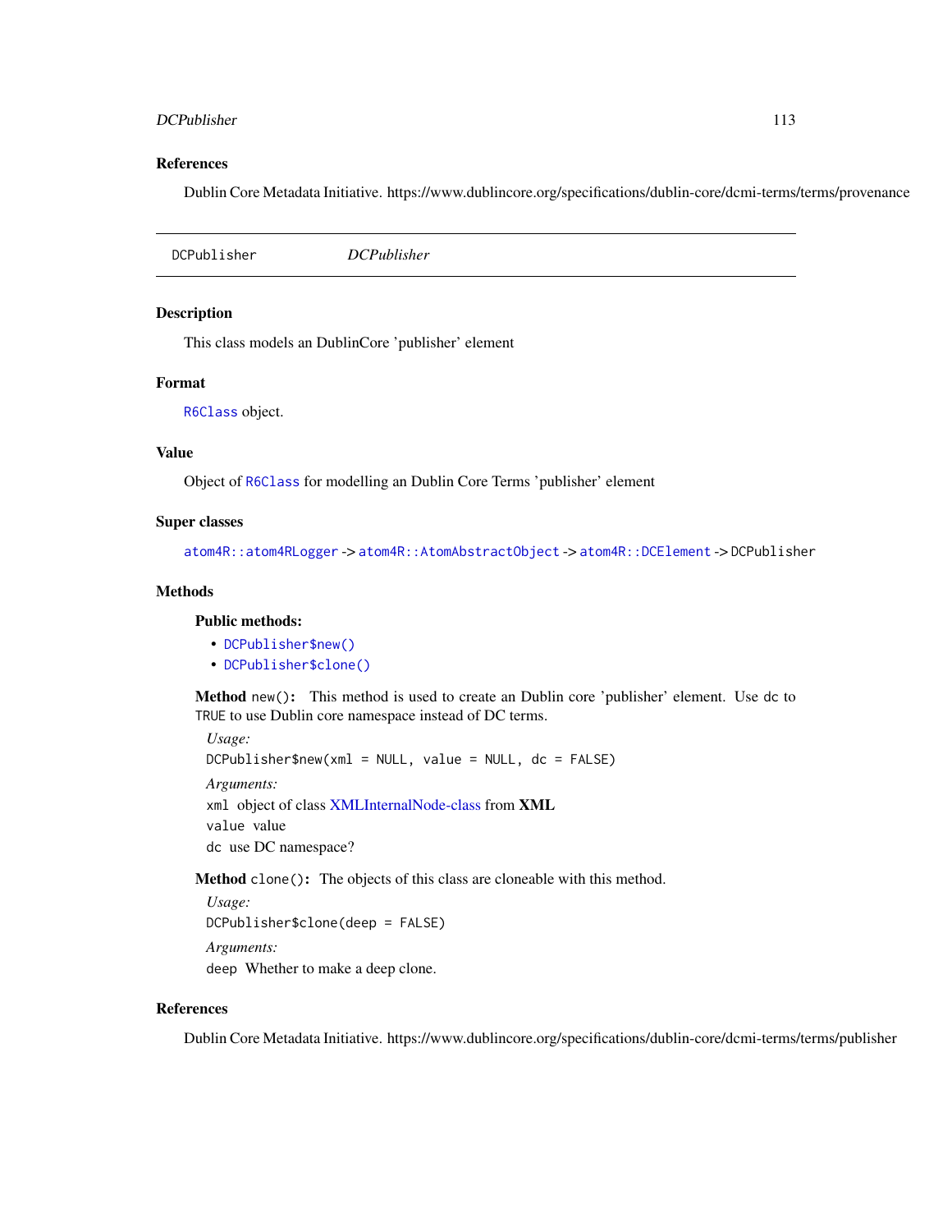### References

Dublin Core Metadata Initiative. https://www.dublincore.org/specifications/dublin-core/dcmi-terms/terms/provenance

---

## DCPublisher — *DCPublisher*

---

### Description

This class models an DublinCore 'publisher' element

### Format

`R6Class` object.

### Value

Object of `R6Class` for modelling an Dublin Core Terms 'publisher' element

### Super classes

`atom4R::atom4RLogger` -> `atom4R::AtomAbstractObject` -> `atom4R::DCElement` -> `DCPublisher`

### Methods

#### Public methods:

- `DCPublisher$new()`
- `DCPublisher$clone()`

**Method** `new()`: This method is used to create an Dublin core 'publisher' element. Use `dc` to `TRUE` to use Dublin core namespace instead of DC terms.

*Usage:*

```
DCPublisher$new(xml = NULL, value = NULL, dc = FALSE)
```

*Arguments:*

`xml` object of class XMLInternalNode-class from **XML**

`value` value

`dc` use DC namespace?

**Method** `clone()`: The objects of this class are cloneable with this method.

*Usage:*

```
DCPublisher$clone(deep = FALSE)
```

*Arguments:*

`deep` Whether to make a deep clone.

### References

Dublin Core Metadata Initiative. https://www.dublincore.org/specifications/dublin-core/dcmi-terms/terms/publisher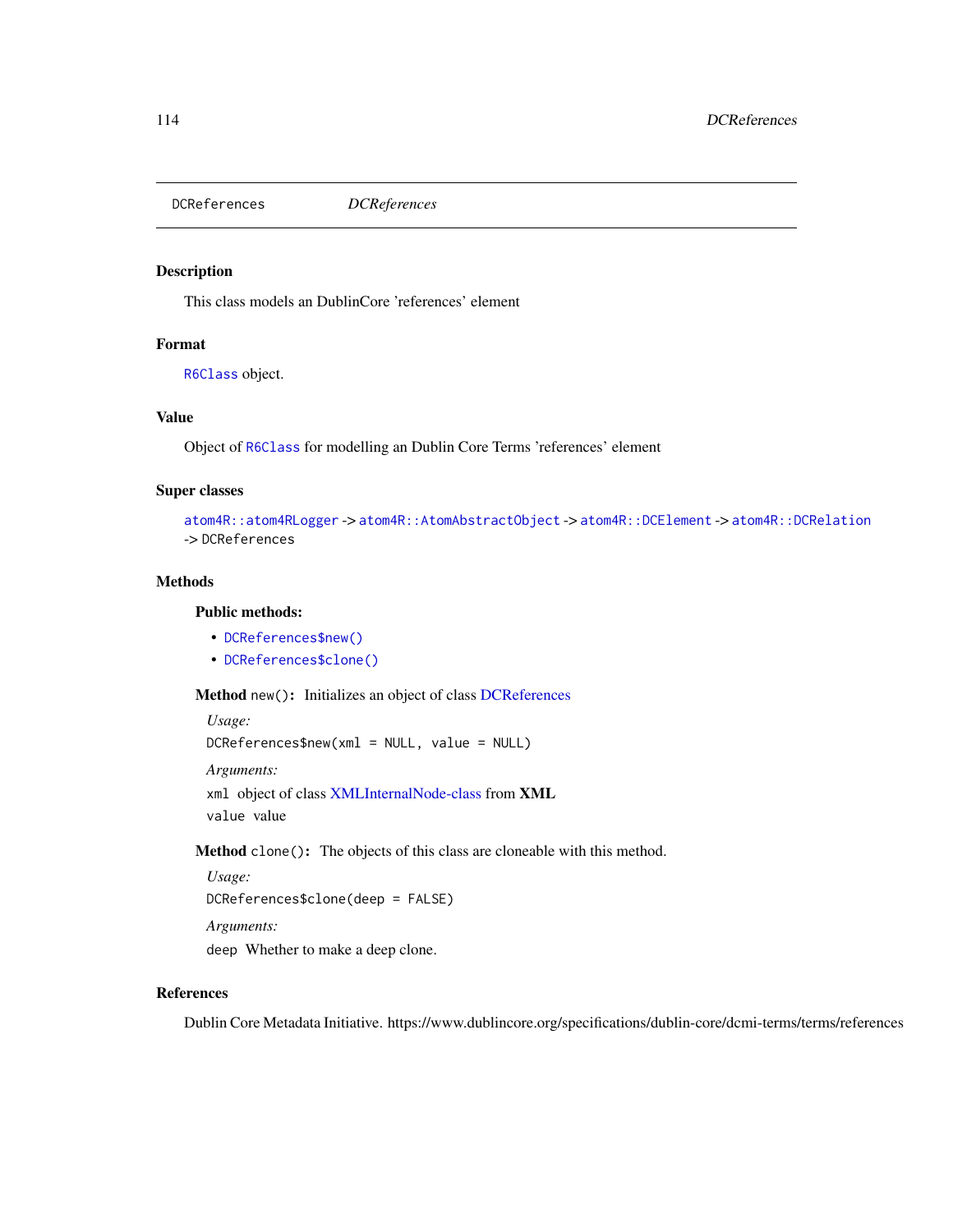# DCReferences *DCReferences*

## Description

This class models an DublinCore 'references' element

## Format

`R6Class` object.

## Value

Object of `R6Class` for modelling an Dublin Core Terms 'references' element

## Super classes

`atom4R::atom4RLogger` -> `atom4R::AtomAbstractObject` -> `atom4R::DCElement` -> `atom4R::DCRelation` -> `DCReferences`

## Methods

### Public methods:

- `DCReferences$new()`
- `DCReferences$clone()`

**Method** `new()`**:** Initializes an object of class DCReferences

*Usage:*

```
DCReferences$new(xml = NULL, value = NULL)
```

*Arguments:*

`xml` object of class XMLInternalNode-class from **XML**

`value` value

**Method** `clone()`**:** The objects of this class are cloneable with this method.

*Usage:*

```
DCReferences$clone(deep = FALSE)
```

*Arguments:*

`deep` Whether to make a deep clone.

## References

Dublin Core Metadata Initiative. https://www.dublincore.org/specifications/dublin-core/dcmi-terms/terms/references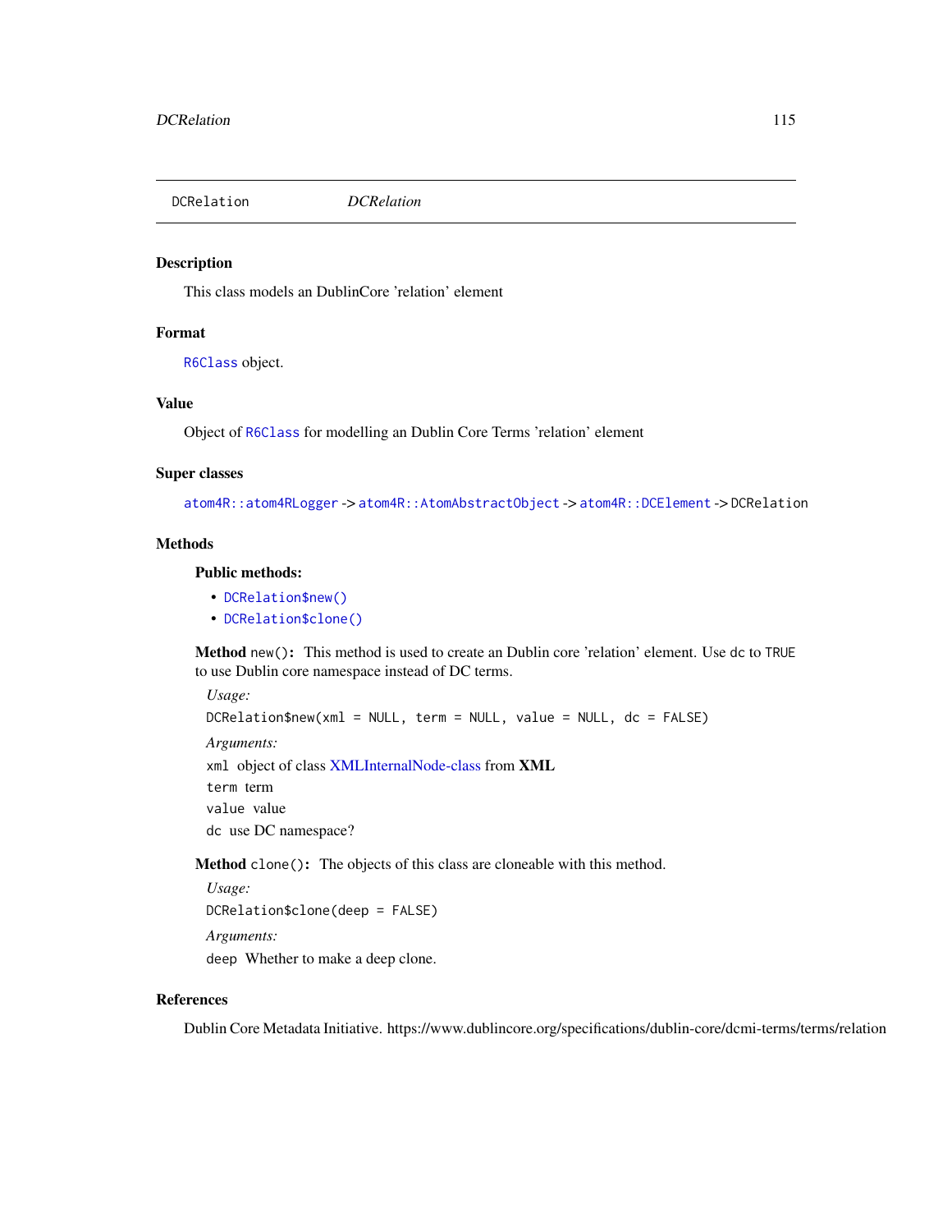# DCRelation

`DCRelation` *DCRelation*

## Description

This class models an DublinCore 'relation' element

## Format

`R6Class` object.

## Value

Object of `R6Class` for modelling an Dublin Core Terms 'relation' element

## Super classes

`atom4R::atom4RLogger` -> `atom4R::AtomAbstractObject` -> `atom4R::DCElement` -> `DCRelation`

## Methods

### Public methods:

- `DCRelation$new()`
- `DCRelation$clone()`

**Method** `new()`**:** This method is used to create an Dublin core 'relation' element. Use `dc` to `TRUE` to use Dublin core namespace instead of DC terms.

*Usage:*

```
DCRelation$new(xml = NULL, term = NULL, value = NULL, dc = FALSE)
```

*Arguments:*

`xml` object of class XMLInternalNode-class from **XML**

`term` term

`value` value

`dc` use DC namespace?

**Method** `clone()`**:** The objects of this class are cloneable with this method.

*Usage:*

```
DCRelation$clone(deep = FALSE)
```

*Arguments:*

`deep` Whether to make a deep clone.

## References

Dublin Core Metadata Initiative. https://www.dublincore.org/specifications/dublin-core/dcmi-terms/terms/relation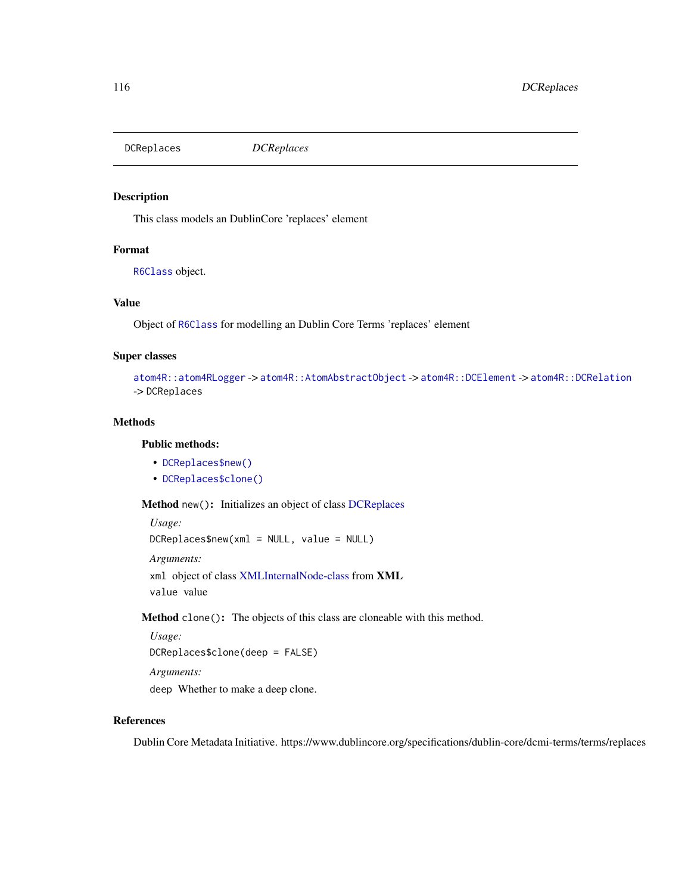# DCReplaces

*DCReplaces*

## Description

This class models an DublinCore 'replaces' element

## Format

`R6Class` object.

## Value

Object of `R6Class` for modelling an Dublin Core Terms 'replaces' element

## Super classes

`atom4R::atom4RLogger` -> `atom4R::AtomAbstractObject` -> `atom4R::DCElement` -> `atom4R::DCRelation` -> `DCReplaces`

## Methods

### Public methods:

- `DCReplaces$new()`
- `DCReplaces$clone()`

**Method** `new()`**:** Initializes an object of class DCReplaces

*Usage:*

```
DCReplaces$new(xml = NULL, value = NULL)
```

*Arguments:*

`xml` object of class XMLInternalNode-class from **XML**

`value` value

**Method** `clone()`**:** The objects of this class are cloneable with this method.

*Usage:*

```
DCReplaces$clone(deep = FALSE)
```

*Arguments:*

`deep` Whether to make a deep clone.

## References

Dublin Core Metadata Initiative. https://www.dublincore.org/specifications/dublin-core/dcmi-terms/terms/replaces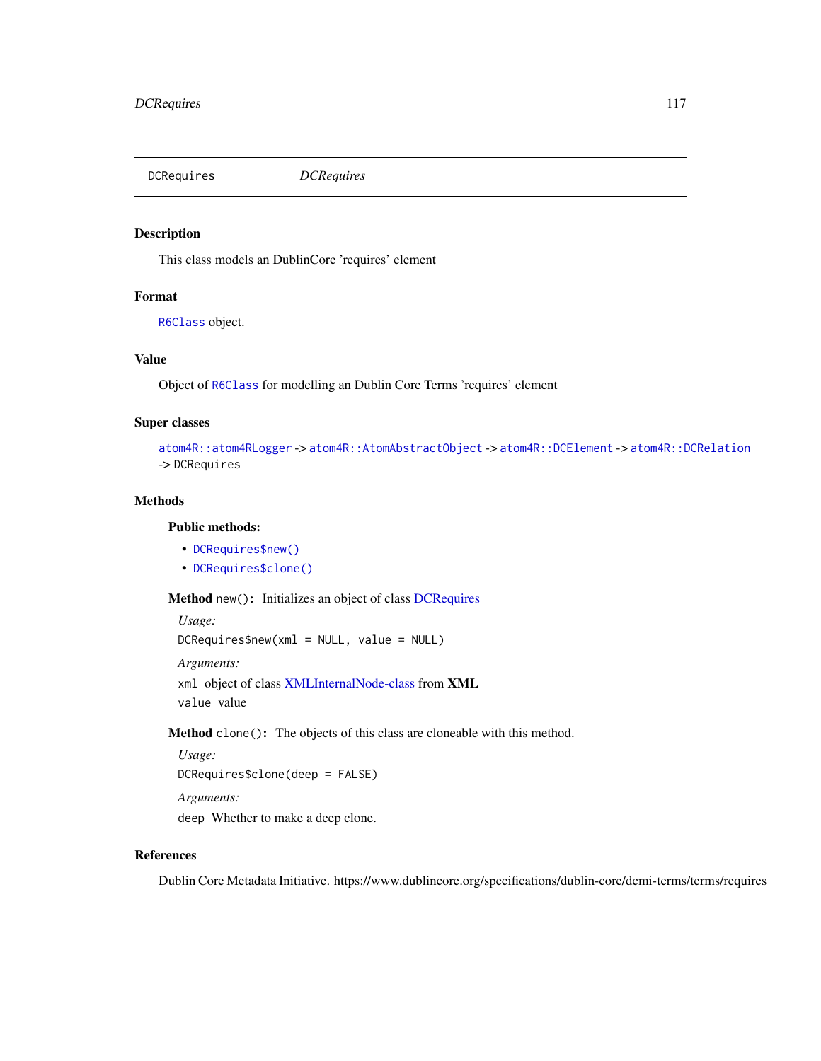# DCRequires

*DCRequires*

## Description

This class models an DublinCore 'requires' element

## Format

`R6Class` object.

## Value

Object of `R6Class` for modelling an Dublin Core Terms 'requires' element

## Super classes

`atom4R::atom4RLogger` -> `atom4R::AtomAbstractObject` -> `atom4R::DCElement` -> `atom4R::DCRelation` -> `DCRequires`

## Methods

### Public methods:

- `DCRequires$new()`
- `DCRequires$clone()`

**Method** `new()`**:** Initializes an object of class DCRequires

*Usage:*

```
DCRequires$new(xml = NULL, value = NULL)
```

*Arguments:*

`xml` object of class XMLInternalNode-class from **XML**

`value` value

**Method** `clone()`**:** The objects of this class are cloneable with this method.

*Usage:*

```
DCRequires$clone(deep = FALSE)
```

*Arguments:*

`deep` Whether to make a deep clone.

## References

Dublin Core Metadata Initiative. https://www.dublincore.org/specifications/dublin-core/dcmi-terms/terms/requires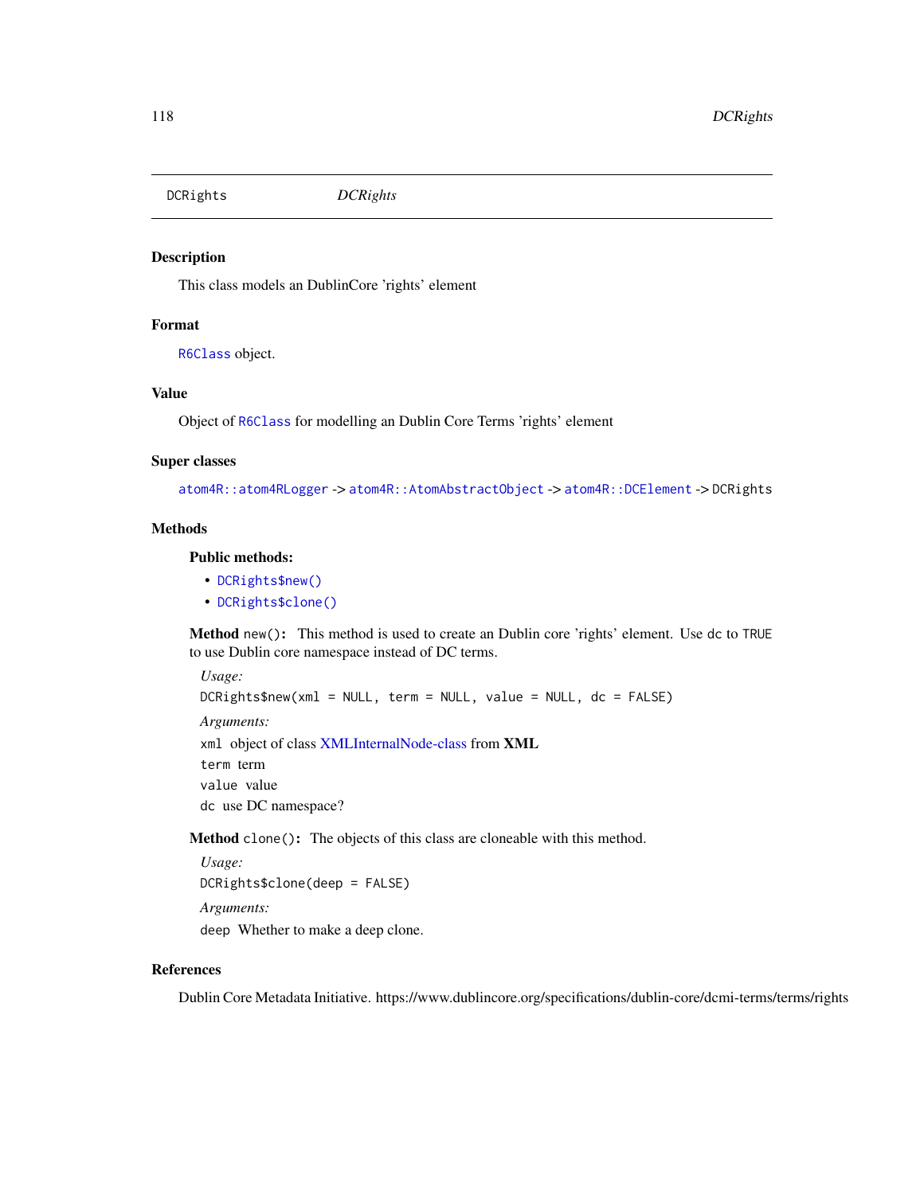DCRights *DCRights*

## Description

This class models an DublinCore 'rights' element

## Format

R6Class object.

## Value

Object of R6Class for modelling an Dublin Core Terms 'rights' element

## Super classes

atom4R::atom4RLogger -> atom4R::AtomAbstractObject -> atom4R::DCElement -> DCRights

## Methods

### Public methods:

- DCRights$new()
- DCRights$clone()

**Method** `new()`: This method is used to create an Dublin core 'rights' element. Use dc to TRUE to use Dublin core namespace instead of DC terms.

*Usage:*

```
DCRights$new(xml = NULL, term = NULL, value = NULL, dc = FALSE)
```

*Arguments:*

`xml` object of class XMLInternalNode-class from **XML**

`term` term

`value` value

`dc` use DC namespace?

**Method** `clone()`: The objects of this class are cloneable with this method.

*Usage:*

```
DCRights$clone(deep = FALSE)
```

*Arguments:*

`deep` Whether to make a deep clone.

## References

Dublin Core Metadata Initiative. https://www.dublincore.org/specifications/dublin-core/dcmi-terms/terms/rights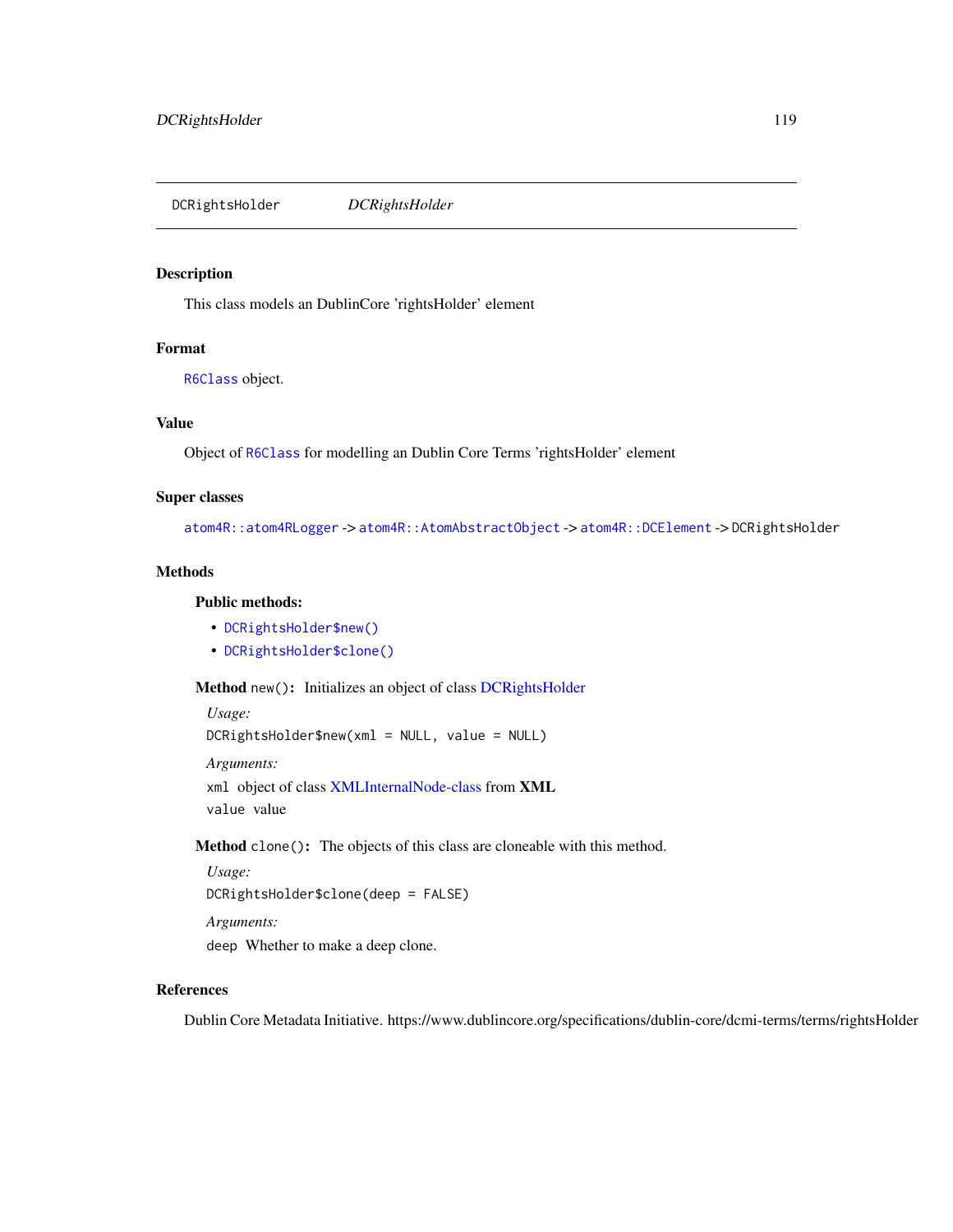# DCRightsHolder *DCRightsHolder*

## Description

This class models an DublinCore 'rightsHolder' element

## Format

R6Class object.

## Value

Object of R6Class for modelling an Dublin Core Terms 'rightsHolder' element

## Super classes

atom4R::atom4RLogger -> atom4R::AtomAbstractObject -> atom4R::DCElement -> DCRightsHolder

## Methods

### Public methods:

- DCRightsHolder$new()
- DCRightsHolder$clone()

**Method** `new()`**:** Initializes an object of class DCRightsHolder

*Usage:*

```
DCRightsHolder$new(xml = NULL, value = NULL)
```

*Arguments:*

`xml` object of class XMLInternalNode-class from **XML**

`value` value

**Method** `clone()`**:** The objects of this class are cloneable with this method.

*Usage:*

```
DCRightsHolder$clone(deep = FALSE)
```

*Arguments:*

`deep` Whether to make a deep clone.

## References

Dublin Core Metadata Initiative. https://www.dublincore.org/specifications/dublin-core/dcmi-terms/terms/rightsHolder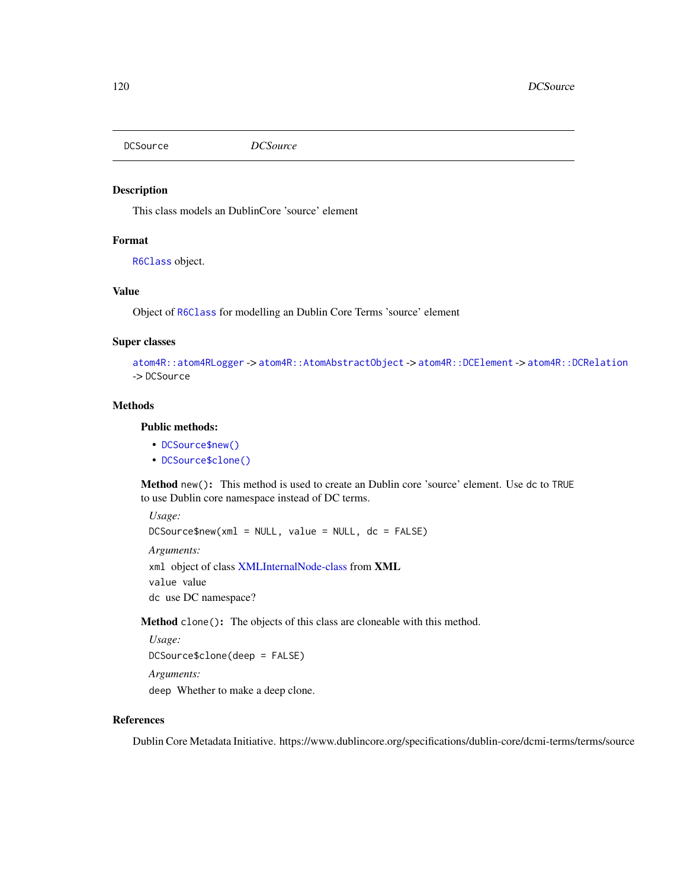DCSource    *DCSource*

## Description

This class models an DublinCore 'source' element

## Format

R6Class object.

## Value

Object of R6Class for modelling an Dublin Core Terms 'source' element

## Super classes

atom4R::atom4RLogger -> atom4R::AtomAbstractObject -> atom4R::DCElement -> atom4R::DCRelation -> DCSource

## Methods

### Public methods:

- DCSource$new()
- DCSource$clone()

**Method** `new()`**:** This method is used to create an Dublin core 'source' element. Use dc to TRUE to use Dublin core namespace instead of DC terms.

*Usage:*

```
DCSource$new(xml = NULL, value = NULL, dc = FALSE)
```

*Arguments:*

`xml` object of class XMLInternalNode-class from **XML**

`value` value

`dc` use DC namespace?

**Method** `clone()`**:** The objects of this class are cloneable with this method.

*Usage:*

```
DCSource$clone(deep = FALSE)
```

*Arguments:*

`deep` Whether to make a deep clone.

## References

Dublin Core Metadata Initiative. https://www.dublincore.org/specifications/dublin-core/dcmi-terms/terms/source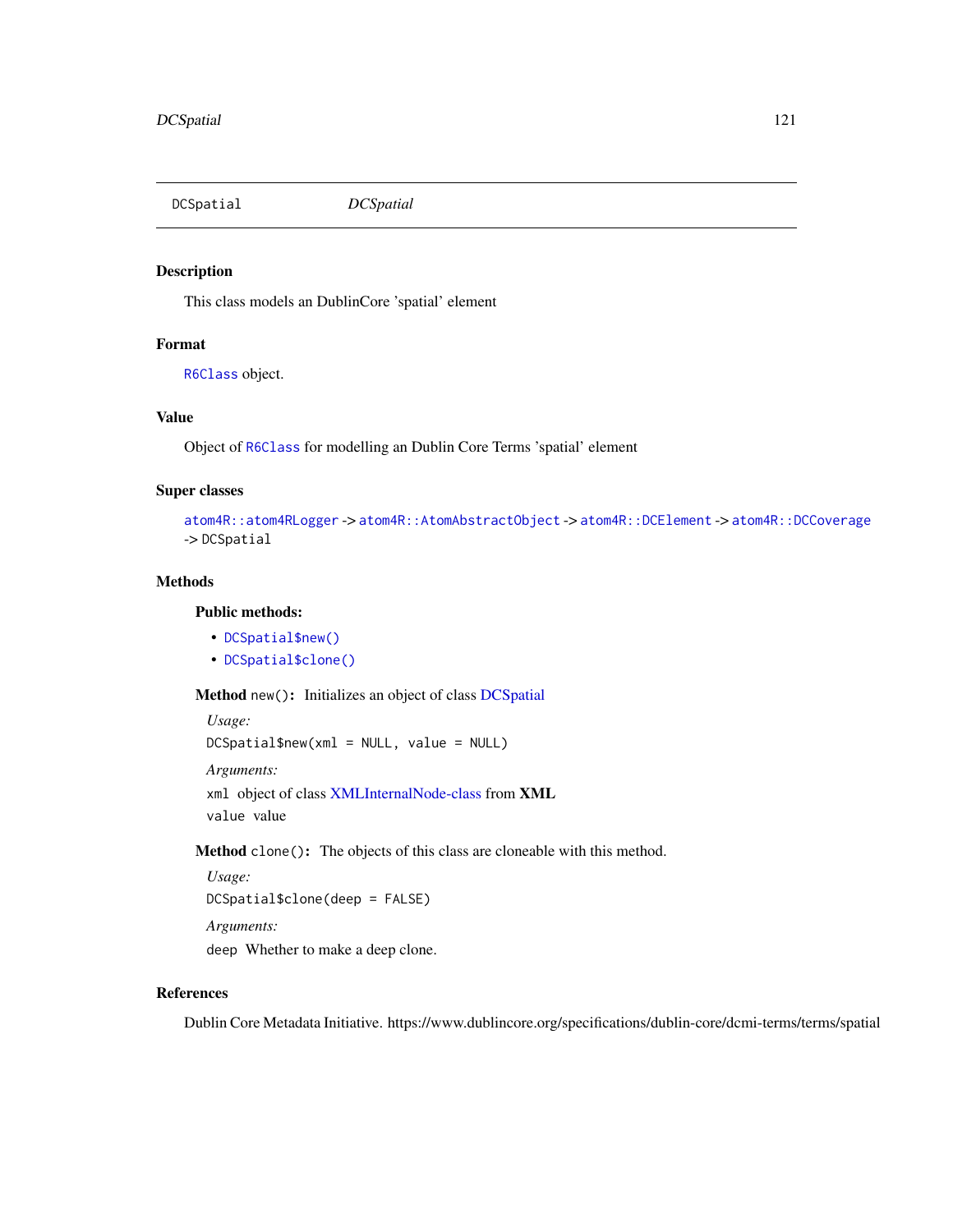# DCSpatial &nbsp;&nbsp;&nbsp; *DCSpatial*

## Description

This class models an DublinCore 'spatial' element

## Format

`R6Class` object.

## Value

Object of `R6Class` for modelling an Dublin Core Terms 'spatial' element

## Super classes

`atom4R::atom4RLogger` -> `atom4R::AtomAbstractObject` -> `atom4R::DCElement` -> `atom4R::DCCoverage` -> `DCSpatial`

## Methods

### Public methods:

- `DCSpatial$new()`
- `DCSpatial$clone()`

**Method** `new()`: Initializes an object of class DCSpatial

*Usage:*

```
DCSpatial$new(xml = NULL, value = NULL)
```

*Arguments:*

`xml` object of class XMLInternalNode-class from **XML**

`value` value

**Method** `clone()`: The objects of this class are cloneable with this method.

*Usage:*

```
DCSpatial$clone(deep = FALSE)
```

*Arguments:*

`deep` Whether to make a deep clone.

## References

Dublin Core Metadata Initiative. https://www.dublincore.org/specifications/dublin-core/dcmi-terms/terms/spatial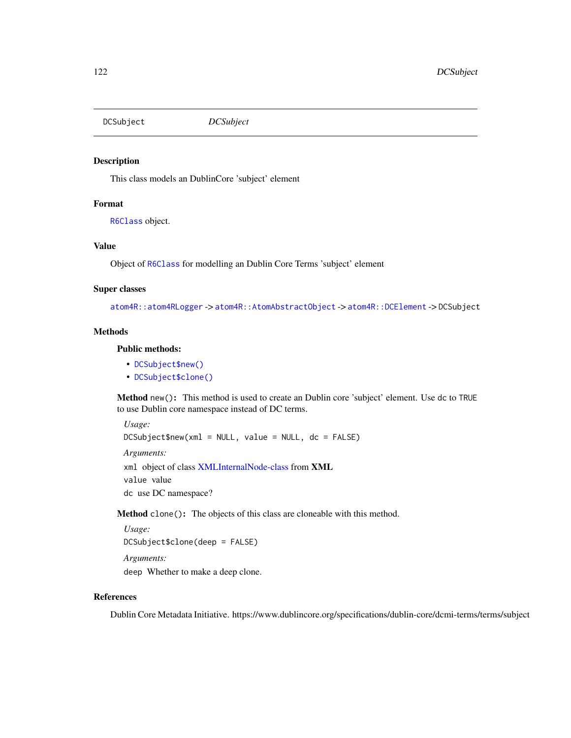# DCSubject

`DCSubject` *DCSubject*

## Description

This class models an DublinCore 'subject' element

## Format

`R6Class` object.

## Value

Object of `R6Class` for modelling an Dublin Core Terms 'subject' element

## Super classes

`atom4R::atom4RLogger` -> `atom4R::AtomAbstractObject` -> `atom4R::DCElement` -> `DCSubject`

## Methods

### Public methods:

- `DCSubject$new()`
- `DCSubject$clone()`

**Method** `new()`: This method is used to create an Dublin core 'subject' element. Use `dc` to `TRUE` to use Dublin core namespace instead of DC terms.

*Usage:*

```
DCSubject$new(xml = NULL, value = NULL, dc = FALSE)
```

*Arguments:*

`xml` object of class XMLInternalNode-class from **XML**

`value` value

`dc` use DC namespace?

**Method** `clone()`: The objects of this class are cloneable with this method.

*Usage:*

```
DCSubject$clone(deep = FALSE)
```

*Arguments:*

`deep` Whether to make a deep clone.

## References

Dublin Core Metadata Initiative. https://www.dublincore.org/specifications/dublin-core/dcmi-terms/terms/subject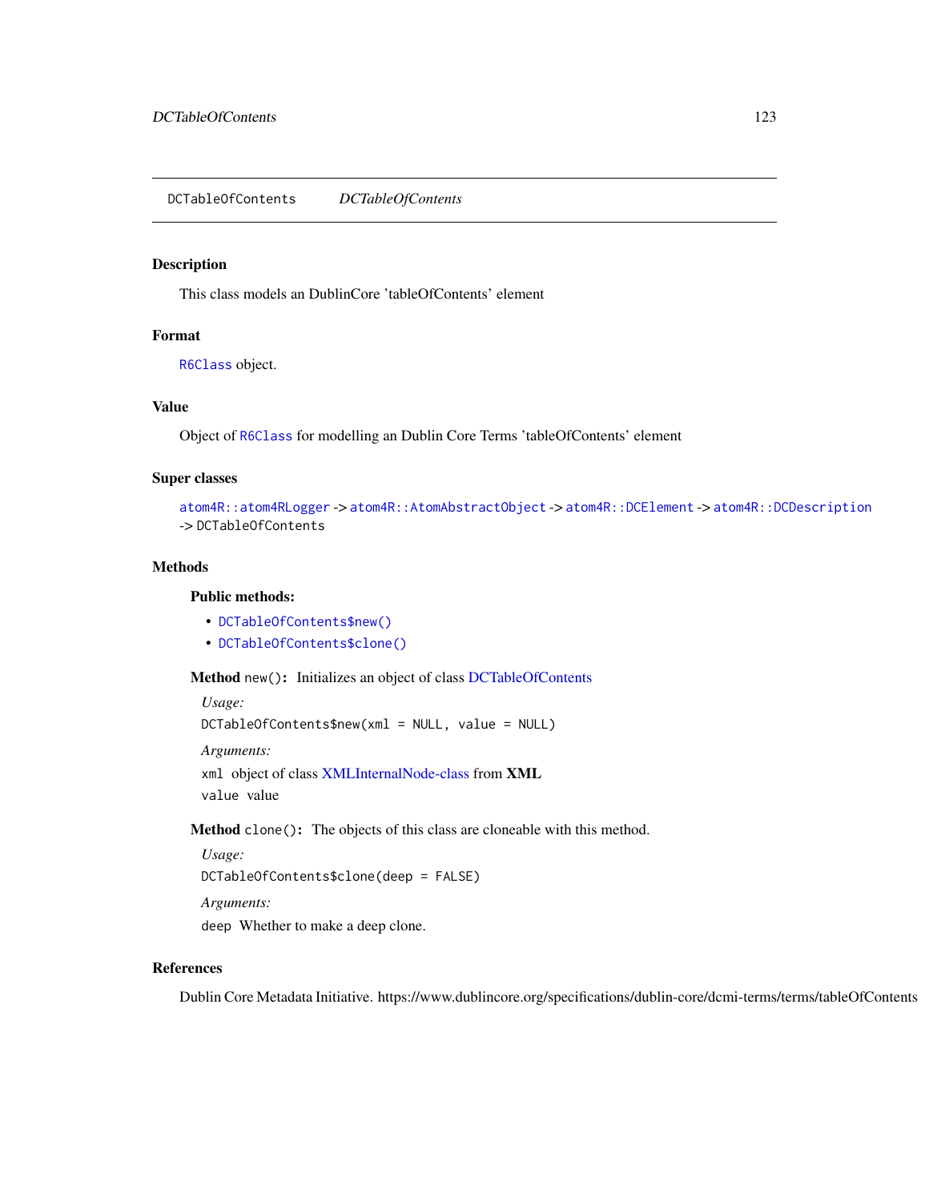## DCTableOfContents *DCTableOfContents*

### Description

This class models an DublinCore 'tableOfContents' element

### Format

R6Class object.

### Value

Object of R6Class for modelling an Dublin Core Terms 'tableOfContents' element

### Super classes

`atom4R::atom4RLogger` -> `atom4R::AtomAbstractObject` -> `atom4R::DCElement` -> `atom4R::DCDescription` -> `DCTableOfContents`

### Methods

#### Public methods:

- `DCTableOfContents$new()`
- `DCTableOfContents$clone()`

**Method** `new()`**:** Initializes an object of class DCTableOfContents

*Usage:*

```
DCTableOfContents$new(xml = NULL, value = NULL)
```

*Arguments:*

`xml` object of class XMLInternalNode-class from **XML**

`value` value

**Method** `clone()`**:** The objects of this class are cloneable with this method.

*Usage:*

```
DCTableOfContents$clone(deep = FALSE)
```

*Arguments:*

`deep` Whether to make a deep clone.

### References

Dublin Core Metadata Initiative. https://www.dublincore.org/specifications/dublin-core/dcmi-terms/terms/tableOfContents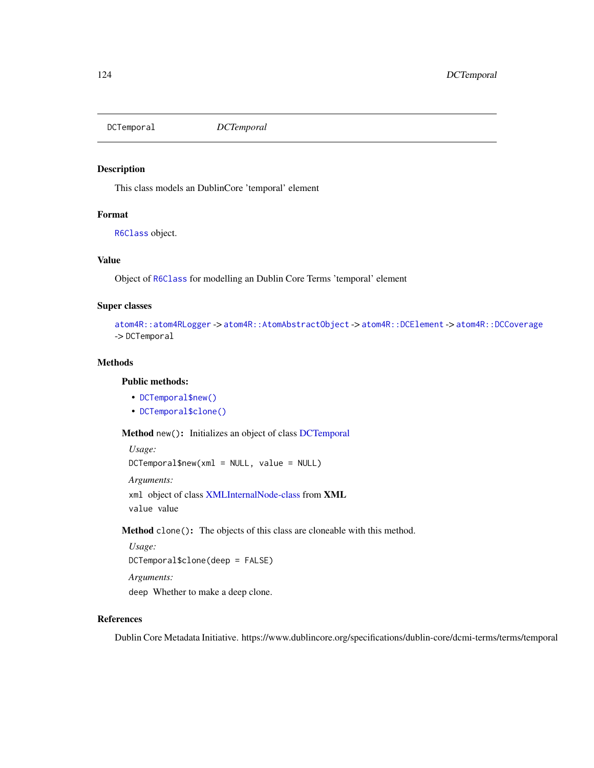# DCTemporal

*DCTemporal*

## Description

This class models an DublinCore 'temporal' element

## Format

R6Class object.

## Value

Object of R6Class for modelling an Dublin Core Terms 'temporal' element

## Super classes

atom4R::atom4RLogger -> atom4R::AtomAbstractObject -> atom4R::DCElement -> atom4R::DCCoverage -> DCTemporal

## Methods

### Public methods:

- DCTemporal$new()
- DCTemporal$clone()

**Method** `new()`**:** Initializes an object of class DCTemporal

*Usage:*

```
DCTemporal$new(xml = NULL, value = NULL)
```

*Arguments:*

`xml` object of class XMLInternalNode-class from **XML**

`value` value

**Method** `clone()`**:** The objects of this class are cloneable with this method.

*Usage:*

```
DCTemporal$clone(deep = FALSE)
```

*Arguments:*

`deep` Whether to make a deep clone.

## References

Dublin Core Metadata Initiative. https://www.dublincore.org/specifications/dublin-core/dcmi-terms/terms/temporal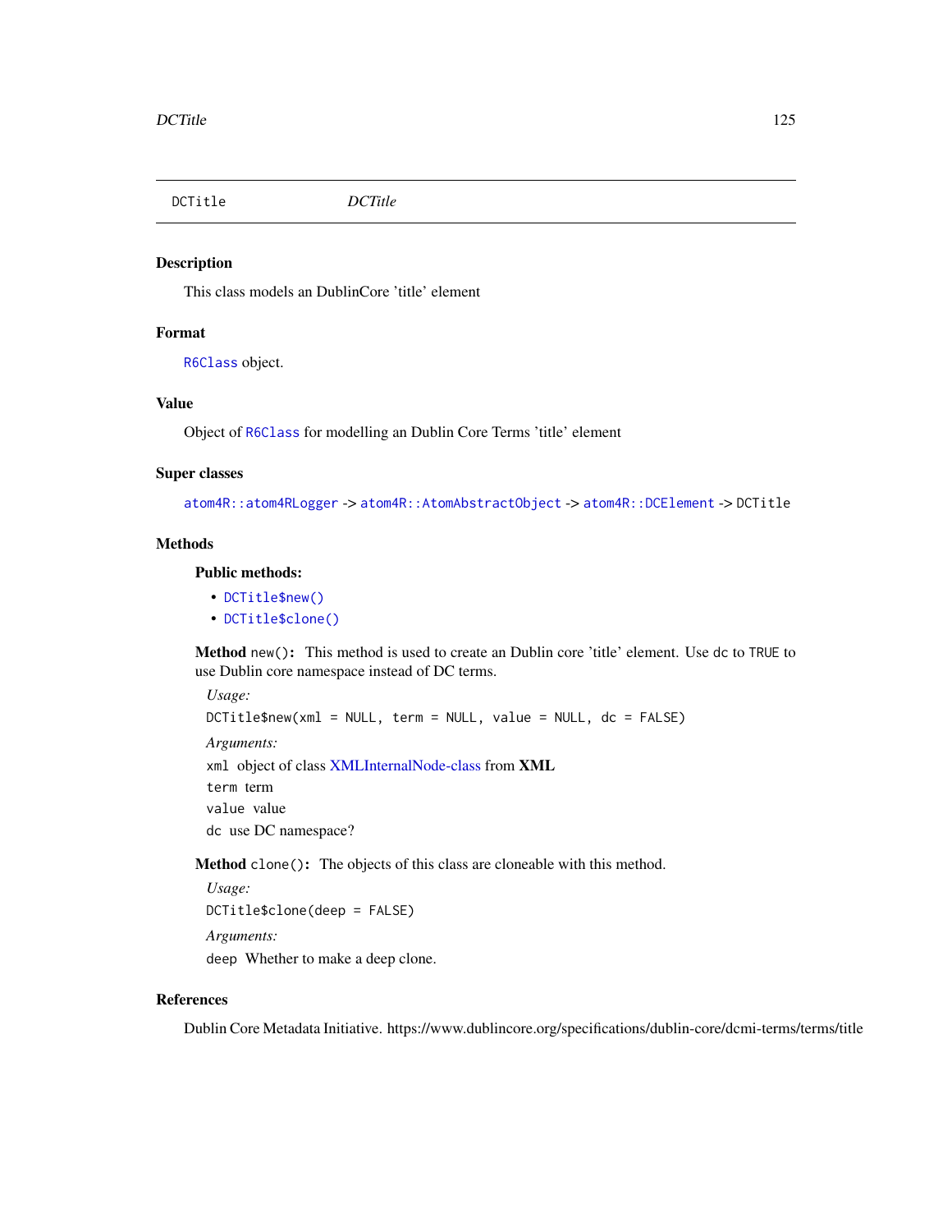# DCTitle

*DCTitle*

## Description

This class models an DublinCore 'title' element

## Format

`R6Class` object.

## Value

Object of `R6Class` for modelling an Dublin Core Terms 'title' element

## Super classes

`atom4R::atom4RLogger` -> `atom4R::AtomAbstractObject` -> `atom4R::DCElement` -> `DCTitle`

## Methods

### Public methods:

- `DCTitle$new()`
- `DCTitle$clone()`

**Method** `new()`**:** This method is used to create an Dublin core 'title' element. Use `dc` to `TRUE` to use Dublin core namespace instead of DC terms.

*Usage:*

```
DCTitle$new(xml = NULL, term = NULL, value = NULL, dc = FALSE)
```

*Arguments:*

`xml` object of class XMLInternalNode-class from **XML**

`term` term

`value` value

`dc` use DC namespace?

**Method** `clone()`**:** The objects of this class are cloneable with this method.

*Usage:*

```
DCTitle$clone(deep = FALSE)
```

*Arguments:*

`deep` Whether to make a deep clone.

## References

Dublin Core Metadata Initiative. https://www.dublincore.org/specifications/dublin-core/dcmi-terms/terms/title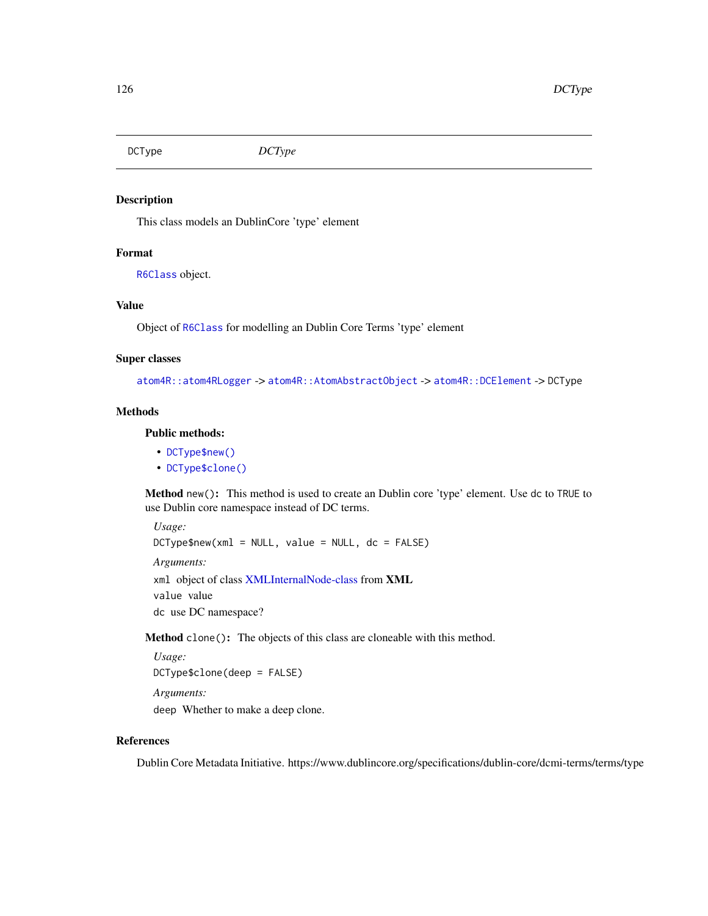# DCType *DCType*

## Description

This class models an DublinCore 'type' element

## Format

`R6Class` object.

## Value

Object of `R6Class` for modelling an Dublin Core Terms 'type' element

## Super classes

`atom4R::atom4RLogger` -> `atom4R::AtomAbstractObject` -> `atom4R::DCElement` -> `DCType`

## Methods

### Public methods:

- `DCType$new()`
- `DCType$clone()`

**Method** `new()`**:** This method is used to create an Dublin core 'type' element. Use `dc` to `TRUE` to use Dublin core namespace instead of DC terms.

*Usage:*

```
DCType$new(xml = NULL, value = NULL, dc = FALSE)
```

*Arguments:*

`xml` object of class XMLInternalNode-class from **XML**

`value` value

`dc` use DC namespace?

**Method** `clone()`**:** The objects of this class are cloneable with this method.

*Usage:*

```
DCType$clone(deep = FALSE)
```

*Arguments:*

`deep` Whether to make a deep clone.

## References

Dublin Core Metadata Initiative. https://www.dublincore.org/specifications/dublin-core/dcmi-terms/terms/type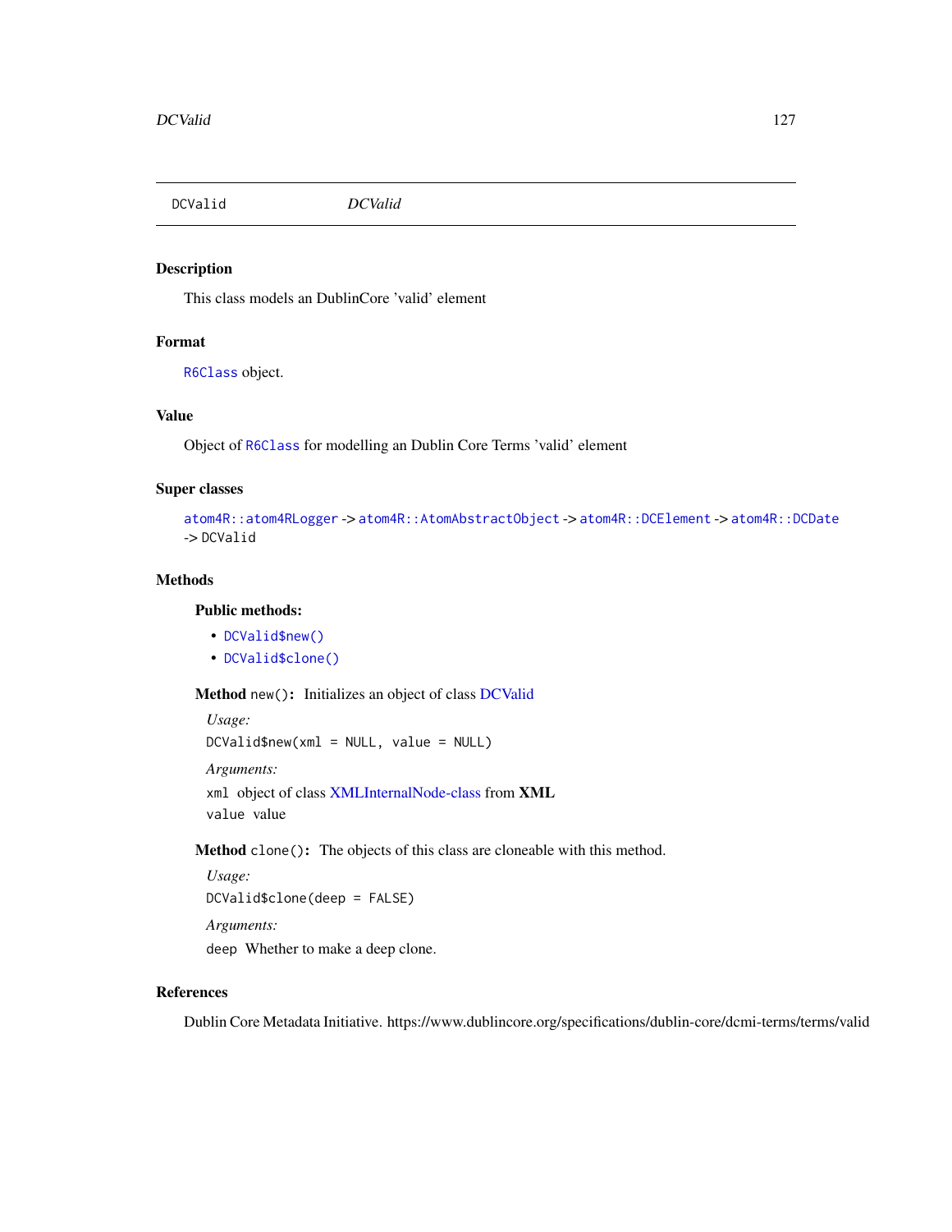# DCValid

*DCValid*

## Description

This class models an DublinCore 'valid' element

## Format

`R6Class` object.

## Value

Object of `R6Class` for modelling an Dublin Core Terms 'valid' element

## Super classes

`atom4R::atom4RLogger` -> `atom4R::AtomAbstractObject` -> `atom4R::DCElement` -> `atom4R::DCDate` -> `DCValid`

## Methods

### Public methods:

- `DCValid$new()`
- `DCValid$clone()`

**Method** `new()`**:** Initializes an object of class DCValid

*Usage:*

```
DCValid$new(xml = NULL, value = NULL)
```

*Arguments:*

`xml` object of class XMLInternalNode-class from **XML**

`value` value

**Method** `clone()`**:** The objects of this class are cloneable with this method.

*Usage:*

```
DCValid$clone(deep = FALSE)
```

*Arguments:*

`deep` Whether to make a deep clone.

## References

Dublin Core Metadata Initiative. https://www.dublincore.org/specifications/dublin-core/dcmi-terms/terms/valid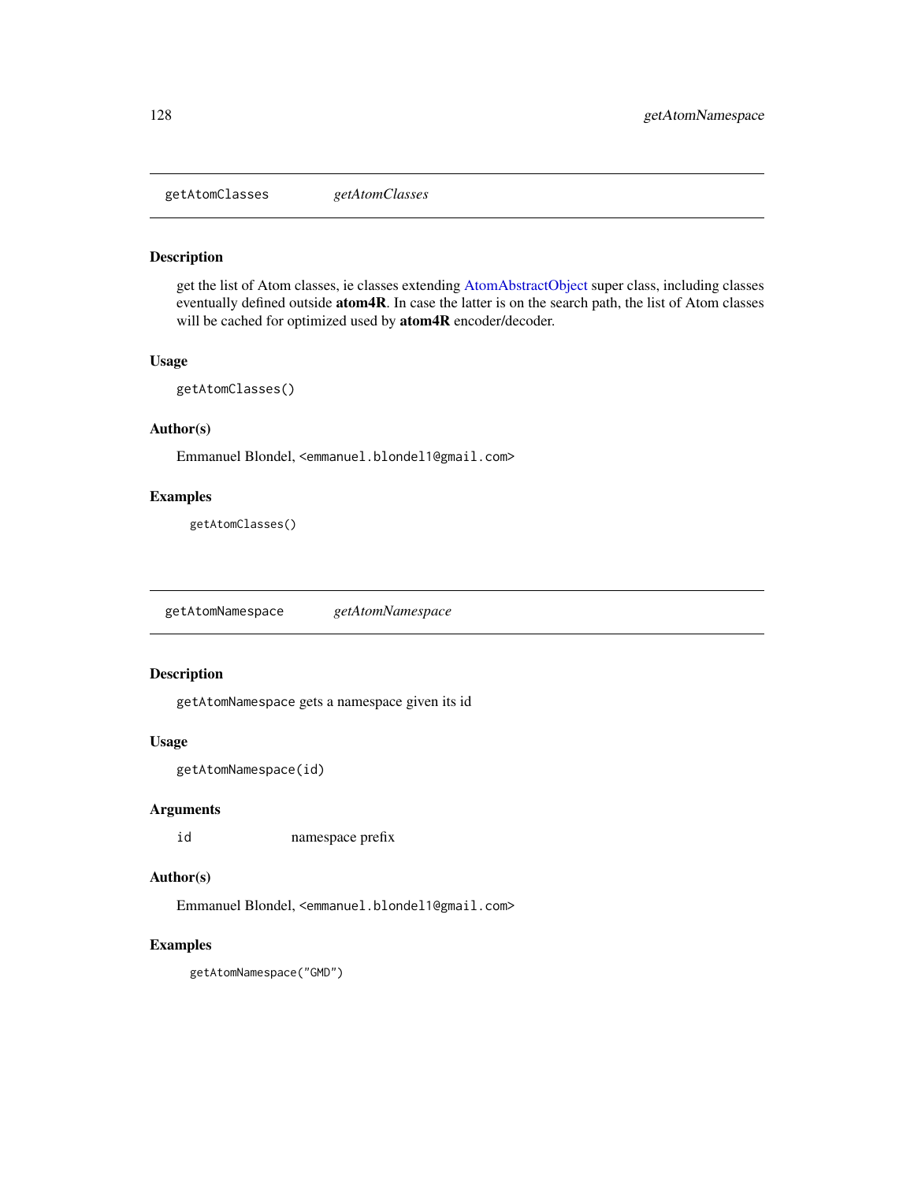## getAtomClasses *getAtomClasses*

### Description

get the list of Atom classes, ie classes extending AtomAbstractObject super class, including classes eventually defined outside **atom4R**. In case the latter is on the search path, the list of Atom classes will be cached for optimized used by **atom4R** encoder/decoder.

### Usage

```
getAtomClasses()
```

### Author(s)

Emmanuel Blondel, `<emmanuel.blondel1@gmail.com>`

### Examples

```
getAtomClasses()
```

## getAtomNamespace *getAtomNamespace*

### Description

`getAtomNamespace` gets a namespace given its id

### Usage

```
getAtomNamespace(id)
```

### Arguments

| | |
|---|---|
| id | namespace prefix |

### Author(s)

Emmanuel Blondel, `<emmanuel.blondel1@gmail.com>`

### Examples

```
getAtomNamespace("GMD")
```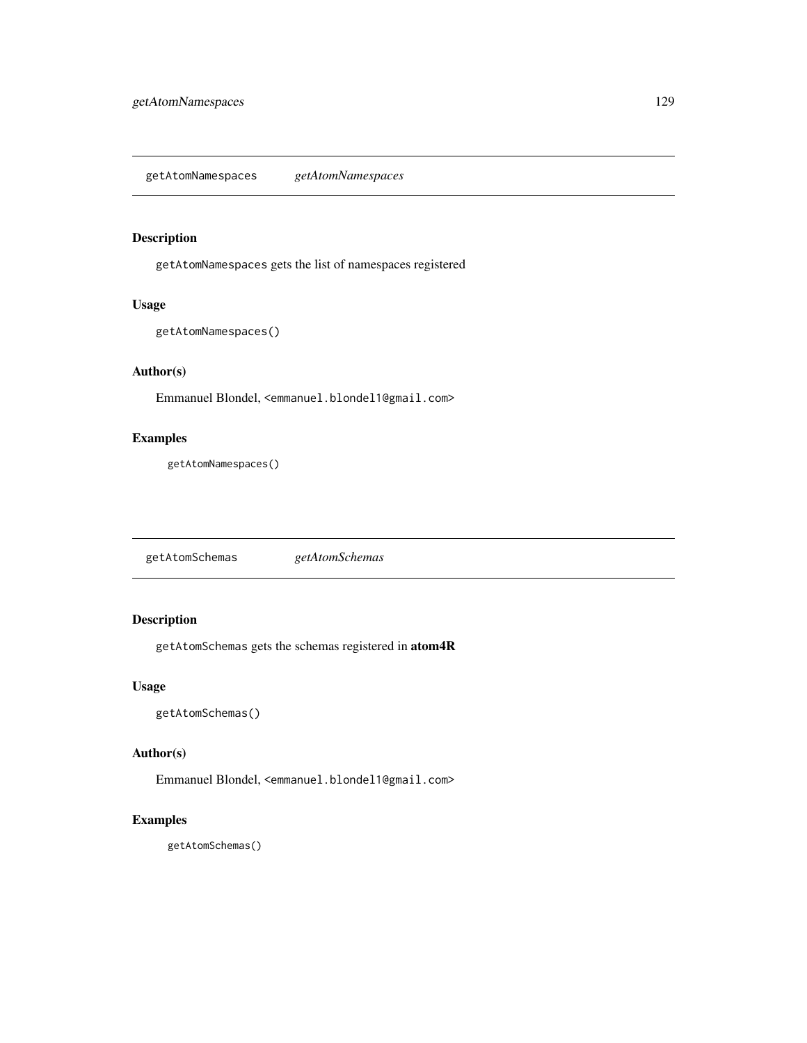## getAtomNamespaces *getAtomNamespaces*

### Description

`getAtomNamespaces` gets the list of namespaces registered

### Usage

```
getAtomNamespaces()
```

### Author(s)

Emmanuel Blondel, <emmanuel.blondel1@gmail.com>

### Examples

```
getAtomNamespaces()
```

## getAtomSchemas *getAtomSchemas*

### Description

`getAtomSchemas` gets the schemas registered in **atom4R**

### Usage

```
getAtomSchemas()
```

### Author(s)

Emmanuel Blondel, <emmanuel.blondel1@gmail.com>

### Examples

```
getAtomSchemas()
```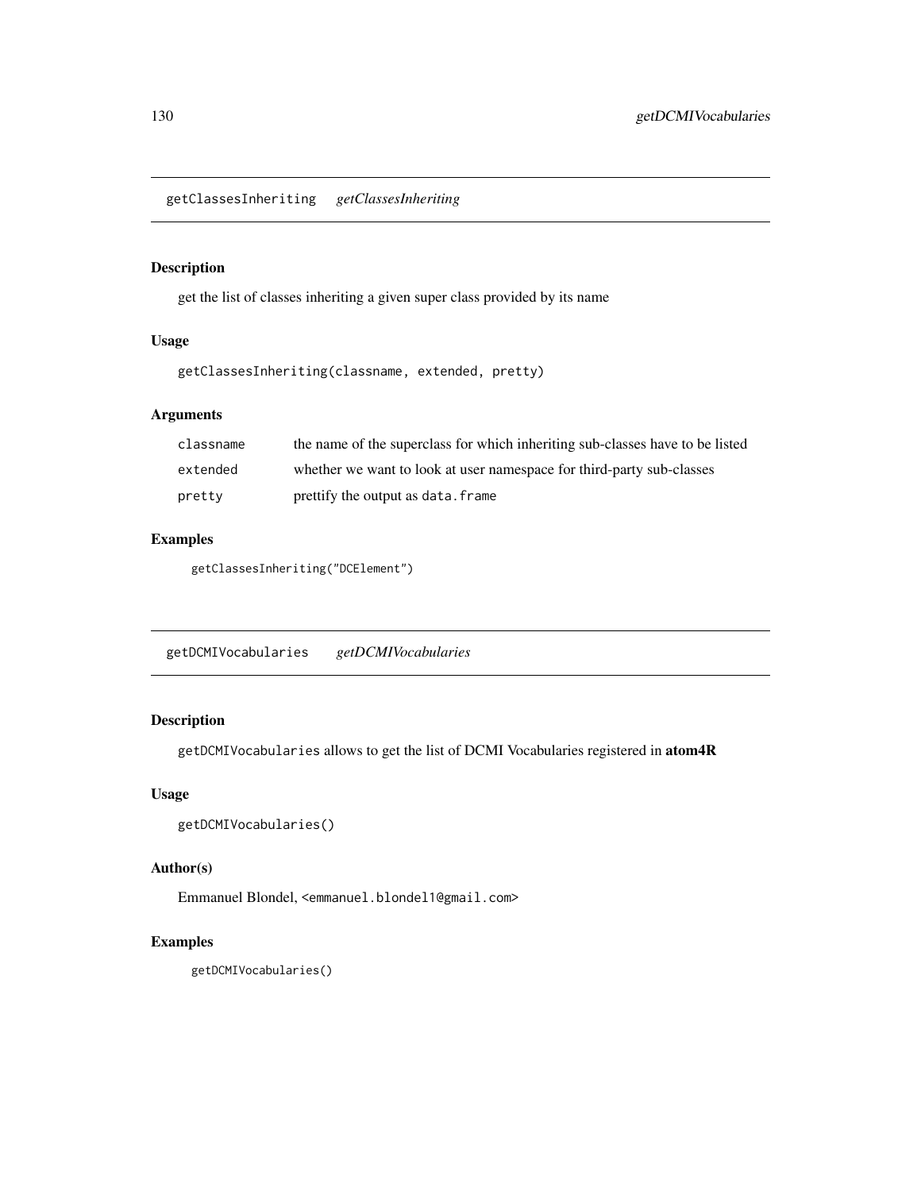## getClassesInheriting *getClassesInheriting*

### Description

get the list of classes inheriting a given super class provided by its name

### Usage

```
getClassesInheriting(classname, extended, pretty)
```

### Arguments

| | |
|---|---|
| `classname` | the name of the superclass for which inheriting sub-classes have to be listed |
| `extended` | whether we want to look at user namespace for third-party sub-classes |
| `pretty` | prettify the output as `data.frame` |

### Examples

```
getClassesInheriting("DCElement")
```

## getDCMIVocabularies *getDCMIVocabularies*

### Description

`getDCMIVocabularies` allows to get the list of DCMI Vocabularies registered in **atom4R**

### Usage

```
getDCMIVocabularies()
```

### Author(s)

Emmanuel Blondel, <emmanuel.blondel1@gmail.com>

### Examples

```
getDCMIVocabularies()
```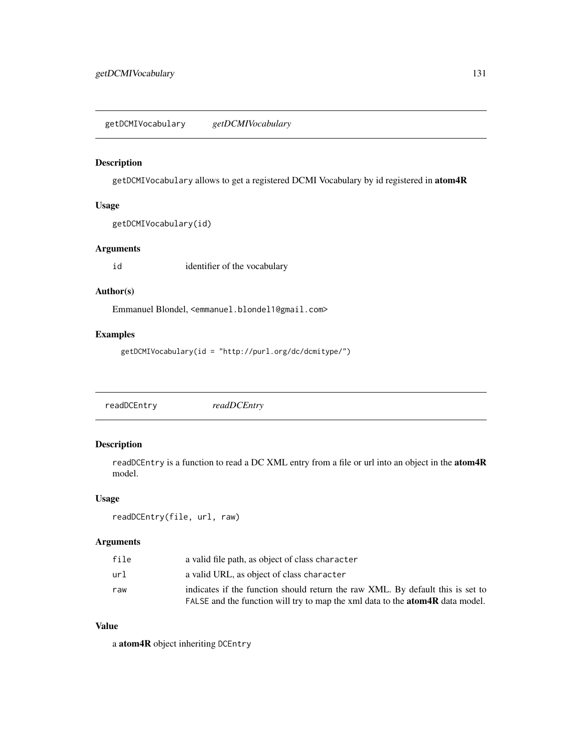## getDCMIVocabulary *getDCMIVocabulary*

### Description

`getDCMIVocabulary` allows to get a registered DCMI Vocabulary by id registered in **atom4R**

### Usage

```
getDCMIVocabulary(id)
```

### Arguments

| | |
|---|---|
| `id` | identifier of the vocabulary |

### Author(s)

Emmanuel Blondel, <emmanuel.blondel1@gmail.com>

### Examples

```
getDCMIVocabulary(id = "http://purl.org/dc/dcmitype/")
```

## readDCEntry *readDCEntry*

### Description

`readDCEntry` is a function to read a DC XML entry from a file or url into an object in the **atom4R** model.

### Usage

```
readDCEntry(file, url, raw)
```

### Arguments

| | |
|---|---|
| `file` | a valid file path, as object of class `character` |
| `url` | a valid URL, as object of class `character` |
| `raw` | indicates if the function should return the raw XML. By default this is set to `FALSE` and the function will try to map the xml data to the **atom4R** data model. |

### Value

a **atom4R** object inheriting `DCEntry`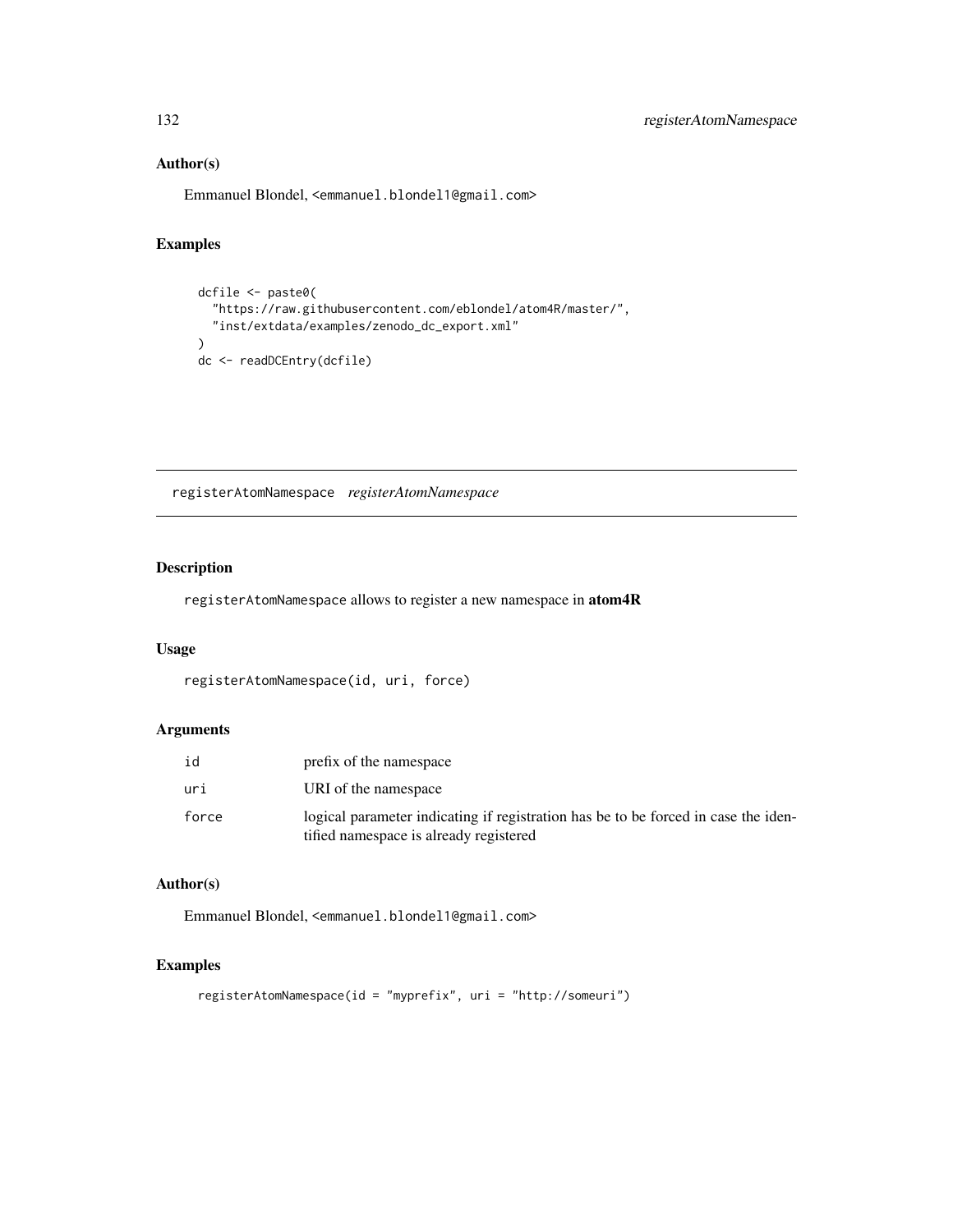## Author(s)

Emmanuel Blondel, <emmanuel.blondel1@gmail.com>

## Examples

```
dcfile <- paste0(
  "https://raw.githubusercontent.com/eblondel/atom4R/master/",
  "inst/extdata/examples/zenodo_dc_export.xml"
)
dc <- readDCEntry(dcfile)
```

---

# registerAtomNamespace *registerAtomNamespace*

---

## Description

registerAtomNamespace allows to register a new namespace in **atom4R**

## Usage

```
registerAtomNamespace(id, uri, force)
```

## Arguments

| | |
|---|---|
| id | prefix of the namespace |
| uri | URI of the namespace |
| force | logical parameter indicating if registration has be to be forced in case the identified namespace is already registered |

## Author(s)

Emmanuel Blondel, <emmanuel.blondel1@gmail.com>

## Examples

```
registerAtomNamespace(id = "myprefix", uri = "http://someuri")
```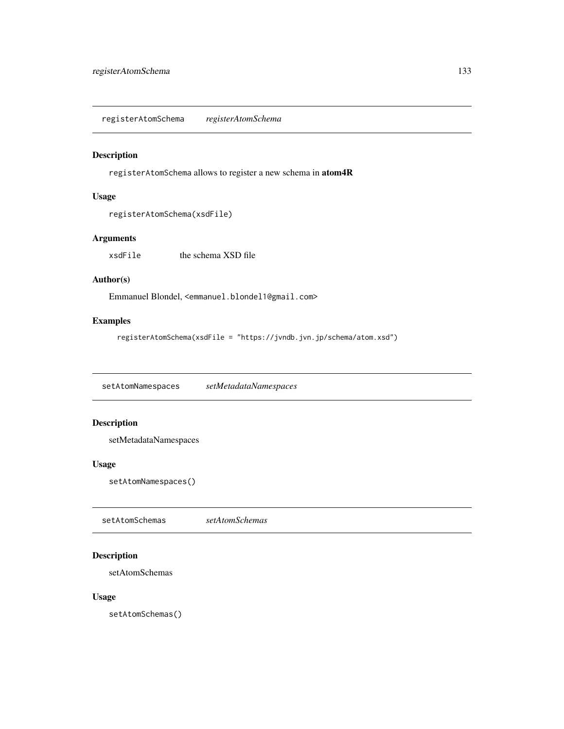## registerAtomSchema *registerAtomSchema*

### Description

`registerAtomSchema` allows to register a new schema in **atom4R**

### Usage

```
registerAtomSchema(xsdFile)
```

### Arguments

| | |
|---|---|
| `xsdFile` | the schema XSD file |

### Author(s)

Emmanuel Blondel, <emmanuel.blondel1@gmail.com>

### Examples

```
registerAtomSchema(xsdFile = "https://jvndb.jvn.jp/schema/atom.xsd")
```

## setAtomNamespaces *setMetadataNamespaces*

### Description

setMetadataNamespaces

### Usage

```
setAtomNamespaces()
```

## setAtomSchemas *setAtomSchemas*

### Description

setAtomSchemas

### Usage

```
setAtomSchemas()
```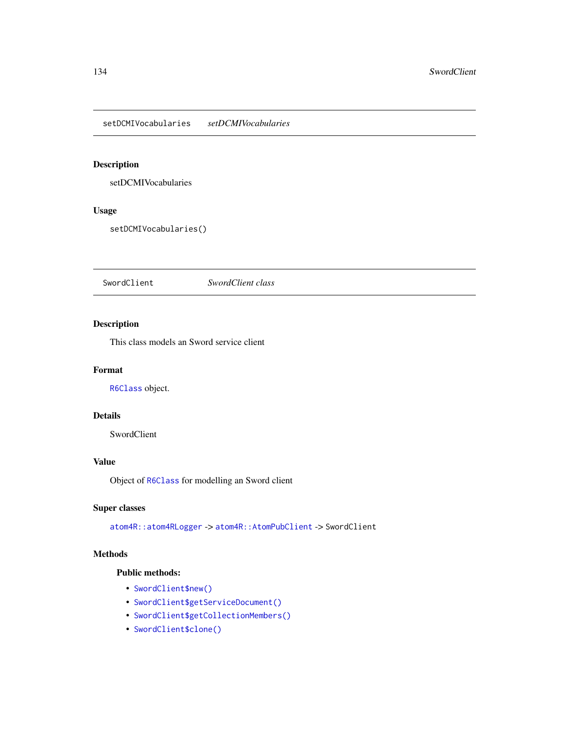## setDCMIVocabularies *setDCMIVocabularies*

### Description

setDCMIVocabularies

### Usage

```
setDCMIVocabularies()
```

## SwordClient *SwordClient class*

### Description

This class models an Sword service client

### Format

`R6Class` object.

### Details

SwordClient

### Value

Object of `R6Class` for modelling an Sword client

### Super classes

`atom4R::atom4RLogger` -> `atom4R::AtomPubClient` -> `SwordClient`

### Methods

#### Public methods:

- `SwordClient$new()`
- `SwordClient$getServiceDocument()`
- `SwordClient$getCollectionMembers()`
- `SwordClient$clone()`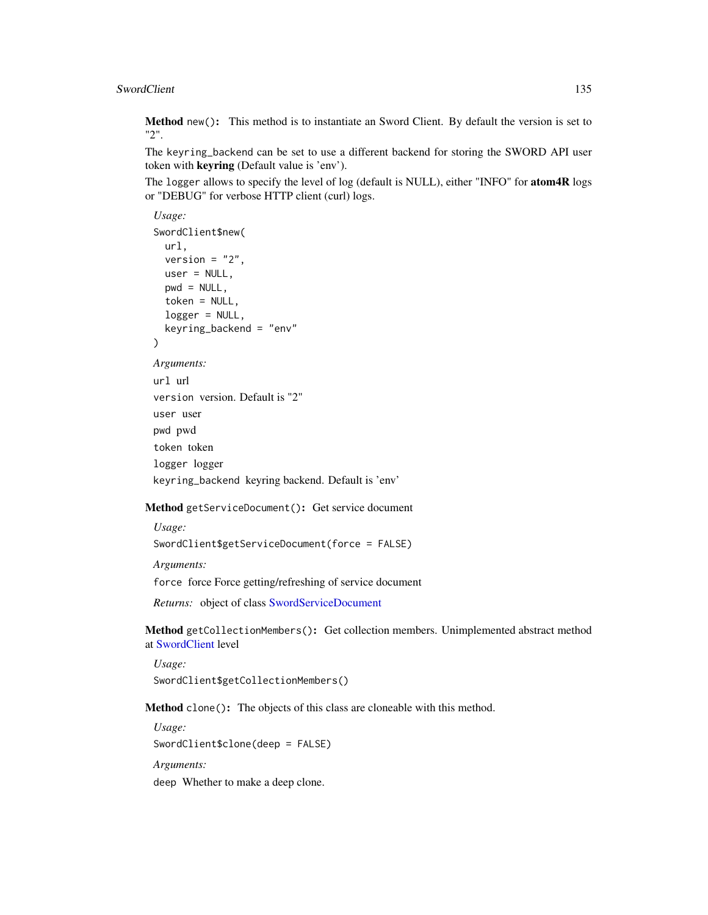**Method** `new()`: This method is to instantiate an Sword Client. By default the version is set to "2".

The `keyring_backend` can be set to use a different backend for storing the SWORD API user token with **keyring** (Default value is 'env').

The `logger` allows to specify the level of log (default is NULL), either "INFO" for **atom4R** logs or "DEBUG" for verbose HTTP client (curl) logs.

*Usage:*

```
SwordClient$new(
  url,
  version = "2",
  user = NULL,
  pwd = NULL,
  token = NULL,
  logger = NULL,
  keyring_backend = "env"
)
```

*Arguments:*

`url` url

`version` version. Default is "2"

`user` user

`pwd` pwd

`token` token

`logger` logger

`keyring_backend` keyring backend. Default is 'env'

**Method** `getServiceDocument()`: Get service document

*Usage:*

```
SwordClient$getServiceDocument(force = FALSE)
```

*Arguments:*

`force` force Force getting/refreshing of service document

*Returns:* object of class SwordServiceDocument

**Method** `getCollectionMembers()`: Get collection members. Unimplemented abstract method at SwordClient level

*Usage:*

```
SwordClient$getCollectionMembers()
```

**Method** `clone()`: The objects of this class are cloneable with this method.

*Usage:*

```
SwordClient$clone(deep = FALSE)
```

*Arguments:*

`deep` Whether to make a deep clone.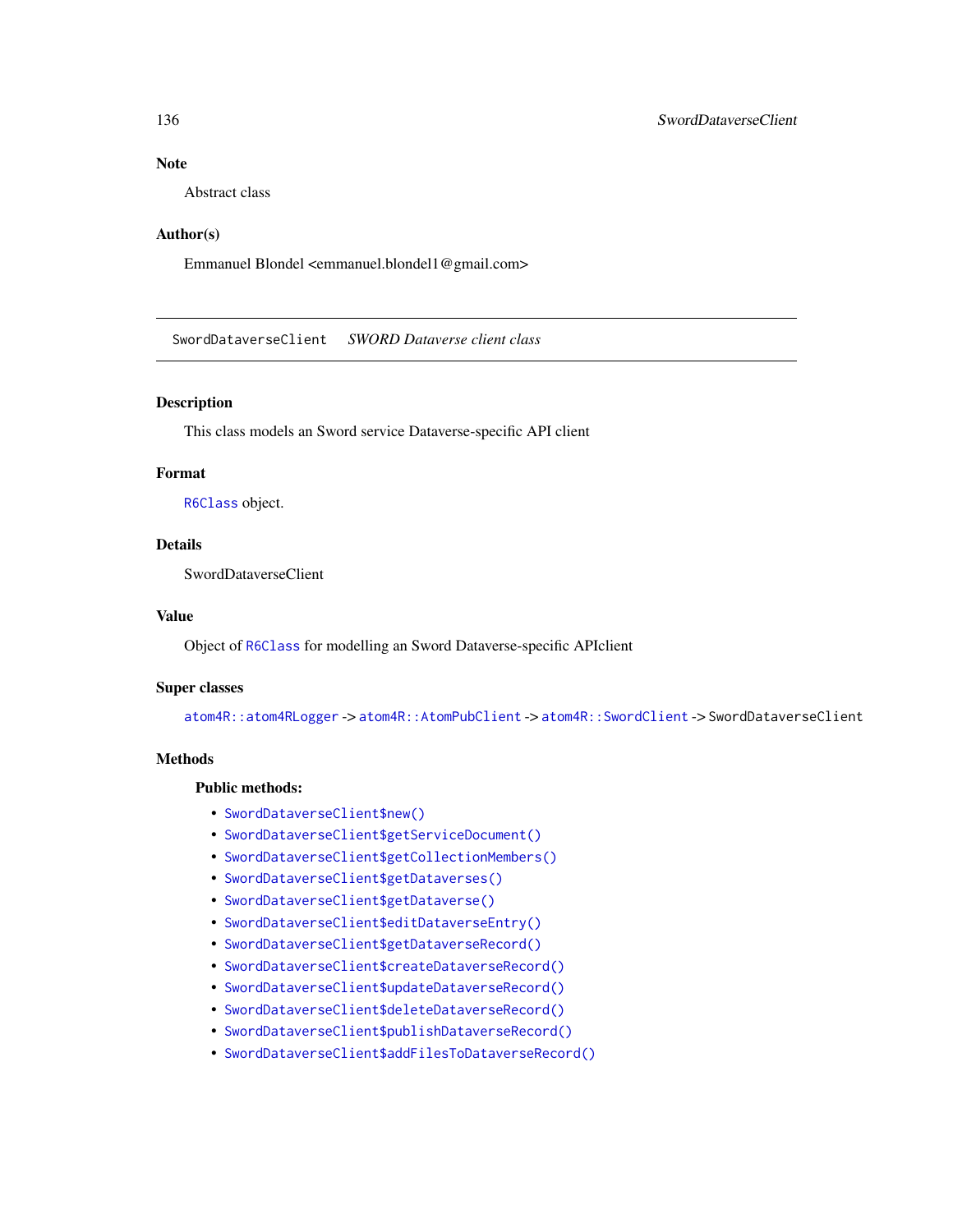## Note

Abstract class

## Author(s)

Emmanuel Blondel <emmanuel.blondel1@gmail.com>

---

# SwordDataverseClient *SWORD Dataverse client class*

---

## Description

This class models an Sword service Dataverse-specific API client

## Format

`R6Class` object.

## Details

SwordDataverseClient

## Value

Object of `R6Class` for modelling an Sword Dataverse-specific APIclient

## Super classes

`atom4R::atom4RLogger` -> `atom4R::AtomPubClient` -> `atom4R::SwordClient` -> `SwordDataverseClient`

## Methods

### Public methods:

- `SwordDataverseClient$new()`
- `SwordDataverseClient$getServiceDocument()`
- `SwordDataverseClient$getCollectionMembers()`
- `SwordDataverseClient$getDataverses()`
- `SwordDataverseClient$getDataverse()`
- `SwordDataverseClient$editDataverseEntry()`
- `SwordDataverseClient$getDataverseRecord()`
- `SwordDataverseClient$createDataverseRecord()`
- `SwordDataverseClient$updateDataverseRecord()`
- `SwordDataverseClient$deleteDataverseRecord()`
- `SwordDataverseClient$publishDataverseRecord()`
- `SwordDataverseClient$addFilesToDataverseRecord()`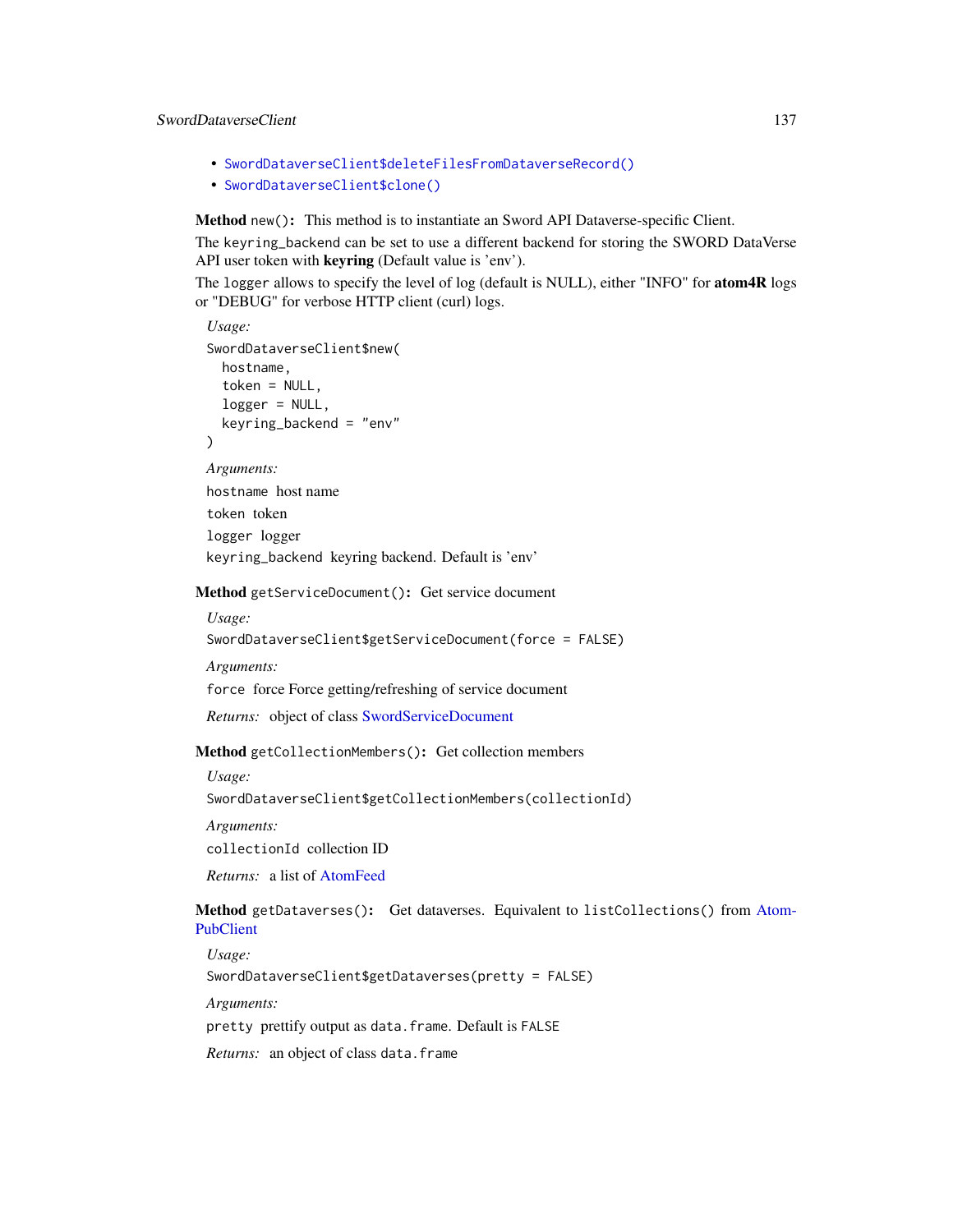- SwordDataverseClient$deleteFilesFromDataverseRecord()
- SwordDataverseClient$clone()

**Method** `new()`: This method is to instantiate an Sword API Dataverse-specific Client.

The `keyring_backend` can be set to use a different backend for storing the SWORD DataVerse API user token with **keyring** (Default value is 'env').

The `logger` allows to specify the level of log (default is NULL), either "INFO" for **atom4R** logs or "DEBUG" for verbose HTTP client (curl) logs.

*Usage:*

```
SwordDataverseClient$new(
  hostname,
  token = NULL,
  logger = NULL,
  keyring_backend = "env"
)
```

*Arguments:*

`hostname` host name

`token` token

`logger` logger

`keyring_backend` keyring backend. Default is 'env'

**Method** `getServiceDocument()`: Get service document

*Usage:*

```
SwordDataverseClient$getServiceDocument(force = FALSE)
```

*Arguments:*

`force` force Force getting/refreshing of service document

*Returns:* object of class SwordServiceDocument

**Method** `getCollectionMembers()`: Get collection members

*Usage:*

```
SwordDataverseClient$getCollectionMembers(collectionId)
```

*Arguments:*

`collectionId` collection ID

*Returns:* a list of AtomFeed

**Method** `getDataverses()`: Get dataverses. Equivalent to `listCollections()` from AtomPubClient

*Usage:*

```
SwordDataverseClient$getDataverses(pretty = FALSE)
```

*Arguments:*

`pretty` prettify output as `data.frame`. Default is `FALSE`

*Returns:* an object of class `data.frame`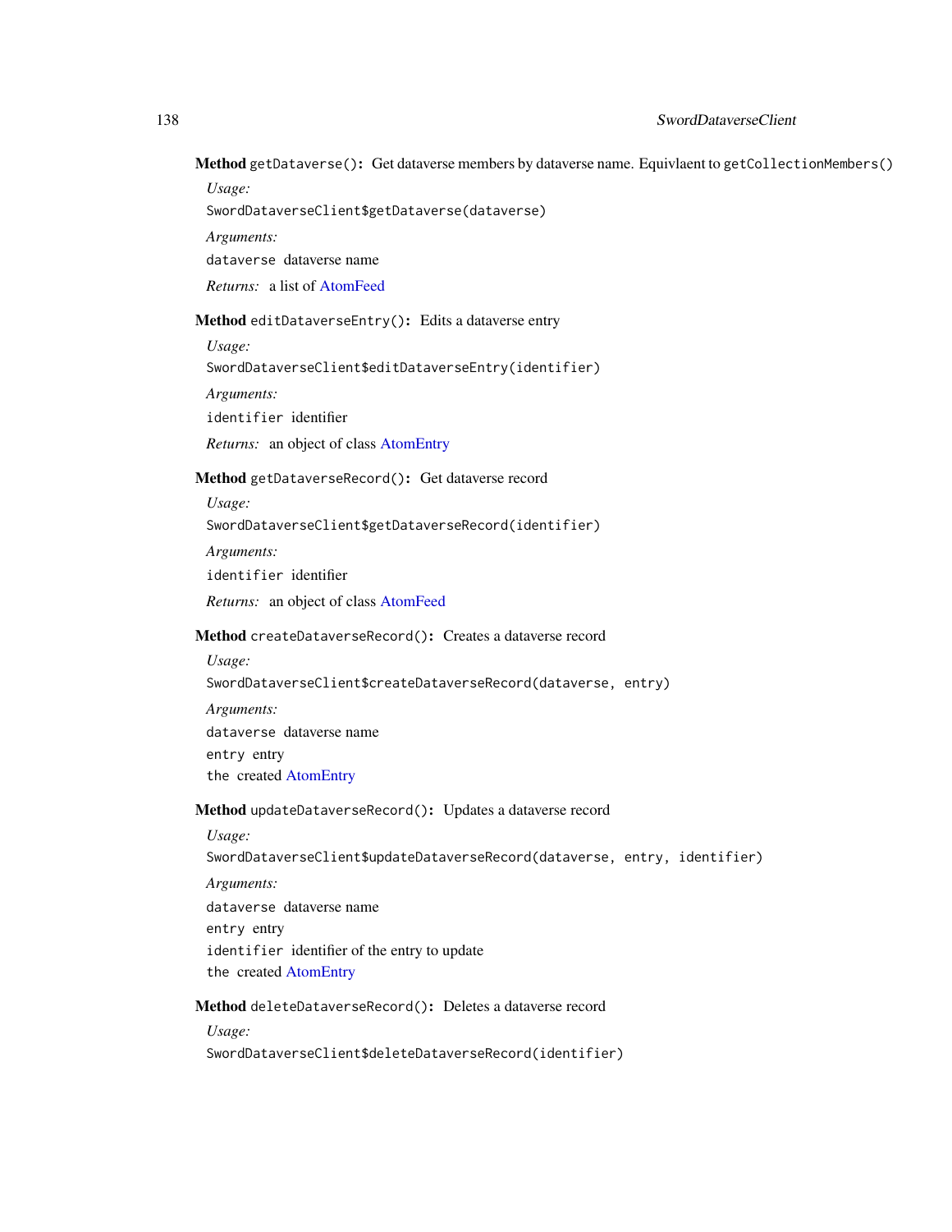**Method** `getDataverse()`**:** Get dataverse members by dataverse name. Equivlaent to `getCollectionMembers()`

*Usage:*

```
SwordDataverseClient$getDataverse(dataverse)
```

*Arguments:*

`dataverse` dataverse name

*Returns:* a list of AtomFeed

**Method** `editDataverseEntry()`**:** Edits a dataverse entry

*Usage:*

```
SwordDataverseClient$editDataverseEntry(identifier)
```

*Arguments:*

`identifier` identifier

*Returns:* an object of class AtomEntry

**Method** `getDataverseRecord()`**:** Get dataverse record

*Usage:*

```
SwordDataverseClient$getDataverseRecord(identifier)
```

*Arguments:*

`identifier` identifier

*Returns:* an object of class AtomFeed

**Method** `createDataverseRecord()`**:** Creates a dataverse record

*Usage:*

```
SwordDataverseClient$createDataverseRecord(dataverse, entry)
```

*Arguments:*

`dataverse` dataverse name

`entry` entry

`the` created AtomEntry

**Method** `updateDataverseRecord()`**:** Updates a dataverse record

*Usage:*

```
SwordDataverseClient$updateDataverseRecord(dataverse, entry, identifier)
```

*Arguments:*

`dataverse` dataverse name

`entry` entry

`identifier` identifier of the entry to update

`the` created AtomEntry

**Method** `deleteDataverseRecord()`**:** Deletes a dataverse record

*Usage:*

```
SwordDataverseClient$deleteDataverseRecord(identifier)
```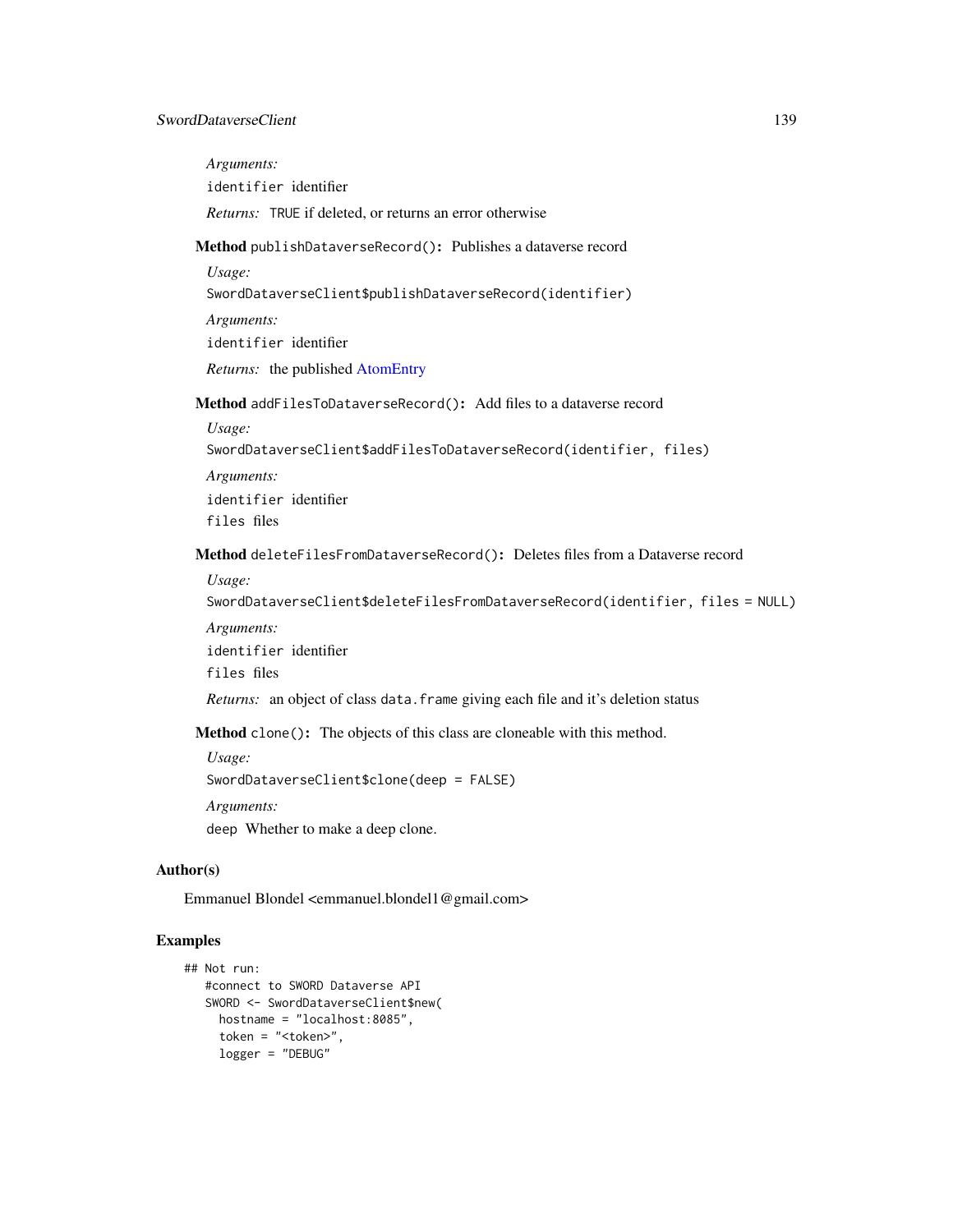*Arguments:*

`identifier` identifier

*Returns:* `TRUE` if deleted, or returns an error otherwise

**Method** `publishDataverseRecord()`**:** Publishes a dataverse record

*Usage:*

```
SwordDataverseClient$publishDataverseRecord(identifier)
```

*Arguments:*

`identifier` identifier

*Returns:* the published AtomEntry

**Method** `addFilesToDataverseRecord()`**:** Add files to a dataverse record

*Usage:*

```
SwordDataverseClient$addFilesToDataverseRecord(identifier, files)
```

*Arguments:*

`identifier` identifier

`files` files

**Method** `deleteFilesFromDataverseRecord()`**:** Deletes files from a Dataverse record

*Usage:*

```
SwordDataverseClient$deleteFilesFromDataverseRecord(identifier, files = NULL)
```

*Arguments:*

`identifier` identifier

`files` files

*Returns:* an object of class `data.frame` giving each file and it's deletion status

**Method** `clone()`**:** The objects of this class are cloneable with this method.

*Usage:*

```
SwordDataverseClient$clone(deep = FALSE)
```

*Arguments:*

`deep` Whether to make a deep clone.

## Author(s)

Emmanuel Blondel <emmanuel.blondel1@gmail.com>

## Examples

```
## Not run:
   #connect to SWORD Dataverse API
   SWORD <- SwordDataverseClient$new(
     hostname = "localhost:8085",
     token = "<token>",
     logger = "DEBUG"
```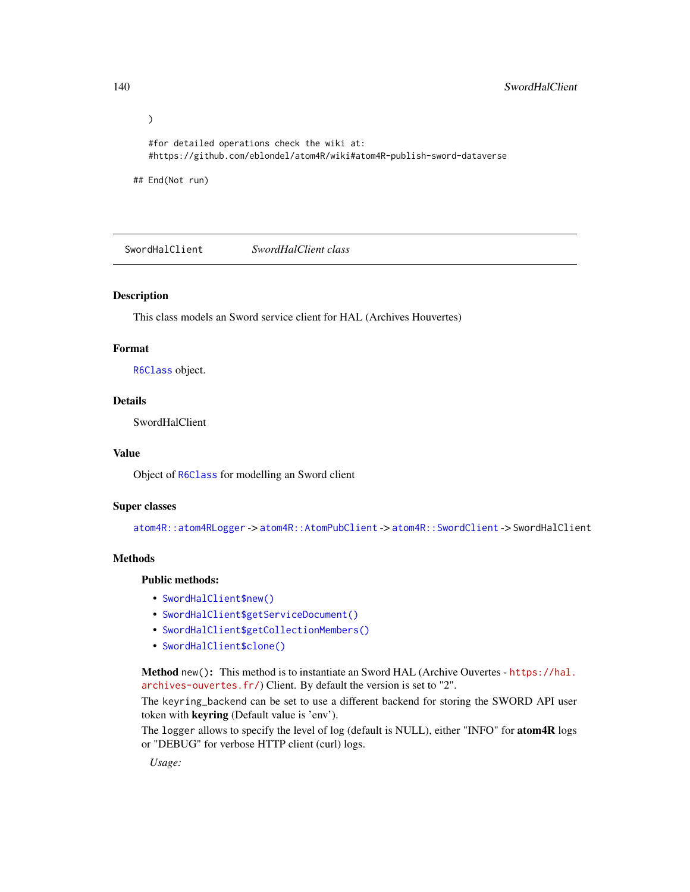```
  )

  #for detailed operations check the wiki at:
  #https://github.com/eblondel/atom4R/wiki#atom4R-publish-sword-dataverse

## End(Not run)
```

---

SwordHalClient *SwordHalClient class*

---

## Description

This class models an Sword service client for HAL (Archives Houvertes)

## Format

R6Class object.

## Details

SwordHalClient

## Value

Object of R6Class for modelling an Sword client

## Super classes

atom4R::atom4RLogger -> atom4R::AtomPubClient -> atom4R::SwordClient -> SwordHalClient

## Methods

### Public methods:

- SwordHalClient$new()
- SwordHalClient$getServiceDocument()
- SwordHalClient$getCollectionMembers()
- SwordHalClient$clone()

**Method** `new()`**:** This method is to instantiate an Sword HAL (Archive Ouvertes - https://hal.archives-ouvertes.fr/) Client. By default the version is set to "2".

The `keyring_backend` can be set to use a different backend for storing the SWORD API user token with **keyring** (Default value is 'env').

The `logger` allows to specify the level of log (default is NULL), either "INFO" for **atom4R** logs or "DEBUG" for verbose HTTP client (curl) logs.

*Usage:*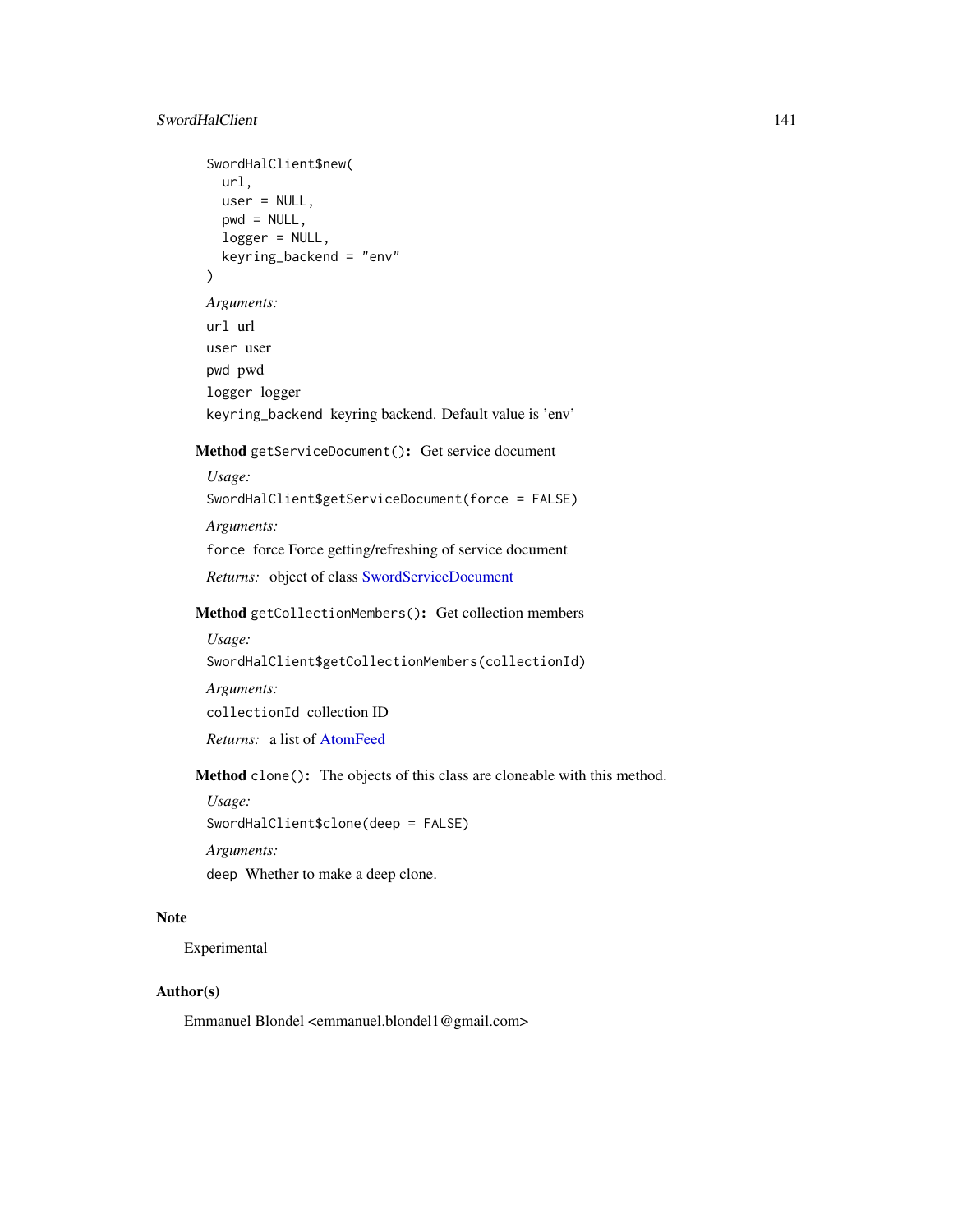```
SwordHalClient$new(
  url,
  user = NULL,
  pwd = NULL,
  logger = NULL,
  keyring_backend = "env"
)
```

*Arguments:*

`url` url

`user` user

`pwd` pwd

`logger` logger

`keyring_backend` keyring backend. Default value is 'env'

**Method** `getServiceDocument()`**:** Get service document

*Usage:*

```
SwordHalClient$getServiceDocument(force = FALSE)
```

*Arguments:*

`force` force Force getting/refreshing of service document

*Returns:* object of class SwordServiceDocument

**Method** `getCollectionMembers()`**:** Get collection members

*Usage:*

```
SwordHalClient$getCollectionMembers(collectionId)
```

*Arguments:*

`collectionId` collection ID

*Returns:* a list of AtomFeed

**Method** `clone()`**:** The objects of this class are cloneable with this method.

*Usage:*

```
SwordHalClient$clone(deep = FALSE)
```

*Arguments:*

`deep` Whether to make a deep clone.

## Note

Experimental

## Author(s)

Emmanuel Blondel <emmanuel.blondel1@gmail.com>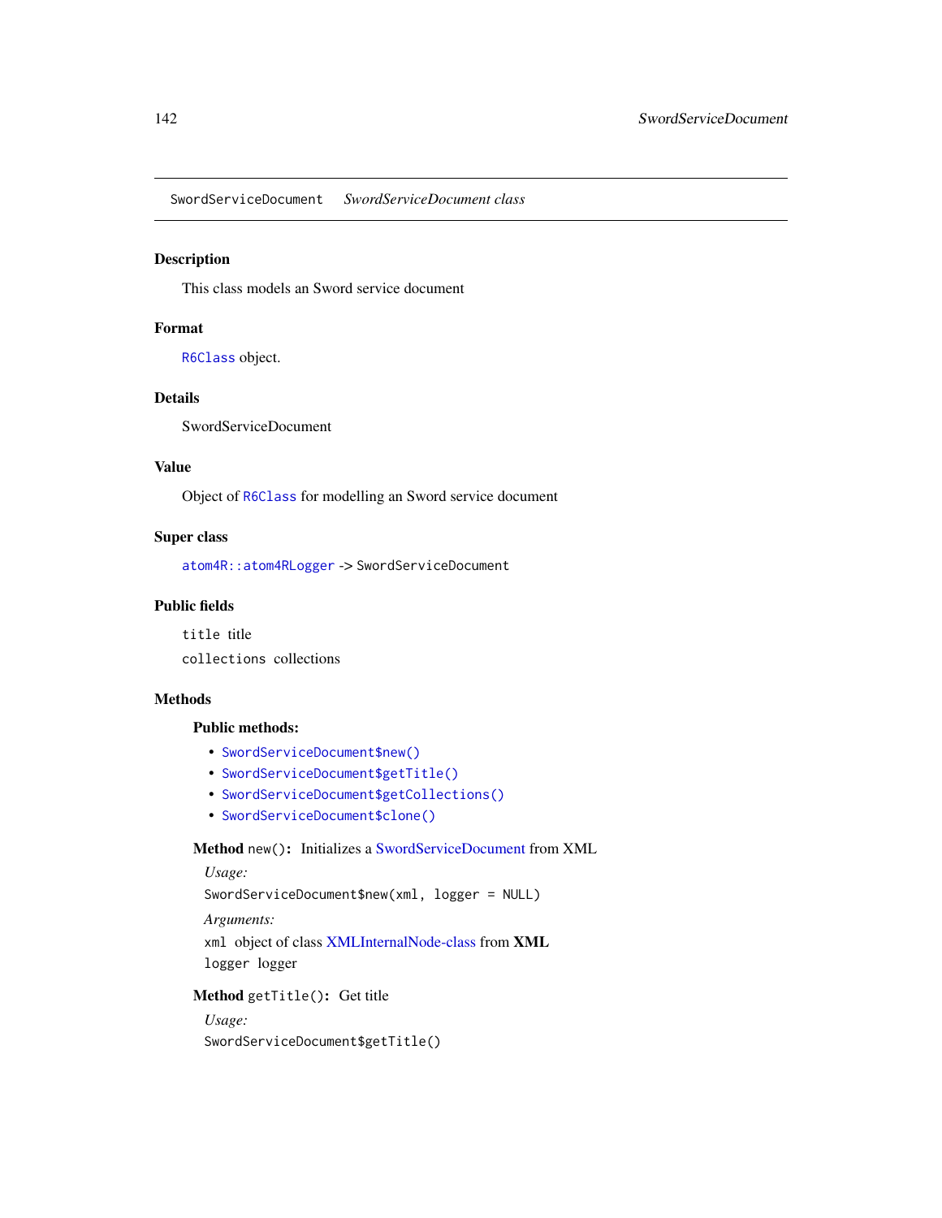## SwordServiceDocument *SwordServiceDocument class*

### Description

This class models an Sword service document

### Format

`R6Class` object.

### Details

SwordServiceDocument

### Value

Object of `R6Class` for modelling an Sword service document

### Super class

`atom4R::atom4RLogger` -> `SwordServiceDocument`

### Public fields

`title` title

`collections` collections

### Methods

**Public methods:**

- `SwordServiceDocument$new()`
- `SwordServiceDocument$getTitle()`
- `SwordServiceDocument$getCollections()`
- `SwordServiceDocument$clone()`

**Method** `new()`**:** Initializes a SwordServiceDocument from XML

*Usage:*

```
SwordServiceDocument$new(xml, logger = NULL)
```

*Arguments:*

`xml` object of class XMLInternalNode-class from **XML**

`logger` logger

**Method** `getTitle()`**:** Get title

*Usage:*

```
SwordServiceDocument$getTitle()
```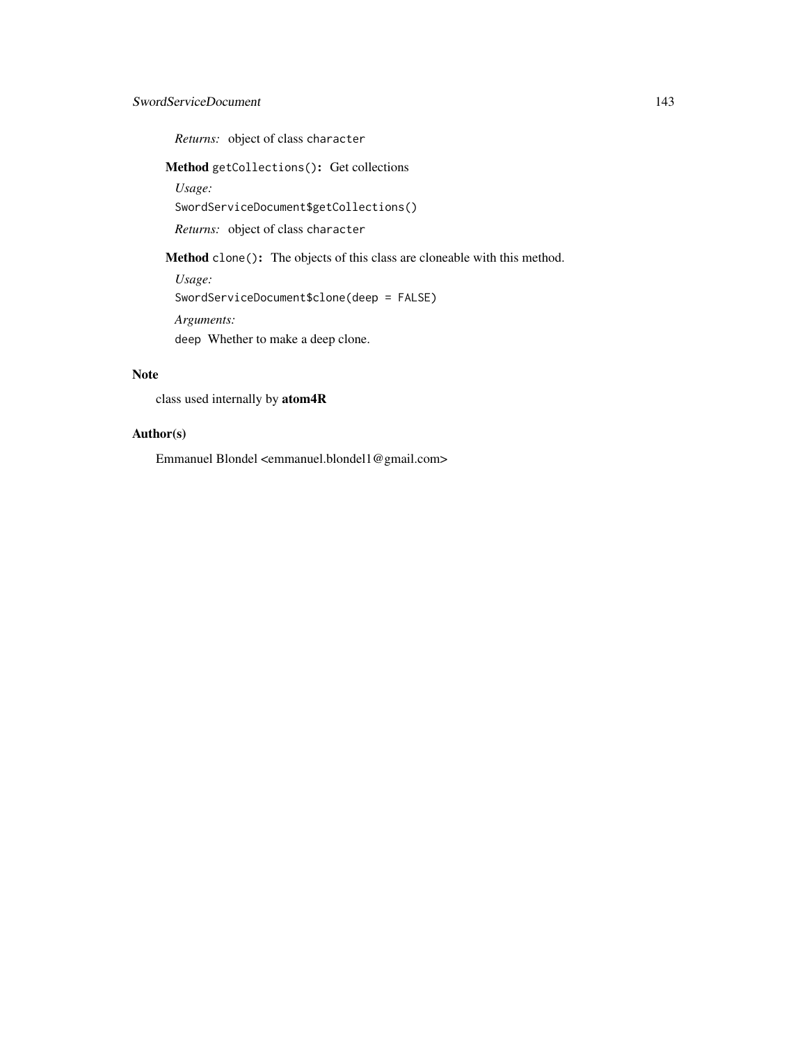*Returns:* object of class `character`

**Method** `getCollections()`**:** Get collections

*Usage:*

```
SwordServiceDocument$getCollections()
```

*Returns:* object of class `character`

**Method** `clone()`**:** The objects of this class are cloneable with this method.

*Usage:*

```
SwordServiceDocument$clone(deep = FALSE)
```

*Arguments:*

`deep` Whether to make a deep clone.

## Note

class used internally by **atom4R**

## Author(s)

Emmanuel Blondel <emmanuel.blondel1@gmail.com>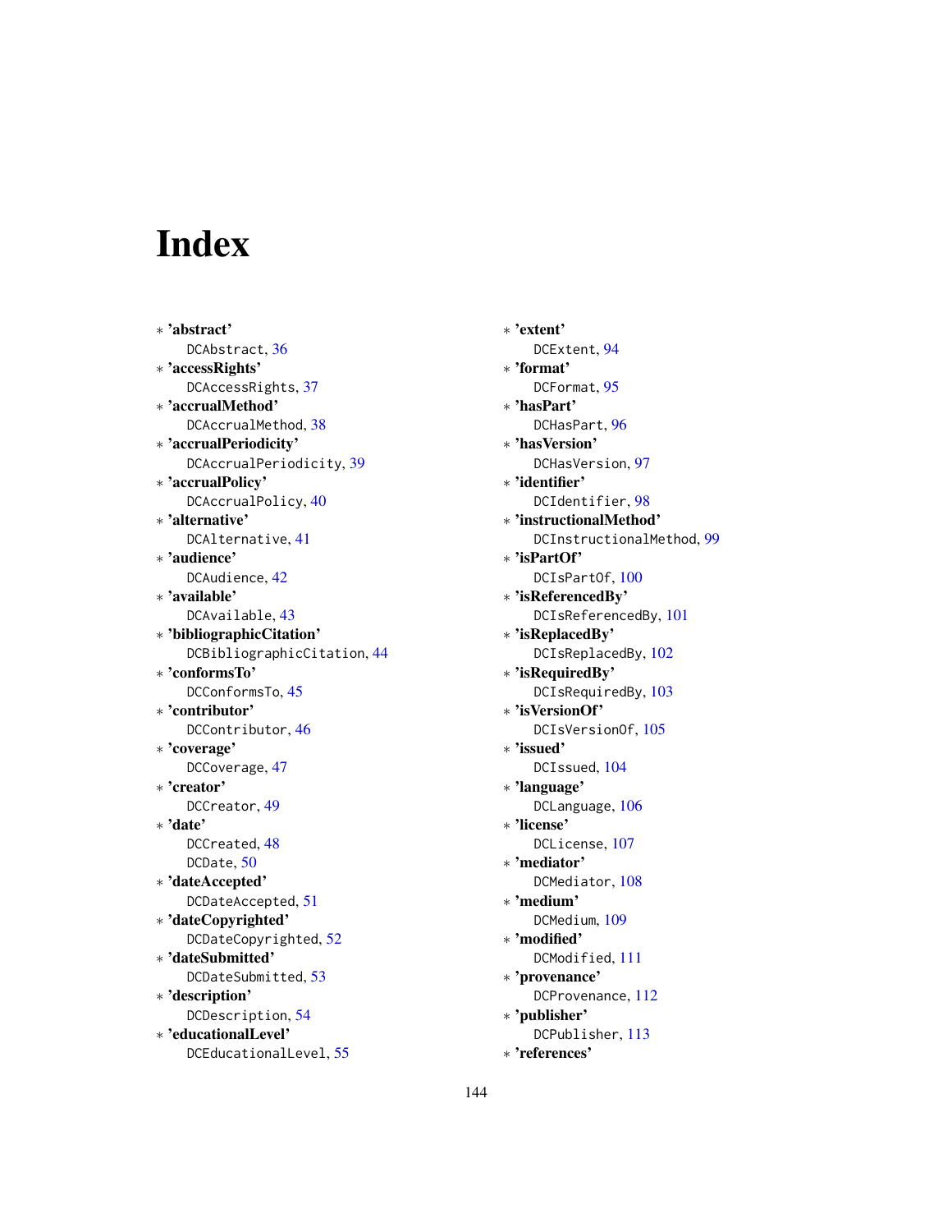# Index

* 'abstract'
  DCAbstract, 36
* 'accessRights'
  DCAccessRights, 37
* 'accrualMethod'
  DCAccrualMethod, 38
* 'accrualPeriodicity'
  DCAccrualPeriodicity, 39
* 'accrualPolicy'
  DCAccrualPolicy, 40
* 'alternative'
  DCAlternative, 41
* 'audience'
  DCAudience, 42
* 'available'
  DCAvailable, 43
* 'bibliographicCitation'
  DCBibliographicCitation, 44
* 'conformsTo'
  DCConformsTo, 45
* 'contributor'
  DCContributor, 46
* 'coverage'
  DCCoverage, 47
* 'creator'
  DCCreator, 49
* 'date'
  DCCreated, 48
  DCDate, 50
* 'dateAccepted'
  DCDateAccepted, 51
* 'dateCopyrighted'
  DCDateCopyrighted, 52
* 'dateSubmitted'
  DCDateSubmitted, 53
* 'description'
  DCDescription, 54
* 'educationalLevel'
  DCEducationalLevel, 55
* 'extent'
  DCExtent, 94
* 'format'
  DCFormat, 95
* 'hasPart'
  DCHasPart, 96
* 'hasVersion'
  DCHasVersion, 97
* 'identifier'
  DCIdentifier, 98
* 'instructionalMethod'
  DCInstructionalMethod, 99
* 'isPartOf'
  DCIsPartOf, 100
* 'isReferencedBy'
  DCIsReferencedBy, 101
* 'isReplacedBy'
  DCIsReplacedBy, 102
* 'isRequiredBy'
  DCIsRequiredBy, 103
* 'isVersionOf'
  DCIsVersionOf, 105
* 'issued'
  DCIssued, 104
* 'language'
  DCLanguage, 106
* 'license'
  DCLicense, 107
* 'mediator'
  DCMediator, 108
* 'medium'
  DCMedium, 109
* 'modified'
  DCModified, 111
* 'provenance'
  DCProvenance, 112
* 'publisher'
  DCPublisher, 113
* 'references'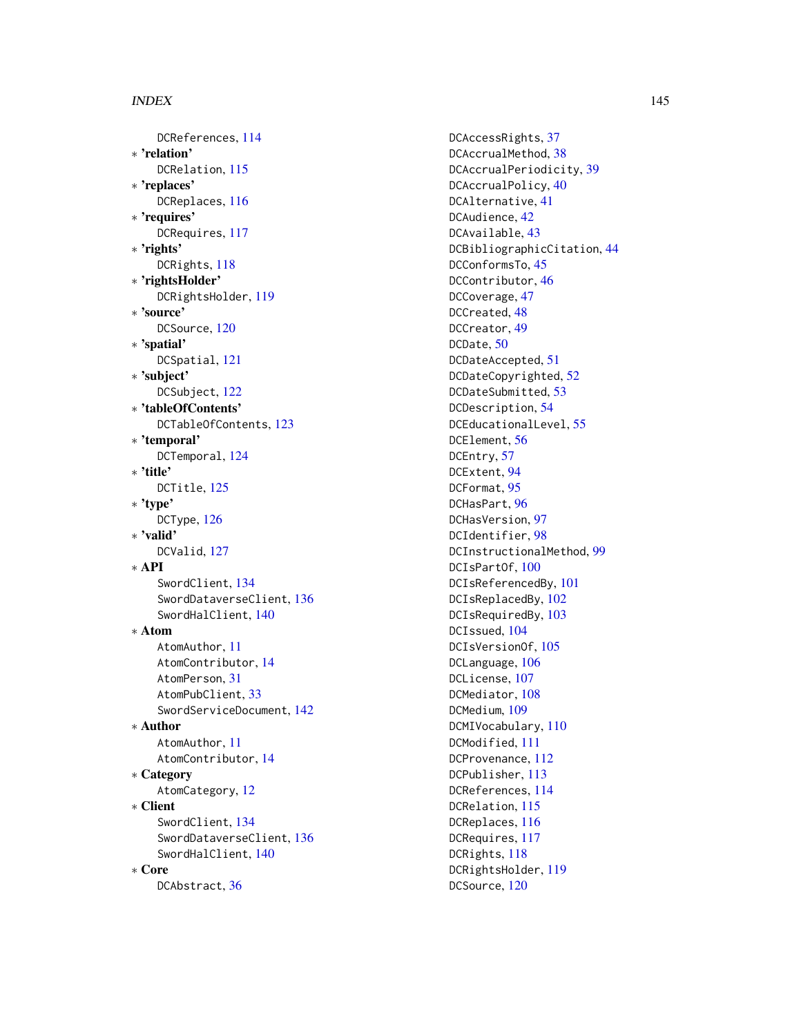DCReferences, 114

* **'relation'**
    DCRelation, 115
* **'replaces'**
    DCReplaces, 116
* **'requires'**
    DCRequires, 117
* **'rights'**
    DCRights, 118
* **'rightsHolder'**
    DCRightsHolder, 119
* **'source'**
    DCSource, 120
* **'spatial'**
    DCSpatial, 121
* **'subject'**
    DCSubject, 122
* **'tableOfContents'**
    DCTableOfContents, 123
* **'temporal'**
    DCTemporal, 124
* **'title'**
    DCTitle, 125
* **'type'**
    DCType, 126
* **'valid'**
    DCValid, 127
* **API**
    SwordClient, 134
    SwordDataverseClient, 136
    SwordHalClient, 140
* **Atom**
    AtomAuthor, 11
    AtomContributor, 14
    AtomPerson, 31
    AtomPubClient, 33
    SwordServiceDocument, 142
* **Author**
    AtomAuthor, 11
    AtomContributor, 14
* **Category**
    AtomCategory, 12
* **Client**
    SwordClient, 134
    SwordDataverseClient, 136
    SwordHalClient, 140
* **Core**
    DCAbstract, 36
    DCAccessRights, 37
    DCAccrualMethod, 38
    DCAccrualPeriodicity, 39
    DCAccrualPolicy, 40
    DCAlternative, 41
    DCAudience, 42
    DCAvailable, 43
    DCBibliographicCitation, 44
    DCConformsTo, 45
    DCContributor, 46
    DCCoverage, 47
    DCCreated, 48
    DCCreator, 49
    DCDate, 50
    DCDateAccepted, 51
    DCDateCopyrighted, 52
    DCDateSubmitted, 53
    DCDescription, 54
    DCEducationalLevel, 55
    DCElement, 56
    DCEntry, 57
    DCExtent, 94
    DCFormat, 95
    DCHasPart, 96
    DCHasVersion, 97
    DCIdentifier, 98
    DCInstructionalMethod, 99
    DCIsPartOf, 100
    DCIsReferencedBy, 101
    DCIsReplacedBy, 102
    DCIsRequiredBy, 103
    DCIssued, 104
    DCIsVersionOf, 105
    DCLanguage, 106
    DCLicense, 107
    DCMediator, 108
    DCMedium, 109
    DCMIVocabulary, 110
    DCModified, 111
    DCProvenance, 112
    DCPublisher, 113
    DCReferences, 114
    DCRelation, 115
    DCReplaces, 116
    DCRequires, 117
    DCRights, 118
    DCRightsHolder, 119
    DCSource, 120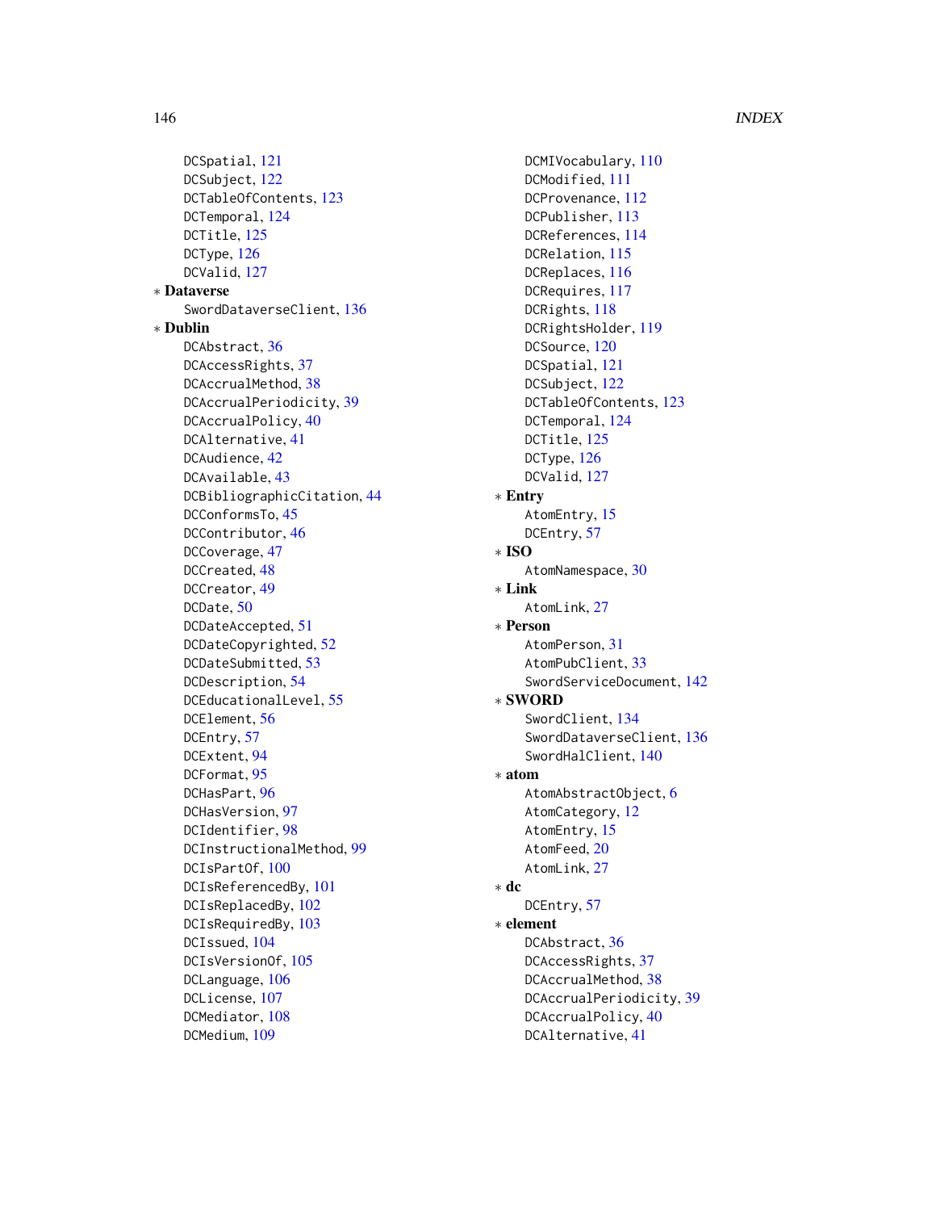DCSpatial, 121
DCSubject, 122
DCTableOfContents, 123
DCTemporal, 124
DCTitle, 125
DCType, 126
DCValid, 127

∗ **Dataverse**
SwordDataverseClient, 136

∗ **Dublin**
DCAbstract, 36
DCAccessRights, 37
DCAccrualMethod, 38
DCAccrualPeriodicity, 39
DCAccrualPolicy, 40
DCAlternative, 41
DCAudience, 42
DCAvailable, 43
DCBibliographicCitation, 44
DCConformsTo, 45
DCContributor, 46
DCCoverage, 47
DCCreated, 48
DCCreator, 49
DCDate, 50
DCDateAccepted, 51
DCDateCopyrighted, 52
DCDateSubmitted, 53
DCDescription, 54
DCEducationalLevel, 55
DCElement, 56
DCEntry, 57
DCExtent, 94
DCFormat, 95
DCHasPart, 96
DCHasVersion, 97
DCIdentifier, 98
DCInstructionalMethod, 99
DCIsPartOf, 100
DCIsReferencedBy, 101
DCIsReplacedBy, 102
DCIsRequiredBy, 103
DCIssued, 104
DCIsVersionOf, 105
DCLanguage, 106
DCLicense, 107
DCMediator, 108
DCMedium, 109
DCMIVocabulary, 110
DCModified, 111
DCProvenance, 112
DCPublisher, 113
DCReferences, 114
DCRelation, 115
DCReplaces, 116
DCRequires, 117
DCRights, 118
DCRightsHolder, 119
DCSource, 120
DCSpatial, 121
DCSubject, 122
DCTableOfContents, 123
DCTemporal, 124
DCTitle, 125
DCType, 126
DCValid, 127

∗ **Entry**
AtomEntry, 15
DCEntry, 57

∗ **ISO**
AtomNamespace, 30

∗ **Link**
AtomLink, 27

∗ **Person**
AtomPerson, 31
AtomPubClient, 33
SwordServiceDocument, 142

∗ **SWORD**
SwordClient, 134
SwordDataverseClient, 136
SwordHalClient, 140

∗ **atom**
AtomAbstractObject, 6
AtomCategory, 12
AtomEntry, 15
AtomFeed, 20
AtomLink, 27

∗ **dc**
DCEntry, 57

∗ **element**
DCAbstract, 36
DCAccessRights, 37
DCAccrualMethod, 38
DCAccrualPeriodicity, 39
DCAccrualPolicy, 40
DCAlternative, 41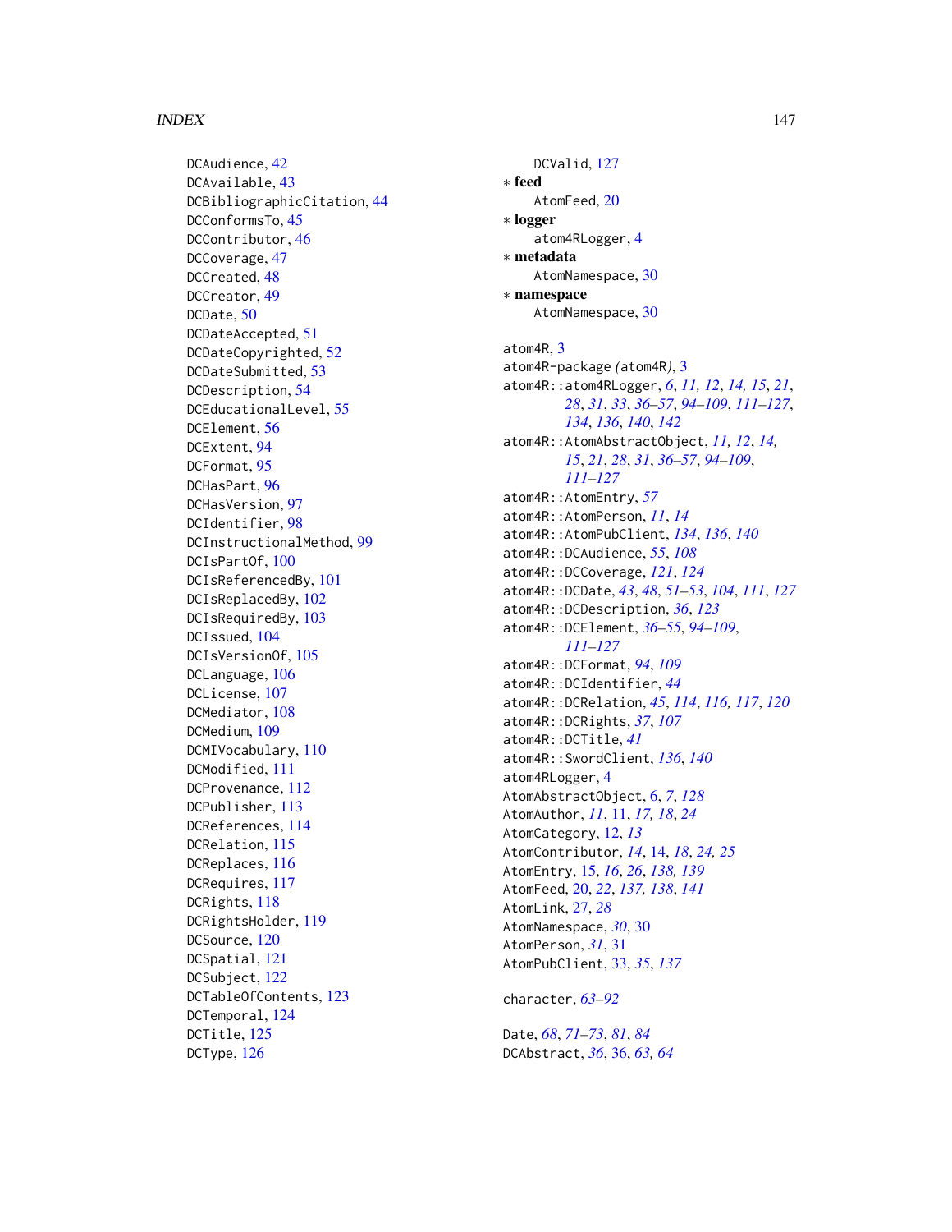DCAudience, 42
DCAvailable, 43
DCBibliographicCitation, 44
DCConformsTo, 45
DCContributor, 46
DCCoverage, 47
DCCreated, 48
DCCreator, 49
DCDate, 50
DCDateAccepted, 51
DCDateCopyrighted, 52
DCDateSubmitted, 53
DCDescription, 54
DCEducationalLevel, 55
DCElement, 56
DCExtent, 94
DCFormat, 95
DCHasPart, 96
DCHasVersion, 97
DCIdentifier, 98
DCInstructionalMethod, 99
DCIsPartOf, 100
DCIsReferencedBy, 101
DCIsReplacedBy, 102
DCIsRequiredBy, 103
DCIssued, 104
DCIsVersionOf, 105
DCLanguage, 106
DCLicense, 107
DCMediator, 108
DCMedium, 109
DCMIVocabulary, 110
DCModified, 111
DCProvenance, 112
DCPublisher, 113
DCReferences, 114
DCRelation, 115
DCReplaces, 116
DCRequires, 117
DCRights, 118
DCRightsHolder, 119
DCSource, 120
DCSpatial, 121
DCSubject, 122
DCTableOfContents, 123
DCTemporal, 124
DCTitle, 125
DCType, 126
DCValid, 127

∗ **feed**
AtomFeed, 20

∗ **logger**
atom4RLogger, 4

∗ **metadata**
AtomNamespace, 30

∗ **namespace**
AtomNamespace, 30

atom4R, 3
atom4R-package *(*atom4R*)*, 3
atom4R::atom4RLogger, *6*, *11, 12*, *14, 15*, *21*, *28*, *31*, *33*, *36–57*, *94–109*, *111–127*, *134*, *136*, *140*, *142*
atom4R::AtomAbstractObject, *11, 12*, *14, 15*, *21*, *28*, *31*, *36–57*, *94–109*, *111–127*
atom4R::AtomEntry, *57*
atom4R::AtomPerson, *11*, *14*
atom4R::AtomPubClient, *134*, *136*, *140*
atom4R::DCAudience, *55*, *108*
atom4R::DCCoverage, *121*, *124*
atom4R::DCDate, *43*, *48*, *51–53*, *104*, *111*, *127*
atom4R::DCDescription, *36*, *123*
atom4R::DCElement, *36–55*, *94–109*, *111–127*
atom4R::DCFormat, *94*, *109*
atom4R::DCIdentifier, *44*
atom4R::DCRelation, *45*, *114*, *116, 117*, *120*
atom4R::DCRights, *37*, *107*
atom4R::DCTitle, *41*
atom4R::SwordClient, *136*, *140*
atom4RLogger, 4
AtomAbstractObject, 6, *7*, *128*
AtomAuthor, *11*, 11, *17, 18*, *24*
AtomCategory, 12, *13*
AtomContributor, *14*, 14, *18*, *24, 25*
AtomEntry, 15, *16*, *26*, *138, 139*
AtomFeed, 20, *22*, *137, 138*, *141*
AtomLink, 27, *28*
AtomNamespace, *30*, 30
AtomPerson, *31*, 31
AtomPubClient, 33, *35*, *137*

character, *63–92*

Date, *68*, *71–73*, *81*, *84*
DCAbstract, *36*, 36, *63, 64*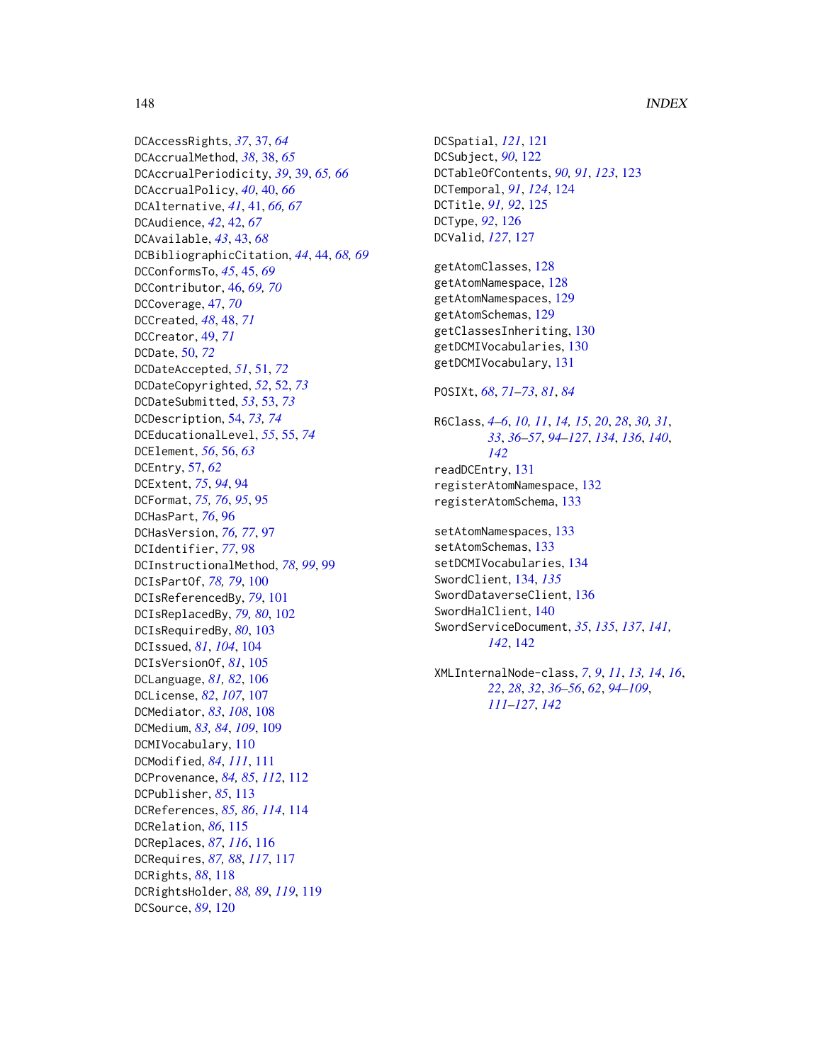DCAccessRights, *37*, 37, *64*
DCAccrualMethod, *38*, 38, *65*
DCAccrualPeriodicity, *39*, 39, *65, 66*
DCAccrualPolicy, *40*, 40, *66*
DCAlternative, *41*, 41, *66, 67*
DCAudience, *42*, 42, *67*
DCAvailable, *43*, 43, *68*
DCBibliographicCitation, *44*, 44, *68, 69*
DCConformsTo, *45*, 45, *69*
DCContributor, 46, *69, 70*
DCCoverage, 47, *70*
DCCreated, *48*, 48, *71*
DCCreator, 49, *71*
DCDate, 50, *72*
DCDateAccepted, *51*, 51, *72*
DCDateCopyrighted, *52*, 52, *73*
DCDateSubmitted, *53*, 53, *73*
DCDescription, 54, *73, 74*
DCEducationalLevel, *55*, 55, *74*
DCElement, *56*, 56, *63*
DCEntry, 57, *62*
DCExtent, *75*, *94*, 94
DCFormat, *75, 76*, *95*, 95
DCHasPart, *76*, 96
DCHasVersion, *76, 77*, 97
DCIdentifier, *77*, 98
DCInstructionalMethod, *78*, *99*, 99
DCIsPartOf, *78, 79*, 100
DCIsReferencedBy, *79*, 101
DCIsReplacedBy, *79, 80*, 102
DCIsRequiredBy, *80*, 103
DCIssued, *81*, *104*, 104
DCIsVersionOf, *81*, 105
DCLanguage, *81, 82*, 106
DCLicense, *82*, *107*, 107
DCMediator, *83*, *108*, 108
DCMedium, *83, 84*, *109*, 109
DCMIVocabulary, 110
DCModified, *84*, *111*, 111
DCProvenance, *84, 85*, *112*, 112
DCPublisher, *85*, 113
DCReferences, *85, 86*, *114*, 114
DCRelation, *86*, 115
DCReplaces, *87*, *116*, 116
DCRequires, *87, 88*, *117*, 117
DCRights, *88*, 118
DCRightsHolder, *88, 89*, *119*, 119
DCSource, *89*, 120
DCSpatial, *121*, 121
DCSubject, *90*, 122
DCTableOfContents, *90, 91*, *123*, 123
DCTemporal, *91*, *124*, 124
DCTitle, *91, 92*, 125
DCType, *92*, 126
DCValid, *127*, 127

getAtomClasses, 128
getAtomNamespace, 128
getAtomNamespaces, 129
getAtomSchemas, 129
getClassesInheriting, 130
getDCMIVocabularies, 130
getDCMIVocabulary, 131

POSIXt, *68*, *71–73*, *81*, *84*

R6Class, *4–6*, *10, 11*, *14, 15*, *20*, *28*, *30, 31*, *33*, *36–57*, *94–127*, *134*, *136*, *140*, *142*
readDCEntry, 131
registerAtomNamespace, 132
registerAtomSchema, 133

setAtomNamespaces, 133
setAtomSchemas, 133
setDCMIVocabularies, 134
SwordClient, 134, *135*
SwordDataverseClient, 136
SwordHalClient, 140
SwordServiceDocument, *35*, *135*, *137*, *141, 142*, 142

XMLInternalNode-class, *7*, *9*, *11*, *13, 14*, *16*, *22*, *28*, *32*, *36–56*, *62*, *94–109*, *111–127*, *142*